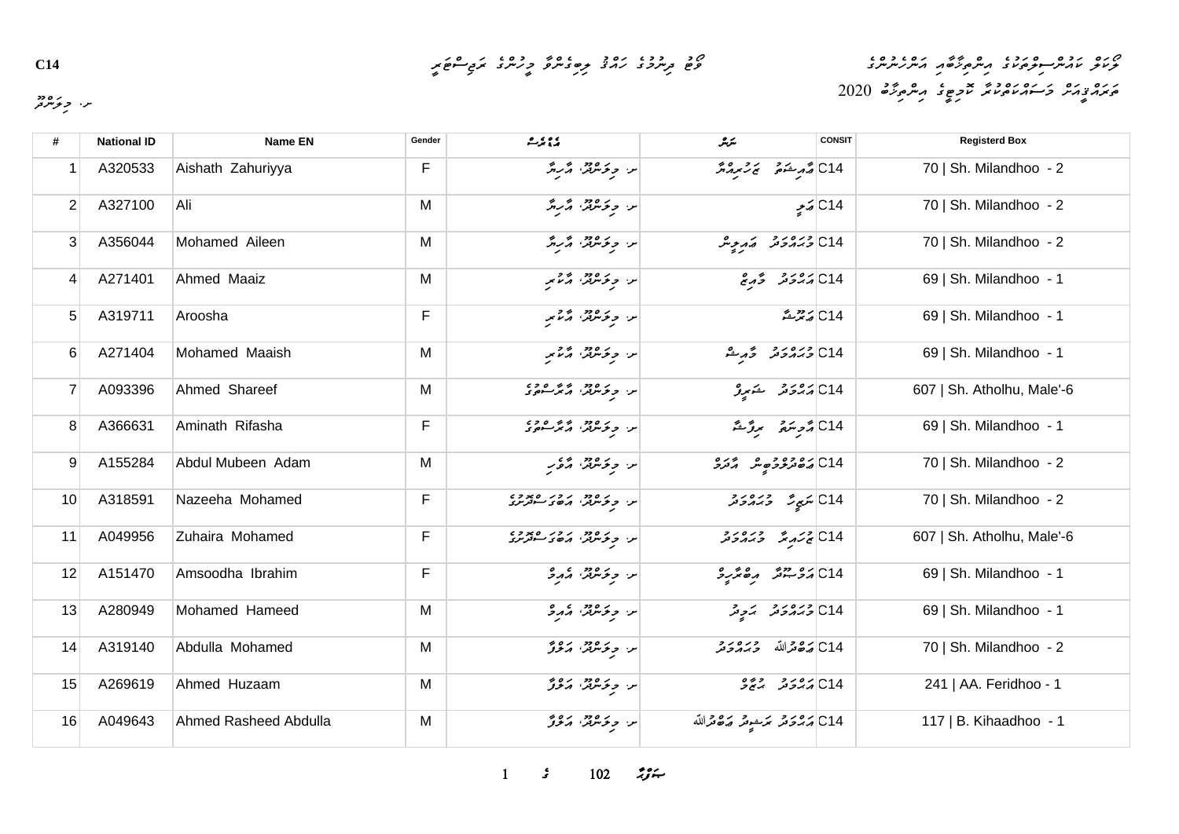# ރާއްޖޭގެ ރައްޔިތުންގެ މަޖިލީހުގެ އިންތިޚާބު 2020 C14 ޝ. މިލަންދޫ

ޝ. މިލަންދޫ

| # | National ID | Name EN | Gender | ގެއެޑްރެސް | ނަން | CONSIT | Registerd Box |
|---|---|---|---|---|---|---|---|
| 1 | A320533 | Aishath Zahuriyya | F | ޝ. މިލަންދޫ، އާރިޔާ | އައިޝަތު ޒަހުރިއްޔާ | C14 | 70 \| Sh. Milandhoo - 2 |
| 2 | A327100 | Ali | M | ޝ. މިލަންދޫ، އާރިޔާ | ޢަލީ | C14 | 70 \| Sh. Milandhoo - 2 |
| 3 | A356044 | Mohamed Aileen | M | ޝ. މިލަންދޫ، އާރިޔާ | މުޙައްމަދު އައިލީން | C14 | 70 \| Sh. Milandhoo - 2 |
| 4 | A271401 | Ahmed Maaiz | M | ޝ. މިލަންދޫ، އާހާރި | އަޙްމަދު މާއިޒު | C14 | 69 \| Sh. Milandhoo - 1 |
| 5 | A319711 | Aroosha | F | ޝ. މިލަންދޫ، އާހާރި | އަރޫޝާ | C14 | 69 \| Sh. Milandhoo - 1 |
| 6 | A271404 | Mohamed Maaish | M | ޝ. މިލަންދޫ، އާހާރި | މުޙައްމަދު މާއިޝް | C14 | 69 \| Sh. Milandhoo - 1 |
| 7 | A093396 | Ahmed Shareef | M | ޝ. މިލަންދޫ، އާރާސްތުގެ | އަޙްމަދު ޝަރީފު | C14 | 607 \| Sh. Atholhu, Male'-6 |
| 8 | A366631 | Aminath Rifasha | F | ޝ. މިލަންދޫ، އާރާސްތުގެ | އާމިނަތު ރިފާޝާ | C14 | 69 \| Sh. Milandhoo - 1 |
| 9 | A155284 | Abdul Mubeen Adam | M | ޝ. މިލަންދޫ، އާވާރ | އަބްދުލްމުބީން އާދަމް | C14 | 70 \| Sh. Milandhoo - 2 |
| 10 | A318591 | Nazeeha Mohamed | F | ޝ. މިލަންދޫ، އަބަދަސްދޫރުގެ | ނަޒީހާ މުޙައްމަދު | C14 | 70 \| Sh. Milandhoo - 2 |
| 11 | A049956 | Zuhaira Mohamed | F | ޝ. މިލަންދޫ، އަބަދަސްދޫރުގެ | ޒުހައިރާ މުޙައްމަދު | C14 | 607 \| Sh. Atholhu, Male'-6 |
| 12 | A151470 | Amsoodha Ibrahim | F | ޝ. މިލަންދޫ، އުދަރާ | އަމްސޫދާ އިބްރާހީމް | C14 | 69 \| Sh. Milandhoo - 1 |
| 13 | A280949 | Mohamed Hameed | M | ޝ. މިލަންދޫ، އުދަރާ | މުޙައްމަދު ހަމީދު | C14 | 69 \| Sh. Milandhoo - 1 |
| 14 | A319140 | Abdulla Mohamed | M | ޝ. މިލަންދޫ، އަލިވާ | އަބްދުﷲ މުޙައްމަދު | C14 | 70 \| Sh. Milandhoo - 2 |
| 15 | A269619 | Ahmed Huzaam | M | ޝ. މިލަންދޫ، އަލިވާ | އަޙްމަދު ހުޒާމް | C14 | 241 \| AA. Feridhoo - 1 |
| 16 | A049643 | Ahmed Rasheed Abdulla | M | ޝ. މިލަންދޫ، އަލިވާ | އަޙްމަދު ރަޝީދު އަބްދުﷲ | C14 | 117 \| B. Kihaadhoo - 1 |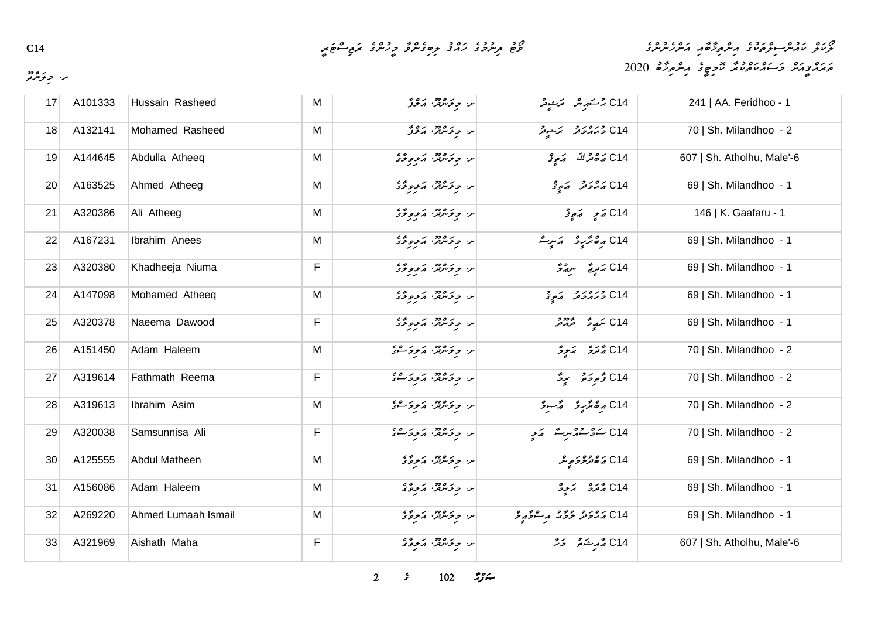ސ. މިލަންދޫ

| 17 | A101333 | Hussain Rasheed | M | ސ. މިލަންދޫ، އަވަދާ | ޙުސައިން ރަޝީދު C14 | 241 \| AA. Feridhoo - 1 |
|---|---|---|---|---|---|---|
| 18 | A132141 | Mohamed Rasheed | M | ސ. މިލަންދޫ، އަވަދާ | މުޙައްމަދު ރަޝީދު C14 | 70 \| Sh. Milandhoo - 2 |
| 19 | A144645 | Abdulla Atheeq | M | ސ. މިލަންދޫ، އަލިވިލާގެ | އަބްދުﷲ އަތީޤު C14 | 607 \| Sh. Atholhu, Male'-6 |
| 20 | A163525 | Ahmed Atheeg | M | ސ. މިލަންދޫ، އަލިވިލާގެ | އަޙްމަދު އަތީގު C14 | 69 \| Sh. Milandhoo - 1 |
| 21 | A320386 | Ali Atheeg | M | ސ. މިލަންދޫ، އަލިވިލާގެ | އަލި އަތީގު C14 | 146 \| K. Gaafaru - 1 |
| 22 | A167231 | Ibrahim Anees | M | ސ. މިލަންދޫ، އަލިވިލާގެ | އިބްރާހީމް އަނީސް C14 | 69 \| Sh. Milandhoo - 1 |
| 23 | A320380 | Khadheeja Niuma | F | ސ. މިލަންދޫ، އަލިވިލާގެ | ޚަދީޖާ ނިޢުމާ C14 | 69 \| Sh. Milandhoo - 1 |
| 24 | A147098 | Mohamed Atheeq | M | ސ. މިލަންދޫ، އަލިވިލާގެ | މުޙައްމަދު އަތީޤު C14 | 69 \| Sh. Milandhoo - 1 |
| 25 | A320378 | Naeema Dawood | F | ސ. މިލަންދޫ، އަލިވިލާގެ | ނަޢީމާ ދާއޫދު C14 | 69 \| Sh. Milandhoo - 1 |
| 26 | A151450 | Adam Haleem | M | ސ. މިލަންދޫ، އަލިވަށްގެ | އާދަމް ހަލީމް C14 | 70 \| Sh. Milandhoo - 2 |
| 27 | A319614 | Fathmath Reema | F | ސ. މިލަންދޫ، އަލިވަށްގެ | ފާތިމަތު ރީމާ C14 | 70 \| Sh. Milandhoo - 2 |
| 28 | A319613 | Ibrahim Asim | M | ސ. މިލަންދޫ، އަލިވަށްގެ | އިބްރާހީމް އާސިމް C14 | 70 \| Sh. Milandhoo - 2 |
| 29 | A320038 | Samsunnisa Ali | F | ސ. މިލަންދޫ، އަލިވަށްގެ | ސަމްސުންނިސާ އަލި C14 | 70 \| Sh. Milandhoo - 2 |
| 30 | A125555 | Abdul Matheen | M | ސ. މިލަންދޫ، އަލިވާގެ | އަބްދުލްމަތީން C14 | 69 \| Sh. Milandhoo - 1 |
| 31 | A156086 | Adam Haleem | M | ސ. މިލަންދޫ، އަލިވާގެ | އާދަމް ހަލީމް C14 | 69 \| Sh. Milandhoo - 1 |
| 32 | A269220 | Ahmed Lumaah Ismail | M | ސ. މިލަންދޫ، އަލިވާގެ | އަޙްމަދު ލުމާޙް އިސްމާޢީލް C14 | 69 \| Sh. Milandhoo - 1 |
| 33 | A321969 | Aishath Maha | F | ސ. މިލަންދޫ، އަލިވާގެ | އާއިޝަތު މަހާ C14 | 607 \| Sh. Atholhu, Male'-6 |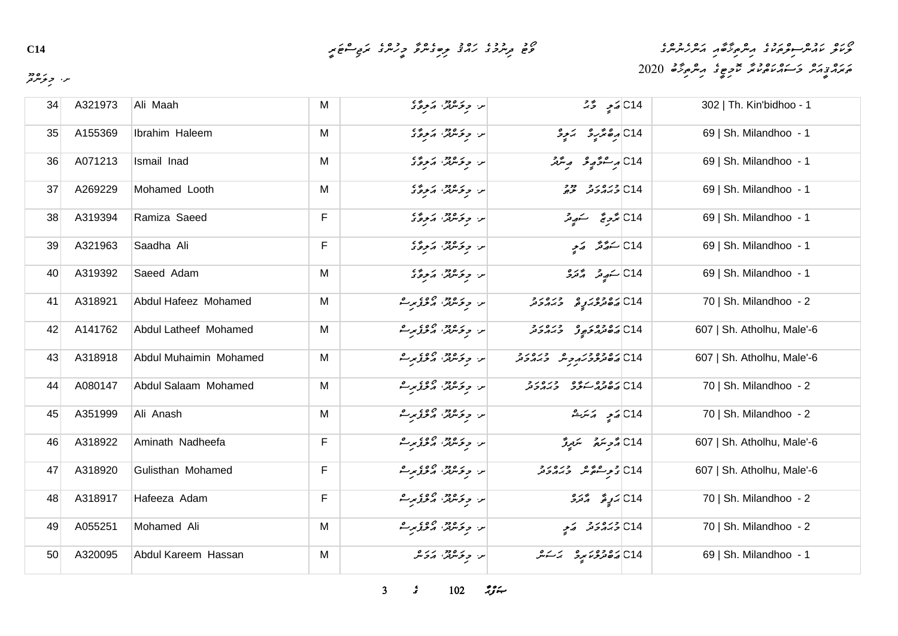| 34 | A321973 | Ali Maah | M | ށ. މިލަންދޫ، އަލިވާގެ | C14 އަލި މާހް | 302 \| Th. Kin'bidhoo - 1 |
|---|---|---|---|---|---|---|
| 35 | A155369 | Ibrahim Haleem | M | ށ. މިލަންދޫ، އަލިވާގެ | C14 އިބްރާހީމް ހަލީމް | 69 \| Sh. Milandhoo - 1 |
| 36 | A071213 | Ismail Inad | M | ށ. މިލަންދޫ، އަލިވާގެ | C14 އިސްމާޢީލް އިނާދު | 69 \| Sh. Milandhoo - 1 |
| 37 | A269229 | Mohamed Looth | M | ށ. މިލަންދޫ، އަލިވާގެ | C14 މުޙައްމަދު ލޫތު | 69 \| Sh. Milandhoo - 1 |
| 38 | A319394 | Ramiza Saeed | F | ށ. މިލަންދޫ، އަލިވާގެ | C14 ރާމިޒާ ސަޢީދު | 69 \| Sh. Milandhoo - 1 |
| 39 | A321963 | Saadha Ali | F | ށ. މިލަންދޫ، އަލިވާގެ | C14 ސަޢާދާ އަލި | 69 \| Sh. Milandhoo - 1 |
| 40 | A319392 | Saeed Adam | M | ށ. މިލަންދޫ، އަލިވާގެ | C14 ސަޢީދު އާދަމް | 69 \| Sh. Milandhoo - 1 |
| 41 | A318921 | Abdul Hafeez Mohamed | M | ށ. މިލަންދޫ، އޮލިވްގްރީން | C14 އަބްދުލްޙަފީޡް މުޙައްމަދު | 70 \| Sh. Milandhoo - 2 |
| 42 | A141762 | Abdul Latheef Mohamed | M | ށ. މިލަންދޫ، އޮލިވްގްރީން | C14 އަބްދުއްލަޠީފް މުޙައްމަދު | 607 \| Sh. Atholhu, Male'-6 |
| 43 | A318918 | Abdul Muhaimin Mohamed | M | ށ. މިލަންދޫ، އޮލިވްގްރީން | C14 އަބްދުލްމުހައިމިން މުޙައްމަދު | 607 \| Sh. Atholhu, Male'-6 |
| 44 | A080147 | Abdul Salaam Mohamed | M | ށ. މިލަންދޫ، އޮލިވްގްރީން | C14 އަބްދުއްސަލާމް މުޙައްމަދު | 70 \| Sh. Milandhoo - 2 |
| 45 | A351999 | Ali Anash | M | ށ. މިލަންދޫ، އޮލިވްގްރީން | C14 އަލި އަނަސް | 70 \| Sh. Milandhoo - 2 |
| 46 | A318922 | Aminath Nadheefa | F | ށ. މިލަންދޫ، އޮލިވްގްރީން | C14 އާމިނަތު ނަދީފާ | 607 \| Sh. Atholhu, Male'-6 |
| 47 | A318920 | Gulisthan Mohamed | F | ށ. މިލަންދޫ، އޮލިވްގްރީން | C14 ގުލިސްތާން މުޙައްމަދު | 607 \| Sh. Atholhu, Male'-6 |
| 48 | A318917 | Hafeeza Adam | F | ށ. މިލަންދޫ، އޮލިވްގްރީން | C14 ހަފީޒާ އާދަމް | 70 \| Sh. Milandhoo - 2 |
| 49 | A055251 | Mohamed Ali | M | ށ. މިލަންދޫ، އޮލިވްގްރީން | C14 މުޙައްމަދު އަލި | 70 \| Sh. Milandhoo - 2 |
| 50 | A320095 | Abdul Kareem Hassan | M | ށ. މިލަންދޫ، އަމަން | C14 އަބްދުލްކަރީމް ހަސަން | 69 \| Sh. Milandhoo - 1 |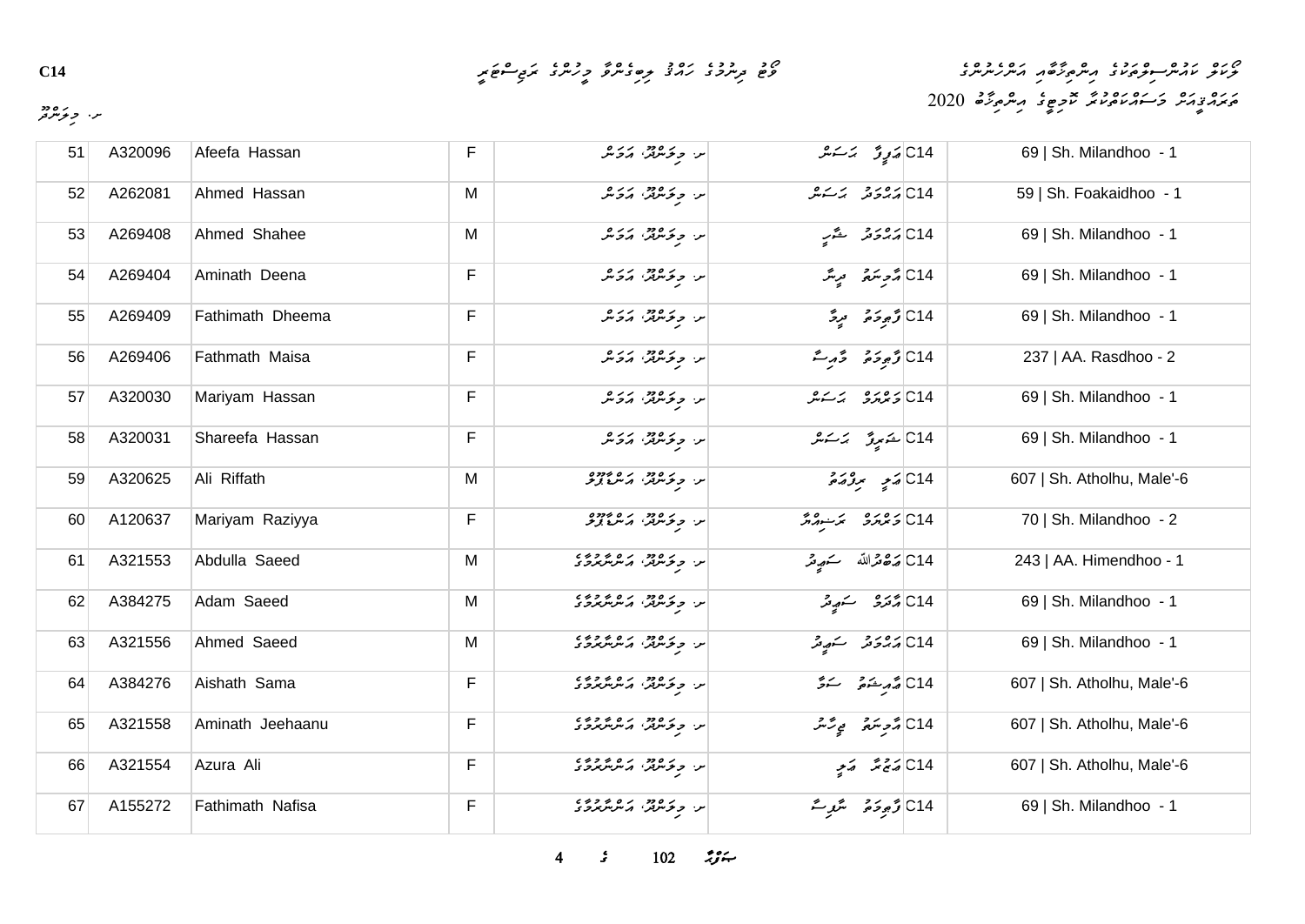| 51 | A320096 | Afeefa Hassan | F | ش. މިލަންދޫ، އަމަން | C14 އަފީފާ ޙަސަން | 69 \| Sh. Milandhoo - 1 |
|---|---|---|---|---|---|---|
| 52 | A262081 | Ahmed Hassan | M | ش. މިލަންދޫ، އަމަން | C14 އަޙްމަދު ޙަސަން | 59 \| Sh. Foakaidhoo - 1 |
| 53 | A269408 | Ahmed Shahee | M | ش. މިލަންދޫ، އަމަން | C14 އަޙްމަދު ޝާހީ | 69 \| Sh. Milandhoo - 1 |
| 54 | A269404 | Aminath Deena | F | ش. މިލަންދޫ، އަމަން | C14 އާމިނަތު ދީނާ | 69 \| Sh. Milandhoo - 1 |
| 55 | A269409 | Fathimath Dheema | F | ش. މިލަންދޫ، އަމަން | C14 ފާތިމަތު ދީމާ | 69 \| Sh. Milandhoo - 1 |
| 56 | A269406 | Fathmath Maisa | F | ش. މިލަންދޫ، އަމަން | C14 ފާތިމަތު މާއިސާ | 237 \| AA. Rasdhoo - 2 |
| 57 | A320030 | Mariyam Hassan | F | ش. މިލަންދޫ، އަމަން | C14 މަރިޔަމް ޙަސަން | 69 \| Sh. Milandhoo - 1 |
| 58 | A320031 | Shareefa Hassan | F | ش. މިލަންދޫ، އަމަން | C14 ޝަރީފާ ޙަސަން | 69 \| Sh. Milandhoo - 1 |
| 59 | A320625 | Ali Riffath | M | ش. މިލަންދޫ، އަންބުރުވާ | C14 އަލީ ރިފްއަތު | 607 \| Sh. Atholhu, Male'-6 |
| 60 | A120637 | Mariyam Raziyya | F | ش. މިލަންދޫ، އަންބުރުވާ | C14 މަރިޔަމް ރަޒިއްޔާ | 70 \| Sh. Milandhoo - 2 |
| 61 | A321553 | Abdulla Saeed | M | ش. މިލަންދޫ، އަންނާރުމާގެ | C14 އަބްދުﷲ ސައީދު | 243 \| AA. Himendhoo - 1 |
| 62 | A384275 | Adam Saeed | M | ش. މިލަންދޫ، އަންނާރުމާގެ | C14 އާދަމް ސައީދު | 69 \| Sh. Milandhoo - 1 |
| 63 | A321556 | Ahmed Saeed | M | ش. މިލަންދޫ، އަންނާރުމާގެ | C14 އަޙްމަދު ސައީދު | 69 \| Sh. Milandhoo - 1 |
| 64 | A384276 | Aishath Sama | F | ش. މިލަންދޫ، އަންނާރުމާގެ | C14 އާއިޝަތު ސަމާ | 607 \| Sh. Atholhu, Male'-6 |
| 65 | A321558 | Aminath Jeehaanu | F | ش. މިލަންދޫ، އަންނާރުމާގެ | C14 އާމިނަތު ޖީހާނު | 607 \| Sh. Atholhu, Male'-6 |
| 66 | A321554 | Azura Ali | F | ش. މިލަންދޫ، އަންނާރުމާގެ | C14 އަޒުރާ އަލީ | 607 \| Sh. Atholhu, Male'-6 |
| 67 | A155272 | Fathimath Nafisa | F | ش. މިލަންދޫ، އަންނާރުމާގެ | C14 ފާތިމަތު ނަފީސާ | 69 \| Sh. Milandhoo - 1 |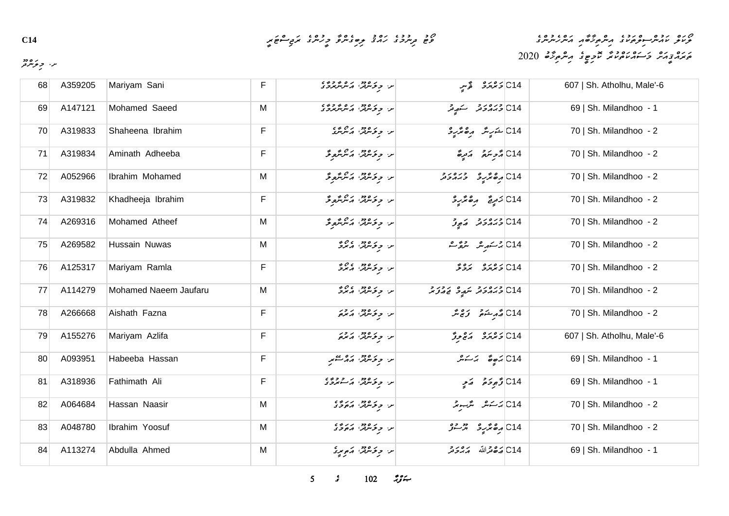| 68 | A359205 | Mariyam Sani | F | ށ. މިލަންދޫ، އަންނާރާމާގެ | މަރިޔަމް ޝާނީ C14 | 607 \| Sh. Atholhu, Male'-6 |
|---|---|---|---|---|---|---|
| 69 | A147121 | Mohamed Saeed | M | ށ. މިލަންދޫ، އަންނާރާމާގެ | މުޙައްމަދު ސަޢީދު C14 | 69 \| Sh. Milandhoo - 1 |
| 70 | A319833 | Shaheena Ibrahim | F | ށ. މިލަންދޫ، އަންނާރި | ޝަހީނާ އިބްރާހީމް C14 | 70 \| Sh. Milandhoo - 2 |
| 71 | A319834 | Aminath Adheeba | F | ށ. މިލަންދޫ، އަންނާރުވާ | އާމިނަތު އަދީބާ C14 | 70 \| Sh. Milandhoo - 2 |
| 72 | A052966 | Ibrahim Mohamed | M | ށ. މިލަންދޫ، އަންނާރުވާ | އިބްރާހީމް މުޙައްމަދު C14 | 70 \| Sh. Milandhoo - 2 |
| 73 | A319832 | Khadheeja Ibrahim | F | ށ. މިލަންދޫ، އަންނާރުވާ | ޚަދީޖާ އިބްރާހީމް C14 | 70 \| Sh. Milandhoo - 2 |
| 74 | A269316 | Mohamed Atheef | M | ށ. މިލަންދޫ، އަންނާރުވާ | މުޙައްމަދު އަތީފު C14 | 70 \| Sh. Milandhoo - 2 |
| 75 | A269582 | Hussain Nuwas | M | ށ. މިލަންދޫ، އަރުވާ | ހުސައިން ނުވާސް C14 | 70 \| Sh. Milandhoo - 2 |
| 76 | A125317 | Mariyam Ramla | F | ށ. މިލަންދޫ، އަރުވާ | މަރިޔަމް ރަމްލާ C14 | 70 \| Sh. Milandhoo - 2 |
| 77 | A114279 | Mohamed Naeem Jaufaru | M | ށ. މިލަންދޫ، އަރުވާ | މުޙައްމަދު ނަޢީމް ޖައުފަރު C14 | 70 \| Sh. Milandhoo - 2 |
| 78 | A266668 | Aishath Fazna | F | ށ. މިލަންދޫ، އަރުމަ | އާއިޝަތު ފަޒްނާ C14 | 70 \| Sh. Milandhoo - 2 |
| 79 | A155276 | Mariyam Azlifa | F | ށ. މިލަންދޫ، އަރުމަ | މަރިޔަމް އަޒްލިފާ C14 | 607 \| Sh. Atholhu, Male'-6 |
| 80 | A093951 | Habeeba Hassan | F | ށ. މިލަންދޫ، އައުސަބީ | ހަބީބާ ހަސަން C14 | 69 \| Sh. Milandhoo - 1 |
| 81 | A318936 | Fathimath Ali | F | ށ. މިލަންދޫ، އަސުރުމާގެ | ފާތިމަތު އަލި C14 | 69 \| Sh. Milandhoo - 1 |
| 82 | A064684 | Hassan Naasir | M | ށ. މިލަންދޫ، އަޒުވާގެ | ހަސަން ނާސިރު C14 | 70 \| Sh. Milandhoo - 2 |
| 83 | A048780 | Ibrahim Yoosuf | M | ށ. މިލަންދޫ، އަޒުވާގެ | އިބްރާހީމް ޔޫސުފް C14 | 70 \| Sh. Milandhoo - 2 |
| 84 | A113274 | Abdulla Ahmed | M | ށ. މިލަންދޫ، އަލިވިރި | އަބްދުﷲ އަޙްމަދު C14 | 69 \| Sh. Milandhoo - 1 |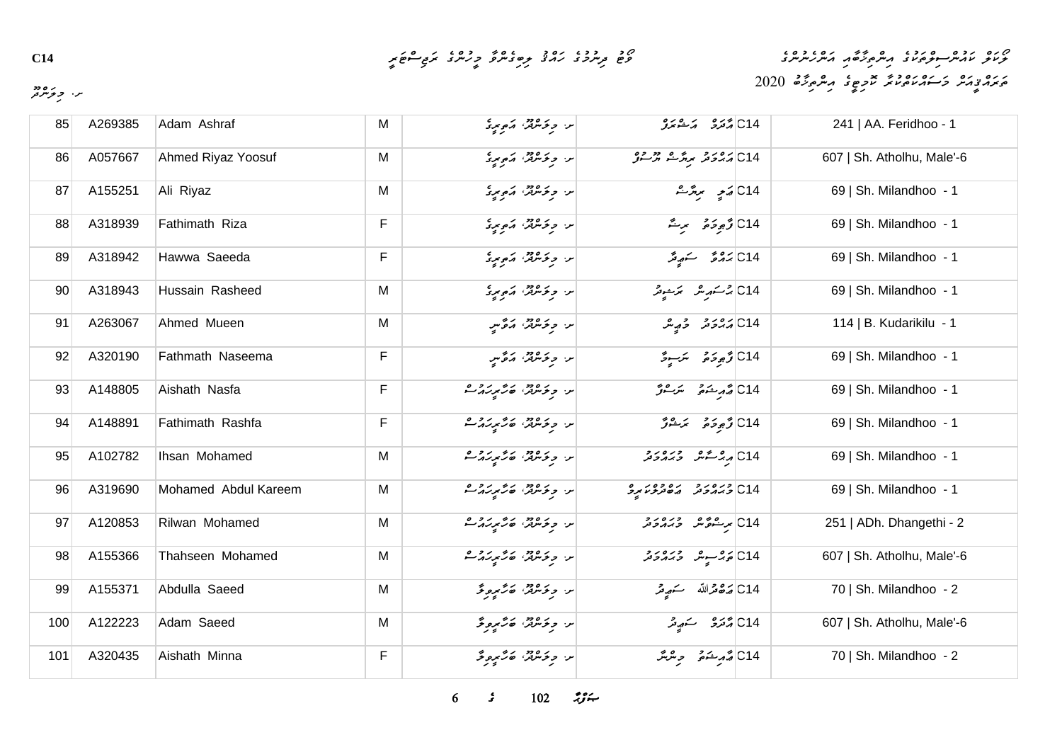| 85 | A269385 | Adam Ashraf | M | ށ. މިލަންދޫ، އަތިރިގެ | C14 އާދަމް އަޝްރަފް | 241 \| AA. Feridhoo - 1 |
|---|---|---|---|---|---|---|
| 86 | A057667 | Ahmed Riyaz Yoosuf | M | ށ. މިލަންދޫ، އަތިރިގެ | C14 އަހްމަދު ރިޔާޒް ޔޫސުފް | 607 \| Sh. Atholhu, Male'-6 |
| 87 | A155251 | Ali Riyaz | M | ށ. މިލަންދޫ، އަތިރިގެ | C14 އަލި ރިޔާޒް | 69 \| Sh. Milandhoo - 1 |
| 88 | A318939 | Fathimath Riza | F | ށ. މިލަންދޫ، އަތިރިގެ | C14 ފާތިމަތު ރިޒާ | 69 \| Sh. Milandhoo - 1 |
| 89 | A318942 | Hawwa Saeeda | F | ށ. މިލަންދޫ، އަތިރިގެ | C14 ހައްވާ ސައީދާ | 69 \| Sh. Milandhoo - 1 |
| 90 | A318943 | Hussain Rasheed | M | ށ. މިލަންދޫ، އަތިރިގެ | C14 ހުސައިން ރަޝީދު | 69 \| Sh. Milandhoo - 1 |
| 91 | A263067 | Ahmed Mueen | M | ށ. މިލަންދޫ، އަވާރި | C14 އަހްމަދު މުއީން | 114 \| B. Kudarikilu - 1 |
| 92 | A320190 | Fathmath Naseema | F | ށ. މިލަންދޫ، އަވާރި | C14 ފާތިމަތު ނަސީމާ | 69 \| Sh. Milandhoo - 1 |
| 93 | A148805 | Aishath Nasfa | F | ށ. މިލަންދޫ، ބަގީޗާހުރަސް | C14 އާއިޝަތު ނަސްފާ | 69 \| Sh. Milandhoo - 1 |
| 94 | A148891 | Fathimath Rashfa | F | ށ. މިލަންދޫ، ބަގީޗާހުރަސް | C14 ފާތިމަތު ރަޝްފާ | 69 \| Sh. Milandhoo - 1 |
| 95 | A102782 | Ihsan Mohamed | M | ށ. މިލަންދޫ، ބަގީޗާހުރަސް | C14 އިޙްސާން މުޙައްމަދު | 69 \| Sh. Milandhoo - 1 |
| 96 | A319690 | Mohamed Abdul Kareem | M | ށ. މިލަންދޫ، ބަގީޗާހުރަސް | C14 މުޙައްމަދު އަބްދުލްކަރީމް | 69 \| Sh. Milandhoo - 1 |
| 97 | A120853 | Rilwan Mohamed | M | ށ. މިލަންދޫ، ބަގީޗާހުރަސް | C14 ރިލްވާން މުޙައްމަދު | 251 \| ADh. Dhangethi - 2 |
| 98 | A155366 | Thahseen Mohamed | M | ށ. މިލަންދޫ، ބަގީޗާހުރަސް | C14 ތަޙްސީން މުޙައްމަދު | 607 \| Sh. Atholhu, Male'-6 |
| 99 | A155371 | Abdulla Saeed | M | ށ. މިލަންދޫ، ބަގީޗާވިލާ | C14 އަބްދުﷲ ސައީދު | 70 \| Sh. Milandhoo - 2 |
| 100 | A122223 | Adam Saeed | M | ށ. މިލަންދޫ، ބަގީޗާވިލާ | C14 އާދަމް ސައީދު | 607 \| Sh. Atholhu, Male'-6 |
| 101 | A320435 | Aishath Minna | F | ށ. މިލަންދޫ، ބަގީޗާވިލާ | C14 އާއިޝަތު މިންނާ | 70 \| Sh. Milandhoo - 2 |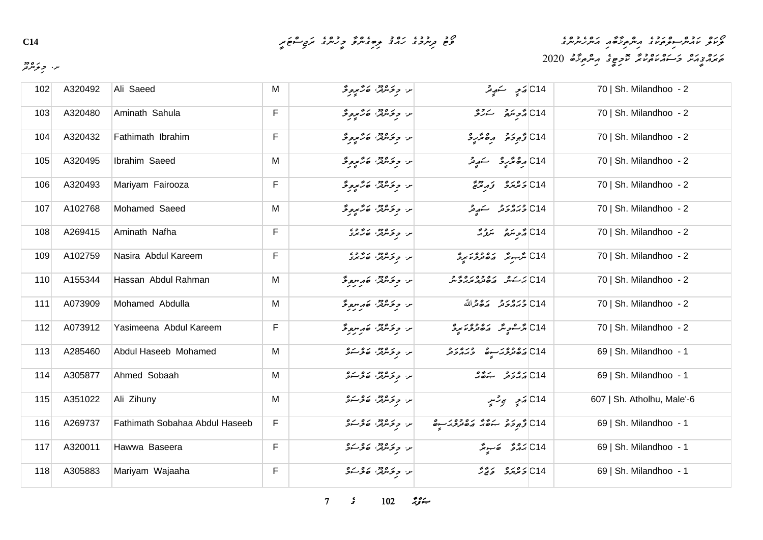ނ. މިލަންދޫ

| 102 | A320492 | Ali Saeed | M | ށ. މިލަންދޫ، ބަގީޗާވިލާ | ޢަލީ ސަޢީދު C14 | 70 \| Sh. Milandhoo - 2 |
|---|---|---|---|---|---|---|
| 103 | A320480 | Aminath Sahula | F | ށ. މިލަންދޫ، ބަގީޗާވިލާ | އާމިނަތު ސަހުލާ C14 | 70 \| Sh. Milandhoo - 2 |
| 104 | A320432 | Fathimath Ibrahim | F | ށ. މިލަންދޫ، ބަގީޗާވިލާ | ފާތިމަތު އިބްރާހިމް C14 | 70 \| Sh. Milandhoo - 2 |
| 105 | A320495 | Ibrahim Saeed | M | ށ. މިލަންދޫ، ބަގީޗާވިލާ | އިބްރާހިމް ސަޢީދު C14 | 70 \| Sh. Milandhoo - 2 |
| 106 | A320493 | Mariyam Fairooza | F | ށ. މިލަންދޫ، ބަގީޗާވިލާ | މަރިޔަމް ފައިރޫޒާ C14 | 70 \| Sh. Milandhoo - 2 |
| 107 | A102768 | Mohamed Saeed | M | ށ. މިލަންދޫ، ބަގީޗާވިލާ | މުހައްމަދު ސަޢީދު C14 | 70 \| Sh. Milandhoo - 2 |
| 108 | A269415 | Aminath Nafha | F | ށ. މިލަންދޫ، ބަހާރުގެ | އާމިނަތު ނަފްހާ C14 | 70 \| Sh. Milandhoo - 2 |
| 109 | A102759 | Nasira Abdul Kareem | F | ށ. މިލަންދޫ، ބަހާރުގެ | ނާސިރާ އަބްދުލްކަރީމް C14 | 70 \| Sh. Milandhoo - 2 |
| 110 | A155344 | Hassan Abdul Rahman | M | ށ. މިލަންދޫ، ބައިސިކަލާ | ހަސަން އަބްދުއްރަޙްމާން C14 | 70 \| Sh. Milandhoo - 2 |
| 111 | A073909 | Mohamed Abdulla | M | ށ. މިލަންދޫ، ބައިސިކަލާ | މުހައްމަދު އަބްދުﷲ C14 | 70 \| Sh. Milandhoo - 2 |
| 112 | A073912 | Yasimeena Abdul Kareem | F | ށ. މިލަންދޫ، ބައިސިކަލާ | ޔާސިމީނާ އަބްދުލްކަރީމް C14 | 70 \| Sh. Milandhoo - 2 |
| 113 | A285460 | Abdul Haseeb Mohamed | M | ށ. މިލަންދޫ، ބަވްސަމް | އަބްދުލްހަސީބު މުހައްމަދު C14 | 69 \| Sh. Milandhoo - 1 |
| 114 | A305877 | Ahmed Sobaah | M | ށ. މިލަންދޫ، ބަވްސަމް | އަހްމަދު ސަބާހް C14 | 69 \| Sh. Milandhoo - 1 |
| 115 | A351022 | Ali Zihuny | M | ށ. މިލަންދޫ، ބަވްސަމް | ޢަލީ ޒިހުނީ C14 | 607 \| Sh. Atholhu, Male'-6 |
| 116 | A269737 | Fathimath Sobahaa Abdul Haseeb | F | ށ. މިލަންދޫ، ބަވްސަމް | ފާތިމަތު ސަބާހާ އަބްދުލްހަސީބު C14 | 69 \| Sh. Milandhoo - 1 |
| 117 | A320011 | Hawwa Baseera | F | ށ. މިލަންދޫ، ބަވްސަމް | ހައްވާ ބަސީރާ C14 | 69 \| Sh. Milandhoo - 1 |
| 118 | A305883 | Mariyam Wajaaha | F | ށ. މިލަންދޫ، ބަވްސަމް | މަރިޔަމް ވަޖާހާ C14 | 69 \| Sh. Milandhoo - 1 |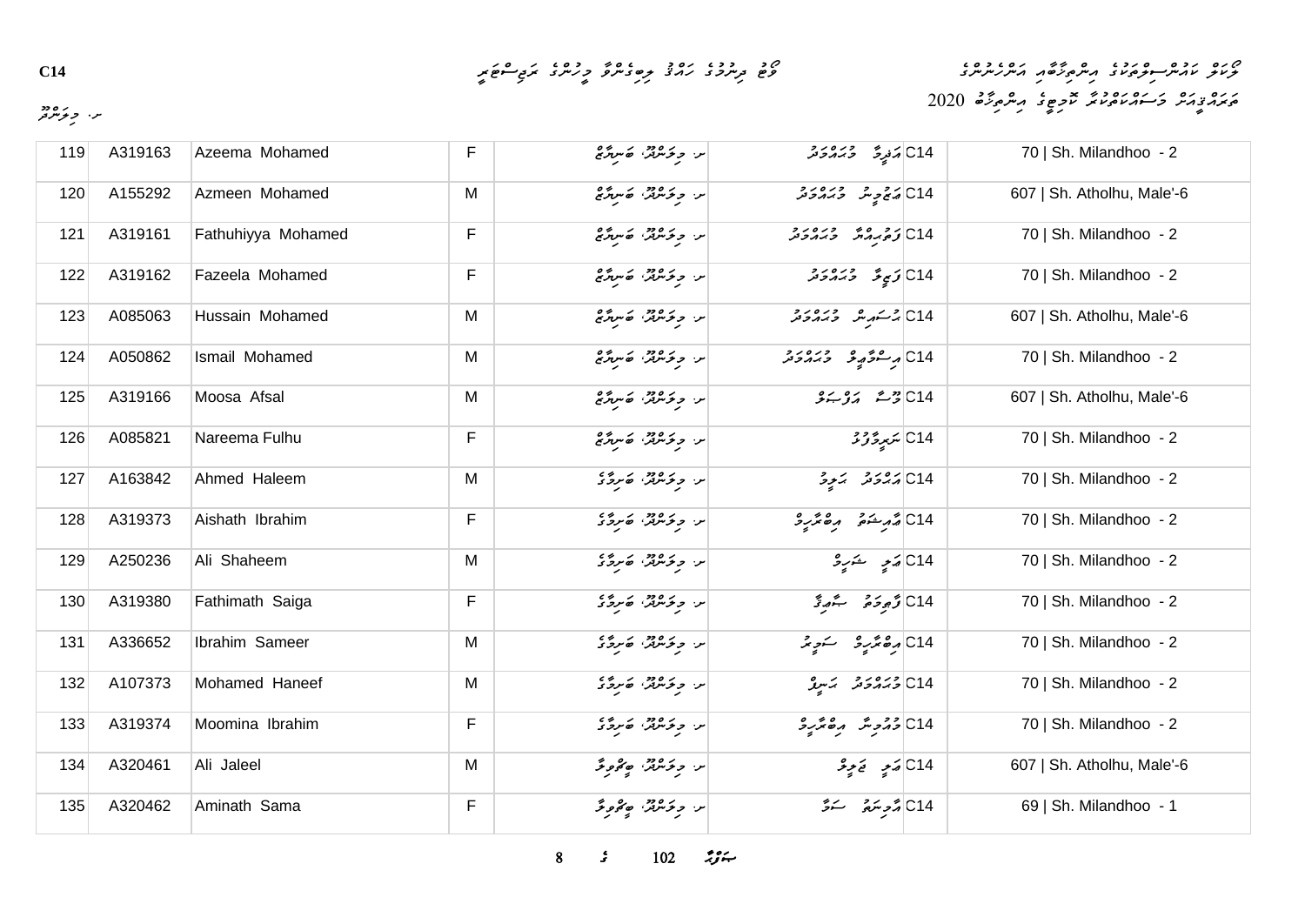| 119 | A319163 | Azeema Mohamed | F | ش. މިލަންދޫ، ބަނޑުގެ | C14 އަޒީމާ މުހައްމަދު | 70 \| Sh. Milandhoo - 2 |
|---|---|---|---|---|---|---|
| 120 | A155292 | Azmeen Mohamed | M | ش. މިލަންދޫ، ބަނޑުގެ | C14 އަޒްމީން މުހައްމަދު | 607 \| Sh. Atholhu, Male'-6 |
| 121 | A319161 | Fathuhiyya Mohamed | F | ش. މިލަންދޫ، ބަނޑުގެ | C14 ފަތުހިއްޔާ މުހައްމަދު | 70 \| Sh. Milandhoo - 2 |
| 122 | A319162 | Fazeela Mohamed | F | ش. މިލަންދޫ، ބަނޑުގެ | C14 ފަޒީލާ މުހައްމަދު | 70 \| Sh. Milandhoo - 2 |
| 123 | A085063 | Hussain Mohamed | M | ش. މިލަންދޫ، ބަނޑުގެ | C14 ހުސައިން މުހައްމަދު | 607 \| Sh. Atholhu, Male'-6 |
| 124 | A050862 | Ismail Mohamed | M | ش. މިލަންދޫ، ބަނޑުގެ | C14 އިސްމާއިލް މުހައްމަދު | 70 \| Sh. Milandhoo - 2 |
| 125 | A319166 | Moosa Afsal | M | ش. މިލަންދޫ، ބަނޑުގެ | C14 މޫސާ އަފްސަލް | 607 \| Sh. Atholhu, Male'-6 |
| 126 | A085821 | Nareema Fulhu | F | ش. މިލަންދޫ، ބަނޑުގެ | C14 ނަރީމާފުޅު | 70 \| Sh. Milandhoo - 2 |
| 127 | A163842 | Ahmed Haleem | M | ش. މިލަންދޫ، ބަހާރުގެ | C14 އަޙްމަދު ހަލީމް | 70 \| Sh. Milandhoo - 2 |
| 128 | A319373 | Aishath Ibrahim | F | ش. މިލަންދޫ، ބަހާރުގެ | C14 އާއިޝަތު އިބްރާހީމް | 70 \| Sh. Milandhoo - 2 |
| 129 | A250236 | Ali Shaheem | M | ش. މިލަންދޫ، ބަހާރުގެ | C14 އަލި ޝަހީމް | 70 \| Sh. Milandhoo - 2 |
| 130 | A319380 | Fathimath Saiga | F | ش. މިލަންދޫ، ބަހާރުގެ | C14 ފާތިމަތު ސާއިގާ | 70 \| Sh. Milandhoo - 2 |
| 131 | A336652 | Ibrahim Sameer | M | ش. މިލަންދޫ، ބަހާރުގެ | C14 އިބްރާހީމް ސަމީރު | 70 \| Sh. Milandhoo - 2 |
| 132 | A107373 | Mohamed Haneef | M | ش. މިލަންދޫ، ބަހާރުގެ | C14 މުހައްމަދު ހަނީފް | 70 \| Sh. Milandhoo - 2 |
| 133 | A319374 | Moomina Ibrahim | F | ش. މިލަންދޫ، ބަހާރުގެ | C14 މޫމިނާ އިބްރާހީމް | 70 \| Sh. Milandhoo - 2 |
| 134 | A320461 | Ali Jaleel | M | ش. މިލަންދޫ، ބުލްބުލާ | C14 އަލި ޖަލީލް | 607 \| Sh. Atholhu, Male'-6 |
| 135 | A320462 | Aminath Sama | F | ش. މިލަންދޫ، ބުލްބުލާ | C14 އާމިނަތު ސަމާ | 69 \| Sh. Milandhoo - 1 |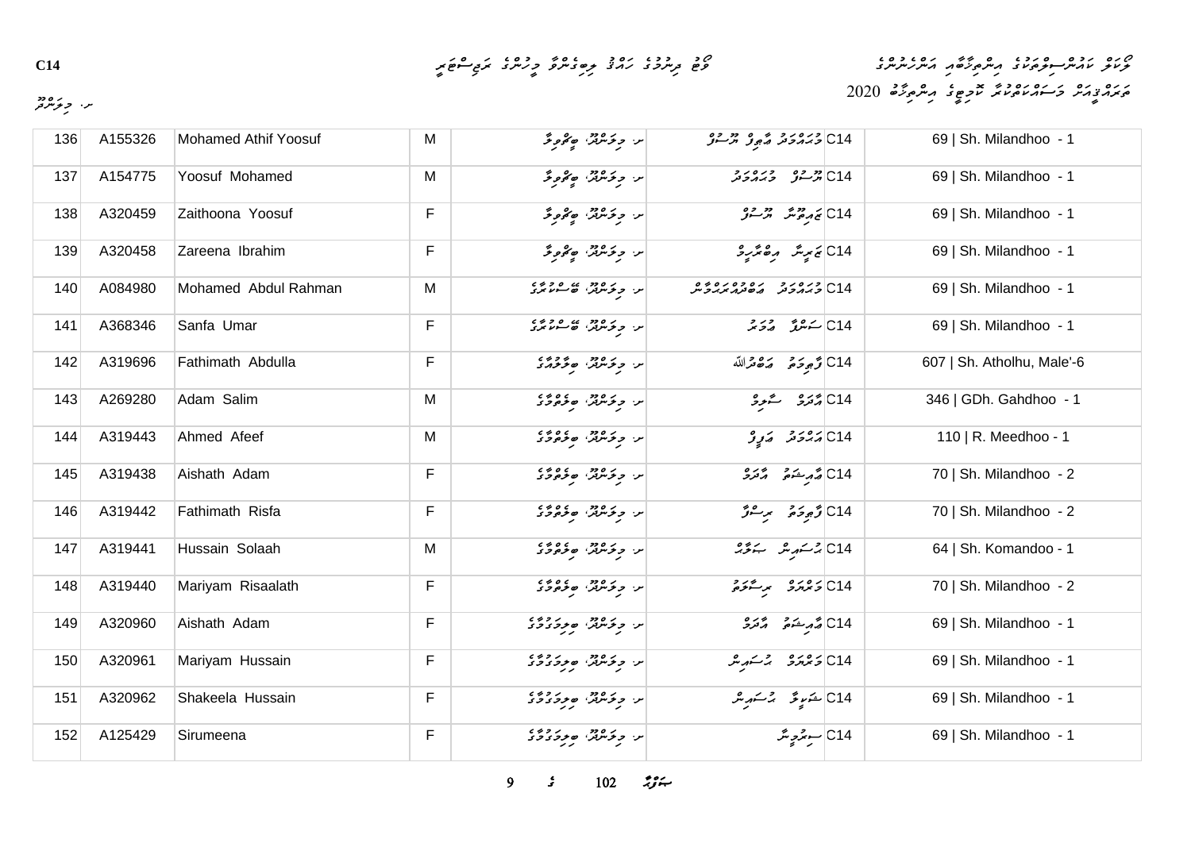ށ. މިލަންދޫ

| 136 | A155326 | Mohamed Athif Yoosuf | M | ށ. މިލަންދޫ، ބިލާބުގާ | C14 މުޙައްމަދު އާތިފް ޔޫސުފް | 69 \| Sh. Milandhoo - 1 |
|---|---|---|---|---|---|---|
| 137 | A154775 | Yoosuf Mohamed | M | ށ. މިލަންދޫ، ބިލާބުގާ | C14 ޔޫސުފް މުޙައްމަދު | 69 \| Sh. Milandhoo - 1 |
| 138 | A320459 | Zaithoona Yoosuf | F | ށ. މިލަންދޫ، ބިލާބުގާ | C14 ޒައިތޫނާ ޔޫސުފް | 69 \| Sh. Milandhoo - 1 |
| 139 | A320458 | Zareena Ibrahim | F | ށ. މިލަންދޫ، ބިލާބުގާ | C14 ޒަރީނާ އިބްރާހީމް | 69 \| Sh. Milandhoo - 1 |
| 140 | A084980 | Mohamed Abdul Rahman | M | ށ. މިލަންދޫ، ބޯސަނގަސް | C14 މުޙައްމަދު އަބްދުއްރަޙްމާން | 69 \| Sh. Milandhoo - 1 |
| 141 | A368346 | Sanfa Umar | F | ށ. މިލަންދޫ، ބޯސަނގަސް | C14 ސަންފާ އުމަރު | 69 \| Sh. Milandhoo - 1 |
| 142 | A319696 | Fathimath Abdulla | F | ށ. މިލަންދޫ، ބުލުވާރު | C14 ފާތިމަތު އަބްދުﷲ | 607 \| Sh. Atholhu, Male'-6 |
| 143 | A269280 | Adam Salim | M | ށ. މިލަންދޫ، ބުލުވާގެ | C14 އާދަމް ސާލިމް | 346 \| GDh. Gahdhoo - 1 |
| 144 | A319443 | Ahmed Afeef | M | ށ. މިލަންދޫ، ބުލުވާގެ | C14 އަޙްމަދު އަފީފް | 110 \| R. Meedhoo - 1 |
| 145 | A319438 | Aishath Adam | F | ށ. މިލަންދޫ، ބުލުވާގެ | C14 އާއިށަތު އާދަމް | 70 \| Sh. Milandhoo - 2 |
| 146 | A319442 | Fathimath Risfa | F | ށ. މިލަންދޫ، ބުލުވާގެ | C14 ފާތިމަތު ރިސްފާ | 70 \| Sh. Milandhoo - 2 |
| 147 | A319441 | Hussain Solaah | M | ށ. މިލަންދޫ، ބުލުވާގެ | C14 ހުސައިން ޞަލާޙް | 64 \| Sh. Komandoo - 1 |
| 148 | A319440 | Mariyam Risaalath | F | ށ. މިލަންދޫ، ބުލުވާގެ | C14 މަރިޔަމް ރިސާލަތު | 70 \| Sh. Milandhoo - 2 |
| 149 | A320960 | Aishath Adam | F | ށ. މިލަންދޫ، ބިލިމަގުމާގެ | C14 އާއިށަތު އާދަމް | 69 \| Sh. Milandhoo - 1 |
| 150 | A320961 | Mariyam Hussain | F | ށ. މިލަންދޫ، ބިލިމަގުމާގެ | C14 މަރިޔަމް ހުސައިން | 69 \| Sh. Milandhoo - 1 |
| 151 | A320962 | Shakeela Hussain | F | ށ. މިލަންދޫ، ބިލިމަގުމާގެ | C14 ޝަކީލާ ހުސައިން | 69 \| Sh. Milandhoo - 1 |
| 152 | A125429 | Sirumeena | F | ށ. މިލަންދޫ، ބިލިމަގުމާގެ | C14 ސިރުމީނާ | 69 \| Sh. Milandhoo - 1 |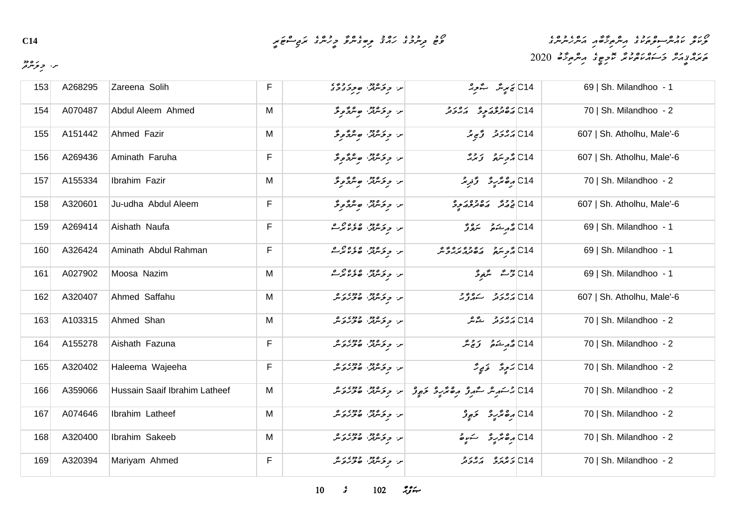| 153 | A268295 | Zareena Solih | F | ނ. މިލަންދޫ، ޏޮދިމާގެ | ޒަރީނާ ސާލިހު C14 | 69 \| Sh. Milandhoo - 1 |
|---|---|---|---|---|---|---|
| 154 | A070487 | Abdul Aleem Ahmed | M | ނ. މިލަންދޫ، ބިންމާވިލާ | އަބްދުލްއަލީމް އަހުމަދު C14 | 70 \| Sh. Milandhoo - 2 |
| 155 | A151442 | Ahmed Fazir | M | ނ. މިލަންދޫ، ބިންމާވިލާ | އަހުމަދު ފާޒިރު C14 | 607 \| Sh. Atholhu, Male'-6 |
| 156 | A269436 | Aminath Faruha | F | ނ. މިލަންދޫ، ބިންމާވިލާ | އާމިނަތު ފަރުހާ C14 | 607 \| Sh. Atholhu, Male'-6 |
| 157 | A155334 | Ibrahim Fazir | M | ނ. މިލަންދޫ، ބިންމާވިލާ | އިބްރާހީމް ފާޒިރު C14 | 70 \| Sh. Milandhoo - 2 |
| 158 | A320601 | Ju-udha Abdul Aleem | F | ނ. މިލަންދޫ، ބިންމާވިލާ | ޖުއުދާ އަބްދުލްއަލީމް C14 | 607 \| Sh. Atholhu, Male'-6 |
| 159 | A269414 | Aishath Naufa | F | ނ. މިލަންދޫ، ބޮޑުގޮނޑުސް | އައިޝަތު ނައުފާ C14 | 69 \| Sh. Milandhoo - 1 |
| 160 | A326424 | Aminath Abdul Rahman | F | ނ. މިލަންދޫ، ބޮޑުގޮނޑުސް | އާމިނަތު އަބްދުއްރަހްމާން C14 | 69 \| Sh. Milandhoo - 1 |
| 161 | A027902 | Moosa Nazim | M | ނ. މިލަންދޫ، ބޮޑުގޮނޑުސް | މޫސާ ނާޒިމް C14 | 69 \| Sh. Milandhoo - 1 |
| 162 | A320407 | Ahmed Saffahu | M | ނ. މިލަންދޫ، ބޮޑުހުވަން | އަހުމަދު ސައްފާހު C14 | 607 \| Sh. Atholhu, Male'-6 |
| 163 | A103315 | Ahmed Shan | M | ނ. މިލަންދޫ، ބޮޑުހުވަން | އަހުމަދު ޝާން C14 | 70 \| Sh. Milandhoo - 2 |
| 164 | A155278 | Aishath Fazuna | F | ނ. މިލަންދޫ، ބޮޑުހުވަން | އައިޝަތު ފަޒުނާ C14 | 70 \| Sh. Milandhoo - 2 |
| 165 | A320402 | Haleema Wajeeha | F | ނ. މިލަންދޫ، ބޮޑުހުވަން | ހަލީމާ ވަޖީހާ C14 | 70 \| Sh. Milandhoo - 2 |
| 166 | A359066 | Hussain Saaif Ibrahim Latheef | M | ނ. މިލަންދޫ، ބޮޑުހުވަން | ހުސައިން ސާއިފް އިބްރާހީމް ލަތީފް C14 | 70 \| Sh. Milandhoo - 2 |
| 167 | A074646 | Ibrahim Latheef | M | ނ. މިލަންދޫ، ބޮޑުހުވަން | އިބްރާހީމް ލަތީފް C14 | 70 \| Sh. Milandhoo - 2 |
| 168 | A320400 | Ibrahim Sakeeb | M | ނ. މިލަންދޫ، ބޮޑުހުވަން | އިބްރާހީމް ސަކީބު C14 | 70 \| Sh. Milandhoo - 2 |
| 169 | A320394 | Mariyam Ahmed | F | ނ. މިލަންދޫ، ބޮޑުހުވަން | މަރިޔަމް އަހުމަދު C14 | 70 \| Sh. Milandhoo - 2 |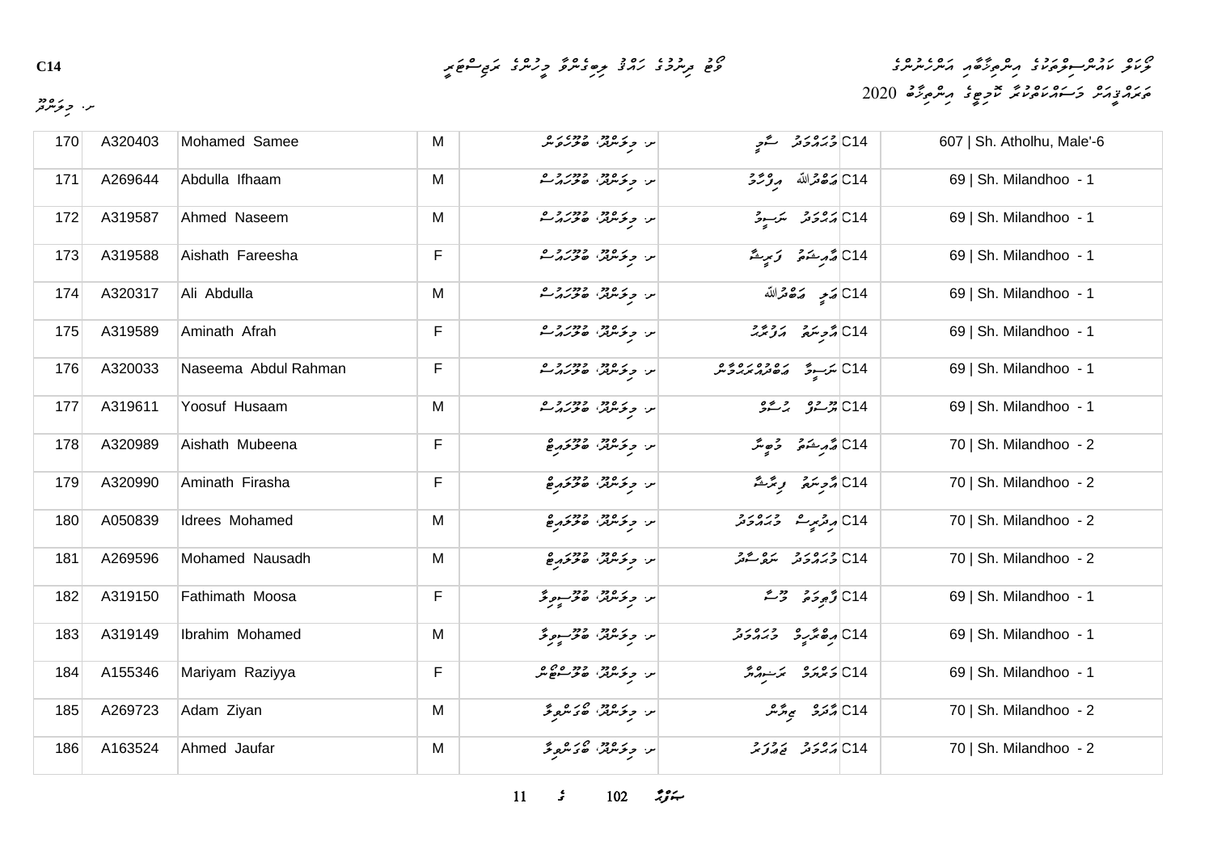| 170 | A320403 | Mohamed Samee | M | ބ. މިލަންދޫ، ބޯދޫގެ ހ | C14 މުހައްމަދު ސަމީ | 607 \| Sh. Atholhu, Male'-6 |
|---|---|---|---|---|---|---|
| 171 | A269644 | Abdulla Ifhaam | M | ށ. މިލަންދޫ، ބޯދުހަރު ސ | C14 އަބްދުﷲ އިފްހާމް | 69 \| Sh. Milandhoo - 1 |
| 172 | A319587 | Ahmed Naseem | M | ށ. މިލަންދޫ، ބޯދުހަރު ސ | C14 އަހްމަދު ނަސީމް | 69 \| Sh. Milandhoo - 1 |
| 173 | A319588 | Aishath Fareesha | F | ށ. މިލަންދޫ، ބޯދުހަރު ސ | C14 އާއިޝަތު ފަރީޝާ | 69 \| Sh. Milandhoo - 1 |
| 174 | A320317 | Ali Abdulla | M | ށ. މިލަންދޫ، ބޯދުހަރު ސ | C14 އަލި އަބްދުﷲ | 69 \| Sh. Milandhoo - 1 |
| 175 | A319589 | Aminath Afrah | F | ށ. މިލަންދޫ، ބޯދުހަރު ސ | C14 އާމިނަތު އަފްރާހް | 69 \| Sh. Milandhoo - 1 |
| 176 | A320033 | Naseema Abdul Rahman | F | ށ. މިލަންދޫ، ބޯދުހަރު ސ | C14 ނަސީމާ އަބްދުއްރަޙްމާން | 69 \| Sh. Milandhoo - 1 |
| 177 | A319611 | Yoosuf Husaam | M | ށ. މިލަންދޫ، ބޯދުހަރު ސ | C14 ޔޫސުފް ހުސާމް | 69 \| Sh. Milandhoo - 1 |
| 178 | A320989 | Aishath Mubeena | F | ށ. މިލަންދޫ، ބޯދުވަރުގެ | C14 އާއިޝަތު މުބީނާ | 70 \| Sh. Milandhoo - 2 |
| 179 | A320990 | Aminath Firasha | F | ށ. މިލަންދޫ، ބޯދުވަރުގެ | C14 އާމިނަތު ފިރާޝާ | 70 \| Sh. Milandhoo - 2 |
| 180 | A050839 | Idrees Mohamed | M | ށ. މިލަންދޫ، ބޯދުވަރުގެ | C14 އިދްރީސް މުހައްމަދު | 70 \| Sh. Milandhoo - 2 |
| 181 | A269596 | Mohamed Nausadh | M | ށ. މިލަންދޫ، ބޯދުވަރުގެ | C14 މުހައްމަދު ނައުސާދު | 70 \| Sh. Milandhoo - 2 |
| 182 | A319150 | Fathimath Moosa | F | ށ. މިލަންދޫ، ބޯދުސިލްވާ | C14 ފާތިމަތު މޫސާ | 69 \| Sh. Milandhoo - 1 |
| 183 | A319149 | Ibrahim Mohamed | M | ށ. މިލަންދޫ، ބޯދުސިލްވާ | C14 އިބްރާހީމް މުހައްމަދު | 69 \| Sh. Milandhoo - 1 |
| 184 | A155346 | Mariyam Raziyya | F | ށ. މިލަންދޫ، ބޯދުސްޓޯން | C14 މަރިޔަމް ރަޒިއްޔާ | 69 \| Sh. Milandhoo - 1 |
| 185 | A269723 | Adam Ziyan | M | ށ. މިލަންދޫ، ބޭރަންވިލާ | C14 އާދަމް ޒިޔާން | 70 \| Sh. Milandhoo - 2 |
| 186 | A163524 | Ahmed Jaufar | M | ށ. މިލަންދޫ، ބޭރަންވިލާ | C14 އަހްމަދު ޖައުފަރު | 70 \| Sh. Milandhoo - 2 |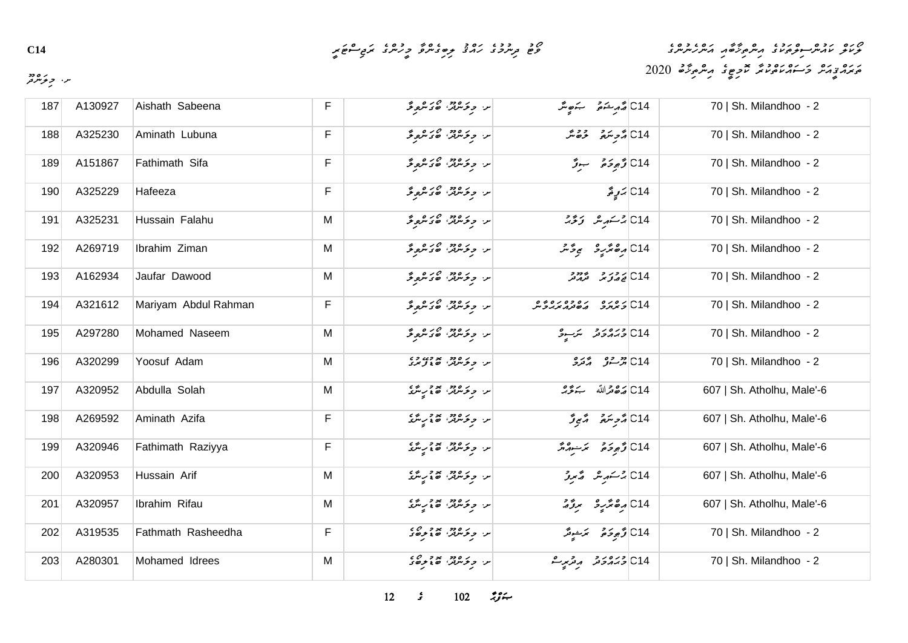| 187 | A130927 | Aishath Sabeena | F | ށ. މިލަންދޫ، ބޮޑުރަތްވާ | C14 އައިޝަތު ސަބީނާ | 70 \| Sh. Milandhoo - 2 |
|---|---|---|---|---|---|---|
| 188 | A325230 | Aminath Lubuna | F | ށ. މިލަންދޫ، ބޮޑުރަތްވާ | C14 އާމިނަތު ލުބުނާ | 70 \| Sh. Milandhoo - 2 |
| 189 | A151867 | Fathimath Sifa | F | ށ. މިލަންދޫ، ބޮޑުރަތްވާ | C14 ފާތިމަތު ސިފާ | 70 \| Sh. Milandhoo - 2 |
| 190 | A325229 | Hafeeza | F | ށ. މިލަންދޫ، ބޮޑުރަތްވާ | C14 ހަފީޒާ | 70 \| Sh. Milandhoo - 2 |
| 191 | A325231 | Hussain Falahu | M | ށ. މިލަންދޫ، ބޮޑުރަތްވާ | C14 ހުސައިން ފަލާހު | 70 \| Sh. Milandhoo - 2 |
| 192 | A269719 | Ibrahim Ziman | M | ށ. މިލަންދޫ، ބޮޑުރަތްވާ | C14 އިބްރާހީމް ޒިމާން | 70 \| Sh. Milandhoo - 2 |
| 193 | A162934 | Jaufar Dawood | M | ށ. މިލަންދޫ، ބޮޑުރަތްވާ | C14 ޖައުފަރު ދާއޫދު | 70 \| Sh. Milandhoo - 2 |
| 194 | A321612 | Mariyam Abdul Rahman | F | ށ. މިލަންދޫ، ބޮޑުރަތްވާ | C14 މަރިޔަމް އަބްދުއްރަޙްމާން | 70 \| Sh. Milandhoo - 2 |
| 195 | A297280 | Mohamed Naseem | M | ށ. މިލަންދޫ، ބޮޑުރަތްވާ | C14 މުޙައްމަދު ނަސީމް | 70 \| Sh. Milandhoo - 2 |
| 196 | A320299 | Yoosuf Adam | M | ށ. މިލަންދޫ، ބޮޑުފެހިގެ | C14 ޔޫސުފް އާދަމް | 70 \| Sh. Milandhoo - 2 |
| 197 | A320952 | Abdulla Solah | M | ށ. މިލަންދޫ، ބޮޑުހިޔާ | C14 އަބްދުﷲ ސަލާހް | 607 \| Sh. Atholhu, Male'-6 |
| 198 | A269592 | Aminath Azifa | F | ށ. މިލަންދޫ، ބޮޑުހިޔާ | C14 އާމިނަތު އާޒިފާ | 607 \| Sh. Atholhu, Male'-6 |
| 199 | A320946 | Fathimath Raziyya | F | ށ. މިލަންދޫ، ބޮޑުހިޔާ | C14 ފާތިމަތު ރަޟިއްޔާ | 607 \| Sh. Atholhu, Male'-6 |
| 200 | A320953 | Hussain Arif | M | ށ. މިލަންދޫ، ބޮޑުހިޔާ | C14 ހުސައިން އާރިފު | 607 \| Sh. Atholhu, Male'-6 |
| 201 | A320957 | Ibrahim Rifau | M | ށ. މިލަންދޫ، ބޮޑުހިޔާ | C14 އިބްރާހީމް ރިފާއު | 607 \| Sh. Atholhu, Male'-6 |
| 202 | A319535 | Fathmath Rasheedha | F | ށ. މިލަންދޫ، ބޮޑުވިލާ | C14 ފާތިމަތު ރަޝީދާ | 70 \| Sh. Milandhoo - 2 |
| 203 | A280301 | Mohamed Idrees | M | ށ. މިލަންދޫ، ބޮޑުވިލާ | C14 މުޙައްމަދު އިދްރީސް | 70 \| Sh. Milandhoo - 2 |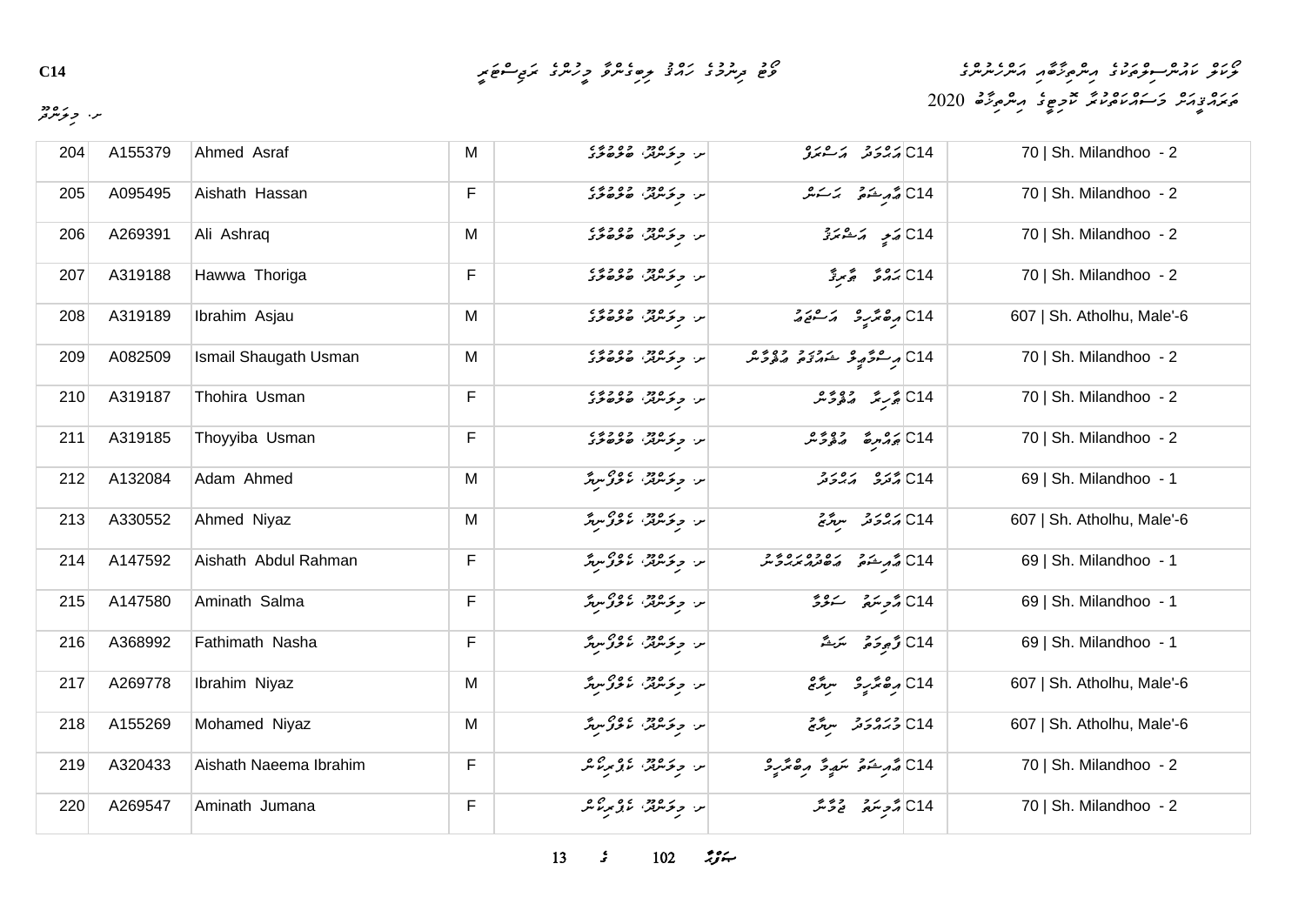| 204 | A155379 | Ahmed Asraf | M | ށ. މިލަންދޫ، ބޮޑުބޯޓާ | C14 އަހުމަދު އަސްރަފު | 70 \| Sh. Milandhoo - 2 |
|---|---|---|---|---|---|---|
| 205 | A095495 | Aishath Hassan | F | ށ. މިލަންދޫ، ބޮޑުބޯޓާ | C14 އާއިޝަތު ހަސަން | 70 \| Sh. Milandhoo - 2 |
| 206 | A269391 | Ali Ashraq | M | ށ. މިލަންދޫ، ބޮޑުބޯޓާ | C14 ޢަލީ އަޝްރަގު | 70 \| Sh. Milandhoo - 2 |
| 207 | A319188 | Hawwa Thoriga | F | ށ. މިލަންދޫ، ބޮޑުބޯޓާ | C14 ހައްވާ ތޯރިގާ | 70 \| Sh. Milandhoo - 2 |
| 208 | A319189 | Ibrahim Asjau | M | ށ. މިލަންދޫ، ބޮޑުބޯޓާ | C14 އިބްރާހީމް އަސްޖައު | 607 \| Sh. Atholhu, Male'-6 |
| 209 | A082509 | Ismail Shaugath Usman | M | ށ. މިލަންދޫ، ބޮޑުބޯޓާ | C14 އިސްމާޢީލް ޝައުގަތު ޢުސްމާން | 70 \| Sh. Milandhoo - 2 |
| 210 | A319187 | Thohira Usman | F | ށ. މިލަންދޫ، ބޮޑުބޯޓާ | C14 ޠާހިރާ ޢުސްމާން | 70 \| Sh. Milandhoo - 2 |
| 211 | A319185 | Thoyyiba Usman | F | ށ. މިލަންދޫ، ބޮޑުބޯޓާ | C14 ޠައްޔިބާ ޢުސްމާން | 70 \| Sh. Milandhoo - 2 |
| 212 | A132084 | Adam Ahmed | M | ށ. މިލަންދޫ، ކޮތުފުސިލާ | C14 އާދަމް އަހުމަދު | 69 \| Sh. Milandhoo - 1 |
| 213 | A330552 | Ahmed Niyaz | M | ށ. މިލަންދޫ، ކޮތުފުސިލާ | C14 އަހުމަދު ނިޔާޒު | 607 \| Sh. Atholhu, Male'-6 |
| 214 | A147592 | Aishath Abdul Rahman | F | ށ. މިލަންދޫ، ކޮތުފުސިލާ | C14 އާއިޝަތު ޢަބްދުއްރަޙްމާން | 69 \| Sh. Milandhoo - 1 |
| 215 | A147580 | Aminath Salma | F | ށ. މިލަންދޫ، ކޮތުފުސިލާ | C14 އާމިނަތު ސަލްމާ | 69 \| Sh. Milandhoo - 1 |
| 216 | A368992 | Fathimath Nasha | F | ށ. މިލަންދޫ، ކޮތުފުސިލާ | C14 ފާތިމަތު ނަޝާ | 69 \| Sh. Milandhoo - 1 |
| 217 | A269778 | Ibrahim Niyaz | M | ށ. މިލަންދޫ، ކޮތުފުސިލާ | C14 އިބްރާހީމް ނިޔާޒު | 607 \| Sh. Atholhu, Male'-6 |
| 218 | A155269 | Mohamed Niyaz | M | ށ. މިލަންދޫ، ކޮތުފުސިލާ | C14 މުޙައްމަދު ނިޔާޒު | 607 \| Sh. Atholhu, Male'-6 |
| 219 | A320433 | Aishath Naeema Ibrahim | F | ށ. މިލަންދޫ، ކޮޅުނިކަން | C14 އާއިޝަތު ނަޢީމާ އިބްރާހީމް | 70 \| Sh. Milandhoo - 2 |
| 220 | A269547 | Aminath Jumana | F | ށ. މިލަންދޫ، ކޮޅުނިކަން | C14 އާމިނަތު ޖުމާނާ | 70 \| Sh. Milandhoo - 2 |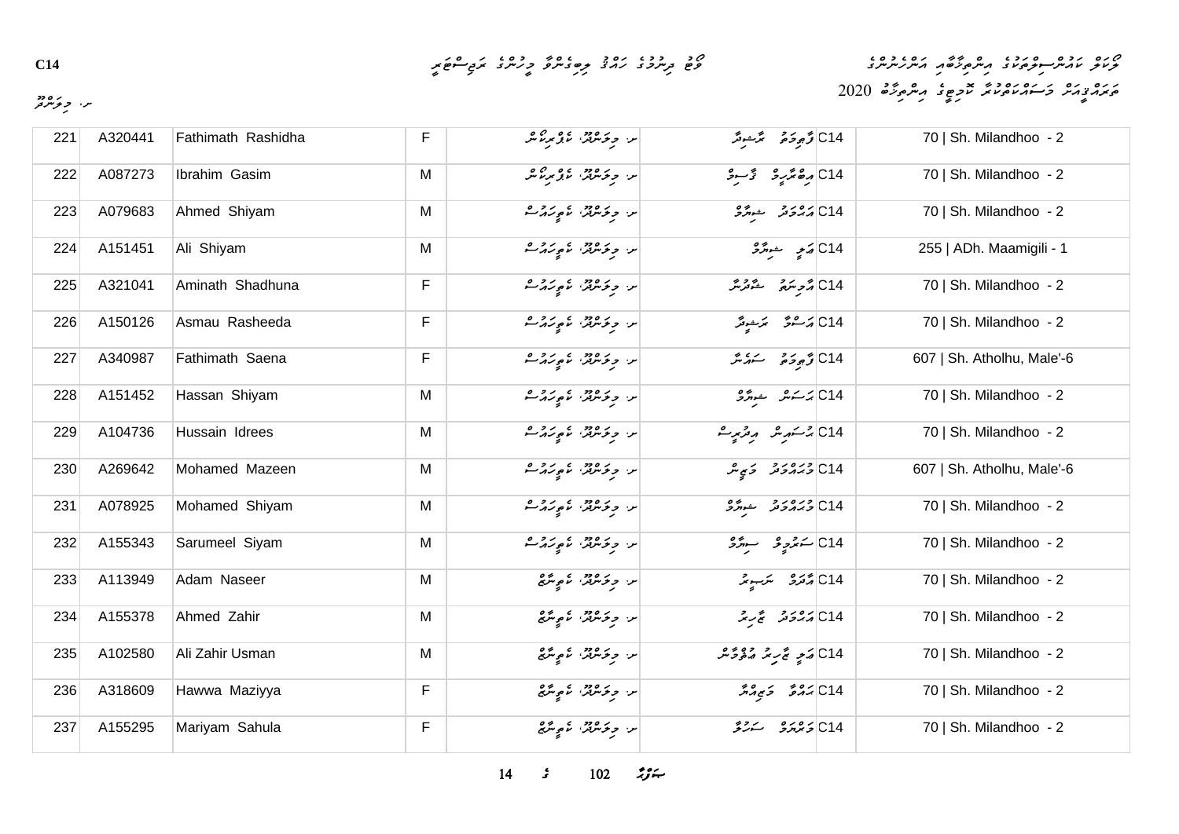| 221 | A320441 | Fathimath Rashidha | F | ށ. މިލަންދޫ، ކެޔޮދިނުން | ފާތިމަތު ރަޝީދާ C14 | 70 \| Sh. Milandhoo - 2 |
|---|---|---|---|---|---|---|
| 222 | A087273 | Ibrahim Gasim | M | ށ. މިލަންދޫ، ކެޔޮދިނުން | އިބްރާހީމް ގާސިމް C14 | 70 \| Sh. Milandhoo - 2 |
| 223 | A079683 | Ahmed Shiyam | M | ށ. މިލަންދޫ، ކެލިހައުސް | އަހްމަދު ޝިޔާމް C14 | 70 \| Sh. Milandhoo - 2 |
| 224 | A151451 | Ali Shiyam | M | ށ. މިލަންދޫ، ކެލިހައުސް | އަލި ޝިޔާމް C14 | 255 \| ADh. Maamigili - 1 |
| 225 | A321041 | Aminath Shadhuna | F | ށ. މިލަންދޫ، ކެލިހައުސް | އާމިނަތު ޝާދުނާ C14 | 70 \| Sh. Milandhoo - 2 |
| 226 | A150126 | Asmau Rasheeda | F | ށ. މިލަންދޫ، ކެލިހައުސް | އަސްމާ ރަޝީދާ C14 | 70 \| Sh. Milandhoo - 2 |
| 227 | A340987 | Fathimath Saena | F | ށ. މިލަންދޫ، ކެލިހައުސް | ފާތިމަތު ސައިނާ C14 | 607 \| Sh. Atholhu, Male'-6 |
| 228 | A151452 | Hassan Shiyam | M | ށ. މިލަންދޫ، ކެލިހައުސް | ހަސަން ޝިޔާމް C14 | 70 \| Sh. Milandhoo - 2 |
| 229 | A104736 | Hussain Idrees | M | ށ. މިލަންދޫ، ކެލިހައުސް | ހުސައިން އިދްރީސް C14 | 70 \| Sh. Milandhoo - 2 |
| 230 | A269642 | Mohamed Mazeen | M | ށ. މިލަންދޫ، ކެލިހައުސް | މުހައްމަދު މަޒީން C14 | 607 \| Sh. Atholhu, Male'-6 |
| 231 | A078925 | Mohamed Shiyam | M | ށ. މިލަންދޫ، ކެލިހައުސް | މުހައްމަދު ޝިޔާމް C14 | 70 \| Sh. Milandhoo - 2 |
| 232 | A155343 | Sarumeel Siyam | M | ށ. މިލަންދޫ، ކެލިހައުސް | ސަރުމީލް ސިޔާމް C14 | 70 \| Sh. Milandhoo - 2 |
| 233 | A113949 | Adam Naseer | M | ށ. މިލަންދޫ، ކެލިނާޒް | އާދަމް ނަސީރު C14 | 70 \| Sh. Milandhoo - 2 |
| 234 | A155378 | Ahmed Zahir | M | ށ. މިލަންދޫ، ކެލިނާޒް | އަހްމަދު ޒާހިރު C14 | 70 \| Sh. Milandhoo - 2 |
| 235 | A102580 | Ali Zahir Usman | M | ށ. މިލަންދޫ، ކެލިނާޒް | އަލި ޒާހިރު އުސްމާން C14 | 70 \| Sh. Milandhoo - 2 |
| 236 | A318609 | Hawwa Maziyya | F | ށ. މިލަންދޫ، ކެލިނާޒް | ހައްވާ މާޒިއްޔާ C14 | 70 \| Sh. Milandhoo - 2 |
| 237 | A155295 | Mariyam Sahula | F | ށ. މިލަންދޫ، ކެލިނާޒް | މަރިޔަމް ސަހުލާ C14 | 70 \| Sh. Milandhoo - 2 |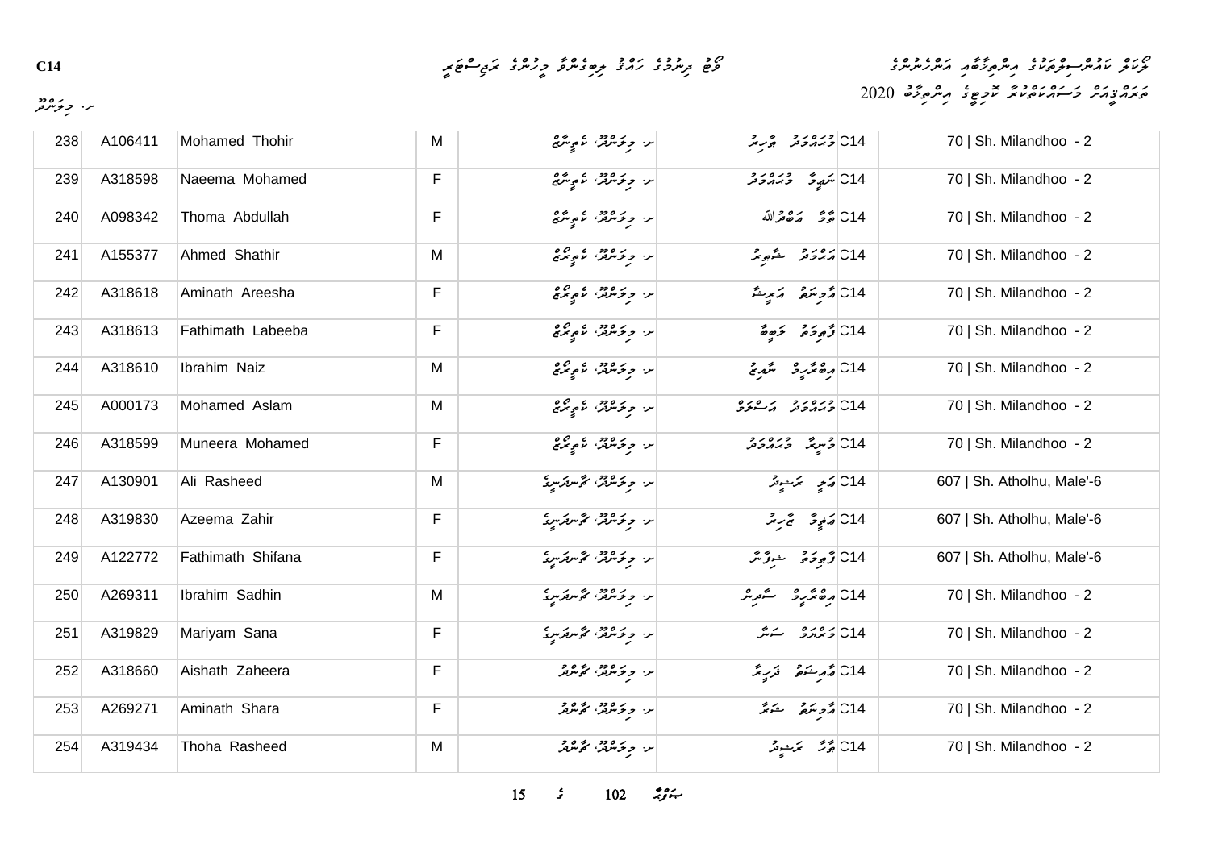| 238 | A106411 | Mohamed Thohir | M | ش. މިލަންދޫ، ޓާވިނގޭ | C14 ﻣﺤﻤﺪ ﻃﺎﻫﺮ | 70 \| Sh. Milandhoo - 2 |
|---|---|---|---|---|---|---|
| 239 | A318598 | Naeema Mohamed | F | ش. މިލަންދޫ، ޓާވިނގޭ | C14 ނަޢީމާ މުޙައްމަދު | 70 \| Sh. Milandhoo - 2 |
| 240 | A098342 | Thoma Abdullah | F | ش. މިލަންދޫ، ޓާވިނގޭ | C14 ޠޯމާ ޢަބްދުﷲ | 70 \| Sh. Milandhoo - 2 |
| 241 | A155377 | Ahmed Shathir | M | ش. މިލަންދޫ، ޓާވިންގު | C14 އަޙްމަދު ޝާތިރު | 70 \| Sh. Milandhoo - 2 |
| 242 | A318618 | Aminath Areesha | F | ش. މިލަންދޫ، ޓާވިންގު | C14 އާމިނަތު އަރީޝާ | 70 \| Sh. Milandhoo - 2 |
| 243 | A318613 | Fathimath Labeeba | F | ش. މިލަންދޫ، ޓާވިންގު | C14 ފާތިމަތު ލަބީބާ | 70 \| Sh. Milandhoo - 2 |
| 244 | A318610 | Ibrahim Naiz | M | ش. މިލަންދޫ، ޓާވިންގު | C14 އިބްރާހީމް ނާއިޒް | 70 \| Sh. Milandhoo - 2 |
| 245 | A000173 | Mohamed Aslam | M | ش. މިލަންދޫ، ޓާވިންގު | C14 މުޙައްމަދު އަސްލަމް | 70 \| Sh. Milandhoo - 2 |
| 246 | A318599 | Muneera Mohamed | F | ش. މިލަންދޫ، ޓާވިންގު | C14 މުނީރާ މުޙައްމަދު | 70 \| Sh. Milandhoo - 2 |
| 247 | A130901 | Ali Rasheed | M | ش. މިލަންދޫ، ތާސިދަރުގެ | C14 އަލި ރަޝީދު | 607 \| Sh. Atholhu, Male'-6 |
| 248 | A319830 | Azeema Zahir | F | ش. މިލަންދޫ، ތާސިދަރުގެ | C14 އަޒީމާ ޒާހިރު | 607 \| Sh. Atholhu, Male'-6 |
| 249 | A122772 | Fathimath Shifana | F | ش. މިލަންދޫ، ތާސިދަރުގެ | C14 ފާތިމަތު ޝިފާނާ | 607 \| Sh. Atholhu, Male'-6 |
| 250 | A269311 | Ibrahim Sadhin | M | ش. މިލަންދޫ، ތާސިދަރުގެ | C14 އިބްރާހީމް ސާދިން | 70 \| Sh. Milandhoo - 2 |
| 251 | A319829 | Mariyam Sana | F | ش. މިލަންދޫ، ތާސިދަރުގެ | C14 މަރިޔަމް ސަނާ | 70 \| Sh. Milandhoo - 2 |
| 252 | A318660 | Aishath Zaheera | F | ش. މިލަންދޫ، ތާނުދު | C14 އާއިޝަތު ޒަހީރާ | 70 \| Sh. Milandhoo - 2 |
| 253 | A269271 | Aminath Shara | F | ش. މިލަންދޫ، ތާނުދު | C14 އާމިނަތު ޝަރާ | 70 \| Sh. Milandhoo - 2 |
| 254 | A319434 | Thoha Rasheed | M | ش. މިލަންދޫ، ތާނުދު | C14 ޠާހާ ރަޝީދު | 70 \| Sh. Milandhoo - 2 |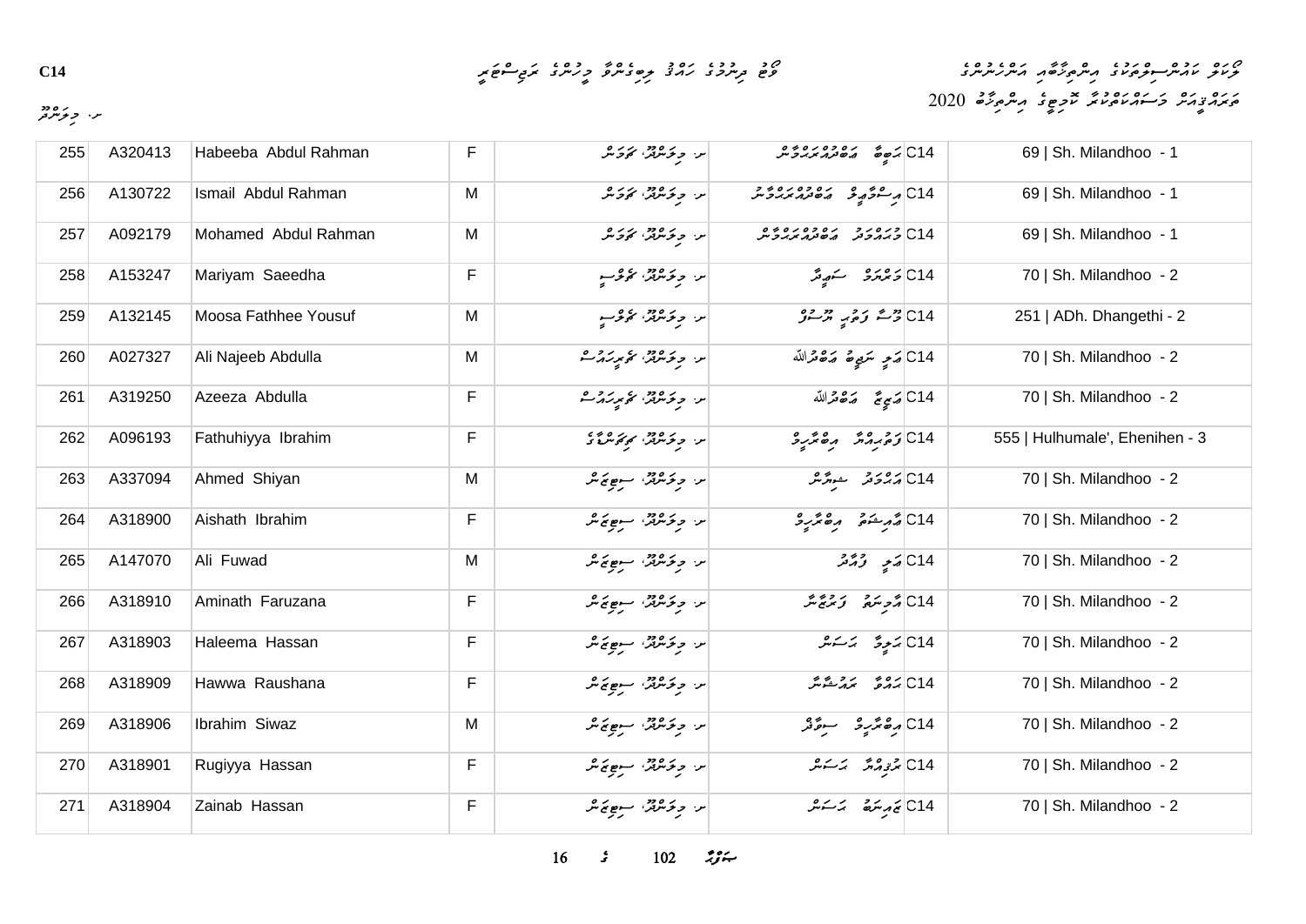| 255 | A320413 | Habeeba Abdul Rahman | F | ش. މިލަންދޫ، ޖަވަން | C14 ހަބީބާ ޢަބްދުއްރަޙްމާން | 69 \| Sh. Milandhoo - 1 |
|---|---|---|---|---|---|---|
| 256 | A130722 | Ismail Abdul Rahman | M | ش. މިލަންދޫ، ޖަވަން | C14 އިސްމާޢީލް ޢަބްދުއްރަޙްމާން | 69 \| Sh. Milandhoo - 1 |
| 257 | A092179 | Mohamed Abdul Rahman | M | ش. މިލަންދޫ، ޖަވަން | C14 މުޙައްމަދު ޢަބްދުއްރަޙްމާން | 69 \| Sh. Milandhoo - 1 |
| 258 | A153247 | Mariyam Saeedha | F | ش. މިލަންދޫ، ޖަވާސީ | C14 މަރިޔަމް ސަޢީދާ | 70 \| Sh. Milandhoo - 2 |
| 259 | A132145 | Moosa Fathhee Yousuf | M | ش. މިލަންދޫ، ޖަވާސީ | C14 މޫސާ ފަތުޙީ ޔޫސުފް | 251 \| ADh. Dhangethi - 2 |
| 260 | A027327 | Ali Najeeb Abdulla | M | ش. މިލަންދޫ، ޖަޒީރާއުސް | C14 އަލީ ނަޖީބު އަބްދުﷲ | 70 \| Sh. Milandhoo - 2 |
| 261 | A319250 | Azeeza Abdulla | F | ش. މިލަންދޫ، ޖަޒީރާއުސް | C14 އަޒީޒާ އަބްދުﷲ | 70 \| Sh. Milandhoo - 2 |
| 262 | A096193 | Fathuhiyya Ibrahim | F | ش. މިލަންދޫ، ޖަވަންގޭ | C14 ފަތުހިއްޔާ އިބްރާހީމް | 555 \| Hulhumale', Ehenihen - 3 |
| 263 | A337094 | Ahmed Shiyan | M | ش. މިލަންދޫ، ސިލްވަން | C14 އަޙްމަދު ޝިޔާން | 70 \| Sh. Milandhoo - 2 |
| 264 | A318900 | Aishath Ibrahim | F | ش. މިލަންދޫ، ސިލްވަން | C14 އާއިޝަތު އިބްރާހީމް | 70 \| Sh. Milandhoo - 2 |
| 265 | A147070 | Ali Fuwad | M | ش. މިލަންދޫ، ސިލްވަން | C14 އަލީ ފުއާދު | 70 \| Sh. Milandhoo - 2 |
| 266 | A318910 | Aminath Faruzana | F | ش. މިލަންދޫ، ސިލްވަން | C14 އާމިނަތު ފަރުޒާނާ | 70 \| Sh. Milandhoo - 2 |
| 267 | A318903 | Haleema Hassan | F | ش. މިލަންދޫ، ސިލްވަން | C14 ހަލީމާ ހަސަން | 70 \| Sh. Milandhoo - 2 |
| 268 | A318909 | Hawwa Raushana | F | ش. މިލަންދޫ، ސިލްވަން | C14 ހައްވާ ރައުޝަނާ | 70 \| Sh. Milandhoo - 2 |
| 269 | A318906 | Ibrahim Siwaz | M | ش. މިލަންދޫ، ސިލްވަން | C14 އިބްރާހީމް ސިވާޒް | 70 \| Sh. Milandhoo - 2 |
| 270 | A318901 | Rugiyya Hassan | F | ش. މިލަންދޫ، ސިލްވަން | C14 ރުގިއްޔާ ހަސަން | 70 \| Sh. Milandhoo - 2 |
| 271 | A318904 | Zainab Hassan | F | ش. މިލަންދޫ، ސިލްވަން | C14 ޒައިނަބު ހަސަން | 70 \| Sh. Milandhoo - 2 |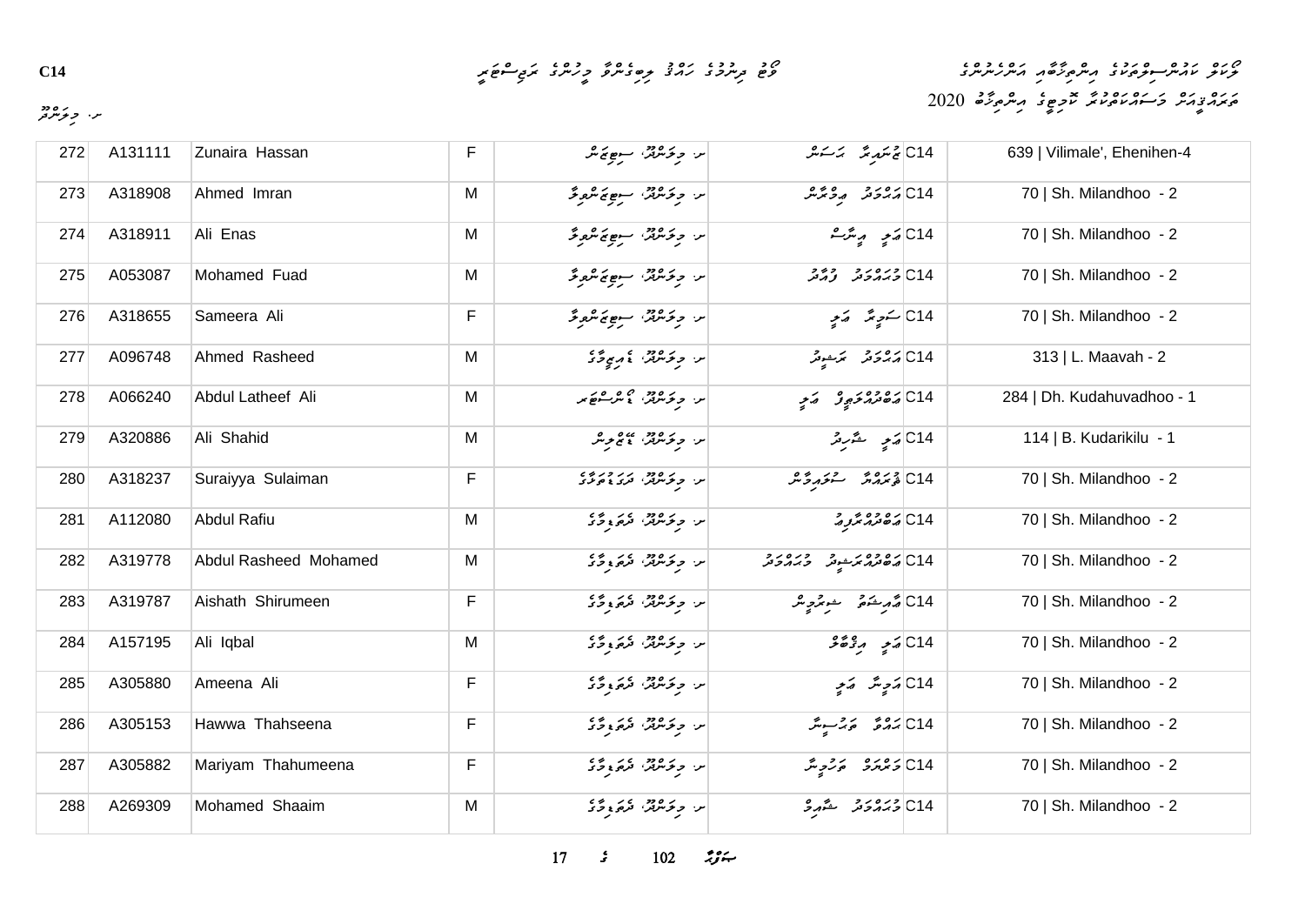| 272 | A131111 | Zunaira Hassan | F | ނ. މިލަންދޫ، ސިލްވަރ | C14 ޒުނައިރާ ހަސަން | 639 \| Vilimale', Ehenihen-4 |
|---|---|---|---|---|---|---|
| 273 | A318908 | Ahmed Imran | M | ނ. މިލަންދޫ، ސިލްވަރނުވާ | C14 އަޙްމަދު އިމްރާން | 70 \| Sh. Milandhoo - 2 |
| 274 | A318911 | Ali Enas | M | ނ. މިލަންދޫ، ސިލްވަރނުވާ | C14 ޢަލީ އީނާސް | 70 \| Sh. Milandhoo - 2 |
| 275 | A053087 | Mohamed Fuad | M | ނ. މިލަންދޫ، ސިލްވަރނުވާ | C14 މުޙައްމަދު ފުއާދު | 70 \| Sh. Milandhoo - 2 |
| 276 | A318655 | Sameera Ali | F | ނ. މިލަންދޫ، ސިލްވަރނުވާ | C14 ސަމީރާ ޢަލީ | 70 \| Sh. Milandhoo - 2 |
| 277 | A096748 | Ahmed Rasheed | M | ނ. މިލަންދޫ، ގުރިޔާގެ | C14 އަޙްމަދު ރަޝީދު | 313 \| L. Maavah - 2 |
| 278 | A066240 | Abdul Latheef Ali | M | ނ. މިލަންދޫ، ގުލްސްޓަރ | C14 އަބްދުއްލަޠީފު ޢަލީ | 284 \| Dh. Kudahuvadhoo - 1 |
| 279 | A320886 | Ali Shahid | M | ނ. މިލަންދޫ، ގުޅިވިން | C14 ޢަލީ ޝާހިދު | 114 \| B. Kudarikilu - 1 |
| 280 | A318237 | Suraiyya Sulaiman | F | ނ. މިލަންދޫ، ދަރަގެވަށްގެ | C14 ޘުރައްޔާ ސުލައިމާން | 70 \| Sh. Milandhoo - 2 |
| 281 | A112080 | Abdul Rafiu | M | ނ. މިލަންދޫ، ދަރަވިގެ | C14 އަބްދުއްރާފިއު | 70 \| Sh. Milandhoo - 2 |
| 282 | A319778 | Abdul Rasheed Mohamed | M | ނ. މިލަންދޫ، ދަރަވިގެ | C14 އަބްދުއްރަޝީދު މުޙައްމަދު | 70 \| Sh. Milandhoo - 2 |
| 283 | A319787 | Aishath Shirumeen | F | ނ. މިލަންދޫ، ދަރަވިގެ | C14 ޢާއިޝަތު ޝިރުމީން | 70 \| Sh. Milandhoo - 2 |
| 284 | A157195 | Ali Iqbal | M | ނ. މިލަންދޫ، ދަރަވިގެ | C14 ޢަލީ އިޤްބާލް | 70 \| Sh. Milandhoo - 2 |
| 285 | A305880 | Ameena Ali | F | ނ. މިލަންދޫ، ދަރަވިގެ | C14 އަމީނާ ޢަލީ | 70 \| Sh. Milandhoo - 2 |
| 286 | A305153 | Hawwa Thahseena | F | ނ. މިލަންދޫ، ދަރަވިގެ | C14 ޙައްވާ ތަޙްސީނާ | 70 \| Sh. Milandhoo - 2 |
| 287 | A305882 | Mariyam Thahumeena | F | ނ. މިލަންދޫ، ދަރަވިގެ | C14 މަރިޔަމް ތަހުމީނާ | 70 \| Sh. Milandhoo - 2 |
| 288 | A269309 | Mohamed Shaaim | M | ނ. މިލަންދޫ، ދަރަވިގެ | C14 މުޙައްމަދު ޝާއިމް | 70 \| Sh. Milandhoo - 2 |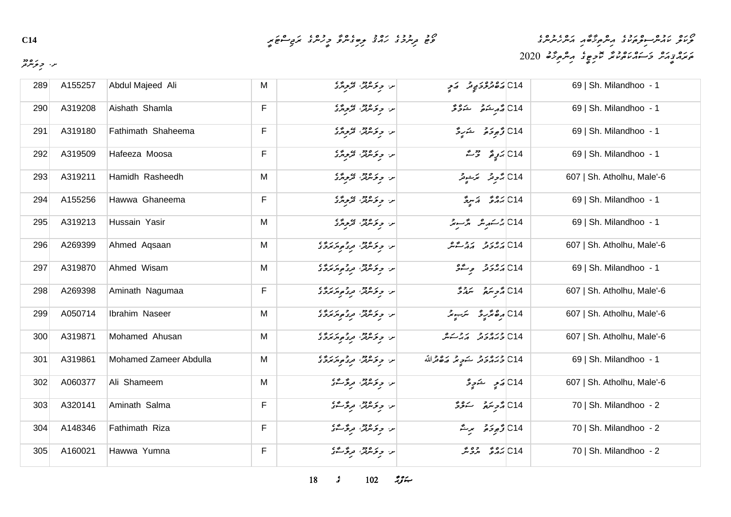| 289 | A155257 | Abdul Majeed Ali | M | ش. މިލަންދޫ، ގޮއްޓެރިގެ | C14 އަބްދުލްމަޖީދު ޢަލީ | 69 \| Sh. Milandhoo - 1 |
|---|---|---|---|---|---|---|
| 290 | A319208 | Aishath Shamla | F | ش. މިލަންދޫ، ގޮއްޓެރިގެ | C14 އާއިޝަތު ޝަމްލާ | 69 \| Sh. Milandhoo - 1 |
| 291 | A319180 | Fathimath Shaheema | F | ش. މިލަންދޫ، ގޮއްޓެރިގެ | C14 ފާތިމަތު ޝަހީމާ | 69 \| Sh. Milandhoo - 1 |
| 292 | A319509 | Hafeeza Moosa | F | ش. މިލަންދޫ، ގޮއްޓެރިގެ | C14 ހަފީޒާ މޫސާ | 69 \| Sh. Milandhoo - 1 |
| 293 | A319211 | Hamidh Rasheedh | M | ش. މިލަންދޫ، ގޮއްޓެރިގެ | C14 ހާމިދު ރަޝީދު | 607 \| Sh. Atholhu, Male'-6 |
| 294 | A155256 | Hawwa Ghaneema | F | ش. މިލަންދޫ، ގޮއްޓެރިގެ | C14 ހައްވާ ޣަނީމާ | 69 \| Sh. Milandhoo - 1 |
| 295 | A319213 | Hussain Yasir | M | ش. މިލަންދޫ، ގޮއްޓެރިގެ | C14 ހުސައިން ޔާސިރު | 69 \| Sh. Milandhoo - 1 |
| 296 | A269399 | Ahmed Aqsaan | M | ش. މިލަންދޫ، ދިލްފިދަރަގެ | C14 އަހުމަދު އައްސާން | 607 \| Sh. Atholhu, Male'-6 |
| 297 | A319870 | Ahmed Wisam | M | ش. މިލަންދޫ، ދިލްފިދަރަގެ | C14 އަހުމަދު ވިސާމް | 69 \| Sh. Milandhoo - 1 |
| 298 | A269398 | Aminath Nagumaa | F | ش. މިލަންދޫ، ދިލްފިދަރަގެ | C14 އާމިނަތު ނަގުމާ | 607 \| Sh. Atholhu, Male'-6 |
| 299 | A050714 | Ibrahim Naseer | M | ش. މިލަންދޫ، ދިލްފިދަރަގެ | C14 އިބްރާހީމް ނަސީރު | 607 \| Sh. Atholhu, Male'-6 |
| 300 | A319871 | Mohamed Ahusan | M | ش. މިލަންދޫ، ދިލްފިދަރަގެ | C14 މުހައްމަދު އަހުސަން | 607 \| Sh. Atholhu, Male'-6 |
| 301 | A319861 | Mohamed Zameer Abdulla | M | ش. މިލަންދޫ، ދިލްފިދަރަގެ | C14 މުހައްމަދު ޒަމީރު އަބްދުالله | 69 \| Sh. Milandhoo - 1 |
| 302 | A060377 | Ali Shameem | M | ش. މިލަންދޫ، ދިލާސާގެ | C14 ޢަލީ ޝަމީމް | 607 \| Sh. Atholhu, Male'-6 |
| 303 | A320141 | Aminath Salma | F | ش. މިލަންދޫ، ދިލާސާގެ | C14 އާމިނަތު ސަލްމާ | 70 \| Sh. Milandhoo - 2 |
| 304 | A148346 | Fathimath Riza | F | ش. މިލަންދޫ، ދިލާސާގެ | C14 ފާތިމަތު ރިޒާ | 70 \| Sh. Milandhoo - 2 |
| 305 | A160021 | Hawwa Yumna | F | ش. މިލަންދޫ، ދިލާސާގެ | C14 ހައްވާ ޔުމްނާ | 70 \| Sh. Milandhoo - 2 |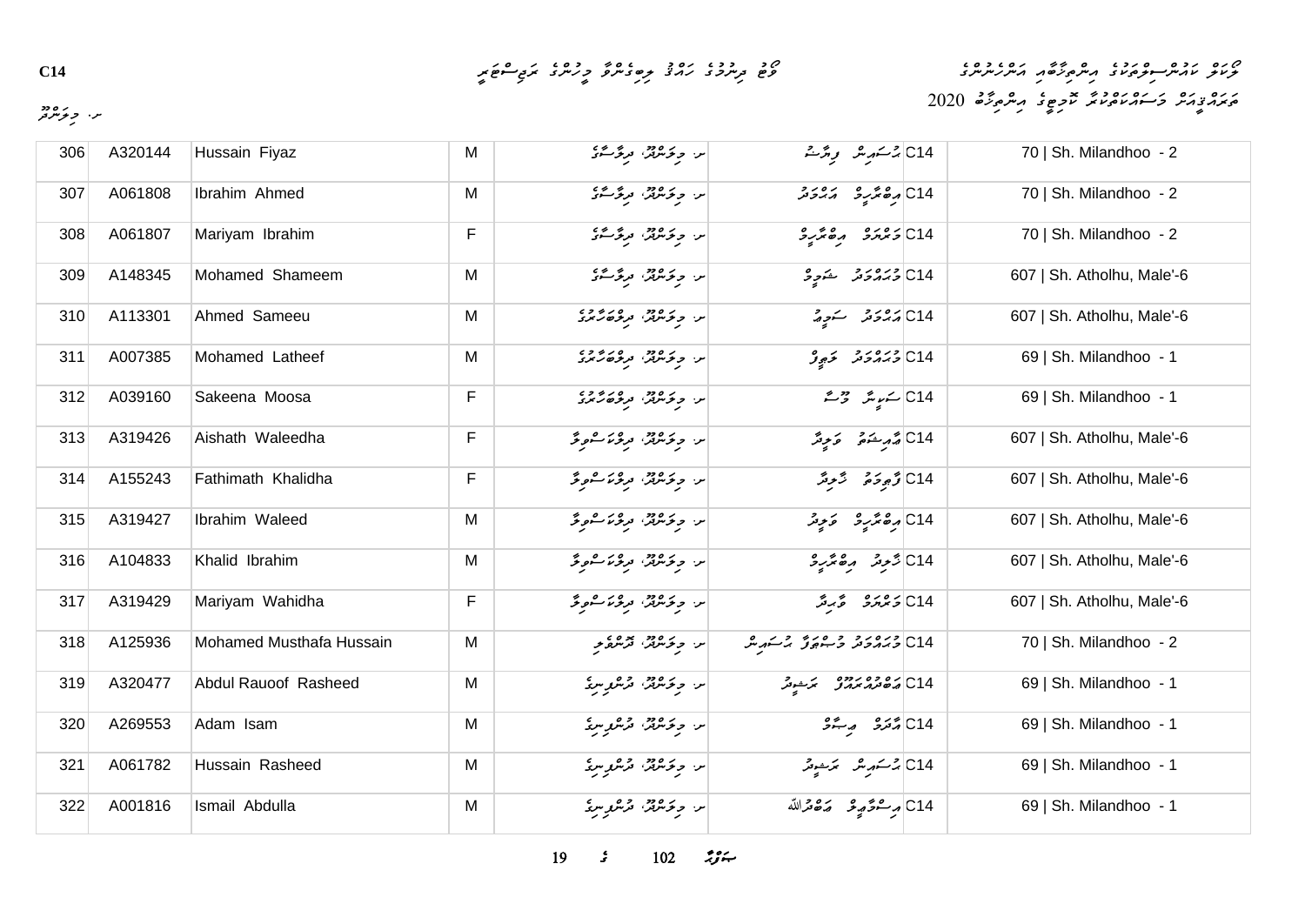| 306 | A320144 | Hussain Fiyaz | M | ނ. މިލަންދޫ، ދިލާސާގެ | C14 ޙުސައިން ފިޔާޒް | 70 \| Sh. Milandhoo - 2 |
|---|---|---|---|---|---|---|
| 307 | A061808 | Ibrahim Ahmed | M | ނ. މިލަންދޫ، ދިލާސާގެ | C14 އިބްރާހީމް އަޙްމަދު | 70 \| Sh. Milandhoo - 2 |
| 308 | A061807 | Mariyam Ibrahim | F | ނ. މިލަންދޫ، ދިލާސާގެ | C14 މަރިޔަމް އިބްރާހީމް | 70 \| Sh. Milandhoo - 2 |
| 309 | A148345 | Mohamed Shameem | M | ނ. މިލަންދޫ، ދިލާސާގެ | C14 މުޙައްމަދު ޝަމީމް | 607 \| Sh. Atholhu, Male'-6 |
| 310 | A113301 | Ahmed Sameeu | M | ނ. މިލަންދޫ، ދިލްބަހާރުގެ | C14 އަޙްމަދު ސަމީޢު | 607 \| Sh. Atholhu, Male'-6 |
| 311 | A007385 | Mohamed Latheef | M | ނ. މިލަންދޫ، ދިލްބަހާރުގެ | C14 މުޙައްމަދު ލަޠީފް | 69 \| Sh. Milandhoo - 1 |
| 312 | A039160 | Sakeena Moosa | F | ނ. މިލަންދޫ، ދިލްބަހާރުގެ | C14 ސަކީނާ މޫސާ | 69 \| Sh. Milandhoo - 1 |
| 313 | A319426 | Aishath Waleedha | F | ނ. މިލަންދޫ، ދިލްގަސްމީވާ | C14 އާއިޝަތު ވަލީދާ | 607 \| Sh. Atholhu, Male'-6 |
| 314 | A155243 | Fathimath Khalidha | F | ނ. މިލަންދޫ، ދިލްގަސްމީވާ | C14 ފާތިމަތު ޚާލިދާ | 607 \| Sh. Atholhu, Male'-6 |
| 315 | A319427 | Ibrahim Waleed | M | ނ. މިލަންދޫ، ދިލްގަސްމީވާ | C14 އިބްރާހީމް ވަލީދު | 607 \| Sh. Atholhu, Male'-6 |
| 316 | A104833 | Khalid Ibrahim | M | ނ. މިލަންދޫ، ދިލްގަސްމީވާ | C14 ޚާލިދު އިބްރާހީމް | 607 \| Sh. Atholhu, Male'-6 |
| 317 | A319429 | Mariyam Wahidha | F | ނ. މިލަންދޫ، ދިލްގަސްމީވާ | C14 މަރިޔަމް ވާޙިދާ | 607 \| Sh. Atholhu, Male'-6 |
| 318 | A125936 | Mohamed Musthafa Hussain | M | ނ. މިލަންދޫ، ދޮންގެ | C14 މުޙައްމަދު މުސްތަފާ ޙުސައިން | 70 \| Sh. Milandhoo - 2 |
| 319 | A320477 | Abdul Rauoof Rasheed | M | ނ. މިލަންދޫ، ދޮންވިނަގެ | C14 އަބްދުއްރަޢޫފް ރަޝީދު | 69 \| Sh. Milandhoo - 1 |
| 320 | A269553 | Adam Isam | M | ނ. މިލަންދޫ، ދޮންވިނަގެ | C14 އާދަމް އިސާމް | 69 \| Sh. Milandhoo - 1 |
| 321 | A061782 | Hussain Rasheed | M | ނ. މިލަންދޫ، ދޮންވިނަގެ | C14 ޙުސައިން ރަޝީދު | 69 \| Sh. Milandhoo - 1 |
| 322 | A001816 | Ismail Abdulla | M | ނ. މިލަންދޫ، ދޮންވިނަގެ | C14 އިސްމާޢީލް އަބްދުﷲ | 69 \| Sh. Milandhoo - 1 |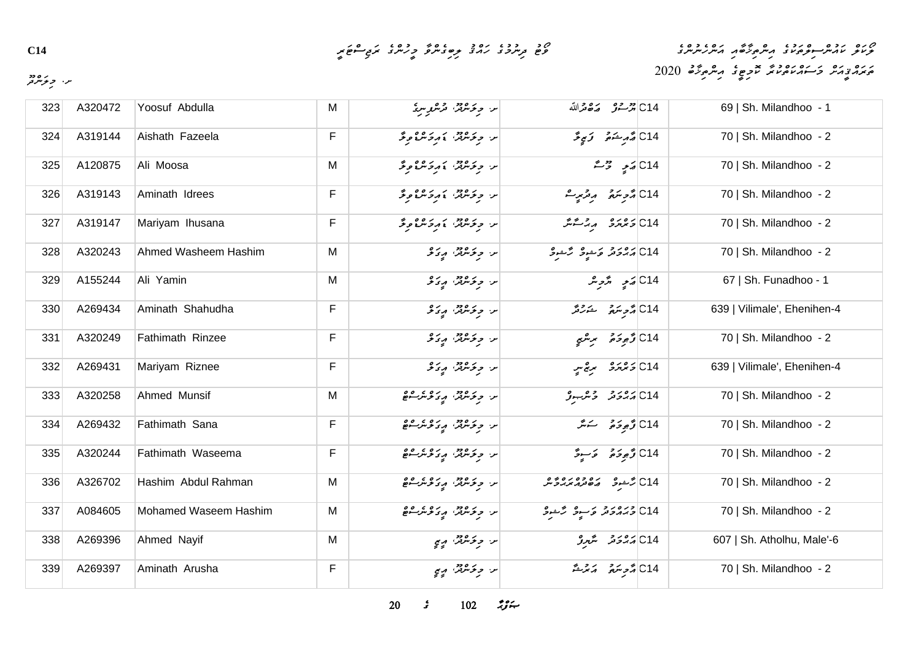| 323 | A320472 | Yoosuf Abdulla | M | ش. މިލަންދޫ، ދަންޑުނިގެ | C14 ޔޫސުފް އަބްދުﷲ | 69 \| Sh. Milandhoo - 1 |
|---|---|---|---|---|---|---|
| 324 | A319144 | Aishath Fazeela | F | ش. މިލަންދޫ، ގެމަފަންނުވިލާ | C14 އާއިޝަތު ފަޒީލާ | 70 \| Sh. Milandhoo - 2 |
| 325 | A120875 | Ali Moosa | M | ش. މިލަންދޫ، ގެމަފަންނުވިލާ | C14 އަލި މޫސާ | 70 \| Sh. Milandhoo - 2 |
| 326 | A319143 | Aminath Idrees | F | ش. މިލަންދޫ، ގެމަފަންނުވިލާ | C14 އާމިނަތު އިދުރީސް | 70 \| Sh. Milandhoo - 2 |
| 327 | A319147 | Mariyam Ihusana | F | ش. މިލަންދޫ، ގެމަފަންނުވިލާ | C14 މަރިޔަމް އިހުސާނާ | 70 \| Sh. Milandhoo - 2 |
| 328 | A320243 | Ahmed Washeem Hashim | M | ش. މިލަންދޫ، އިޒަލް | C14 އަހުމަދު ވަޝީމް ހާޝިމް | 70 \| Sh. Milandhoo - 2 |
| 329 | A155244 | Ali Yamin | M | ش. މިލަންދޫ، އިޒަލް | C14 އަލި ޔާމިން | 67 \| Sh. Funadhoo - 1 |
| 330 | A269434 | Aminath Shahudha | F | ش. މިލަންދޫ، އިޒަލް | C14 އާމިނަތު ޝަހުދާ | 639 \| Vilimale', Ehenihen-4 |
| 331 | A320249 | Fathimath Rinzee | F | ش. މިލަންދޫ، އިޒަލް | C14 ފާތިމަތު ރިންޒީ | 70 \| Sh. Milandhoo - 2 |
| 332 | A269431 | Mariyam Riznee | F | ش. މިލަންދޫ، އިޒަލް | C14 މަރިޔަމް ރިޒްނީ | 639 \| Vilimale', Ehenihen-4 |
| 333 | A320258 | Ahmed Munsif | M | ش. މިލަންދޫ، އިޒަލްޕެރެސް | C14 އަހުމަދު މުންސިފް | 70 \| Sh. Milandhoo - 2 |
| 334 | A269432 | Fathimath Sana | F | ش. މިލަންދޫ، އިޒަލްޕެރެސް | C14 ފާތިމަތު ސަނާ | 70 \| Sh. Milandhoo - 2 |
| 335 | A320244 | Fathimath Waseema | F | ش. މިލަންދޫ، އިޒަލްޕެރެސް | C14 ފާތިމަތު ވަސީމާ | 70 \| Sh. Milandhoo - 2 |
| 336 | A326702 | Hashim Abdul Rahman | M | ش. މިލަންދޫ، އިޒަލްޕެރެސް | C14 ހާޝިމް އަބްދުއްރަޙްމާން | 70 \| Sh. Milandhoo - 2 |
| 337 | A084605 | Mohamed Waseem Hashim | M | ش. މިލަންދޫ، އިޒަލްޕެރެސް | C14 މުޙައްމަދު ވަސީމް ހާޝިމް | 70 \| Sh. Milandhoo - 2 |
| 338 | A269396 | Ahmed Nayif | M | ش. މިލަންދޫ، އިރު | C14 އަހުމަދު ނާއިފް | 607 \| Sh. Atholhu, Male'-6 |
| 339 | A269397 | Aminath Arusha | F | ش. މިލަންދޫ، އިރު | C14 އާމިނަތު އަރުޝާ | 70 \| Sh. Milandhoo - 2 |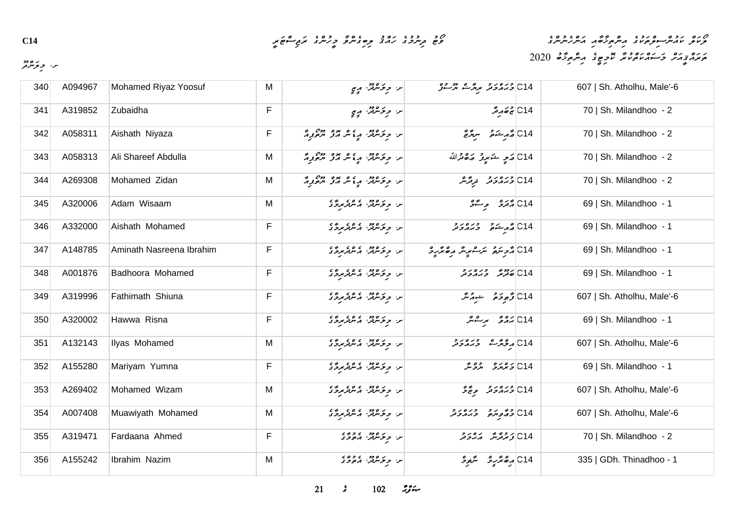| 340 | A094967 | Mohamed Riyaz Yoosuf | M | ش. މިލަންދޫ، ރީޗް | C14  މުޙައްމަދު ރިޔާޒް ޔޫސުފް | 607 \| Sh. Atholhu, Male'-6 |
|---|---|---|---|---|---|---|
| 341 | A319852 | Zubaidha | F | ش. މިލަންދޫ، ރީޗް | C14 ޒުބައިދާ | 70 \| Sh. Milandhoo - 2 |
| 342 | A058311 | Aishath Niyaza | F | ش. މިލަންދޫ، ރީޖެންޓް ވިލާ | C14 އާއިޝަތު ނިޔާޒާ | 70 \| Sh. Milandhoo - 2 |
| 343 | A058313 | Ali Shareef Abdulla | M | ش. މިލަންދޫ، ރީޖެންޓް ވިލާ | C14 އަލީ ޝަރީފް އަބްދުﷲ | 70 \| Sh. Milandhoo - 2 |
| 344 | A269308 | Mohamed Zidan | M | ش. މިލަންދޫ، ރީޖެންޓް ވިލާ | C14 މުޙައްމަދު ޒިދާން | 70 \| Sh. Milandhoo - 2 |
| 345 | A320006 | Adam Wisaam | M | ش. މިލަންދޫ، އެންބަރުގެ | C14 އާދަމް ވިސާމް | 69 \| Sh. Milandhoo - 1 |
| 346 | A332000 | Aishath Mohamed | F | ش. މިލަންދޫ، އެންބަރުގެ | C14 އާއިޝަތު މުޙައްމަދު | 69 \| Sh. Milandhoo - 1 |
| 347 | A148785 | Aminath Nasreena Ibrahim | F | ش. މިލަންދޫ، އެންބަރުގެ | C14 އާމިނަތު ނަސްރީނާ އިބްރާހީމް | 69 \| Sh. Milandhoo - 1 |
| 348 | A001876 | Badhoora Mohamed | F | ش. މިލަންދޫ، އެންބަރުގެ | C14 ބަދޫރާ މުޙައްމަދު | 69 \| Sh. Milandhoo - 1 |
| 349 | A319996 | Fathimath Shiuna | F | ش. މިލަންދޫ، އެންބަރުގެ | C14 ފާތިމަތު ޝިއުނާ | 607 \| Sh. Atholhu, Male'-6 |
| 350 | A320002 | Hawwa Risna | F | ش. މިލަންދޫ، އެންބަރުގެ | C14 ހައްވާ ރިސްނާ | 69 \| Sh. Milandhoo - 1 |
| 351 | A132143 | Ilyas Mohamed | M | ش. މިލަންދޫ، އެންބަރުގެ | C14 އިލްޔާސް މުޙައްމަދު | 607 \| Sh. Atholhu, Male'-6 |
| 352 | A155280 | Mariyam Yumna | F | ش. މިލަންދޫ، އެންބަރުގެ | C14 މަރިޔަމް ޔުމްނާ | 69 \| Sh. Milandhoo - 1 |
| 353 | A269402 | Mohamed Wizam | M | ش. މިލަންދޫ، އެންބަރުގެ | C14 މުޙައްމަދު ވިޒާމް | 607 \| Sh. Atholhu, Male'-6 |
| 354 | A007408 | Muawiyath Mohamed | M | ش. މިލަންދޫ، އެންބަރުގެ | C14 މުޢާވިޔަތު މުޙައްމަދު | 607 \| Sh. Atholhu, Male'-6 |
| 355 | A319471 | Fardaana Ahmed | F | ش. މިލަންދޫ، އެތުވޭ | C14 ފަރުދާނާ އަޙްމަދު | 70 \| Sh. Milandhoo - 2 |
| 356 | A155242 | Ibrahim Nazim | M | ش. މިލަންދޫ، އެތުވޭ | C14 އިބްރާހީމް ނާޒިމް | 335 \| GDh. Thinadhoo - 1 |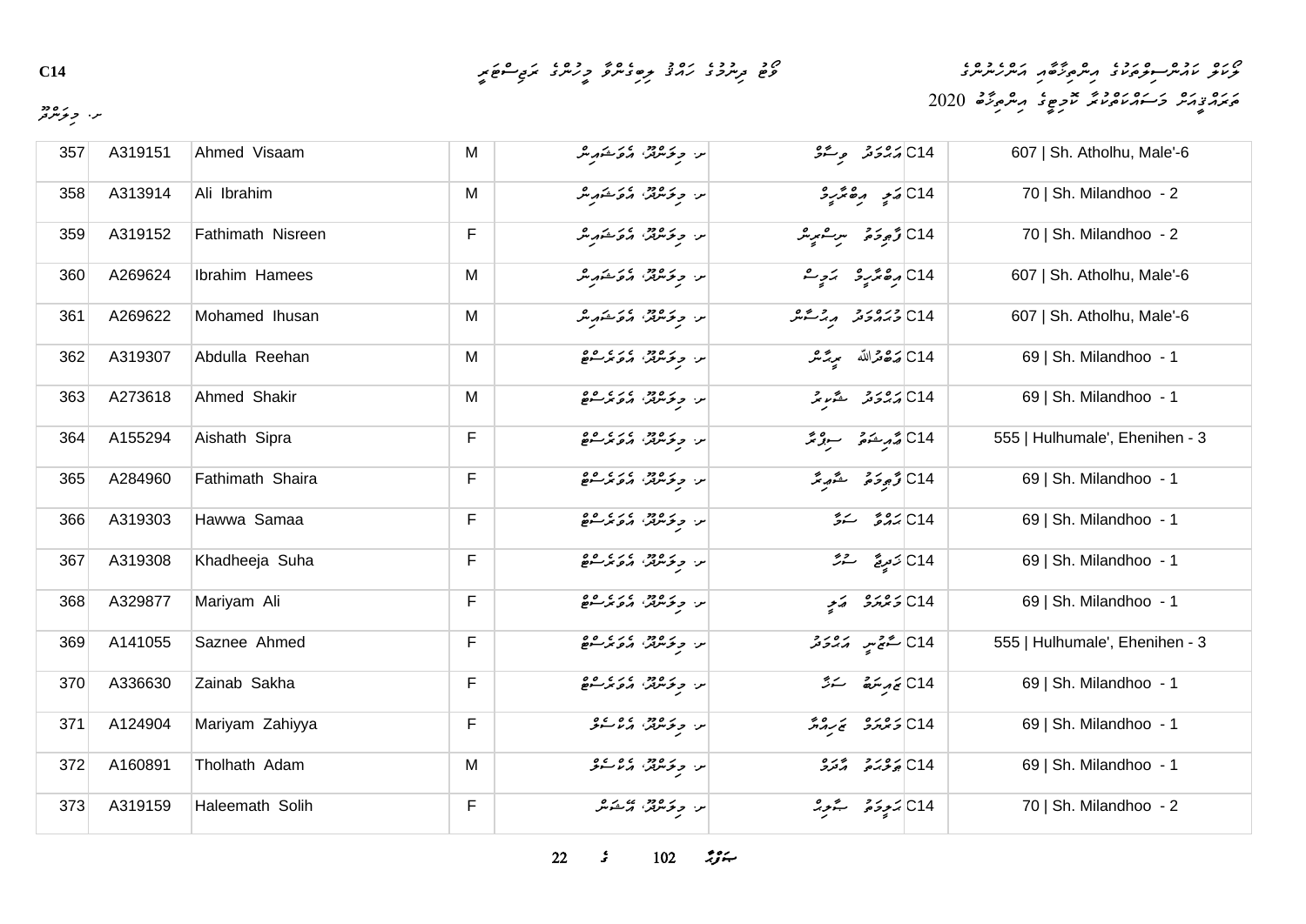| 357 | A319151 | Ahmed Visaam | M | ށ. މިލަންދޫ، އުވަޝަރިން | އަހުމަދު ވިސާމް C14 | 607 \| Sh. Atholhu, Male'-6 |
|---|---|---|---|---|---|---|
| 358 | A313914 | Ali Ibrahim | M | ށ. މިލަންދޫ، އުވަޝަރިން | އަލި އިބްރާހީމް C14 | 70 \| Sh. Milandhoo - 2 |
| 359 | A319152 | Fathimath Nisreen | F | ށ. މިލަންދޫ، އުވަޝަރިން | ފާތިމަތު ނިސްރީން C14 | 70 \| Sh. Milandhoo - 2 |
| 360 | A269624 | Ibrahim Hamees | M | ށ. މިލަންދޫ، އުވަޝަރިން | އިބްރާހީމް ހަމީސް C14 | 607 \| Sh. Atholhu, Male'-6 |
| 361 | A269622 | Mohamed Ihusan | M | ށ. މިލަންދޫ، އުވަޝަރިން | މުހައްމަދު އިހްސާން C14 | 607 \| Sh. Atholhu, Male'-6 |
| 362 | A319307 | Abdulla Reehan | M | ށ. މިލަންދޫ، އުވަދަސްޓް | އަބްދުﷲ ރީހާން C14 | 69 \| Sh. Milandhoo - 1 |
| 363 | A273618 | Ahmed Shakir | M | ށ. މިލަންދޫ، އުވަދަސްޓް | އަހުމަދު ޝާކިރު C14 | 69 \| Sh. Milandhoo - 1 |
| 364 | A155294 | Aishath Sipra | F | ށ. މިލަންދޫ، އުވަދަސްޓް | އާއިޝަތު ސިޕްރާ C14 | 555 \| Hulhumale', Ehenihen - 3 |
| 365 | A284960 | Fathimath Shaira | F | ށ. މިލަންދޫ، އުވަދަސްޓް | ފާތިމަތު ޝާއިރާ C14 | 69 \| Sh. Milandhoo - 1 |
| 366 | A319303 | Hawwa Samaa | F | ށ. މިލަންދޫ، އުވަދަސްޓް | ހައްވާ ސަމާ C14 | 69 \| Sh. Milandhoo - 1 |
| 367 | A319308 | Khadheeja Suha | F | ށ. މިލަންދޫ، އުވަދަސްޓް | ޚަދީޖާ ސުހާ C14 | 69 \| Sh. Milandhoo - 1 |
| 368 | A329877 | Mariyam Ali | F | ށ. މިލަންދޫ، އުވަދަސްޓް | މަރިޔަމް އަލި C14 | 69 \| Sh. Milandhoo - 1 |
| 369 | A141055 | Saznee Ahmed | F | ށ. މިލަންދޫ، އުވަދަސްޓް | ސާޒްނީ އަހުމަދު C14 | 555 \| Hulhumale', Ehenihen - 3 |
| 370 | A336630 | Zainab Sakha | F | ށ. މިލަންދޫ، އުވަދަސްޓް | ޒައިނަބް ސަޚާ C14 | 69 \| Sh. Milandhoo - 1 |
| 371 | A124904 | Mariyam Zahiyya | F | ށ. މިލަންދޫ، އުރާސްވެ | މަރިޔަމް ޒާހިއްޔާ C14 | 69 \| Sh. Milandhoo - 1 |
| 372 | A160891 | Tholhath Adam | M | ށ. މިލަންދޫ، އުރާސްވެ | ޠަލްޙަތު އާދަމް C14 | 69 \| Sh. Milandhoo - 1 |
| 373 | A319159 | Haleemath Solih | F | ށ. މިލަންދޫ، އާޝަން | ހަލީމަތު ސާލިހު C14 | 70 \| Sh. Milandhoo - 2 |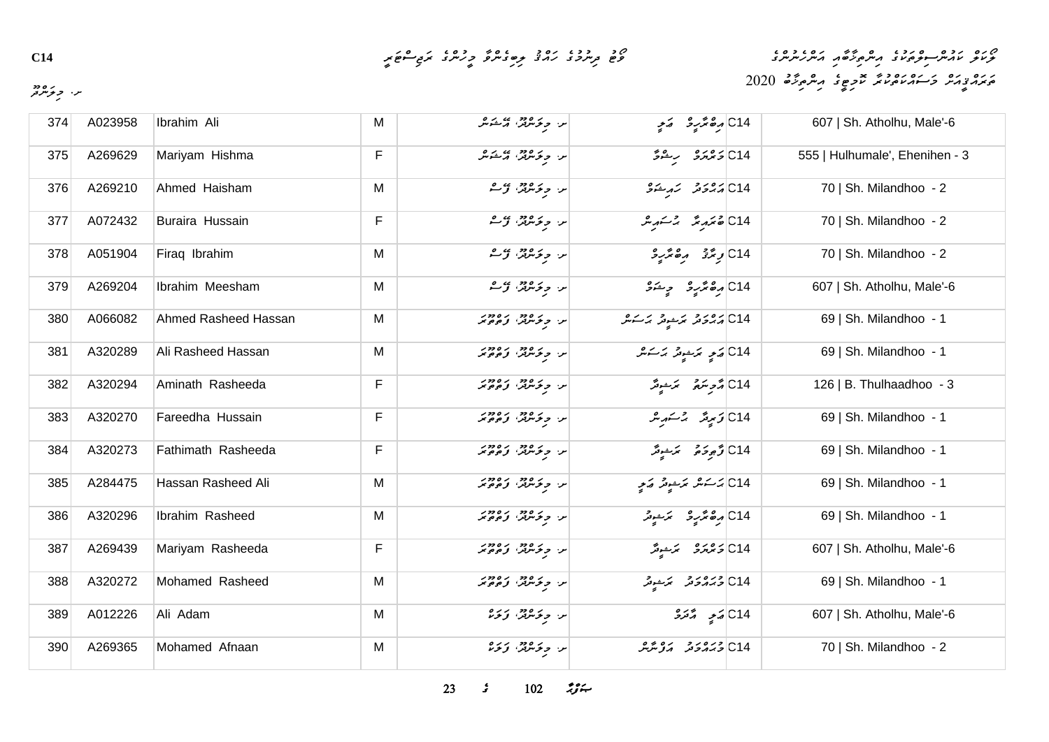| 374 | A023958 | Ibrahim Ali | M | ش. މިލަންދޫ، އަސްޝަން | C14  އިބްރާހީމް ޢަލީ | 607 \| Sh. Atholhu, Male'-6 |
|---|---|---|---|---|---|---|
| 375 | A269629 | Mariyam Hishma | F | ش. މިލަންދޫ، އަސްޝަން | C14 މަރިޔަމް ހިޝްމާ | 555 \| Hulhumale', Ehenihen - 3 |
| 376 | A269210 | Ahmed Haisham | M | ش. މިލަންދޫ، ވާސް | C14 އަހްމަދު ހައިޝަމް | 70 \| Sh. Milandhoo - 2 |
| 377 | A072432 | Buraira Hussain | F | ش. މިލަންދޫ، ވާސް | C14 ބުރައިރާ ހުސައިން | 70 \| Sh. Milandhoo - 2 |
| 378 | A051904 | Firaq Ibrahim | M | ش. މިލަންދޫ، ވާސް | C14 ފިރާގު އިބްރާހީމް | 70 \| Sh. Milandhoo - 2 |
| 379 | A269204 | Ibrahim Meesham | M | ش. މިލަންދޫ، ވާސް | C14 އިބްރާހީމް މީޝަމް | 607 \| Sh. Atholhu, Male'-6 |
| 380 | A066082 | Ahmed Rasheed Hassan | M | ش. މިލަންދޫ، ފަތުރުވަރ | C14 އަހްމަދު ރަޝީދު ހަސަން | 69 \| Sh. Milandhoo - 1 |
| 381 | A320289 | Ali Rasheed Hassan | M | ش. މިލަންދޫ، ފަތުރުވަރ | C14 ޢަލީ ރަޝީދު ހަސަން | 69 \| Sh. Milandhoo - 1 |
| 382 | A320294 | Aminath Rasheeda | F | ش. މިލަންދޫ، ފަތުރުވަރ | C14 އާމިނަތު ރަޝީދާ | 126 \| B. Thulhaadhoo - 3 |
| 383 | A320270 | Fareedha Hussain | F | ش. މިލަންދޫ، ފަތުރުވަރ | C14 ފަރީދާ ހުސައިން | 69 \| Sh. Milandhoo - 1 |
| 384 | A320273 | Fathimath Rasheeda | F | ش. މިލަންދޫ، ފަތުރުވަރ | C14 ފާތިމަތު ރަޝީދާ | 69 \| Sh. Milandhoo - 1 |
| 385 | A284475 | Hassan Rasheed Ali | M | ش. މިލަންދޫ، ފަތުރުވަރ | C14 ހަސަން ރަޝީދު ޢަލީ | 69 \| Sh. Milandhoo - 1 |
| 386 | A320296 | Ibrahim Rasheed | M | ش. މިލަންދޫ، ފަތުރުވަރ | C14 އިބްރާހީމް ރަޝީދު | 69 \| Sh. Milandhoo - 1 |
| 387 | A269439 | Mariyam Rasheeda | F | ش. މިލަންދޫ، ފަތުރުވަރ | C14 މަރިޔަމް ރަޝީދާ | 607 \| Sh. Atholhu, Male'-6 |
| 388 | A320272 | Mohamed Rasheed | M | ش. މިލަންދޫ، ފަތުރުވަރ | C14 މުހައްމަދު ރަޝީދު | 69 \| Sh. Milandhoo - 1 |
| 389 | A012226 | Ali Adam | M | ش. މިލަންދޫ، ފަރަށް | C14 ޢަލީ އާދަމް | 607 \| Sh. Atholhu, Male'-6 |
| 390 | A269365 | Mohamed Afnaan | M | ش. މިލަންދޫ، ފަރަށް | C14 މުހައްމަދު އަފްނާން | 70 \| Sh. Milandhoo - 2 |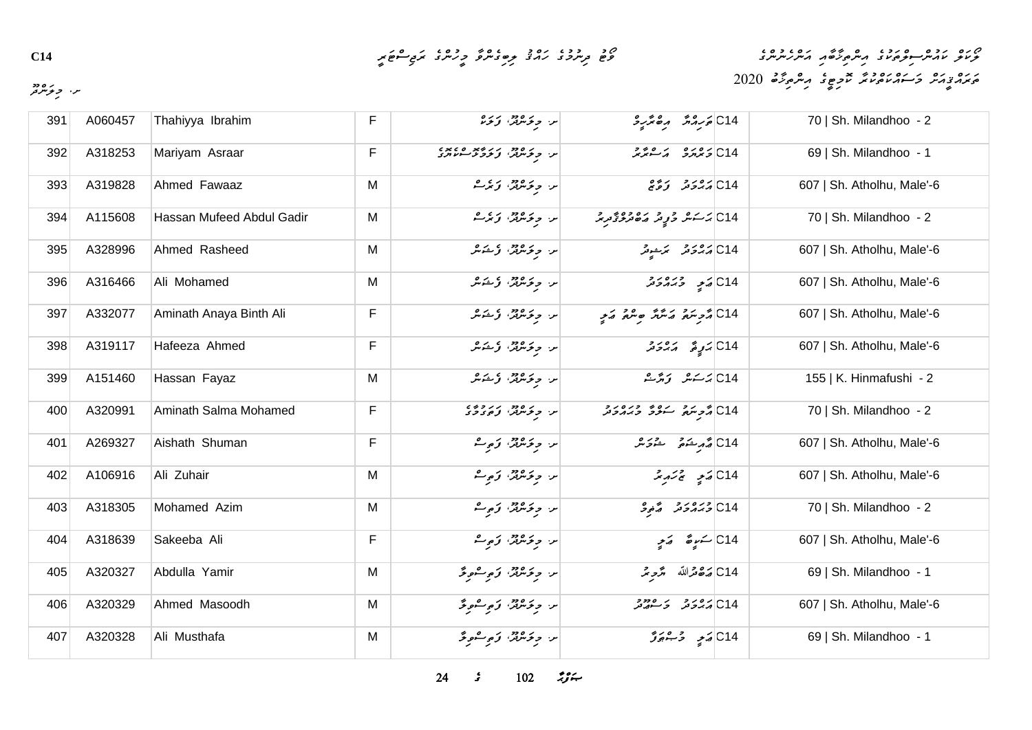| 391 | A060457 | Thahiyya Ibrahim | F | ش. މިލަންދޫ، ފަރަގާ | C14 ތަހިއްޔާ  އިބްރާހީމް | 70 \| Sh. Milandhoo - 2 |
|---|---|---|---|---|---|---|
| 392 | A318253 | Mariyam Asraar | F | ش. މިލަންދޫ، ފަޔާޒުވާސްޓޭޝަން | C14 މަރިޔަމް  އަސްރާރު | 69 \| Sh. Milandhoo - 1 |
| 393 | A319828 | Ahmed Fawaaz | M | ش. މިލަންދޫ، ފަރުސް | C14 އަޙްމަދު  ފަވާޒު | 607 \| Sh. Atholhu, Male'-6 |
| 394 | A115608 | Hassan Mufeed Abdul Gadir | M | ش. މިލަންދޫ، ފަރުސް | C14 ހަސަން މުފީދު އަބްދުލްޤާދިރު | 70 \| Sh. Milandhoo - 2 |
| 395 | A328996 | Ahmed Rasheed | M | ش. މިލަންދޫ، ފުޝަން | C14 އަޙްމަދު  ރަޝީދު | 607 \| Sh. Atholhu, Male'-6 |
| 396 | A316466 | Ali Mohamed | M | ش. މިލަންދޫ، ފުޝަން | C14 އަލި  މުޙައްމަދު | 607 \| Sh. Atholhu, Male'-6 |
| 397 | A332077 | Aminath Anaya Binth Ali | F | ش. މިލަންދޫ، ފުޝަން | C14 އާމިނަތު އަނާޔާ ބިންތު އަލި | 607 \| Sh. Atholhu, Male'-6 |
| 398 | A319117 | Hafeeza Ahmed | F | ش. މިލަންދޫ، ފުޝަން | C14 ހަފީޒާ  އަޙްމަދު | 607 \| Sh. Atholhu, Male'-6 |
| 399 | A151460 | Hassan Fayaz | M | ش. މިލަންދޫ، ފުޝަން | C14 ހަސަން  ފަޔާޒް | 155 \| K. Hinmafushi - 2 |
| 400 | A320991 | Aminath Salma Mohamed | F | ش. މިލަންދޫ، ފަޅުމާގެ | C14 އާމިނަތު  ސަލްމާ  މުޙައްމަދު | 70 \| Sh. Milandhoo - 2 |
| 401 | A269327 | Aishath Shuman | F | ش. މިލަންދޫ، ފެހިސް | C14 އައިޝަތު  ޝުމަން | 607 \| Sh. Atholhu, Male'-6 |
| 402 | A106916 | Ali Zuhair | M | ش. މިލަންދޫ، ފެހިސް | C14 އަލި  ޒުހައިރު | 607 \| Sh. Atholhu, Male'-6 |
| 403 | A318305 | Mohamed Azim | M | ش. މިލަންދޫ، ފެހިސް | C14 މުޙައްމަދު  އާޒިމް | 70 \| Sh. Milandhoo - 2 |
| 404 | A318639 | Sakeeba Ali | F | ش. މިލަންދޫ، ފެހިސް | C14 ސަކީބާ  އަލި | 607 \| Sh. Atholhu, Male'-6 |
| 405 | A320327 | Abdulla Yamir | M | ش. މިލަންދޫ، ފެހިސްޓޯރ | C14 އަބްދުﷲ  ޔާމިރު | 69 \| Sh. Milandhoo - 1 |
| 406 | A320329 | Ahmed Masoodh | M | ش. މިލަންދޫ، ފެހިސްޓޯރ | C14 އަޙްމަދު  މަސްއޫދު | 607 \| Sh. Atholhu, Male'-6 |
| 407 | A320328 | Ali Musthafa | M | ش. މިލަންދޫ، ފެހިސްޓޯރ | C14 އަލި  މުސްތަފާ | 69 \| Sh. Milandhoo - 1 |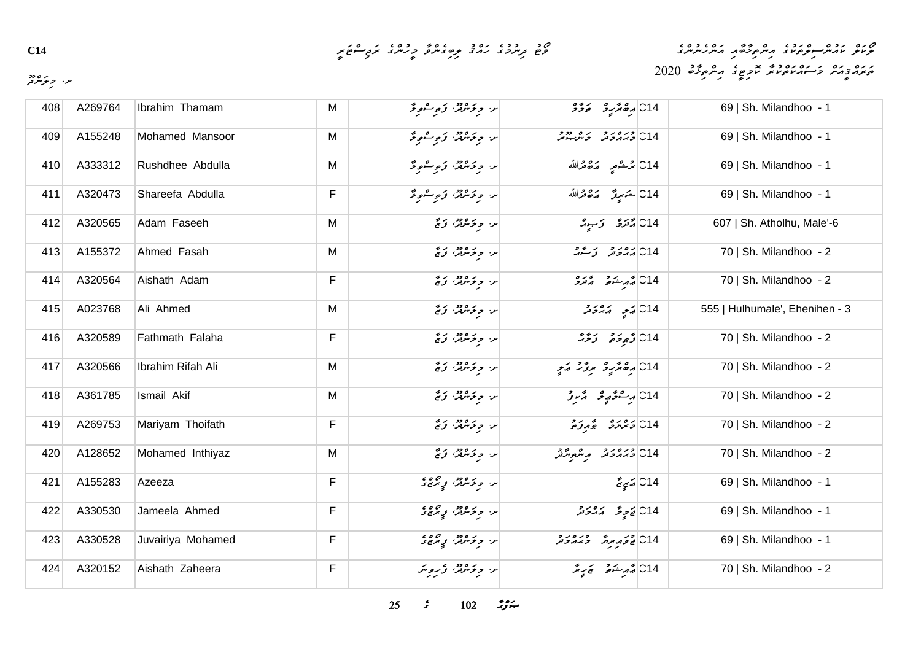| 408 | A269764 | Ibrahim Thamam | M | ش. މިލަންދޫ، ފަތިސްކޮޅު | C14  އިބްރާހީމް ތަމާމް | 69 \| Sh. Milandhoo - 1 |
|---|---|---|---|---|---|---|
| 409 | A155248 | Mohamed Mansoor | M | ش. މިލަންދޫ، ފަތިސްކޮޅު | C14 މުހައްމަދު މަންސޫރު | 69 \| Sh. Milandhoo - 1 |
| 410 | A333312 | Rushdhee Abdulla | M | ش. މިލަންދޫ، ފަތިސްކޮޅު | C14 ރުޝްދީ އަބްދުﷲ | 69 \| Sh. Milandhoo - 1 |
| 411 | A320473 | Shareefa Abdulla | F | ش. މިލަންދޫ، ފަތިސްކޮޅު | C14 ޝަރީފާ އަބްދުﷲ | 69 \| Sh. Milandhoo - 1 |
| 412 | A320565 | Adam Faseeh | M | ش. މިލަންދޫ، ފަޖު | C14 އާދަމް ފަސީހު | 607 \| Sh. Atholhu, Male'-6 |
| 413 | A155372 | Ahmed Fasah | M | ش. މިލަންދޫ، ފަޖު | C14 އަހުމަދު ފަސާހު | 70 \| Sh. Milandhoo - 2 |
| 414 | A320564 | Aishath Adam | F | ش. މިލަންދޫ، ފަޖު | C14 އާއިޝަތު އާދަމް | 70 \| Sh. Milandhoo - 2 |
| 415 | A023768 | Ali Ahmed | M | ش. މިލަންދޫ، ފަޖު | C14 އަލި އަހުމަދު | 555 \| Hulhumale', Ehenihen - 3 |
| 416 | A320589 | Fathmath Falaha | F | ش. މިލަންދޫ، ފަޖު | C14 ފާތިމަތު ފަލާހާ | 70 \| Sh. Milandhoo - 2 |
| 417 | A320566 | Ibrahim Rifah Ali | M | ش. މިލަންދޫ، ފަޖު | C14 އިބްރާހީމް ރިފާހު އަލި | 70 \| Sh. Milandhoo - 2 |
| 418 | A361785 | Ismail Akif | M | ش. މިލަންދޫ، ފަޖު | C14 އިސްމާއީލް އާކިފް | 70 \| Sh. Milandhoo - 2 |
| 419 | A269753 | Mariyam Thoifath | F | ش. މިލަންދޫ، ފަޖު | C14 މަރިޔަމް ތޮއިފަތު | 70 \| Sh. Milandhoo - 2 |
| 420 | A128652 | Mohamed Inthiyaz | M | ش. މިލަންދޫ، ފަޖު | C14 މުހައްމަދު އިންތިޔާޒް | 70 \| Sh. Milandhoo - 2 |
| 421 | A155283 | Azeeza | F | ش. މިލަންދޫ، ފިރުޒާގެ | C14 އަޒީޒާ | 69 \| Sh. Milandhoo - 1 |
| 422 | A330530 | Jameela Ahmed | F | ش. މިލަންދޫ، ފިރުޒާގެ | C14 ޖަމީލާ އަހުމަދު | 69 \| Sh. Milandhoo - 1 |
| 423 | A330528 | Juvairiya Mohamed | F | ش. މިލަންދޫ، ފިރުޒާގެ | C14 ޖުވައިރިއްޔާ މުހައްމަދު | 69 \| Sh. Milandhoo - 1 |
| 424 | A320152 | Aishath Zaheera | F | ش. މިލަންދޫ، ފެހިވިލާ | C14 އާއިޝަތު ޒަހީރާ | 70 \| Sh. Milandhoo - 2 |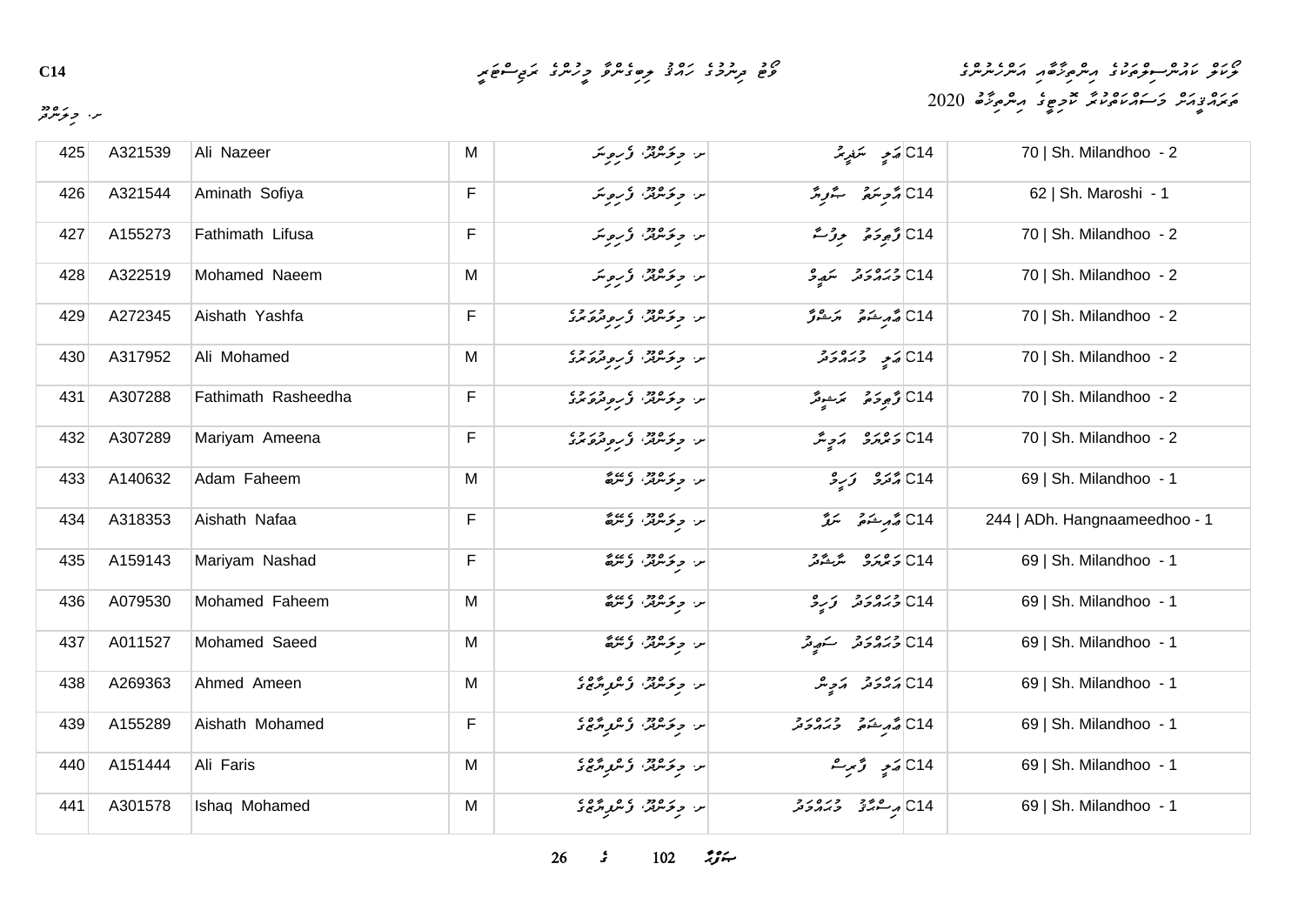| 425 | A321539 | Ali Nazeer | M | ش. މިލަންދޫ، ފެހިވިނަ | C14 އަލި ނަޒީރު | 70 \| Sh. Milandhoo - 2 |
|---|---|---|---|---|---|---|
| 426 | A321544 | Aminath Sofiya | F | ش. މިލަންދޫ، ފެހިވިނަ | C14 އާމިނަތު ސޮފިޔާ | 62 \| Sh. Maroshi - 1 |
| 427 | A155273 | Fathimath Lifusa | F | ش. މިލަންދޫ، ފެހިވިނަ | C14 ފާތިމަތު ލިފުސާ | 70 \| Sh. Milandhoo - 2 |
| 428 | A322519 | Mohamed Naeem | M | ش. މިލަންދޫ، ފެހިވިނަ | C14 މުޙައްމަދު ނަޢީމް | 70 \| Sh. Milandhoo - 2 |
| 429 | A272345 | Aishath Yashfa | F | ش. މިލަންދޫ، ފެހިވިލުމަރުގެ | C14 އާއިޝަތު ޔަށްފާ | 70 \| Sh. Milandhoo - 2 |
| 430 | A317952 | Ali Mohamed | M | ش. މިލަންދޫ، ފެހިވިލުމަރުގެ | C14 އަލި މުޙައްމަދު | 70 \| Sh. Milandhoo - 2 |
| 431 | A307288 | Fathimath Rasheedha | F | ش. މިލަންދޫ، ފެހިވިލުމަރުގެ | C14 ފާތިމަތު ރަޝީދާ | 70 \| Sh. Milandhoo - 2 |
| 432 | A307289 | Mariyam Ameena | F | ش. މިލަންދޫ، ފެހިވިލުމަރުގެ | C14 މަރިޔަމް އަމީނާ | 70 \| Sh. Milandhoo - 2 |
| 433 | A140632 | Adam Faheem | M | ش. މިލަންދޫ، ފެނަޒ | C14 އާދަމް ފަހީމް | 69 \| Sh. Milandhoo - 1 |
| 434 | A318353 | Aishath Nafaa | F | ش. މިލަންދޫ، ފެނަޒ | C14 އާއިޝަތު ނަފާ | 244 \| ADh. Hangnaameedhoo - 1 |
| 435 | A159143 | Mariyam Nashad | F | ش. މިލަންދޫ، ފެނަޒ | C14 މަރިޔަމް ނާޝާދު | 69 \| Sh. Milandhoo - 1 |
| 436 | A079530 | Mohamed Faheem | M | ش. މިލަންދޫ، ފެނަޒ | C14 މުޙައްމަދު ފަހީމް | 69 \| Sh. Milandhoo - 1 |
| 437 | A011527 | Mohamed Saeed | M | ش. މިލަންދޫ، ފެނަޒ | C14 މުޙައްމަދު ސައީދު | 69 \| Sh. Milandhoo - 1 |
| 438 | A269363 | Ahmed Ameen | M | ش. މިލަންދޫ، ފެންވިލާގެ | C14 އަޙްމަދު އަމީން | 69 \| Sh. Milandhoo - 1 |
| 439 | A155289 | Aishath Mohamed | F | ش. މިލަންދޫ، ފެންވިލާގެ | C14 އާއިޝަތު މުޙައްމަދު | 69 \| Sh. Milandhoo - 1 |
| 440 | A151444 | Ali Faris | M | ش. މިލަންދޫ، ފެންވިލާގެ | C14 އަލި ފާރިސް | 69 \| Sh. Milandhoo - 1 |
| 441 | A301578 | Ishaq Mohamed | M | ش. މިލަންދޫ، ފެންވިލާގެ | C14 އިސްޙާޤު މުޙައްމަދު | 69 \| Sh. Milandhoo - 1 |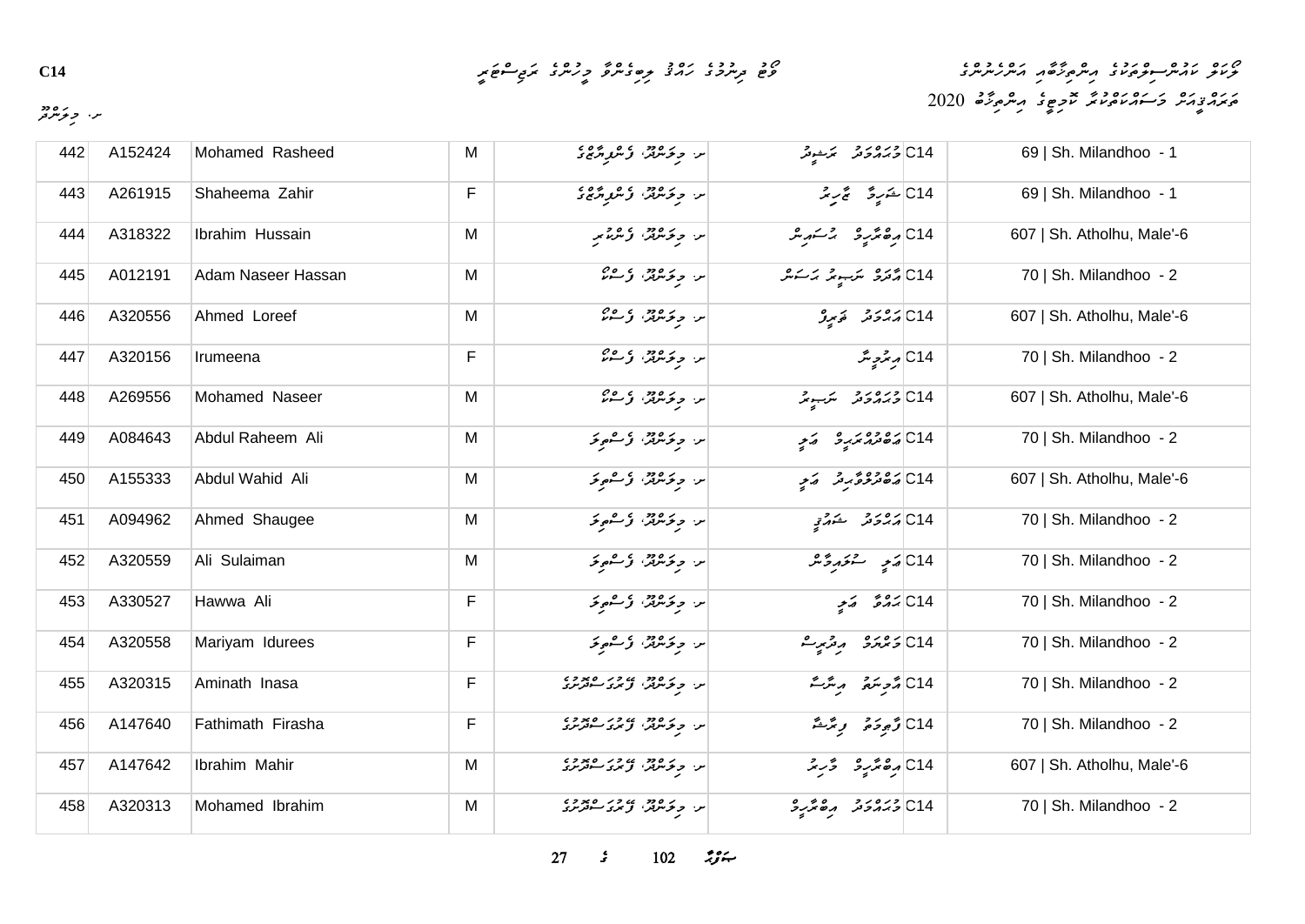| 442 | A152424 | Mohamed Rasheed | M | ش. މިލަންދޫ، ފެންވިލާގޭ | C14  މުހައްމަދު ރަޝީދު | 69 \| Sh. Milandhoo - 1 |
|---|---|---|---|---|---|---|
| 443 | A261915 | Shaheema Zahir | F | ش. މިލަންދޫ، ފެންވިލާގޭ | C14 ޝަހީމާ ޒާހިރު | 69 \| Sh. Milandhoo - 1 |
| 444 | A318322 | Ibrahim Hussain | M | ش. މިލަންދޫ، ފެންފުށި | C14 އިބްރާހީމް ހުސައިން | 607 \| Sh. Atholhu, Male'-6 |
| 445 | A012191 | Adam Naseer Hassan | M | ش. މިލަންދޫ، ފެސާ | C14 އާދަމް ނަސީރު ހަސަން | 70 \| Sh. Milandhoo - 2 |
| 446 | A320556 | Ahmed Loreef | M | ش. މިލަންދޫ، ފެސާ | C14 އަހްމަދު ލޯރީފު | 607 \| Sh. Atholhu, Male'-6 |
| 447 | A320156 | Irumeena | F | ش. މިލަންދޫ، ފެސާ | C14 އިރުމީނާ | 70 \| Sh. Milandhoo - 2 |
| 448 | A269556 | Mohamed Naseer | M | ش. މިލަންދޫ، ފެސާ | C14 މުހައްމަދު ނަސީރު | 607 \| Sh. Atholhu, Male'-6 |
| 449 | A084643 | Abdul Raheem Ali | M | ش. މިލަންދޫ، ފެސްޓިވަލް | C14 އަބްދުއްރަޙީމް އަލި | 70 \| Sh. Milandhoo - 2 |
| 450 | A155333 | Abdul Wahid Ali | M | ش. މިލަންދޫ، ފެސްޓިވަލް | C14 އަބްދުލްވާހިދު އަލި | 607 \| Sh. Atholhu, Male'-6 |
| 451 | A094962 | Ahmed Shaugee | M | ش. މިލަންދޫ، ފެސްޓިވަލް | C14 އަހްމަދު ޝައުޤީ | 70 \| Sh. Milandhoo - 2 |
| 452 | A320559 | Ali Sulaiman | M | ش. މިލަންދޫ، ފެސްޓިވަލް | C14 އަލި ސުލައިމާން | 70 \| Sh. Milandhoo - 2 |
| 453 | A330527 | Hawwa Ali | F | ش. މިލަންދޫ، ފެސްޓިވަލް | C14 ހައްވާ އަލި | 70 \| Sh. Milandhoo - 2 |
| 454 | A320558 | Mariyam Idurees | F | ش. މިލަންދޫ، ފެސްޓިވަލް | C14 މަރިޔަމް އިދުރީސް | 70 \| Sh. Milandhoo - 2 |
| 455 | A320315 | Aminath Inasa | F | ش. މިލަންދޫ، ފޮރެސްޓްހައުސް | C14 އާމިނަތު އިނާސާ | 70 \| Sh. Milandhoo - 2 |
| 456 | A147640 | Fathimath Firasha | F | ش. މިލަންދޫ، ފޮރެސްޓްހައުސް | C14 ފާތިމަތު ފިރާޝާ | 70 \| Sh. Milandhoo - 2 |
| 457 | A147642 | Ibrahim Mahir | M | ش. މިލަންދޫ، ފޮރެސްޓްހައުސް | C14 އިބްރާހީމް މާހިރު | 607 \| Sh. Atholhu, Male'-6 |
| 458 | A320313 | Mohamed Ibrahim | M | ش. މިލަންދޫ، ފޮރެސްޓްހައުސް | C14 މުހައްމަދު އިބްރާހީމް | 70 \| Sh. Milandhoo - 2 |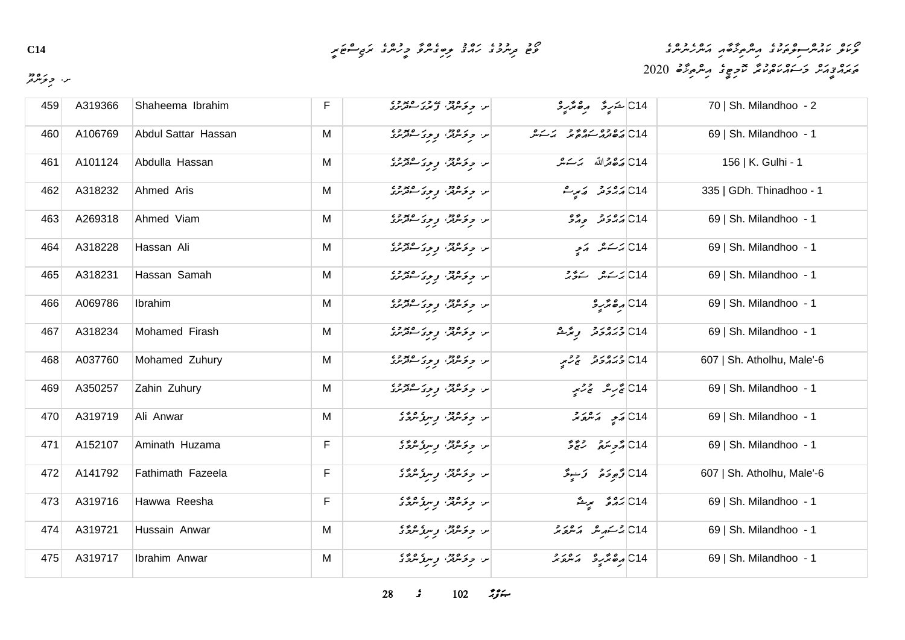| 459 | A319366 | Shaheema Ibrahim | F | ނ. މިލަންދޫ، ގުލާބީސްޓޯރު | ޝަހީމާ  އިބްރާހީމް C14 | 70 \| Sh. Milandhoo - 2 |
|---|---|---|---|---|---|---|
| 460 | A106769 | Abdul Sattar Hassan | M | ނ. މިލަންދޫ، ވިލިގަސްޓޯރު | އަބްދުލްސައްތާރު  ހަސަން C14 | 69 \| Sh. Milandhoo - 1 |
| 461 | A101124 | Abdulla Hassan | M | ނ. މިލަންދޫ، ވިލިގަސްޓޯރު | އަބްދުﷲ  ހަސަން C14 | 156 \| K. Gulhi - 1 |
| 462 | A318232 | Ahmed Aris | M | ނ. މިލަންދޫ، ވިލިގަސްޓޯރު | އަޙްމަދު  އަރިސް C14 | 335 \| GDh. Thinadhoo - 1 |
| 463 | A269318 | Ahmed Viam | M | ނ. މިލަންދޫ، ވިލިގަސްޓޯރު | އަޙްމަދު  ވިއާމް C14 | 69 \| Sh. Milandhoo - 1 |
| 464 | A318228 | Hassan Ali | M | ނ. މިލަންދޫ، ވިލިގަސްޓޯރު | ހަސަން  އަލި C14 | 69 \| Sh. Milandhoo - 1 |
| 465 | A318231 | Hassan Samah | M | ނ. މިލަންދޫ، ވިލިގަސްޓޯރު | ހަސަން  ސަމާހް C14 | 69 \| Sh. Milandhoo - 1 |
| 466 | A069786 | Ibrahim | M | ނ. މިލަންދޫ، ވިލިގަސްޓޯރު | އިބްރާހީމް C14 | 69 \| Sh. Milandhoo - 1 |
| 467 | A318234 | Mohamed Firash | M | ނ. މިލަންދޫ، ވިލިގަސްޓޯރު | މުޙައްމަދު  ފިރާޝް C14 | 69 \| Sh. Milandhoo - 1 |
| 468 | A037760 | Mohamed Zuhury | M | ނ. މިލަންދޫ، ވިލިގަސްޓޯރު | މުޙައްމަދު  ޒުހުރީ C14 | 607 \| Sh. Atholhu, Male'-6 |
| 469 | A350257 | Zahin Zuhury | M | ނ. މިލަންދޫ، ވިލިގަސްޓޯރު | ޒާހިން  ޒުހުރީ C14 | 69 \| Sh. Milandhoo - 1 |
| 470 | A319719 | Ali Anwar | M | ނ. މިލަންދޫ، ވިސްނުންގޮތް | އަލި  އަންވަރު C14 | 69 \| Sh. Milandhoo - 1 |
| 471 | A152107 | Aminath Huzama | F | ނ. މިލަންދޫ، ވިސްނުންގޮތް | އާމިނަތު  ހުޒާމާ C14 | 69 \| Sh. Milandhoo - 1 |
| 472 | A141792 | Fathimath Fazeela | F | ނ. މިލަންދޫ، ވިސްނުންގޮތް | ފާތިމަތު  ފަޒީލާ C14 | 607 \| Sh. Atholhu, Male'-6 |
| 473 | A319716 | Hawwa Reesha | F | ނ. މިލަންދޫ، ވިސްނުންގޮތް | ހައްވާ  ރީޝާ C14 | 69 \| Sh. Milandhoo - 1 |
| 474 | A319721 | Hussain Anwar | M | ނ. މިލަންދޫ، ވިސްނުންގޮތް | ހުސައިން  އަންވަރު C14 | 69 \| Sh. Milandhoo - 1 |
| 475 | A319717 | Ibrahim Anwar | M | ނ. މިލަންދޫ، ވިސްނުންގޮތް | އިބްރާހީމް  އަންވަރު C14 | 69 \| Sh. Milandhoo - 1 |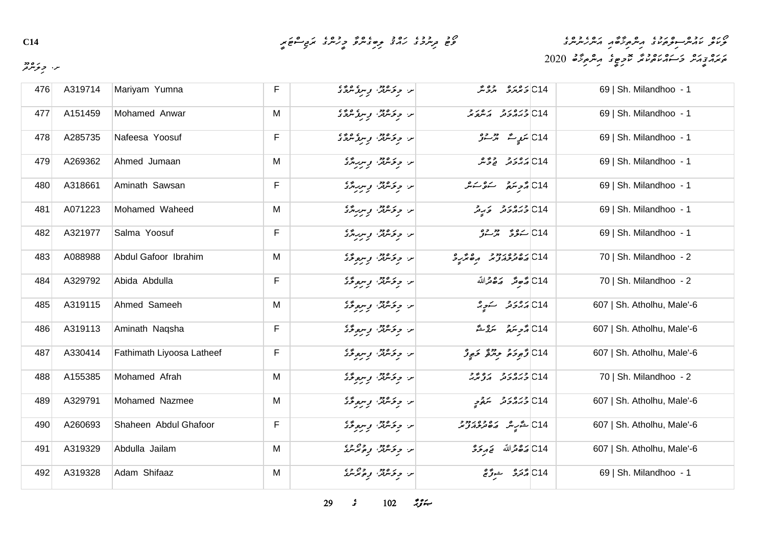| 476 | A319714 | Mariyam Yumna | F | ށ. މިލަންދޫ، ވިނދުބުރުގެ | C14 މަރިޔަމް ޔުމްނާ | 69 \| Sh. Milandhoo - 1 |
|---|---|---|---|---|---|---|
| 477 | A151459 | Mohamed Anwar | M | ށ. މިލަންދޫ، ވިނދުބުރުގެ | C14 މުޙައްމަދު އަންވަރު | 69 \| Sh. Milandhoo - 1 |
| 478 | A285735 | Nafeesa Yoosuf | F | ށ. މިލަންދޫ، ވިނދުބުރުގެ | C14 ނަފީސާ ޔޫސުފު | 69 \| Sh. Milandhoo - 1 |
| 479 | A269362 | Ahmed Jumaan | M | ށ. މިލަންދޫ، ވިނިހިރާގެ | C14 އަޙްމަދު ޖުމާން | 69 \| Sh. Milandhoo - 1 |
| 480 | A318661 | Aminath Sawsan | F | ށ. މިލަންދޫ، ވިނިހިރާގެ | C14 އާމިނަތު ސައުސަން | 69 \| Sh. Milandhoo - 1 |
| 481 | A071223 | Mohamed Waheed | M | ށ. މިލަންދޫ، ވިނިހިރާގެ | C14 މުޙައްމަދު ވަޙީދު | 69 \| Sh. Milandhoo - 1 |
| 482 | A321977 | Salma Yoosuf | F | ށ. މިލަންދޫ، ވިނިހިރާގެ | C14 ސަލްމާ ޔޫސުފު | 69 \| Sh. Milandhoo - 1 |
| 483 | A088988 | Abdul Gafoor Ibrahim | M | ށ. މިލަންދޫ، ވިނިވާގެ | C14 އަބްދުލްޣަފޫރު އިބްރާހީމް | 70 \| Sh. Milandhoo - 2 |
| 484 | A329792 | Abida Abdulla | F | ށ. މިލަންދޫ، ވިނިވާގެ | C14 އާބިދާ އަބްދުﷲ | 70 \| Sh. Milandhoo - 2 |
| 485 | A319115 | Ahmed Sameeh | M | ށ. މިލަންދޫ، ވިނިވާގެ | C14 އަޙްމަދު ސަމީޙު | 607 \| Sh. Atholhu, Male'-6 |
| 486 | A319113 | Aminath Naqsha | F | ށ. މިލަންދޫ، ވިނިވާގެ | C14 އާމިނަތު ނަޤްޝާ | 607 \| Sh. Atholhu, Male'-6 |
| 487 | A330414 | Fathimath Liyoosa Latheef | F | ށ. މިލަންދޫ، ވިނިވާގެ | C14 ފާތިމަތު ލިޔޫޝާ ލަޠީފު | 607 \| Sh. Atholhu, Male'-6 |
| 488 | A155385 | Mohamed Afrah | M | ށ. މިލަންދޫ، ވިނިވާގެ | C14 މުޙައްމަދު އަފްރާޙު | 70 \| Sh. Milandhoo - 2 |
| 489 | A329791 | Mohamed Nazmee | M | ށ. މިލަންދޫ، ވިނިވާގެ | C14 މުޙައްމަދު ނަޒްމީ | 607 \| Sh. Atholhu, Male'-6 |
| 490 | A260693 | Shaheen Abdul Ghafoor | F | ށ. މިލަންދޫ، ވިނިވާގެ | C14 ޝާހީން އަބްދުލްޣަފޫރު | 607 \| Sh. Atholhu, Male'-6 |
| 491 | A319329 | Abdulla Jailam | M | ށ. މިލަންދޫ، ވިލާރެސްގެ | C14 އަބްދުﷲ ޖައިލަމް | 607 \| Sh. Atholhu, Male'-6 |
| 492 | A319328 | Adam Shifaaz | M | ށ. މިލަންދޫ، ވިލާރެސްގެ | C14 އާދަމް ޝިފާޒް | 69 \| Sh. Milandhoo - 1 |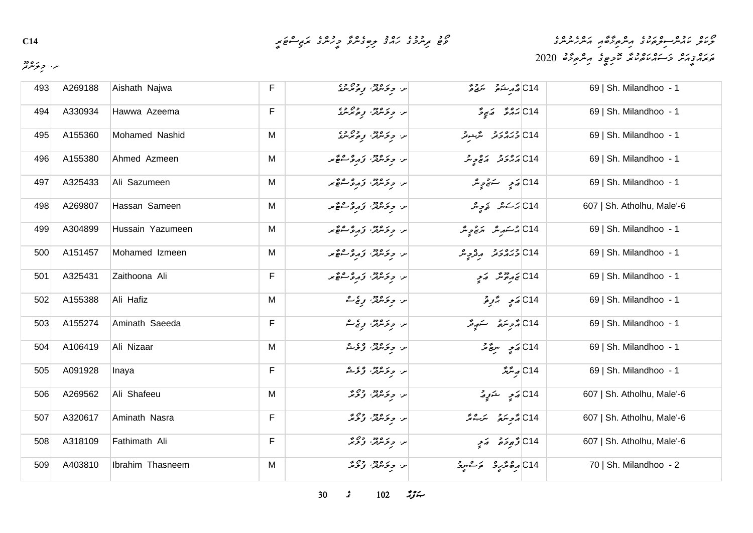| 493 | A269188 | Aishath Najwa | F | ش. މިލަންދޫ، ފިތުރޯޒު | C14 ޢާއިޝަތު ނަޖްވާ | 69 \| Sh. Milandhoo - 1 |
|---|---|---|---|---|---|---|
| 494 | A330934 | Hawwa Azeema | F | ش. މިލަންދޫ، ފިތުރޯޒު | C14 ހައްވާ ޢަޒީމާ | 69 \| Sh. Milandhoo - 1 |
| 495 | A155360 | Mohamed Nashid | M | ش. މިލަންދޫ، ފިތުރޯޒު | C14 މުޙައްމަދު ނާޝިދު | 69 \| Sh. Milandhoo - 1 |
| 496 | A155380 | Ahmed Azmeen | M | ش. މިލަންދޫ، ފައިވްސްޓާރ | C14 އަޙްމަދު އަޒްމީން | 69 \| Sh. Milandhoo - 1 |
| 497 | A325433 | Ali Sazumeen | M | ش. މިލަންދޫ، ފައިވްސްޓާރ | C14 ޢަލީ ސަޒުމީން | 69 \| Sh. Milandhoo - 1 |
| 498 | A269807 | Hassan Sameen | M | ش. މިލަންދޫ، ފައިވްސްޓާރ | C14 ޙަސަން ޝަމީން | 607 \| Sh. Atholhu, Male'-6 |
| 499 | A304899 | Hussain Yazumeen | M | ش. މިލަންދޫ، ފައިވްސްޓާރ | C14 ޙުސައިން ޔަޒުމީން | 69 \| Sh. Milandhoo - 1 |
| 500 | A151457 | Mohamed Izmeen | M | ش. މިލަންދޫ، ފައިވްސްޓާރ | C14 މުޙައްމަދު އިޒްމީން | 69 \| Sh. Milandhoo - 1 |
| 501 | A325431 | Zaithoona Ali | F | ش. މިލަންދޫ، ފައިވްސްޓާރ | C14 ޒައިތޫނާ ޢަލީ | 69 \| Sh. Milandhoo - 1 |
| 502 | A155388 | Ali Hafiz | M | ش. މިލަންދޫ، ފިޔަސް | C14 ޢަލީ ޙާފިޒު | 69 \| Sh. Milandhoo - 1 |
| 503 | A155274 | Aminath Saeeda | F | ش. މިލަންދޫ، ފިޔަސް | C14 އާމިނަތު ސަޢީދާ | 69 \| Sh. Milandhoo - 1 |
| 504 | A106419 | Ali Nizaar | M | ش. މިލަންދޫ، ފްލޯޝް | C14 ޢަލީ ނިޒާރު | 69 \| Sh. Milandhoo - 1 |
| 505 | A091928 | Inaya | F | ش. މިލަންދޫ، ފްލޯޝް | C14 ޢިނާޔާ | 69 \| Sh. Milandhoo - 1 |
| 506 | A269562 | Ali Shafeeu | M | ش. މިލަންދޫ، ފްލޯރާ | C14 ޢަލީ ޝަފީޢު | 607 \| Sh. Atholhu, Male'-6 |
| 507 | A320617 | Aminath Nasra | F | ش. މިލަންދޫ، ފްލޯރާ | C14 އާމިނަތު ނަސްރާ | 607 \| Sh. Atholhu, Male'-6 |
| 508 | A318109 | Fathimath Ali | F | ش. މިލަންދޫ، ފްލޯރާ | C14 ފާޠިމަތު ޢަލީ | 607 \| Sh. Atholhu, Male'-6 |
| 509 | A403810 | Ibrahim Thasneem | M | ش. މިލަންދޫ، ފްލޯރާ | C14 އިބްރާހީމް ތަސްނީމް | 70 \| Sh. Milandhoo - 2 |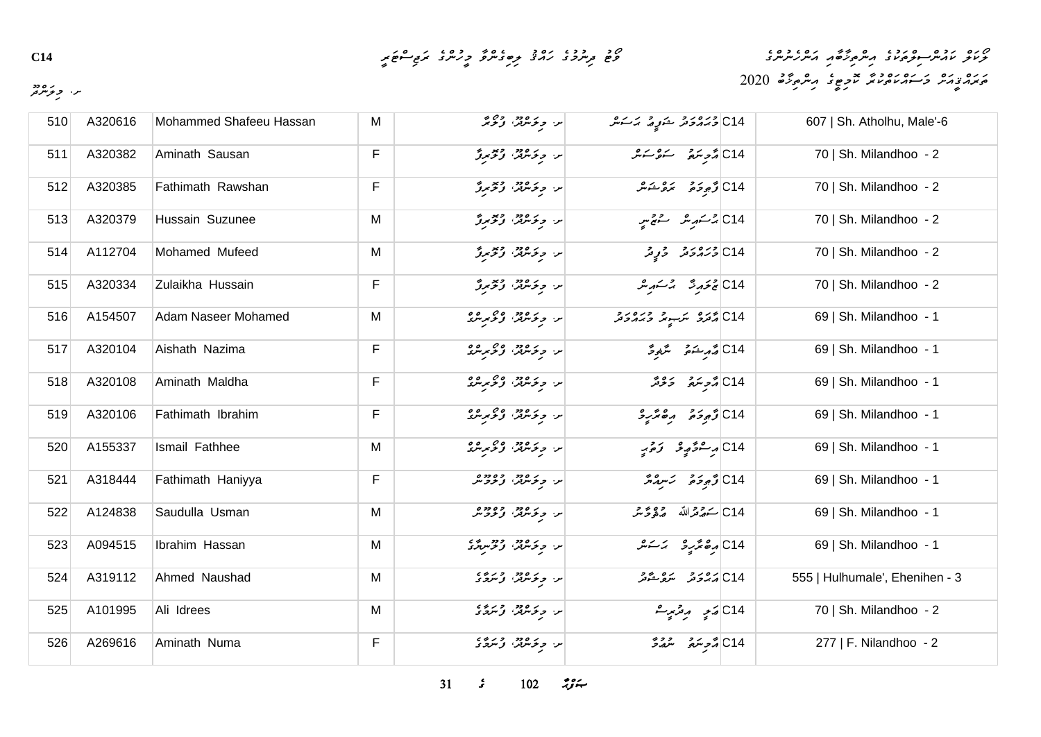ށ. މިލަންދޫ

| 510 | A320616 | Mohammed Shafeeu Hassan | M | ށ. މިލަންދޫ، ފުލާރ | C14 މުޙައްމަދު ޝަފީޢު ޙަސަން | 607 \| Sh. Atholhu, Male'-6 |
|---|---|---|---|---|---|---|
| 511 | A320382 | Aminath Sausan | F | ށ. މިލަންދޫ، ފުލާރިފާ | C14 އާމިނަތު ސައުސަން | 70 \| Sh. Milandhoo - 2 |
| 512 | A320385 | Fathimath Rawshan | F | ށ. މިލަންދޫ، ފުލާރިފާ | C14 ފާތިމަތު ރައުޝަން | 70 \| Sh. Milandhoo - 2 |
| 513 | A320379 | Hussain Suzunee | M | ށ. މިލަންދޫ، ފުލާރިފާ | C14 ޙުސައިން ސުޒޫނީ | 70 \| Sh. Milandhoo - 2 |
| 514 | A112704 | Mohamed Mufeed | M | ށ. މިލަންދޫ، ފުލާރިފާ | C14 މުޙައްމަދު މުފީދު | 70 \| Sh. Milandhoo - 2 |
| 515 | A320334 | Zulaikha Hussain | F | ށ. މިލަންދޫ، ފުލާރިފާ | C14 ޒުލައިހާ ޙުސައިން | 70 \| Sh. Milandhoo - 2 |
| 516 | A154507 | Adam Naseer Mohamed | M | ށ. މިލަންދޫ، ފުލޯރިސްޓް | C14 އާދަމް ނަސީރު މުޙައްމަދު | 69 \| Sh. Milandhoo - 1 |
| 517 | A320104 | Aishath Nazima | F | ށ. މިލަންދޫ، ފުލޯރިސްޓް | C14 އާއިޝަތު ނާޒިމާ | 69 \| Sh. Milandhoo - 1 |
| 518 | A320108 | Aminath Maldha | F | ށ. މިލަންދޫ، ފުލޯރިސްޓް | C14 އާމިނަތު މަލްދާ | 69 \| Sh. Milandhoo - 1 |
| 519 | A320106 | Fathimath Ibrahim | F | ށ. މިލަންދޫ، ފުލޯރިސްޓް | C14 ފާތިމަތު އިބްރާހީމް | 69 \| Sh. Milandhoo - 1 |
| 520 | A155337 | Ismail Fathhee | M | ށ. މިލަންދޫ، ފުލޯރިސްޓް | C14 އިސްމާޢީލް ފަތުޙީ | 69 \| Sh. Milandhoo - 1 |
| 521 | A318444 | Fathimath Haniyya | F | ށ. މިލަންދޫ، ފުލޯވަރ | C14 ފާތިމަތު ހަނިއްޔާ | 69 \| Sh. Milandhoo - 1 |
| 522 | A124838 | Saudulla Usman | M | ށ. މިލަންދޫ، ފުލޯވަރ | C14 ސަޢުދުﷲ ޢުثްމާން | 69 \| Sh. Milandhoo - 1 |
| 523 | A094515 | Ibrahim Hassan | M | ށ. މިލަންދޫ، ފުލޫނިޔާ | C14 އިބްރާހީމް ޙަސަން | 69 \| Sh. Milandhoo - 1 |
| 524 | A319112 | Ahmed Naushad | M | ށ. މިލަންދޫ، ފުނަގާ | C14 އަޙްމަދު ނައުޝާދު | 555 \| Hulhumale', Ehenihen - 3 |
| 525 | A101995 | Ali Idrees | M | ށ. މިލަންދޫ، ފުނަގާ | C14 އަލީ އިދްރީސް | 70 \| Sh. Milandhoo - 2 |
| 526 | A269616 | Aminath Numa | F | ށ. މިލަންދޫ، ފުނަގާ | C14 އާމިނަތު ނުޢުމާ | 277 \| F. Nilandhoo - 2 |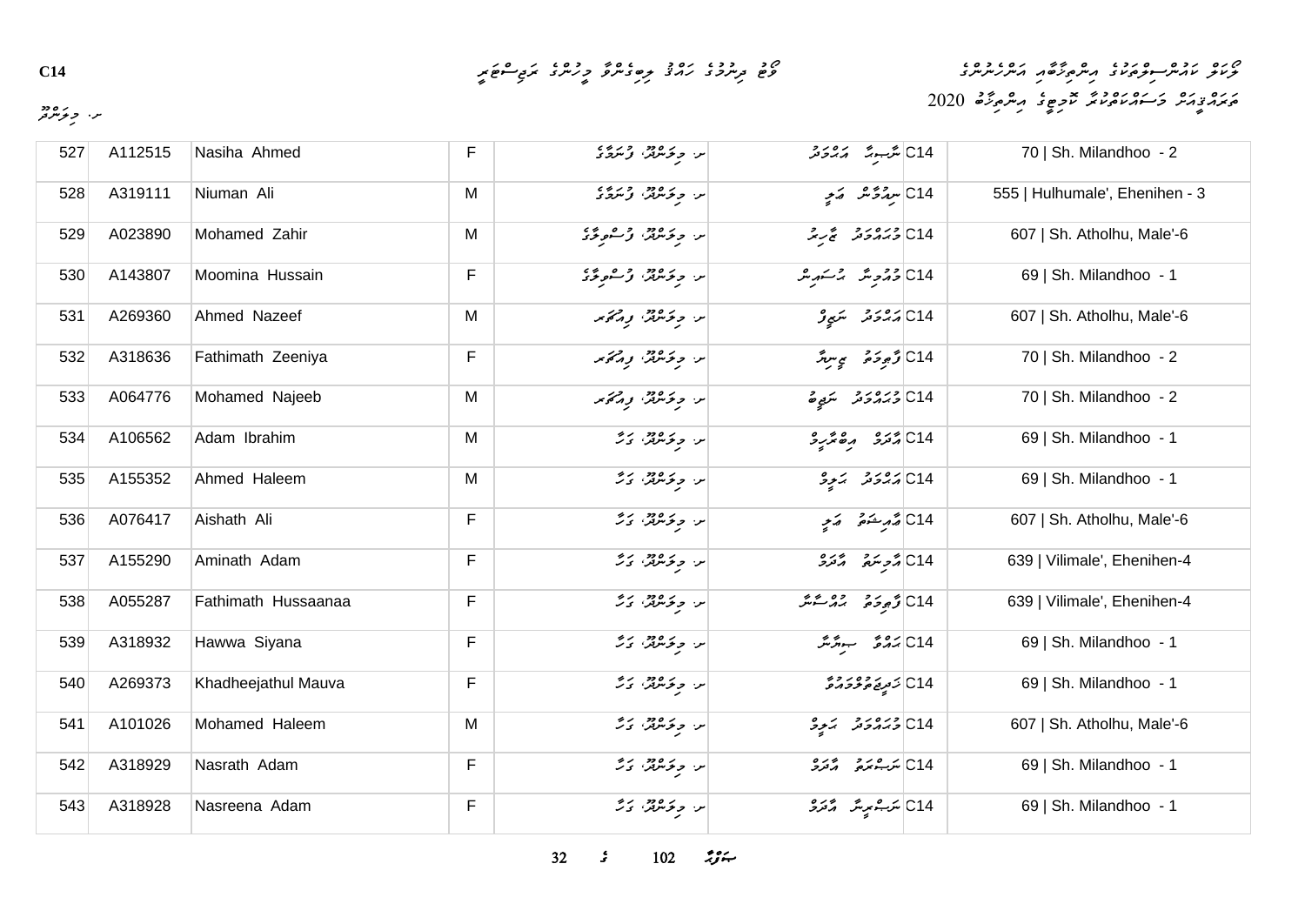| 527 | A112515 | Nasiha Ahmed | F | ش. މިލަންދޫ، ފެނަފޫ | C14 ނާސިހާ އަޙްމަދު | 70 \| Sh. Milandhoo - 2 |
|---|---|---|---|---|---|---|
| 528 | A319111 | Niuman Ali | M | ش. މިލަންދޫ، ފެނަފޫ | C14 ނިޢުމާން ޢަލި | 555 \| Hulhumale', Ehenihen - 3 |
| 529 | A023890 | Mohamed Zahir | M | ش. މިލަންދޫ، ފެސްޓިވަލް | C14 މުޙައްމަދު ޒާހިރު | 607 \| Sh. Atholhu, Male'-6 |
| 530 | A143807 | Moomina Hussain | F | ش. މިލަންދޫ، ފެސްޓިވަލް | C14 މޫމިނާ ހުސައިން | 69 \| Sh. Milandhoo - 1 |
| 531 | A269360 | Ahmed Nazeef | M | ش. މިލަންދޫ، ފިއުޒަރ | C14 އަޙްމަދު ނަޒީފް | 607 \| Sh. Atholhu, Male'-6 |
| 532 | A318636 | Fathimath Zeeniya | F | ش. މިލަންދޫ، ފިއުޒަރ | C14 ފާތިމަތު ޒީނިޔާ | 70 \| Sh. Milandhoo - 2 |
| 533 | A064776 | Mohamed Najeeb | M | ش. މިލަންދޫ، ފިއުޒަރ | C14 މުޙައްމަދު ނަޖީބު | 70 \| Sh. Milandhoo - 2 |
| 534 | A106562 | Adam Ibrahim | M | ش. މިލަންދޫ، ގަލް | C14 އާދަމް އިބްރާހީމް | 69 \| Sh. Milandhoo - 1 |
| 535 | A155352 | Ahmed Haleem | M | ش. މިލަންދޫ، ގަލް | C14 އަޙްމަދު ހަލީމް | 69 \| Sh. Milandhoo - 1 |
| 536 | A076417 | Aishath Ali | F | ش. މިލަންދޫ، ގަލް | C14 ޢާއިޝަތު ޢަލި | 607 \| Sh. Atholhu, Male'-6 |
| 537 | A155290 | Aminath Adam | F | ش. މިލަންދޫ، ގަލް | C14 އާމިނަތު އާދަމް | 639 \| Vilimale', Ehenihen-4 |
| 538 | A055287 | Fathimath Hussaanaa | F | ش. މިލަންދޫ، ގަލް | C14 ފާތިމަތު ހުސާނާ | 639 \| Vilimale', Ehenihen-4 |
| 539 | A318932 | Hawwa Siyana | F | ش. މިލަންދޫ، ގަލް | C14 ހައްވާ ސިޔާނާ | 69 \| Sh. Milandhoo - 1 |
| 540 | A269373 | Khadheejathul Mauva | F | ش. މިލަންދޫ، ގަލް | C14 ޚަދީޖަތުލް މައުވާ | 69 \| Sh. Milandhoo - 1 |
| 541 | A101026 | Mohamed Haleem | M | ش. މިލަންދޫ، ގަލް | C14 މުޙައްމަދު ހަލީމް | 607 \| Sh. Atholhu, Male'-6 |
| 542 | A318929 | Nasrath Adam | F | ش. މިލަންދޫ، ގަލް | C14 ނަސްރަތު އާދަމް | 69 \| Sh. Milandhoo - 1 |
| 543 | A318928 | Nasreena Adam | F | ش. މިލަންދޫ، ގަލް | C14 ނަސްރީނާ އާދަމް | 69 \| Sh. Milandhoo - 1 |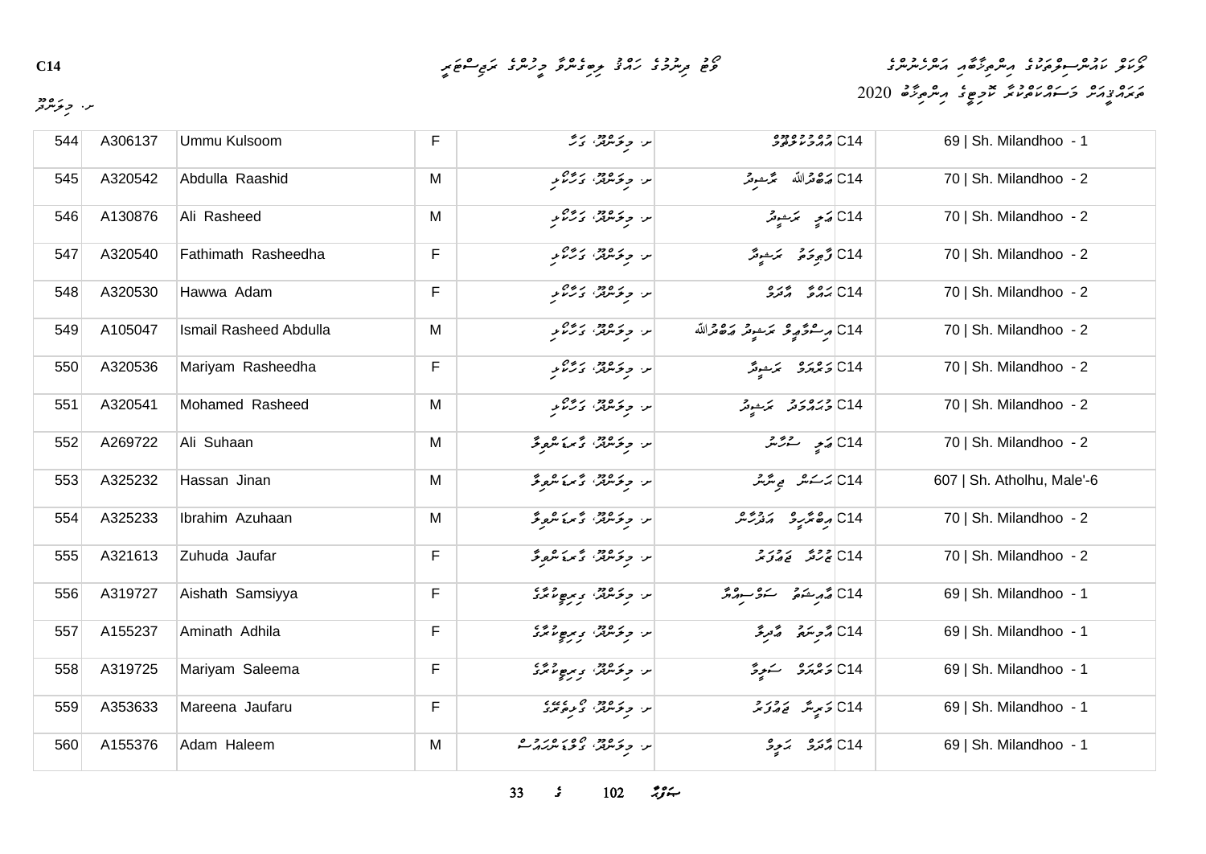| 544 | A306137 | Ummu Kulsoom | F | ش. މިލަންދޫ، ގަހާ | C14 އުއްމު ކުލްސޫމް | 69 \| Sh. Milandhoo - 1 |
|---|---|---|---|---|---|---|
| 545 | A320542 | Abdulla Raashid | M | ش. މިލަންދޫ، ގަހާޖެ | C14 އަބްދުﷲ ރާޝިދު | 70 \| Sh. Milandhoo - 2 |
| 546 | A130876 | Ali Rasheed | M | ش. މިލަންދޫ، ގަހާޖެ | C14 އަލި ރަޝީދު | 70 \| Sh. Milandhoo - 2 |
| 547 | A320540 | Fathimath Rasheedha | F | ش. މިލަންދޫ، ގަހާޖެ | C14 ފާތިމަތު ރަޝީދާ | 70 \| Sh. Milandhoo - 2 |
| 548 | A320530 | Hawwa Adam | F | ش. މިލަންދޫ، ގަހާޖެ | C14 ހައްވާ އާދަމް | 70 \| Sh. Milandhoo - 2 |
| 549 | A105047 | Ismail Rasheed Abdulla | M | ش. މިލަންދޫ، ގަހާޖެ | C14 އިސްމާޢީލް ރަޝީދު އަބްދުﷲ | 70 \| Sh. Milandhoo - 2 |
| 550 | A320536 | Mariyam Rasheedha | F | ش. މިލަންދޫ، ގަހާޖެ | C14 މަރިޔަމް ރަޝީދާ | 70 \| Sh. Milandhoo - 2 |
| 551 | A320541 | Mohamed Rasheed | M | ش. މިލަންދޫ، ގަހާޖެ | C14 މުހައްމަދު ރަޝީދު | 70 \| Sh. Milandhoo - 2 |
| 552 | A269722 | Ali Suhaan | M | ش. މިލަންދޫ، ގުރަބަންދުވާ | C14 އަލި ސުހާން | 70 \| Sh. Milandhoo - 2 |
| 553 | A325232 | Hassan Jinan | M | ش. މިލަންދޫ، ގުރަބަންދުވާ | C14 ހަސަން ޖިނާން | 607 \| Sh. Atholhu, Male'-6 |
| 554 | A325233 | Ibrahim Azuhaan | M | ش. މިލަންދޫ، ގުރަބަންދުވާ | C14 އިބްރާހީމް އަޒުހާން | 70 \| Sh. Milandhoo - 2 |
| 555 | A321613 | Zuhuda Jaufar | F | ش. މިލަންދޫ، ގުރަބަންދުވާ | C14 ޒުހުދާ ޖައުފަރު | 70 \| Sh. Milandhoo - 2 |
| 556 | A319727 | Aishath Samsiyya | F | ش. މިލަންދޫ، ގިރިޖިއާގޭ | C14 އާއިޝަތު ސަމްސިއްޔާ | 69 \| Sh. Milandhoo - 1 |
| 557 | A155237 | Aminath Adhila | F | ش. މިލަންދޫ، ގިރިޖިއާގޭ | C14 އާމިނަތު އާދިލާ | 69 \| Sh. Milandhoo - 1 |
| 558 | A319725 | Mariyam Saleema | F | ش. މިލަންދޫ، ގިރިޖިއާގޭ | C14 މަރިޔަމް ސަލީމާ | 69 \| Sh. Milandhoo - 1 |
| 559 | A353633 | Mareena Jaufaru | F | ش. މިލަންދޫ، ގުލްޝަނާގޭ | C14 މަރީނާ ޖައުފަރު | 69 \| Sh. Milandhoo - 1 |
| 560 | A155376 | Adam Haleem | M | ش. މިލަންދޫ، ގުލްފާމްނިވާސް | C14 އާދަމް ހަލީމް | 69 \| Sh. Milandhoo - 1 |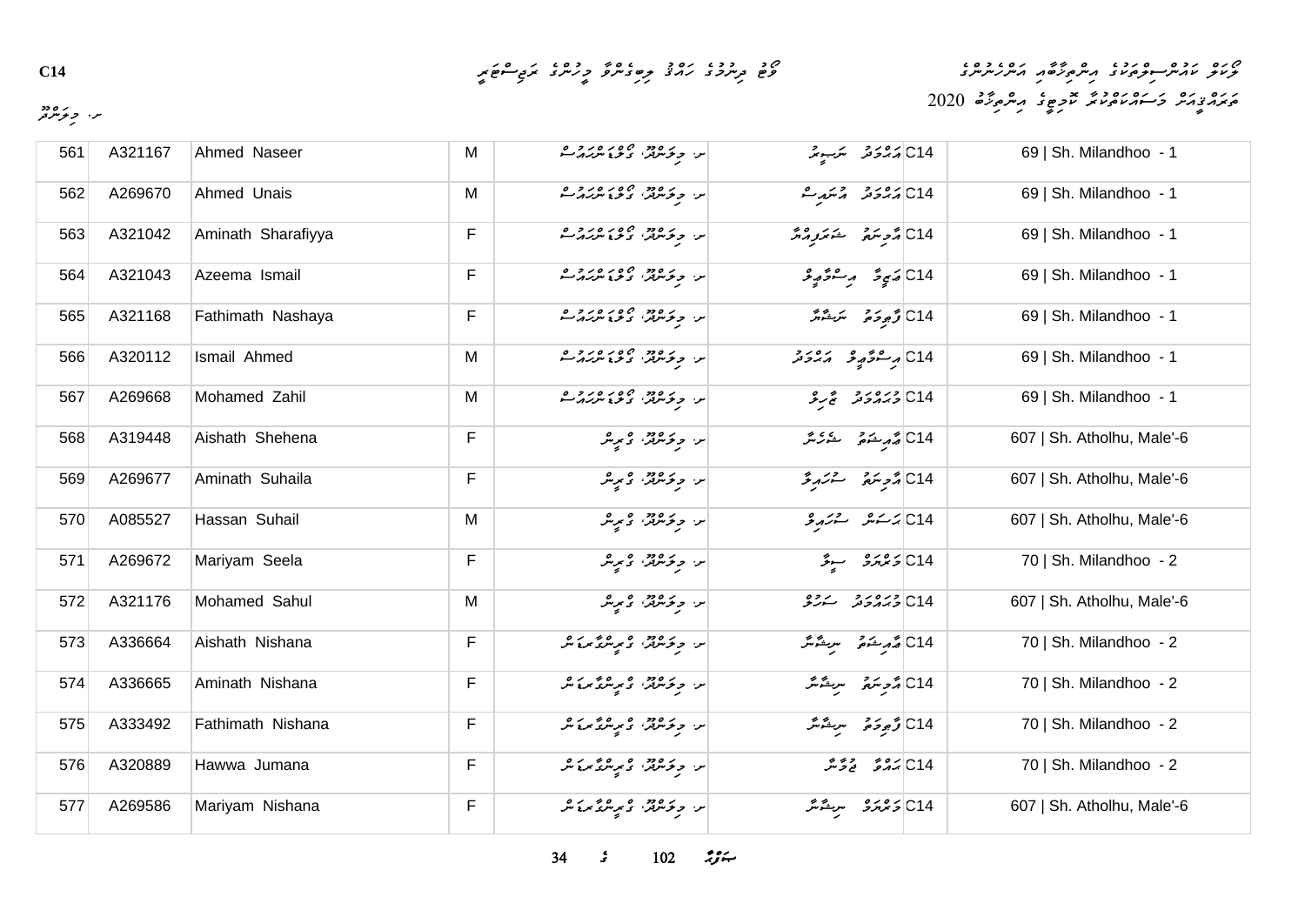| 561 | A321167 | Ahmed Naseer | M | ش. މިލަންދޫ، ގުލްޒާރުމަންޒިލް | C14 އަހުމަދު ނަސީރު | 69 \| Sh. Milandhoo - 1 |
|---|---|---|---|---|---|---|
| 562 | A269670 | Ahmed Unais | M | ش. މިލަންދޫ، ގުލްޒާރުމަންޒިލް | C14 އަހުމަދު އުނައިސް | 69 \| Sh. Milandhoo - 1 |
| 563 | A321042 | Aminath Sharafiyya | F | ش. މިލަންދޫ، ގުލްޒާރުމަންޒިލް | C14 އާމިނަތު ޝަރަފިއްޔާ | 69 \| Sh. Milandhoo - 1 |
| 564 | A321043 | Azeema Ismail | F | ش. މިލަންދޫ، ގުލްޒާރުމަންޒިލް | C14 އަޒީމާ އިސްމާއީލު | 69 \| Sh. Milandhoo - 1 |
| 565 | A321168 | Fathimath Nashaya | F | ش. މިލަންދޫ، ގުލްޒާރުމަންޒިލް | C14 ފާތިމަތު ނަޝާޔާ | 69 \| Sh. Milandhoo - 1 |
| 566 | A320112 | Ismail Ahmed | M | ش. މިލަންދޫ، ގުލްޒާރުމަންޒިލް | C14 އިސްމާއީލު އަހުމަދު | 69 \| Sh. Milandhoo - 1 |
| 567 | A269668 | Mohamed Zahil | M | ش. މިލަންދޫ، ގުލްޒާރުމަންޒިލް | C14 މުހައްމަދު ޒާހިލް | 69 \| Sh. Milandhoo - 1 |
| 568 | A319448 | Aishath Shehena | F | ش. މިލަންދޫ، ގުރީން | C14 އާއިޝަތު ޝެހެނާ | 607 \| Sh. Atholhu, Male'-6 |
| 569 | A269677 | Aminath Suhaila | F | ش. މިލަންދޫ، ގުރީން | C14 އާމިނަތު ސުހައިލާ | 607 \| Sh. Atholhu, Male'-6 |
| 570 | A085527 | Hassan Suhail | M | ش. މިލަންދޫ، ގުރީން | C14 ހަސަން ސުހައިލު | 607 \| Sh. Atholhu, Male'-6 |
| 571 | A269672 | Mariyam Seela | F | ش. މިލަންދޫ، ގުރީން | C14 މަރިޔަމް ސީލާ | 70 \| Sh. Milandhoo - 2 |
| 572 | A321176 | Mohamed Sahul | M | ش. މިލަންދޫ، ގުރީން | C14 މުހައްމަދު ސަހުލު | 607 \| Sh. Atholhu, Male'-6 |
| 573 | A336664 | Aishath Nishana | F | ش. މިލަންދޫ، ގުރީންވިލާގެ | C14 އާއިޝަތު ނިޝާނާ | 70 \| Sh. Milandhoo - 2 |
| 574 | A336665 | Aminath Nishana | F | ش. މިލަންދޫ، ގުރީންވިލާގެ | C14 އާމިނަތު ނިޝާނާ | 70 \| Sh. Milandhoo - 2 |
| 575 | A333492 | Fathimath Nishana | F | ش. މިލަންދޫ، ގުރީންވިލާގެ | C14 ފާތިމަތު ނިޝާނާ | 70 \| Sh. Milandhoo - 2 |
| 576 | A320889 | Hawwa Jumana | F | ش. މިލަންދޫ، ގުރީންވިލާގެ | C14 ހައްވާ ޖުމާނާ | 70 \| Sh. Milandhoo - 2 |
| 577 | A269586 | Mariyam Nishana | F | ش. މިލަންދޫ، ގުރީންވިލާގެ | C14 މަރިޔަމް ނިޝާނާ | 607 \| Sh. Atholhu, Male'-6 |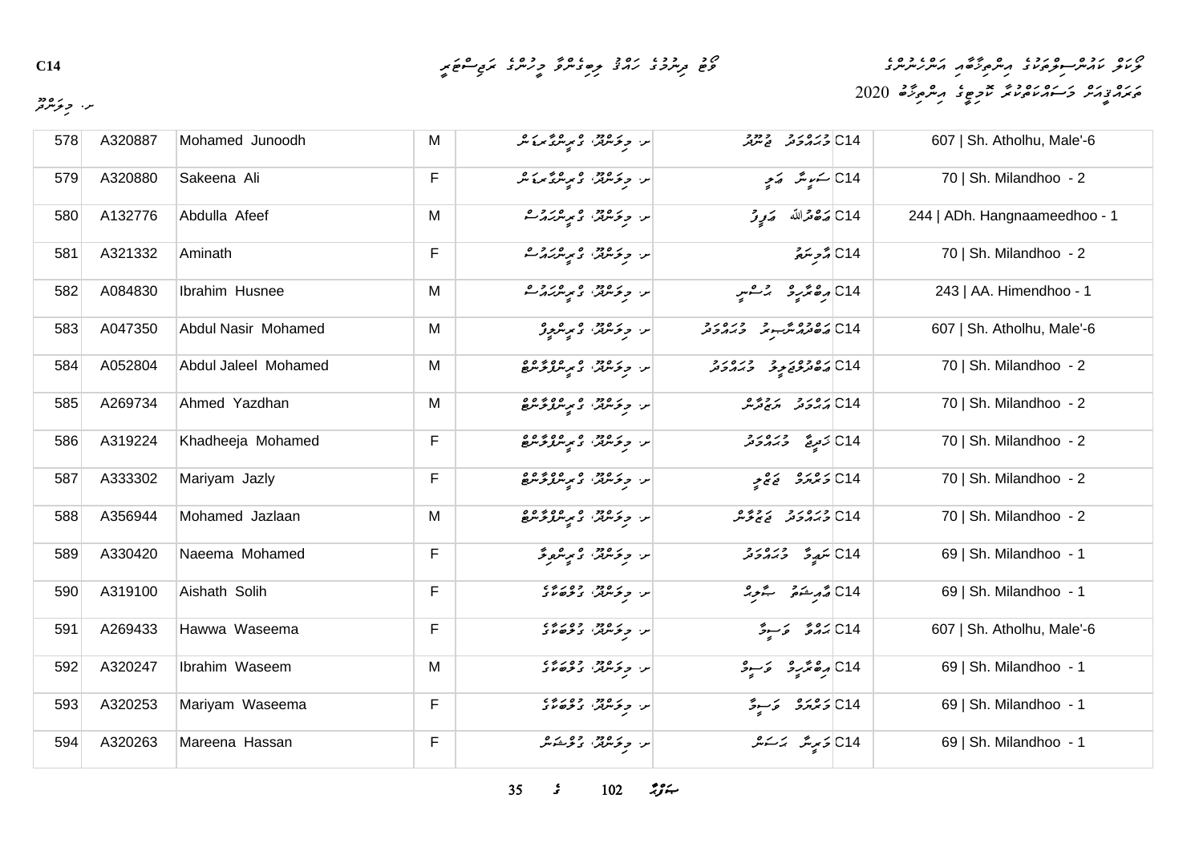| 578 | A320887 | Mohamed Junoodh | M | ށ. މިލަންދޫ، ގުލިސްޓަރީގެ | C14 | މުހައްމަދު ޖުނޫދު | 607 \| Sh. Atholhu, Male'-6 |
|---|---|---|---|---|---|---|---|
| 579 | A320880 | Sakeena Ali | F | ށ. މިލަންދޫ، ގުލިސްޓަރީގެ | C14 | ސަކީނާ ޢަލީ | 70 \| Sh. Milandhoo - 2 |
| 580 | A132776 | Abdulla Afeef | M | ށ. މިލަންދޫ، ގުލިސްޓަރުސް | C14 | ޢަބްދުﷲ ޢަފީފު | 244 \| ADh. Hangnaameedhoo - 1 |
| 581 | A321332 | Aminath | F | ށ. މިލަންދޫ، ގުލިސްޓަރުސް | C14 | އާމިނަތު | 70 \| Sh. Milandhoo - 2 |
| 582 | A084830 | Ibrahim Husnee | M | ށ. މިލަންދޫ، ގުލިސްޓަރުސް | C14 | އިބްރާހީމް ހުސްނީ | 243 \| AA. Himendhoo - 1 |
| 583 | A047350 | Abdul Nasir Mohamed | M | ށ. މިލަންދޫ، ގުލިސްމީވު | C14 | ޢަބްދުލްނާޞިރު މުހައްމަދު | 607 \| Sh. Atholhu, Male'-6 |
| 584 | A052804 | Abdul Jaleel Mohamed | M | ށ. މިލަންދޫ، ގުލިސްވިލާސްޖެ | C14 | ޢަބްދުލްޖަލީލު މުހައްމަދު | 70 \| Sh. Milandhoo - 2 |
| 585 | A269734 | Ahmed Yazdhan | M | ށ. މިލަންދޫ، ގުލިސްވިލާސްޖެ | C14 | އަހްމަދު ޔަޒްދާން | 70 \| Sh. Milandhoo - 2 |
| 586 | A319224 | Khadheeja Mohamed | F | ށ. މިލަންދޫ، ގުލިސްވިލާސްޖެ | C14 | ޚަދީޖާ މުހައްމަދު | 70 \| Sh. Milandhoo - 2 |
| 587 | A333302 | Mariyam Jazly | F | ށ. މިލަންދޫ، ގުލިސްވިލާސްޖެ | C14 | މަރިޔަމް ޖަޒްލީ | 70 \| Sh. Milandhoo - 2 |
| 588 | A356944 | Mohamed Jazlaan | M | ށ. މިލަންދޫ، ގުލިސްވިލާސްޖެ | C14 | މުހައްމަދު ޖަޒްލާން | 70 \| Sh. Milandhoo - 2 |
| 589 | A330420 | Naeema Mohamed | F | ށ. މިލަންދޫ، ގުލިސްމިލާ | C14 | ނައީމާ މުހައްމަދު | 69 \| Sh. Milandhoo - 1 |
| 590 | A319100 | Aishath Solih | F | ށ. މިލަންދޫ، ގުލްބަހާރު | C14 | އާއިޝަތު ސާލިހު | 69 \| Sh. Milandhoo - 1 |
| 591 | A269433 | Hawwa Waseema | F | ށ. މިލަންދޫ، ގުލްބަހާރު | C14 | ހައްވާ ވަސީމާ | 607 \| Sh. Atholhu, Male'-6 |
| 592 | A320247 | Ibrahim Waseem | M | ށ. މިލަންދޫ، ގުލްބަހާރު | C14 | އިބްރާހީމް ވަސީމް | 69 \| Sh. Milandhoo - 1 |
| 593 | A320253 | Mariyam Waseema | F | ށ. މިލަންދޫ، ގުލްބަހާރު | C14 | މަރިޔަމް ވަސީމާ | 69 \| Sh. Milandhoo - 1 |
| 594 | A320263 | Mareena Hassan | F | ށ. މިލަންދޫ، ގުލްޝަން | C14 | މަރީނާ ހަސަން | 69 \| Sh. Milandhoo - 1 |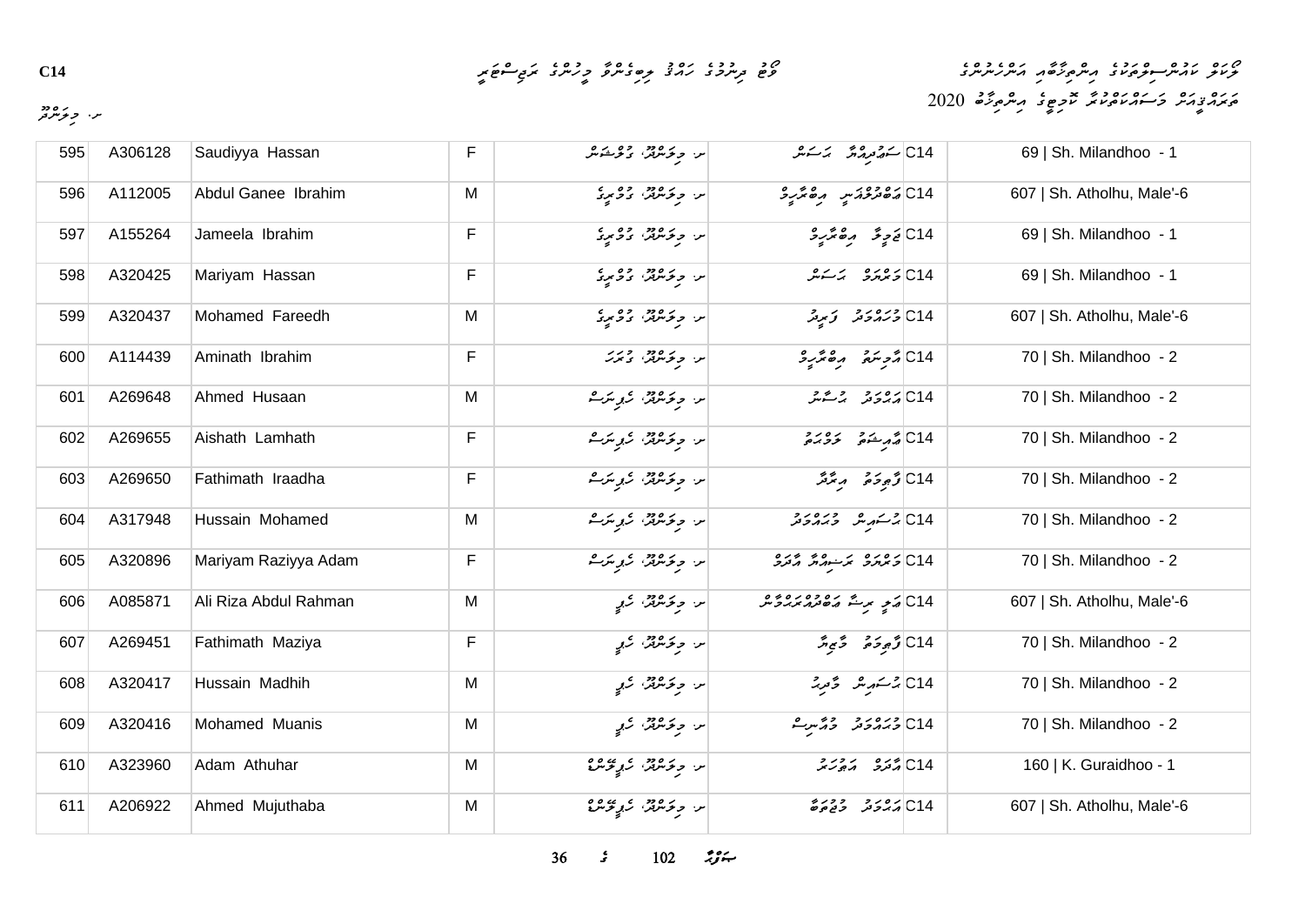ރ. މިލަންދޫ

| 595 | A306128 | Saudiyya Hassan | F | ށ. މިލަންދޫ، ގުލްޝަން | ސައުދިއްޔާ ހަސަން C14 | 69 \| Sh. Milandhoo - 1 |
|---|---|---|---|---|---|---|
| 596 | A112005 | Abdul Ganee Ibrahim | M | ށ. މިލަންދޫ، ގުލްރީގެ | އަބްދުލްޣަނީ އިބްރާހީމް C14 | 607 \| Sh. Atholhu, Male'-6 |
| 597 | A155264 | Jameela Ibrahim | F | ށ. މިލަންދޫ، ގުލްރީގެ | ޖަމީލާ އިބްރާހީމް C14 | 69 \| Sh. Milandhoo - 1 |
| 598 | A320425 | Mariyam Hassan | F | ށ. މިލަންދޫ، ގުލްރީގެ | މަރިޔަމް ހަސަން C14 | 69 \| Sh. Milandhoo - 1 |
| 599 | A320437 | Mohamed Fareedh | M | ށ. މިލަންދޫ، ގުލްރީގެ | މުހައްމަދު ފަރީދު C14 | 607 \| Sh. Atholhu, Male'-6 |
| 600 | A114439 | Aminath Ibrahim | F | ށ. މިލަންދޫ، ގުލަރ | އާމިނަތު އިބްރާހީމް C14 | 70 \| Sh. Milandhoo - 2 |
| 601 | A269648 | Ahmed Husaan | M | ށ. މިލަންދޫ، ގުލިސްޓަން | އަހްމަދު ހުސާން C14 | 70 \| Sh. Milandhoo - 2 |
| 602 | A269655 | Aishath Lamhath | F | ށ. މިލަންދޫ، ގުލިސްޓަން | އާއިޝަތު ލަމްހަތު C14 | 70 \| Sh. Milandhoo - 2 |
| 603 | A269650 | Fathimath Iraadha | F | ށ. މިލަންދޫ، ގުލިސްޓަން | ފާތިމަތު އިރާދާ C14 | 70 \| Sh. Milandhoo - 2 |
| 604 | A317948 | Hussain Mohamed | M | ށ. މިލަންދޫ، ގުލިސްޓަން | ހުސައިން މުހައްމަދު C14 | 70 \| Sh. Milandhoo - 2 |
| 605 | A320896 | Mariyam Raziyya Adam | F | ށ. މިލަންދޫ، ގުލިސްޓަން | މަރިޔަމް ރަޒިއްޔާ އާދަމް C14 | 70 \| Sh. Milandhoo - 2 |
| 606 | A085871 | Ali Riza Abdul Rahman | M | ށ. މިލަންދޫ، ގުލީ | އަލީ ރިޟާ އަބްދުއްރަޙްމާން C14 | 607 \| Sh. Atholhu, Male'-6 |
| 607 | A269451 | Fathimath Maziya | F | ށ. މިލަންދޫ، ގުލީ | ފާތިމަތު މާޒިޔާ C14 | 70 \| Sh. Milandhoo - 2 |
| 608 | A320417 | Hussain Madhih | M | ށ. މިލަންދޫ، ގުލީ | ހުސައިން މާދިހު C14 | 70 \| Sh. Milandhoo - 2 |
| 609 | A320416 | Mohamed Muanis | M | ށ. މިލަންދޫ، ގުލީ | މުހައްމަދު މުއާނިސް C14 | 70 \| Sh. Milandhoo - 2 |
| 610 | A323960 | Adam Athuhar | M | ށ. މިލަންދޫ، ގުލީވޭނުގެ | އާދަމް އަތުހަރު C14 | 160 \| K. Guraidhoo - 1 |
| 611 | A206922 | Ahmed Mujuthaba | M | ށ. މިލަންދޫ، ގުލީވޭނުގެ | އަހްމަދު މުޖުތަބާ C14 | 607 \| Sh. Atholhu, Male'-6 |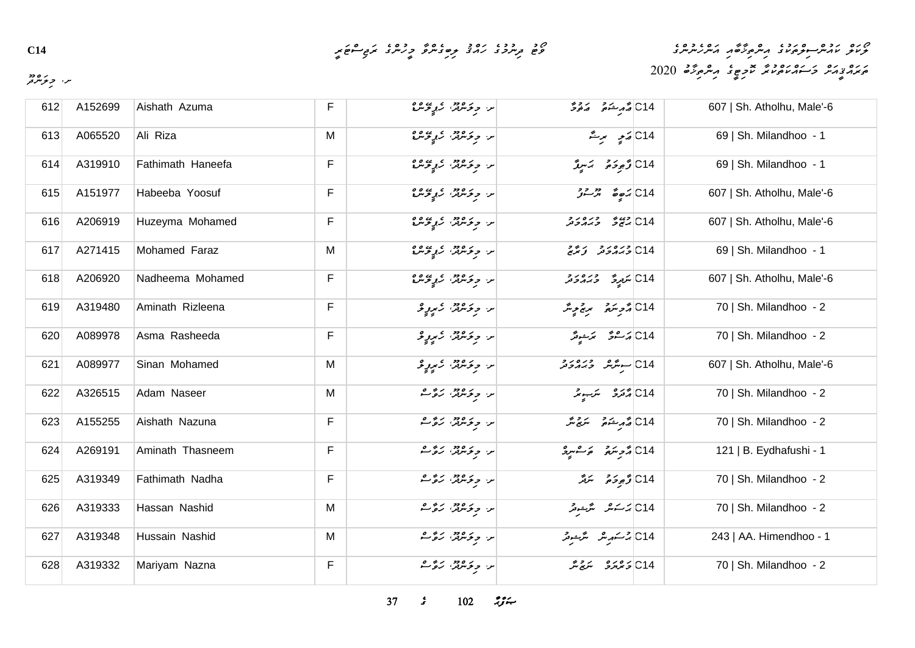| 612 | A152699 | Aishath Azuma | F | ش. މިލަންދޫ، ހުޅުދާނުގެ | C14 ޢާއިޝަތު ޢަޒުމާ | 607 \| Sh. Atholhu, Male'-6 |
|---|---|---|---|---|---|---|
| 613 | A065520 | Ali Riza | M | ش. މިލަންދޫ، ހުޅުދާނުގެ | C14 ޢަލީ ރިޟާ | 69 \| Sh. Milandhoo - 1 |
| 614 | A319910 | Fathimath Haneefa | F | ش. މިލަންދޫ، ހުޅުދާނުގެ | C14 ފާތިމަތު ހަނީފާ | 69 \| Sh. Milandhoo - 1 |
| 615 | A151977 | Habeeba Yoosuf | F | ش. މިލަންދޫ، ހުޅުދާނުގެ | C14 ހަބީބާ ޔޫސުފު | 607 \| Sh. Atholhu, Male'-6 |
| 616 | A206919 | Huzeyma Mohamed | F | ش. މިލަންދޫ، ހުޅުދާނުގެ | C14 ހުޒެއިމާ މުޙައްމަދު | 607 \| Sh. Atholhu, Male'-6 |
| 617 | A271415 | Mohamed Faraz | M | ش. މިލަންދޫ، ހުޅުދާނުގެ | C14 މުޙައްމަދު ފަރާޒް | 69 \| Sh. Milandhoo - 1 |
| 618 | A206920 | Nadheema Mohamed | F | ش. މިލަންދޫ، ހުޅުދާނުގެ | C14 ނަދީމާ މުޙައްމަދު | 607 \| Sh. Atholhu, Male'-6 |
| 619 | A319480 | Aminath Rizleena | F | ش. މިލަންދޫ، ހިރިލިލީ | C14 އާމިނަތު ރިޒްލީނާ | 70 \| Sh. Milandhoo - 2 |
| 620 | A089978 | Asma Rasheeda | F | ش. މިލަންދޫ، ހިރިލިލީ | C14 އަސްމާ ރަޝީދާ | 70 \| Sh. Milandhoo - 2 |
| 621 | A089977 | Sinan Mohamed | M | ش. މިލަންދޫ، ހިރިލިލީ | C14 ސިނާން މުޙައްމަދު | 607 \| Sh. Atholhu, Male'-6 |
| 622 | A326515 | Adam Naseer | M | ش. މިލަންދޫ، ހުވާސް | C14 އާދަމް ނަސީރު | 70 \| Sh. Milandhoo - 2 |
| 623 | A155255 | Aishath Nazuna | F | ش. މިލަންދޫ، ހުވާސް | C14 ޢާއިޝަތު ނަޒުނާ | 70 \| Sh. Milandhoo - 2 |
| 624 | A269191 | Aminath Thasneem | F | ش. މިލަންދޫ، ހުވާސް | C14 އާމިނަތު ތަސްނީމް | 121 \| B. Eydhafushi - 1 |
| 625 | A319349 | Fathimath Nadha | F | ش. މިލަންދޫ، ހުވާސް | C14 ފާތިމަތު ނަދާ | 70 \| Sh. Milandhoo - 2 |
| 626 | A319333 | Hassan Nashid | M | ش. މިލަންދޫ، ހުވާސް | C14 ޙަސަން ނާޝިދު | 70 \| Sh. Milandhoo - 2 |
| 627 | A319348 | Hussain Nashid | M | ش. މިލަންދޫ، ހުވާސް | C14 ޙުސައިން ނާޝިދު | 243 \| AA. Himendhoo - 1 |
| 628 | A319332 | Mariyam Nazna | F | ش. މިލަންދޫ، ހުވާސް | C14 މަރިޔަމް ނަޒްނާ | 70 \| Sh. Milandhoo - 2 |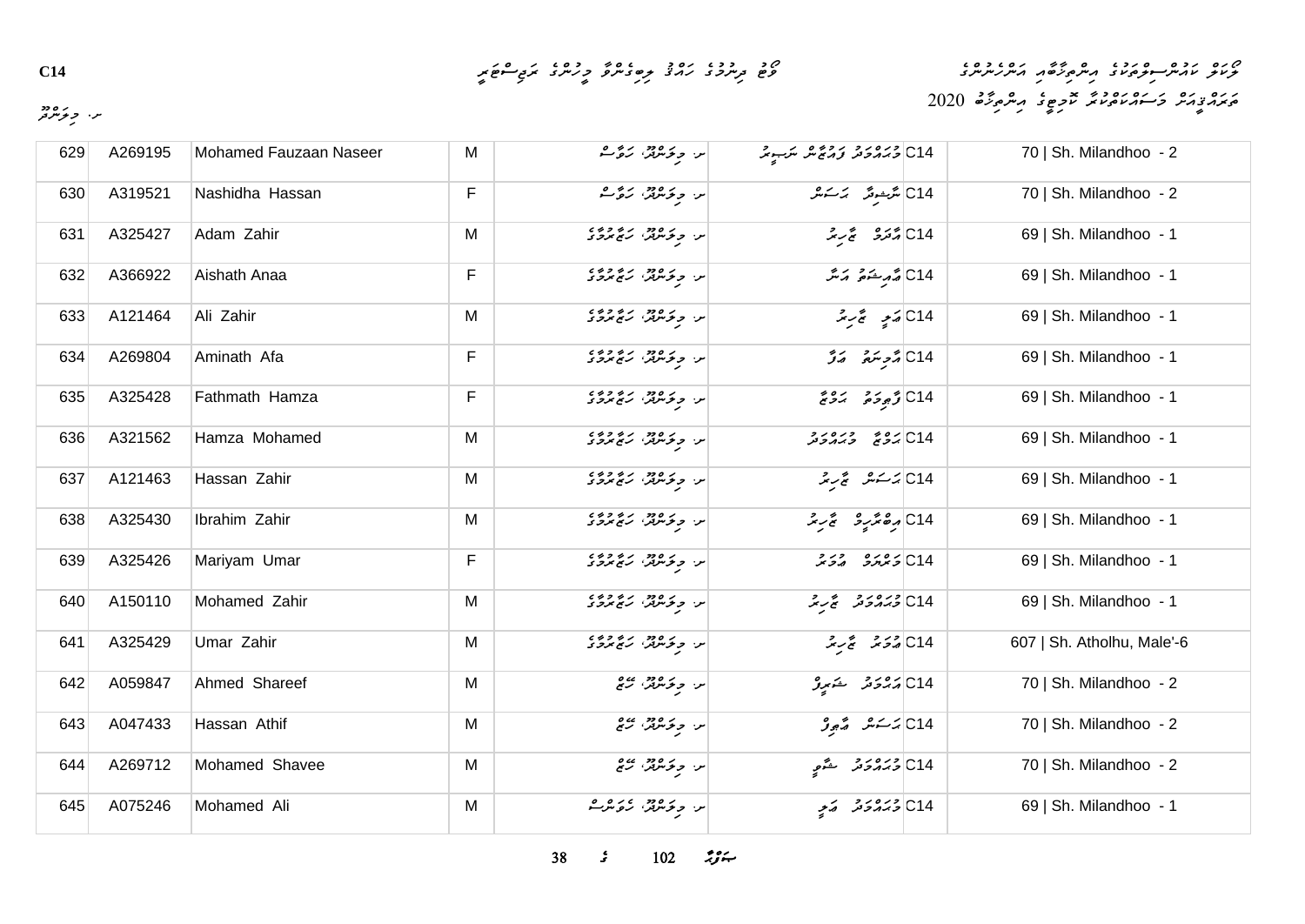| 629 | A269195 | Mohamed Fauzaan Naseer | M | ش. މިލަންދޫ، ހަވާސް | C14 މުހައްމަދު ފައުޒާން ނަސީރު | 70 \| Sh. Milandhoo - 2 |
|---|---|---|---|---|---|---|
| 630 | A319521 | Nashidha Hassan | F | ش. މިލަންދޫ، ހަވާސް | C14 ނާޝިދާ ހަސަން | 70 \| Sh. Milandhoo - 2 |
| 631 | A325427 | Adam Zahir | M | ش. މިލަންދޫ، ހަޖަރުގެ | C14 އާދަމް ޒާހިރު | 69 \| Sh. Milandhoo - 1 |
| 632 | A366922 | Aishath Anaa | F | ش. މިލަންދޫ، ހަޖަރުގެ | C14 އައިޝަތު އަނާ | 69 \| Sh. Milandhoo - 1 |
| 633 | A121464 | Ali Zahir | M | ش. މިލަންދޫ، ހަޖަރުގެ | C14 އަލީ ޒާހިރު | 69 \| Sh. Milandhoo - 1 |
| 634 | A269804 | Aminath Afa | F | ش. މިލަންދޫ، ހަޖަރުގެ | C14 އާމިނަތު އަފާ | 69 \| Sh. Milandhoo - 1 |
| 635 | A325428 | Fathmath Hamza | F | ش. މިލަންދޫ، ހަޖަރުގެ | C14 ފާތިމަތު ހަމްޒާ | 69 \| Sh. Milandhoo - 1 |
| 636 | A321562 | Hamza Mohamed | M | ش. މިލަންދޫ، ހަޖަރުގެ | C14 ހަމްޒާ މުހައްމަދު | 69 \| Sh. Milandhoo - 1 |
| 637 | A121463 | Hassan Zahir | M | ش. މިލަންދޫ، ހަޖަރުގެ | C14 ހަސަން ޒާހިރު | 69 \| Sh. Milandhoo - 1 |
| 638 | A325430 | Ibrahim Zahir | M | ش. މިލަންދޫ، ހަޖަރުގެ | C14 އިބްރާހީމް ޒާހިރު | 69 \| Sh. Milandhoo - 1 |
| 639 | A325426 | Mariyam Umar | F | ش. މިލަންދޫ، ހަޖަރުގެ | C14 މަރިޔަމް އުމަރު | 69 \| Sh. Milandhoo - 1 |
| 640 | A150110 | Mohamed Zahir | M | ش. މިލަންދޫ، ހަޖަރުގެ | C14 މުހައްމަދު ޒާހިރު | 69 \| Sh. Milandhoo - 1 |
| 641 | A325429 | Umar Zahir | M | ش. މިލަންދޫ، ހަޖަރުގެ | C14 އުމަރު ޒާހިރު | 607 \| Sh. Atholhu, Male'-6 |
| 642 | A059847 | Ahmed Shareef | M | ش. މިލަންދޫ، ހަޖް | C14 އަހްމަދު ޝަރީފު | 70 \| Sh. Milandhoo - 2 |
| 643 | A047433 | Hassan Athif | M | ش. މިލަންދޫ، ހަޖް | C14 ހަސަން އާތިފު | 70 \| Sh. Milandhoo - 2 |
| 644 | A269712 | Mohamed Shavee | M | ش. މިލަންދޫ، ހަޖް | C14 މުހައްމަދު ޝާވީ | 70 \| Sh. Milandhoo - 2 |
| 645 | A075246 | Mohamed Ali | M | ش. މިލަންދޫ، ހެވަންސް | C14 މުހައްމަދު އަލީ | 69 \| Sh. Milandhoo - 1 |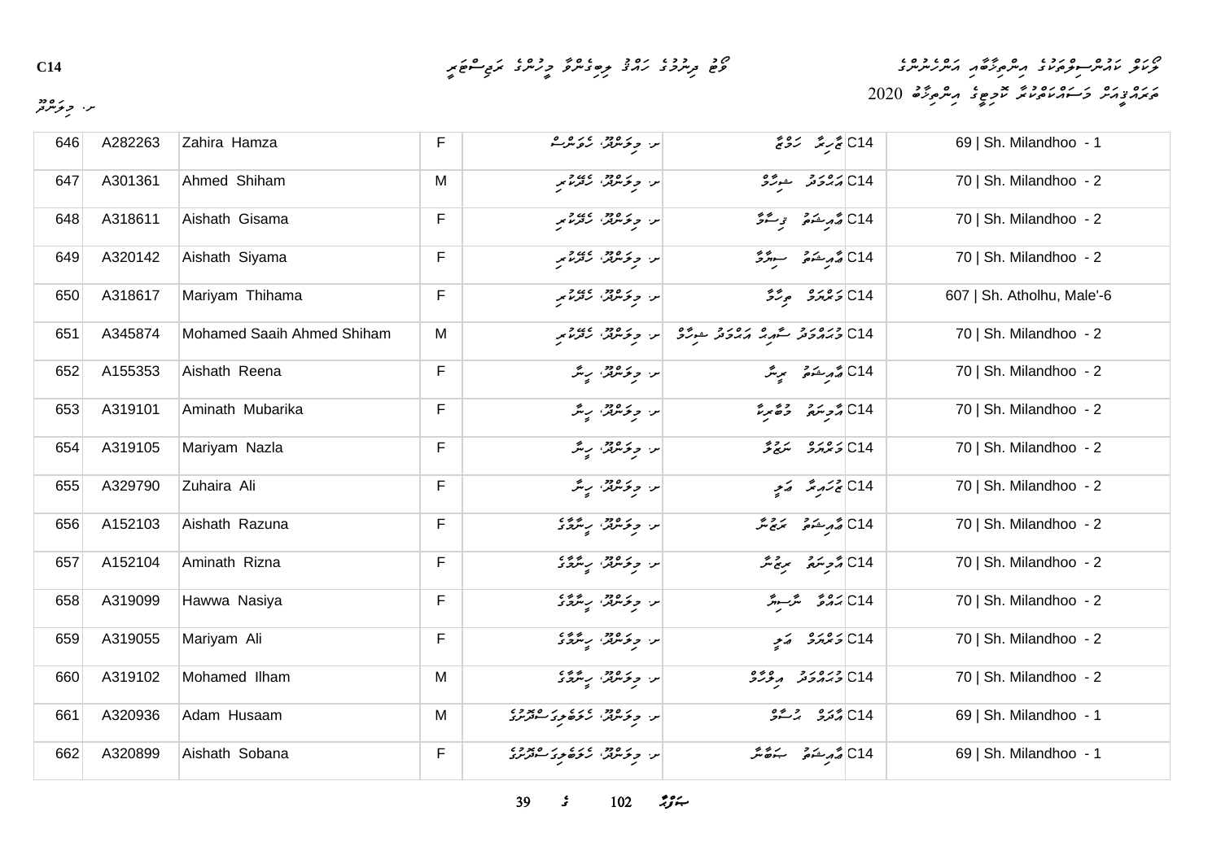| 646 | A282263 | Zahira Hamza | F | ش. މިލަންދޫ، ހެވަންހުސް | ޒާހިރާ ހަމްޒާ C14 | 69 \| Sh. Milandhoo - 1 |
|---|---|---|---|---|---|---|
| 647 | A301361 | Ahmed Shiham | M | ش. މިލަންދޫ، ހެދުނާރި | އަޙްމަދު ޝިހާމް C14 | 70 \| Sh. Milandhoo - 2 |
| 648 | A318611 | Aishath Gisama | F | ش. މިލަންދޫ، ހެދުނާރި | އާއިޝަތު ގިސާމާ C14 | 70 \| Sh. Milandhoo - 2 |
| 649 | A320142 | Aishath Siyama | F | ش. މިލަންދޫ، ހެދުނާރި | އާއިޝަތު ސިޔާމާ C14 | 70 \| Sh. Milandhoo - 2 |
| 650 | A318617 | Mariyam Thihama | F | ش. މިލަންދޫ، ހެދުނާރި | މަރިޔަމް ތިހާމާ C14 | 607 \| Sh. Atholhu, Male'-6 |
| 651 | A345874 | Mohamed Saaih Ahmed Shiham | M | ش. މިލަންދޫ، ހެދުނާރި | މުޙައްމަދު ސާއިޙް އަޙްމަދު ޝިހާމް C14 | 70 \| Sh. Milandhoo - 2 |
| 652 | A155353 | Aishath Reena | F | ش. މިލަންދޫ، ރީނާ | އާއިޝަތު ރީނާ C14 | 70 \| Sh. Milandhoo - 2 |
| 653 | A319101 | Aminath Mubarika | F | ش. މިލަންދޫ، ރީނާ | އާމިނަތު މުބާރިކާ C14 | 70 \| Sh. Milandhoo - 2 |
| 654 | A319105 | Mariyam Nazla | F | ش. މިލަންދޫ، ރީނާ | މަރިޔަމް ނަޒްލާ C14 | 70 \| Sh. Milandhoo - 2 |
| 655 | A329790 | Zuhaira Ali | F | ش. މިލަންދޫ، ރީނާ | ޒުހައިރާ އަލީ C14 | 70 \| Sh. Milandhoo - 2 |
| 656 | A152103 | Aishath Razuna | F | ش. މިލަންދޫ، ރިނގާގެ | އާއިޝަތު ރަޒުނާ C14 | 70 \| Sh. Milandhoo - 2 |
| 657 | A152104 | Aminath Rizna | F | ش. މިލަންދޫ، ރިނގާގެ | އާމިނަތު ރިޒްނާ C14 | 70 \| Sh. Milandhoo - 2 |
| 658 | A319099 | Hawwa Nasiya | F | ش. މިލަންދޫ، ރިނގާގެ | ހައްވާ ނާސިޔާ C14 | 70 \| Sh. Milandhoo - 2 |
| 659 | A319055 | Mariyam Ali | F | ش. މިލަންދޫ، ރިނގާގެ | މަރިޔަމް އަލީ C14 | 70 \| Sh. Milandhoo - 2 |
| 660 | A319102 | Mohamed Ilham | M | ش. މިލަންދޫ، ރިނގާގެ | މުޙައްމަދު އިލްހާމް C14 | 70 \| Sh. Milandhoo - 2 |
| 661 | A320936 | Adam Husaam | M | ش. މިލަންދޫ، ހެވަނބުގަސްދޮރުގެ | އާދަމް ހުސާމް C14 | 69 \| Sh. Milandhoo - 1 |
| 662 | A320899 | Aishath Sobana | F | ش. މިލަންދޫ، ހެވަނބުގަސްދޮރުގެ | އާއިޝަތު ސަބާނާ C14 | 69 \| Sh. Milandhoo - 1 |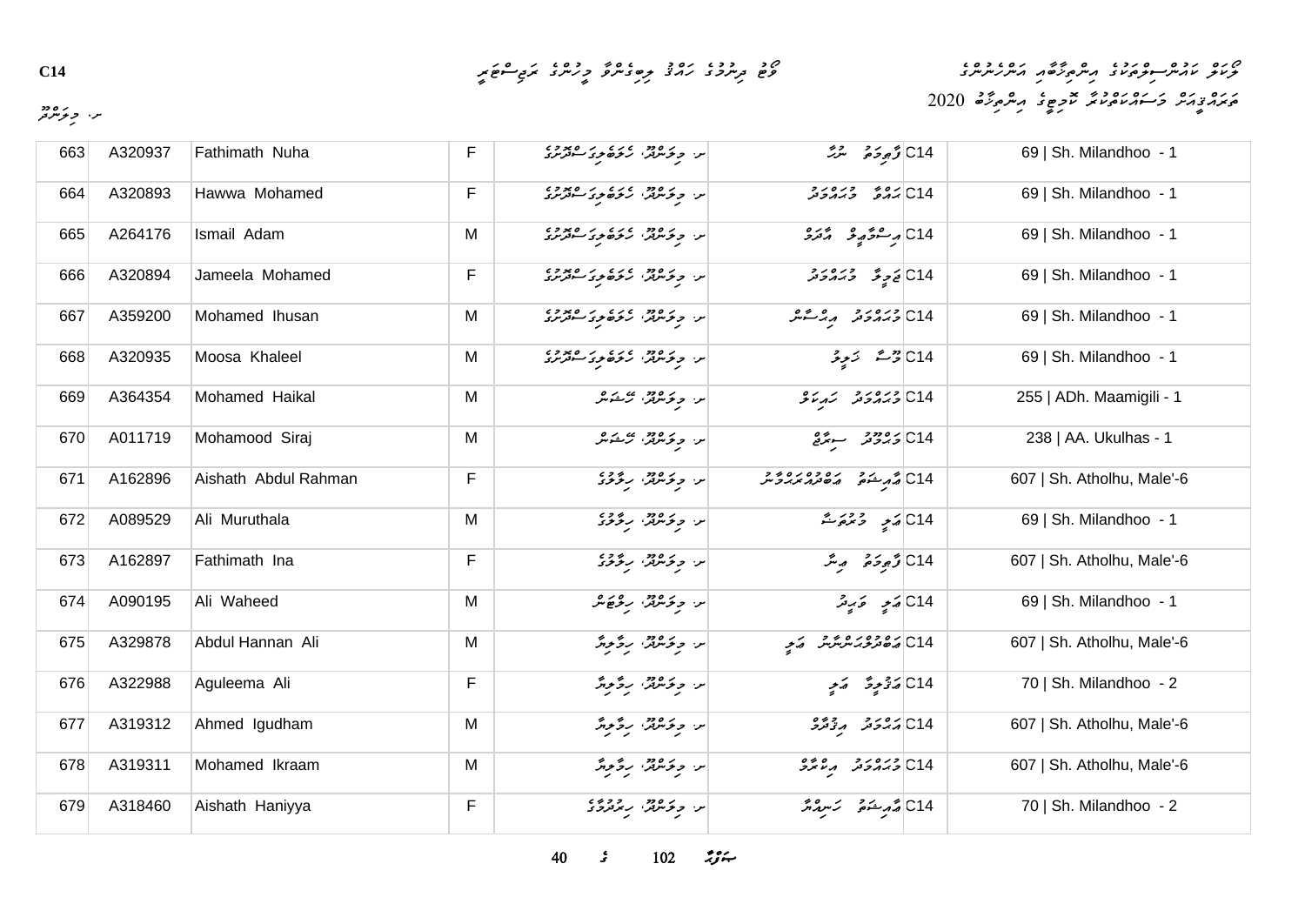| 663 | A320937 | Fathimath Nuha | F | ش. މިލަންދޫ، ހުވަނދުވީ ސުވަރުގެ | C14 ފާތިމަތު ނުހާ | 69 \| Sh. Milandhoo - 1 |
|---|---|---|---|---|---|---|
| 664 | A320893 | Hawwa Mohamed | F | ش. މިލަންދޫ، ހުވަނދުވީ ސުވަރުގެ | C14 ހައްވާ މުހައްމަދު | 69 \| Sh. Milandhoo - 1 |
| 665 | A264176 | Ismail Adam | M | ش. މިލަންދޫ، ހުވަނދުވީ ސުވަރުގެ | C14 އިސްމާއީލް އާދަމް | 69 \| Sh. Milandhoo - 1 |
| 666 | A320894 | Jameela Mohamed | F | ش. މިލަންދޫ، ހުވަނދުވީ ސުވަރުގެ | C14 ޖަމީލާ މުހައްމަދު | 69 \| Sh. Milandhoo - 1 |
| 667 | A359200 | Mohamed Ihusan | M | ش. މިލަންދޫ، ހުވަނދުވީ ސުވަރުގެ | C14 މުހައްމަދު އިހުސާން | 69 \| Sh. Milandhoo - 1 |
| 668 | A320935 | Moosa Khaleel | M | ش. މިލަންދޫ، ހުވަނދުވީ ސުވަރުގެ | C14 މޫސާ ޚަލީލު | 69 \| Sh. Milandhoo - 1 |
| 669 | A364354 | Mohamed Haikal | M | ش. މިލަންދޫ، ރޭޝަން | C14 މުހައްމަދު ހައިކަލް | 255 \| ADh. Maamigili - 1 |
| 670 | A011719 | Mohamood Siraj | M | ش. މިލަންދޫ، ރޭޝަން | C14 މަޙްމޫދު ސިރާޖު | 238 \| AA. Ukulhas - 1 |
| 671 | A162896 | Aishath Abdul Rahman | F | ش. މިލަންދޫ، ރިލާކްސް | C14 އާއިޝަތު އަބްދުއްރަޙްމާން | 607 \| Sh. Atholhu, Male'-6 |
| 672 | A089529 | Ali Muruthala | M | ش. މިލަންދޫ، ރިލާކްސް | C14 އަލި މުރުތަޟާ | 69 \| Sh. Milandhoo - 1 |
| 673 | A162897 | Fathimath Ina | F | ش. މިލަންދޫ، ރިލާކްސް | C14 ފާތިމަތު އިނާ | 607 \| Sh. Atholhu, Male'-6 |
| 674 | A090195 | Ali Waheed | M | ش. މިލަންދޫ، ރިލާކްސް | C14 އަލި ވަޙީދު | 69 \| Sh. Milandhoo - 1 |
| 675 | A329878 | Abdul Hannan Ali | M | ش. މިލަންދޫ، ރިލާކްސް | C14 އަބްދުލްހަންނާން އަލި | 607 \| Sh. Atholhu, Male'-6 |
| 676 | A322988 | Aguleema Ali | F | ش. މިލަންދޫ، ރިލާކްސް | C14 އަގުލީމާ އަލި | 70 \| Sh. Milandhoo - 2 |
| 677 | A319312 | Ahmed Igudham | M | ش. މިލަންދޫ، ރިލާކްސް | C14 އަޙްމަދު އިގުދާމް | 607 \| Sh. Atholhu, Male'-6 |
| 678 | A319311 | Mohamed Ikraam | M | ش. މިލަންދޫ، ރިލާކްސް | C14 މުހައްމަދު އިކްރާމް | 607 \| Sh. Atholhu, Male'-6 |
| 679 | A318460 | Aishath Haniyya | F | ش. މިލަންދޫ، ރިދުރުގެ | C14 އާއިޝަތު ހަނިއްޔާ | 70 \| Sh. Milandhoo - 2 |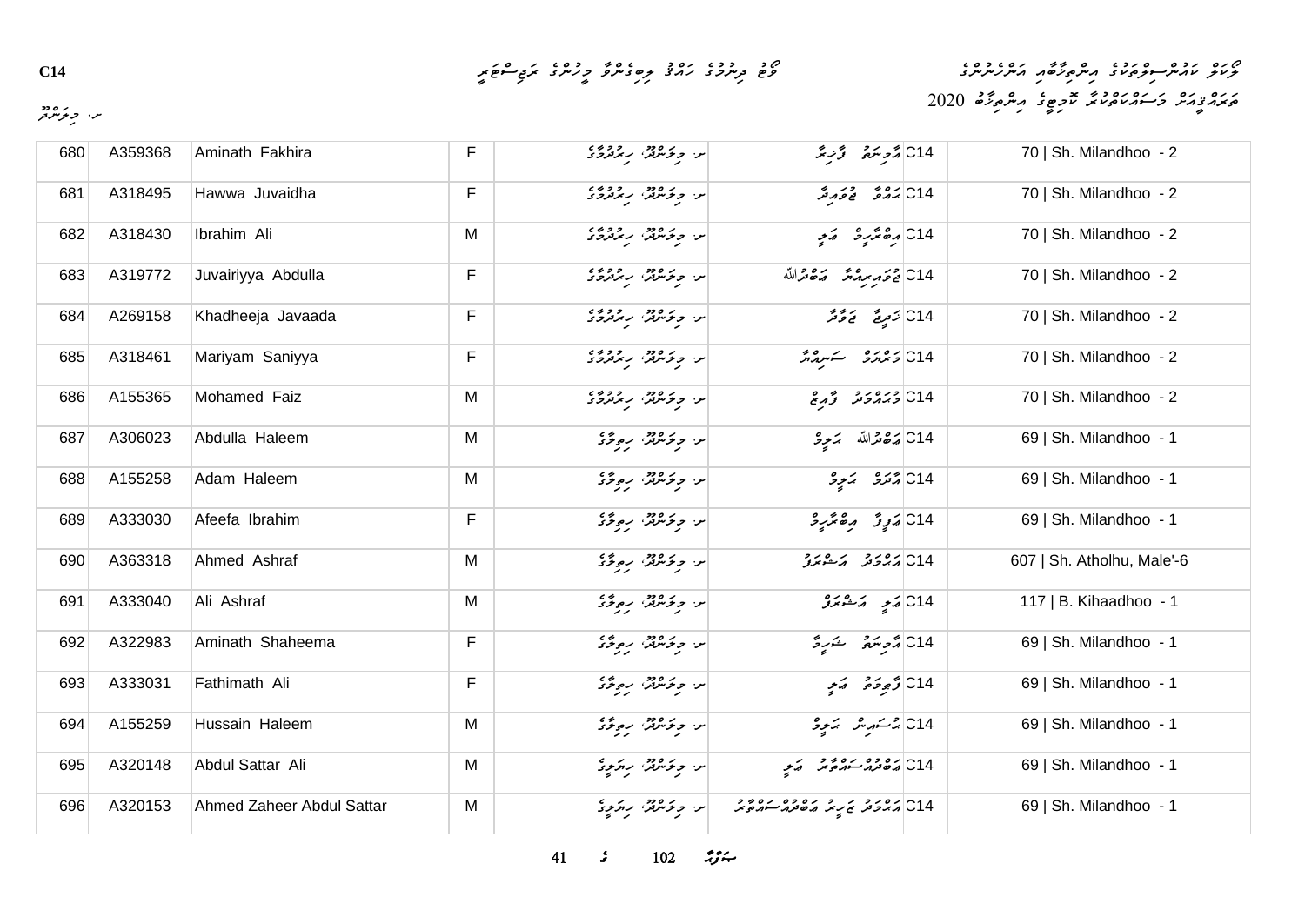| 680 | A359368 | Aminath Fakhira | F | ށ. މިލަންދޫ، ހިރުދުމާގެ | މާރިނަތު ފާހިރާ C14 | 70 \| Sh. Milandhoo - 2 |
|---|---|---|---|---|---|---|
| 681 | A318495 | Hawwa Juvaidha | F | ށ. މިލަންދޫ، ހިރުދުމާގެ | ހައްވާ ޖުވައިދާ C14 | 70 \| Sh. Milandhoo - 2 |
| 682 | A318430 | Ibrahim Ali | M | ށ. މިލަންދޫ، ހިރުދުމާގެ | އިބްރާހީމް އަލި C14 | 70 \| Sh. Milandhoo - 2 |
| 683 | A319772 | Juvairiyya Abdulla | F | ށ. މިލަންދޫ، ހިރުދުމާގެ | ޖުވައިރިއްޔާ އަބްދުﷲ C14 | 70 \| Sh. Milandhoo - 2 |
| 684 | A269158 | Khadheeja Javaada | F | ށ. މިލަންދޫ، ހިރުދުމާގެ | ހަދީޖާ ޖަވާދާ C14 | 70 \| Sh. Milandhoo - 2 |
| 685 | A318461 | Mariyam Saniyya | F | ށ. މިލަންދޫ، ހިރުދުމާގެ | މަރިޔަމް ސަނިއްޔާ C14 | 70 \| Sh. Milandhoo - 2 |
| 686 | A155365 | Mohamed Faiz | M | ށ. މިލަންދޫ، ހިރުދުމާގެ | މުޙައްމަދު ފާއިޒު C14 | 70 \| Sh. Milandhoo - 2 |
| 687 | A306023 | Abdulla Haleem | M | ށ. މިލަންދޫ، ހިލިމާގެ | އަބްދުﷲ ހަލީމް C14 | 69 \| Sh. Milandhoo - 1 |
| 688 | A155258 | Adam Haleem | M | ށ. މިލަންދޫ، ހިލިމާގެ | އާދަމް ހަލީމް C14 | 69 \| Sh. Milandhoo - 1 |
| 689 | A333030 | Afeefa Ibrahim | F | ށ. މިލަންދޫ، ހިލިމާގެ | އަފީފާ އިބްރާހީމް C14 | 69 \| Sh. Milandhoo - 1 |
| 690 | A363318 | Ahmed Ashraf | M | ށ. މިލަންދޫ، ހިލިމާގެ | އަޙްމަދު އަޝްރަފް C14 | 607 \| Sh. Atholhu, Male'-6 |
| 691 | A333040 | Ali Ashraf | M | ށ. މިލަންދޫ، ހިލިމާގެ | އަލި އަޝްރަފް C14 | 117 \| B. Kihaadhoo - 1 |
| 692 | A322983 | Aminath Shaheema | F | ށ. މިލަންދޫ، ހިލިމާގެ | އާމިނަތު ޝަހީމާ C14 | 69 \| Sh. Milandhoo - 1 |
| 693 | A333031 | Fathimath Ali | F | ށ. މިލަންދޫ، ހިލިމާގެ | ފާތިމަތު އަލި C14 | 69 \| Sh. Milandhoo - 1 |
| 694 | A155259 | Hussain Haleem | M | ށ. މިލަންދޫ، ހިލިމާގެ | ހުސައިން ހަލީމް C14 | 69 \| Sh. Milandhoo - 1 |
| 695 | A320148 | Abdul Sattar Ali | M | ށ. މިލަންދޫ، ހިޔާލީގެ | އަބްދުއްސައްތާރު އަލި C14 | 69 \| Sh. Milandhoo - 1 |
| 696 | A320153 | Ahmed Zaheer Abdul Sattar | M | ށ. މިލަންދޫ، ހިޔާލީގެ | އަޙްމަދު ޒަހީރު އަބްދުއްސައްތާރު C14 | 69 \| Sh. Milandhoo - 1 |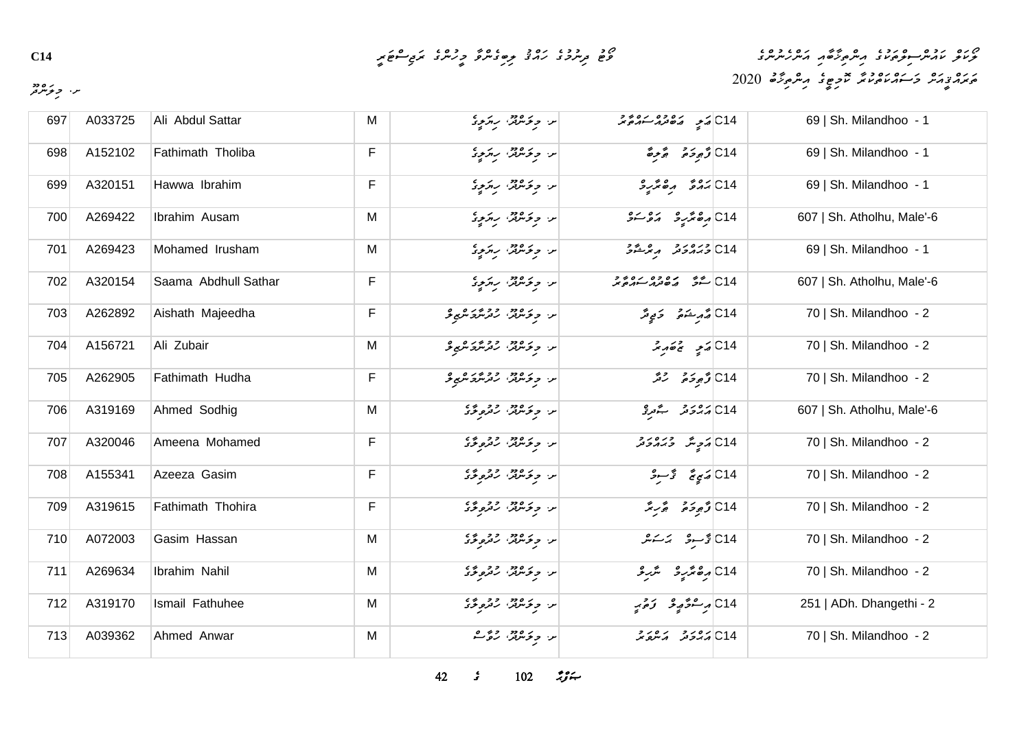| 697 | A033725 | Ali Abdul Sattar | M | ش. މިލަންދޫ، ހިލަލީގެ | C14 އަލި އަބްދުލްސައްތާރު | 69 \| Sh. Milandhoo - 1 |
|---|---|---|---|---|---|---|
| 698 | A152102 | Fathimath Tholiba | F | ش. މިލަންދޫ، ހިލަލީގެ | C14 ފާތިމަތު ޠާލިބާ | 69 \| Sh. Milandhoo - 1 |
| 699 | A320151 | Hawwa Ibrahim | F | ش. މިލަންދޫ، ހިލަލީގެ | C14 ހައްވާ އިބްރާހީމް | 69 \| Sh. Milandhoo - 1 |
| 700 | A269422 | Ibrahim Ausam | M | ش. މިލަންދޫ، ހިލަލީގެ | C14 އިބްރާހީމް އައުސަމް | 607 \| Sh. Atholhu, Male'-6 |
| 701 | A269423 | Mohamed Irusham | M | ش. މިލަންދޫ، ހިލަލީގެ | C14 މުޙައްމަދު އިރުޝާމް | 69 \| Sh. Milandhoo - 1 |
| 702 | A320154 | Saama Abdhull Sathar | F | ش. މިލަންދޫ، ހިލަލީގެ | C14 ސާމާ އަބްދުއްސައްތާރު | 607 \| Sh. Atholhu, Male'-6 |
| 703 | A262892 | Aishath Majeedha | F | ش. މިލަންދޫ، ހުދުހުރަހުސްވާ | C14 އާއިޝަތު މަޖީދާ | 70 \| Sh. Milandhoo - 2 |
| 704 | A156721 | Ali Zubair | M | ش. މިލަންދޫ، ހުދުހުރަހުސްވާ | C14 އަލި ޒުބައިރު | 70 \| Sh. Milandhoo - 2 |
| 705 | A262905 | Fathimath Hudha | F | ش. މިލަންދޫ، ހުދުހުރަހުސްވާ | C14 ފާތިމަތު ހުދާ | 70 \| Sh. Milandhoo - 2 |
| 706 | A319169 | Ahmed Sodhig | M | ش. މިލަންދޫ، ހުދުވިލާގެ | C14 އަހްމަދު ޞާދިޤު | 607 \| Sh. Atholhu, Male'-6 |
| 707 | A320046 | Ameena Mohamed | F | ش. މިލަންދޫ، ހުދުވިލާގެ | C14 އަމީނާ މުޙައްމަދު | 70 \| Sh. Milandhoo - 2 |
| 708 | A155341 | Azeeza Gasim | F | ش. މިލަންދޫ، ހުދުވިލާގެ | C14 އަޒީޒާ ޤާސިމް | 70 \| Sh. Milandhoo - 2 |
| 709 | A319615 | Fathimath Thohira | F | ش. މިލަންދޫ، ހުދުވިލާގެ | C14 ފާތިމަތު ޠާހިރާ | 70 \| Sh. Milandhoo - 2 |
| 710 | A072003 | Gasim Hassan | M | ش. މިލަންދޫ، ހުދުވިލާގެ | C14 ޤާސިމް ހަސަން | 70 \| Sh. Milandhoo - 2 |
| 711 | A269634 | Ibrahim Nahil | M | ش. މިލަންދޫ، ހުދުވިލާގެ | C14 އިބްރާހީމް ނާހިލް | 70 \| Sh. Milandhoo - 2 |
| 712 | A319170 | Ismail Fathuhee | M | ش. މިލަންދޫ، ހުދުވިލާގެ | C14 އިސްމާޢީލް ފަތުހީ | 251 \| ADh. Dhangethi - 2 |
| 713 | A039362 | Ahmed Anwar | M | ش. މިލަންދޫ، ހުވާސް | C14 އަހްމަދު އަންވަރު | 70 \| Sh. Milandhoo - 2 |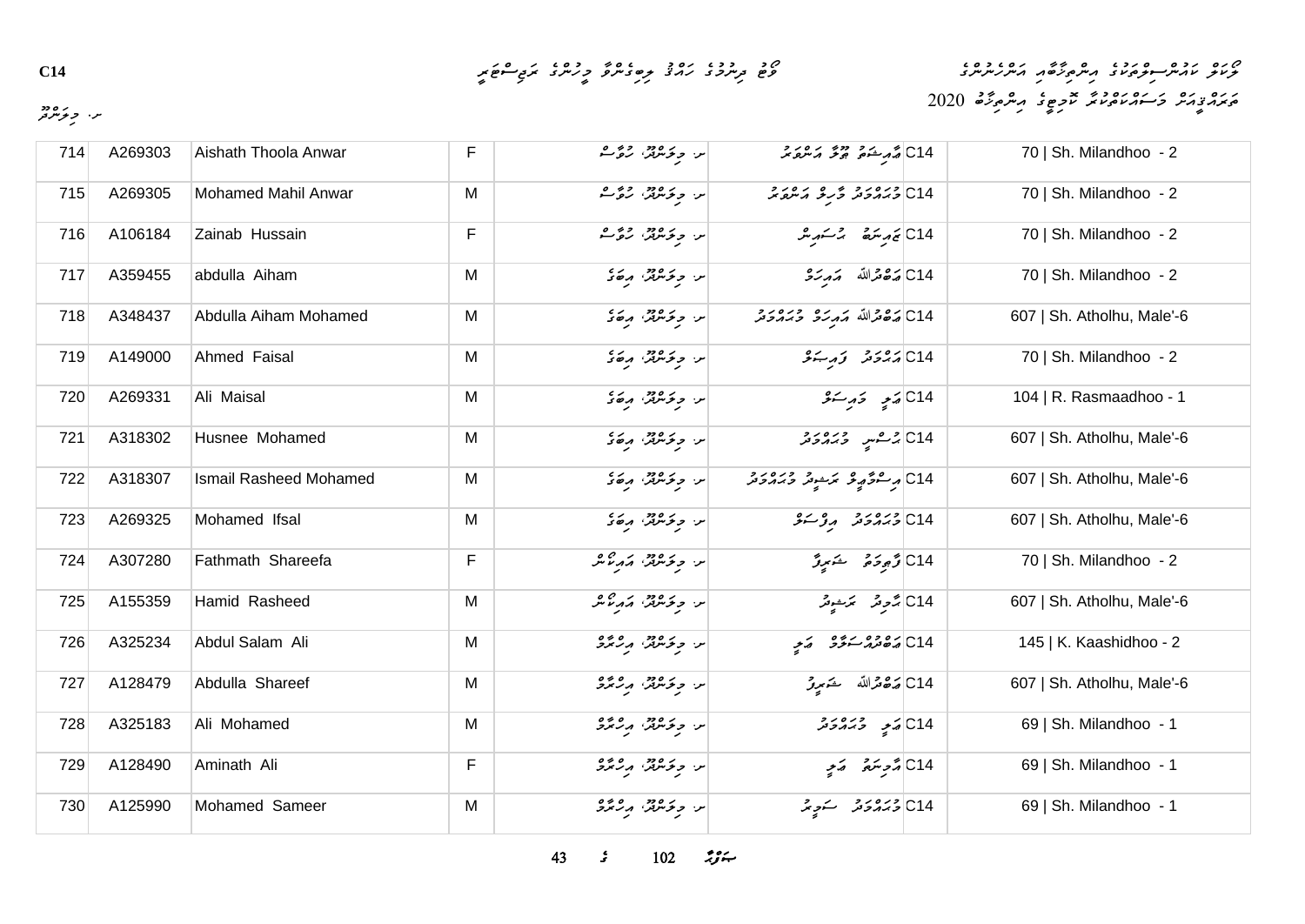| 714 | A269303 | Aishath Thoola Anwar | F | ش. މިލަންދޫ، ހުވާސް | C14 އައިޝަތު ތޫލާ އަންވަރު | 70 \| Sh. Milandhoo - 2 |
|---|---|---|---|---|---|---|
| 715 | A269305 | Mohamed Mahil Anwar | M | ش. މިލަންދޫ، ހުވާސް | C14 މުހައްމަދު މާހިލް އަންވަރު | 70 \| Sh. Milandhoo - 2 |
| 716 | A106184 | Zainab Hussain | F | ش. މިލަންދޫ، ހުވާސް | C14 ޒައިނަބު ހުސައިން | 70 \| Sh. Milandhoo - 2 |
| 717 | A359455 | abdulla Aiham | M | ش. މިލަންދޫ، އިބަގު | C14 އަބްދުﷲ އައިހަމް | 70 \| Sh. Milandhoo - 2 |
| 718 | A348437 | Abdulla Aiham Mohamed | M | ش. މިލަންދޫ، އިބަގު | C14 އަބްދުﷲ އައިހަމް މުހައްމަދު | 607 \| Sh. Atholhu, Male'-6 |
| 719 | A149000 | Ahmed Faisal | M | ش. މިލަންދޫ، އިބަގު | C14 އަހްމަދު ފައިސަލް | 70 \| Sh. Milandhoo - 2 |
| 720 | A269331 | Ali Maisal | M | ش. މިލަންދޫ، އިބަގު | C14 އަލީ މައިސަލް | 104 \| R. Rasmaadhoo - 1 |
| 721 | A318302 | Husnee Mohamed | M | ش. މިލަންދޫ، އިބަގު | C14 ހުސްނީ މުހައްމަދު | 607 \| Sh. Atholhu, Male'-6 |
| 722 | A318307 | Ismail Rasheed Mohamed | M | ش. މިލަންދޫ، އިބަގު | C14 އިސްމާޢީލް ރަޝީދު މުހައްމަދު | 607 \| Sh. Atholhu, Male'-6 |
| 723 | A269325 | Mohamed Ifsal | M | ش. މިލަންދޫ، އިބަގު | C14 މުހައްމަދު އިފްސަލް | 607 \| Sh. Atholhu, Male'-6 |
| 724 | A307280 | Fathmath Shareefa | F | ش. މިލަންދޫ، އައިރާން | C14 ފާތިމަތު ޝަރީފާ | 70 \| Sh. Milandhoo - 2 |
| 725 | A155359 | Hamid Rasheed | M | ش. މިލަންދޫ، އައިރާން | C14 ހާމިދު ރަޝީދު | 607 \| Sh. Atholhu, Male'-6 |
| 726 | A325234 | Abdul Salam Ali | M | ش. މިލަންދޫ، އިހާރގެ | C14 އަބްދުއްސަލާމް އަލީ | 145 \| K. Kaashidhoo - 2 |
| 727 | A128479 | Abdulla Shareef | M | ش. މިލަންދޫ، އިހާރގެ | C14 އަބްދުﷲ ޝަރީފު | 607 \| Sh. Atholhu, Male'-6 |
| 728 | A325183 | Ali Mohamed | M | ش. މިލަންދޫ، އިހާރގެ | C14 އަލީ މުހައްމަދު | 69 \| Sh. Milandhoo - 1 |
| 729 | A128490 | Aminath Ali | F | ش. މިލަންދޫ، އިހާރގެ | C14 އާމިނަތު އަލީ | 69 \| Sh. Milandhoo - 1 |
| 730 | A125990 | Mohamed Sameer | M | ش. މިލަންދޫ، އިހާރގެ | C14 މުހައްމަދު ސަމީރު | 69 \| Sh. Milandhoo - 1 |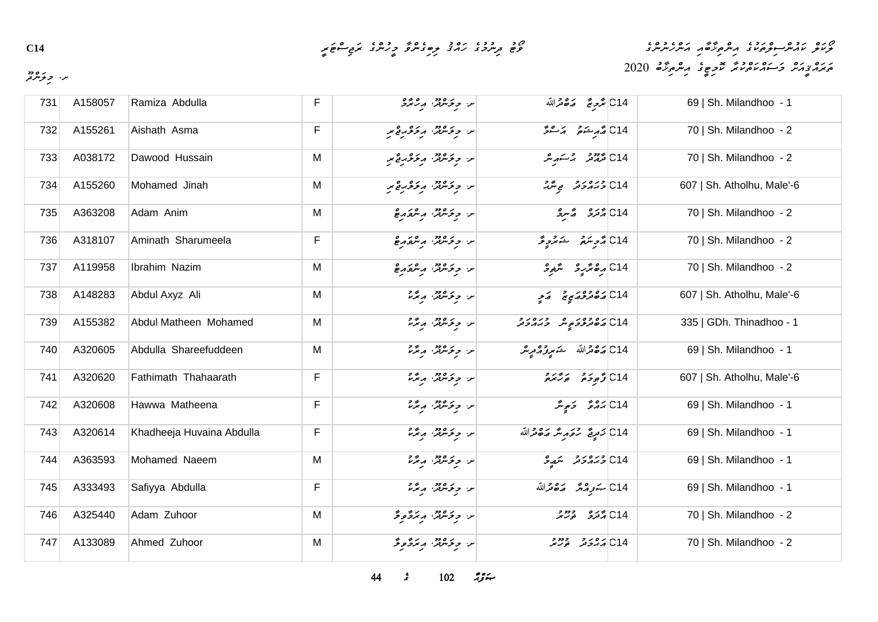| 731 | A158057 | Ramiza Abdulla | F | س. وِوَسْرُقْرُ، مِرِسْرُدْ | C14 بُرْوِجَّ مَرْھُوْرُاللّه | 69 \| Sh. Milandhoo - 1 |
|---|---|---|---|---|---|---|
| 732 | A155261 | Aishath Asma | F | س. وِوَسْرُقْرُ، مِرِوَوْرِقْبِرِ | C14 مُحَمِّدِشَوَ مَرْسُوَّ | 70 \| Sh. Milandhoo - 2 |
| 733 | A038172 | Dawood Hussain | M | س. وِوَسْرُقْرُ، مِرِوَوْرِقْبِرِ | C14 تَرْمُرْتْرُ رُسُتَمْرِ سُرْ | 70 \| Sh. Milandhoo - 2 |
| 734 | A155260 | Mohamed Jinah | M | س. وِوَسْرُقْرُ، مِرِوَوْرِقْبِرِ | C14 وُرَمُرْدَ قْرُ مِ سُرْ | 607 \| Sh. Atholhu, Male'-6 |
| 735 | A363208 | Adam Anim | M | س. وِوَسْرُقْرُ، مِرِسْرَمْرِقْ | C14 مُرْدُوْ مُسِرِ | 70 \| Sh. Milandhoo - 2 |
| 736 | A318107 | Aminath Sharumeela | F | س. وِوَسْرُقْرُ، مِرِسْرَمْرِقْ | C14 مُرْحِسَمْ شَمْرُ وِ وَّ | 70 \| Sh. Milandhoo - 2 |
| 737 | A119958 | Ibrahim Nazim | M | س. وِوَسْرُقْرُ، مِرِسْرَمْرِقْ | C14 مِرْھُمُّرِدْ سَّرْوِدْ | 70 \| Sh. Milandhoo - 2 |
| 738 | A148283 | Abdul Axyz Ali | M | س. وِوَسْرُقْرُ، مِرِسْرُدْ | C14 مَرْھُوْرُوْمَيِعْ مَحِ | 607 \| Sh. Atholhu, Male'-6 |
| 739 | A155382 | Abdul Matheen Mohamed | M | س. وِوَسْرُقْرُ، مِرِسْرُدْ | C14 مَرْھُوْرُوْدَمِيْ وُبَرَمْرُوَتْر | 335 \| GDh. Thinadhoo - 1 |
| 740 | A320605 | Abdulla Shareefuddeen | M | س. وِوَسْرُقْرُ، مِرِسْرُدْ | C14 مَرْھُوْرُاللّه شَمْبِرُوْمُورِسْرُ | 69 \| Sh. Milandhoo - 1 |
| 741 | A320620 | Fathimath Thahaarath | F | س. وِوَسْرُقْرُ، مِرِسْرُدْ | C14 وَّجِوَمْ جَرَّمَرْمْ | 607 \| Sh. Atholhu, Male'-6 |
| 742 | A320608 | Hawwa Matheena | F | س. وِوَسْرُقْرُ، مِرِسْرُدْ | C14 بَرْمُرْوَّ دَمِيسُرْ | 69 \| Sh. Milandhoo - 1 |
| 743 | A320614 | Khadheeja Huvaina Abdulla | F | س. وِوَسْرُقْرُ، مِرِسْرُدْ | C14 زَمِرِيْجَ رُّوَمِرِسُرْ مَرْھُوْرُاللّه | 69 \| Sh. Milandhoo - 1 |
| 744 | A363593 | Mohamed Naeem | M | س. وِوَسْرُقْرُ، مِرِسْرُدْ | C14 وُبَرَمْرُوَتْر سَمِرِوْ | 69 \| Sh. Milandhoo - 1 |
| 745 | A333493 | Safiyya Abdulla | F | س. وِوَسْرُقْرُ، مِرِسْرُدْ | C14 سَوِرْمُرُّ مَرْھُوْرُاللّه | 69 \| Sh. Milandhoo - 1 |
| 746 | A325440 | Adam Zuhoor | M | س. وِوَسْرُقْرُ، مِرِسْرُوْوِرِّ | C14 مُرْدُوْ جُرْجُرْ | 70 \| Sh. Milandhoo - 2 |
| 747 | A133089 | Ahmed Zuhoor | M | س. وِوَسْرُقْرُ، مِرِسْرُوْوِرِّ | C14 مَرْدُوَتْر جُرْجُرْ | 70 \| Sh. Milandhoo - 2 |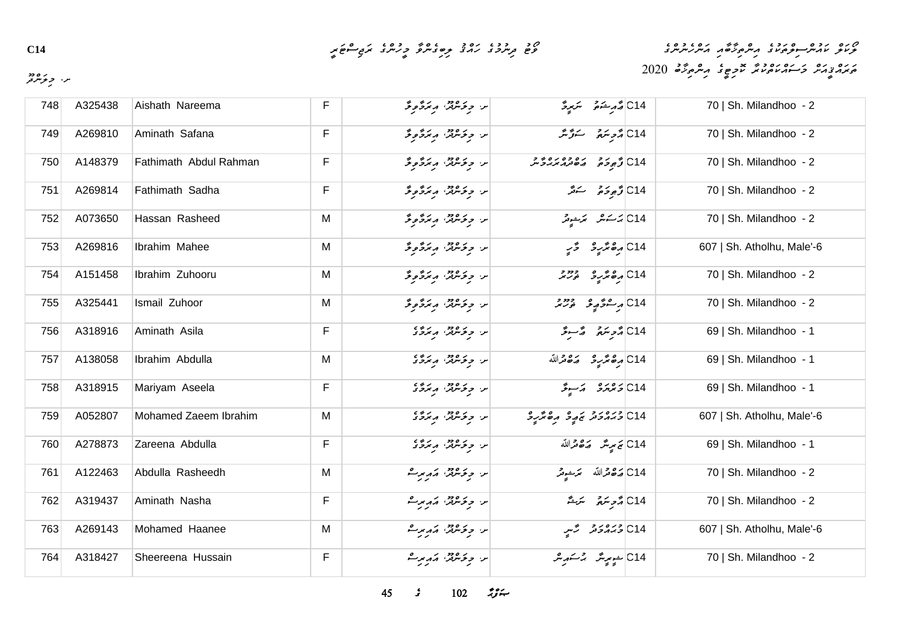| 748 | A325438 | Aishath Nareema | F | ށ. މިލަންދޫ، އިރުމާވިލާ | އައިޝަތު ނަރީމާ | C14 | 70 \| Sh. Milandhoo - 2 |
|---|---|---|---|---|---|---|---|
| 749 | A269810 | Aminath Safana | F | ށ. މިލަންދޫ، އިރުމާވިލާ | އާމިނަތު ސަފާނާ | C14 | 70 \| Sh. Milandhoo - 2 |
| 750 | A148379 | Fathimath Abdul Rahman | F | ށ. މިލަންދޫ، އިރުމާވިލާ | ފާތިމަތު އަބްދުއްރަޙްމާން | C14 | 70 \| Sh. Milandhoo - 2 |
| 751 | A269814 | Fathimath Sadha | F | ށ. މިލަންދޫ، އިރުމާވިލާ | ފާތިމަތު ސަދާ | C14 | 70 \| Sh. Milandhoo - 2 |
| 752 | A073650 | Hassan Rasheed | M | ށ. މިލަންދޫ، އިރުމާވިލާ | ހަސަން ރަޝީދު | C14 | 70 \| Sh. Milandhoo - 2 |
| 753 | A269816 | Ibrahim Mahee | M | ށ. މިލަންދޫ، އިރުމާވިލާ | އިބްރާހީމް މާހީ | C14 | 607 \| Sh. Atholhu, Male'-6 |
| 754 | A151458 | Ibrahim Zuhooru | M | ށ. މިލަންދޫ، އިރުމާވިލާ | އިބްރާހީމް ޒުހޫރު | C14 | 70 \| Sh. Milandhoo - 2 |
| 755 | A325441 | Ismail Zuhoor | M | ށ. މިލަންދޫ، އިރުމާވިލާ | އިސްމާއީލް ޒުހޫރު | C14 | 70 \| Sh. Milandhoo - 2 |
| 756 | A318916 | Aminath Asila | F | ށ. މިލަންދޫ، އިރުމާގެ | އާމިނަތު އާސިލާ | C14 | 69 \| Sh. Milandhoo - 1 |
| 757 | A138058 | Ibrahim Abdulla | M | ށ. މިލަންދޫ، އިރުމާގެ | އިބްރާހީމް އަބްދުﷲ | C14 | 69 \| Sh. Milandhoo - 1 |
| 758 | A318915 | Mariyam Aseela | F | ށ. މިލަންދޫ، އިރުމާގެ | މަރިޔަމް އަސީލާ | C14 | 69 \| Sh. Milandhoo - 1 |
| 759 | A052807 | Mohamed Zaeem Ibrahim | M | ށ. މިލަންދޫ، އިރުމާގެ | މުޙައްމަދު ޒަޢީމް އިބްރާހީމް | C14 | 607 \| Sh. Atholhu, Male'-6 |
| 760 | A278873 | Zareena Abdulla | F | ށ. މިލަންދޫ، އިރުމާގެ | ޒަރީނާ އަބްދުﷲ | C14 | 69 \| Sh. Milandhoo - 1 |
| 761 | A122463 | Abdulla Rasheedh | M | ށ. މިލަންދޫ، އައިރިސް | އަބްދުﷲ ރަޝީދު | C14 | 70 \| Sh. Milandhoo - 2 |
| 762 | A319437 | Aminath Nasha | F | ށ. މިލަންދޫ، އައިރިސް | އާމިނަތު ނަޝާ | C14 | 70 \| Sh. Milandhoo - 2 |
| 763 | A269143 | Mohamed Haanee | M | ށ. މިލަންދޫ، އައިރިސް | މުޙައްމަދު ހާނީ | C14 | 607 \| Sh. Atholhu, Male'-6 |
| 764 | A318427 | Sheereena Hussain | F | ށ. މިލަންދޫ، އައިރިސް | ޝީރީނާ ހުސައިން | C14 | 70 \| Sh. Milandhoo - 2 |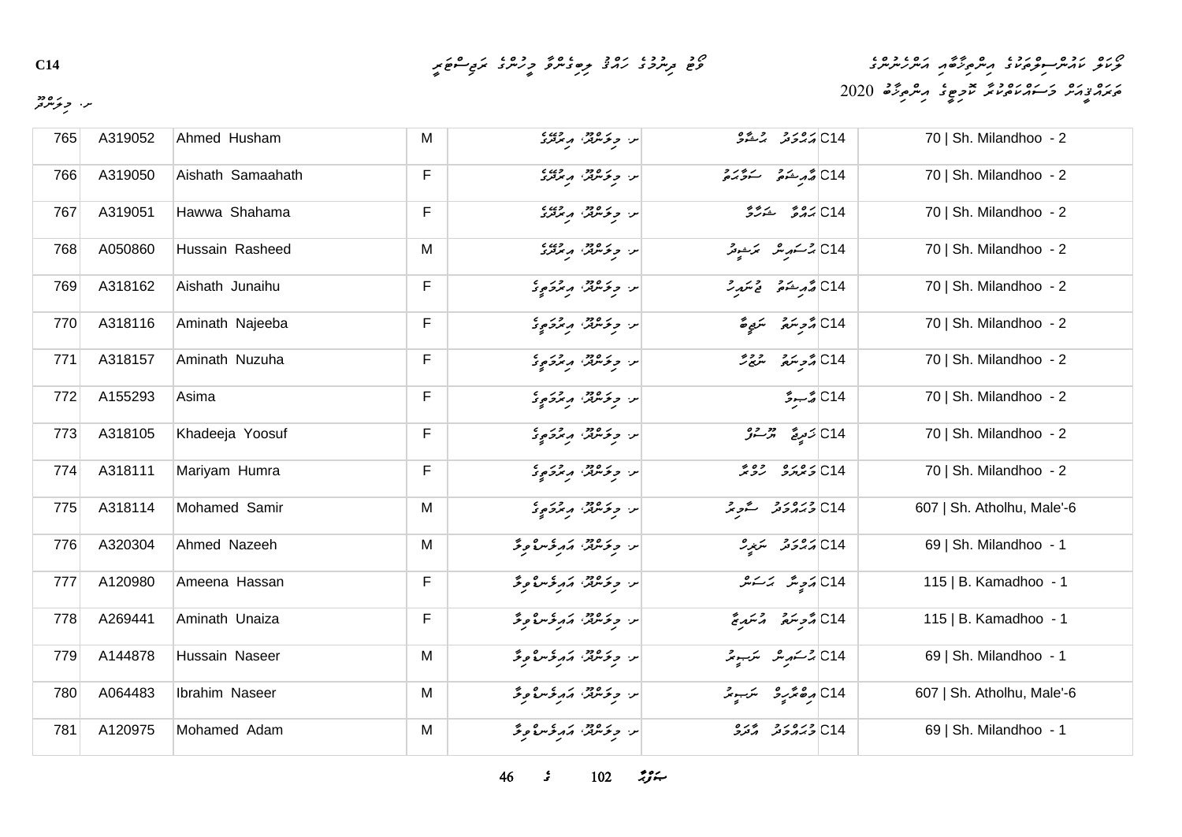| 765 | A319052 | Ahmed Husham | M | ش. މިލަންދޫ، އިރުދޫގެ | C14 އަޙްމަދު ހުޝާމް | 70 \| Sh. Milandhoo - 2 |
|---|---|---|---|---|---|---|
| 766 | A319050 | Aishath Samaahath | F | ش. މިލަންދޫ، އިރުދޫގެ | C14 އާއިޝަތު ސަމާހަތު | 70 \| Sh. Milandhoo - 2 |
| 767 | A319051 | Hawwa Shahama | F | ش. މިލަންދޫ، އިރުދޫގެ | C14 ހައްވާ ޝަހާމާ | 70 \| Sh. Milandhoo - 2 |
| 768 | A050860 | Hussain Rasheed | M | ش. މިލަންދޫ، އިރުދޫގެ | C14 ހުސައިން ރަޝީދު | 70 \| Sh. Milandhoo - 2 |
| 769 | A318162 | Aishath Junaihu | F | ش. މިލަންދޫ، އިރުމަތީގެ | C14 އާއިޝަތު ޖުނައިހު | 70 \| Sh. Milandhoo - 2 |
| 770 | A318116 | Aminath Najeeba | F | ش. މިލަންދޫ، އިރުމަތީގެ | C14 އާމިނަތު ނަޖީބާ | 70 \| Sh. Milandhoo - 2 |
| 771 | A318157 | Aminath Nuzuha | F | ش. މިލަންދޫ، އިރުމަތީގެ | C14 އާމިނަތު ނުޒުހާ | 70 \| Sh. Milandhoo - 2 |
| 772 | A155293 | Asima | F | ش. މިލަންދޫ، އިރުމަތީގެ | C14 އާސިމާ | 70 \| Sh. Milandhoo - 2 |
| 773 | A318105 | Khadeeja Yoosuf | F | ش. މިލަންދޫ، އިރުމަތީގެ | C14 ޚަދީޖާ ޔޫސުފު | 70 \| Sh. Milandhoo - 2 |
| 774 | A318111 | Mariyam Humra | F | ش. މިލަންދޫ، އިރުމަތީގެ | C14 މަރިޔަމް ހުމްރާ | 70 \| Sh. Milandhoo - 2 |
| 775 | A318114 | Mohamed Samir | M | ش. މިލަންދޫ، އިރުމަތީގެ | C14 މުޙައްމަދު ސާމިރު | 607 \| Sh. Atholhu, Male'-6 |
| 776 | A320304 | Ahmed Nazeeh | M | ش. މިލަންދޫ، އައިވޯރީވިލާ | C14 އަޙްމަދު ނަޒީހު | 69 \| Sh. Milandhoo - 1 |
| 777 | A120980 | Ameena Hassan | F | ش. މިލަންދޫ، އައިވޯރީވިލާ | C14 އަމީނާ ހަސަން | 115 \| B. Kamadhoo - 1 |
| 778 | A269441 | Aminath Unaiza | F | ش. މިލަންދޫ، އައިވޯރީވިލާ | C14 އާމިނަތު އުނައިޒާ | 115 \| B. Kamadhoo - 1 |
| 779 | A144878 | Hussain Naseer | M | ش. މިލަންދޫ، އައިވޯރީވިލާ | C14 ހުސައިން ނަސީރު | 69 \| Sh. Milandhoo - 1 |
| 780 | A064483 | Ibrahim Naseer | M | ش. މިލަންދޫ، އައިވޯރީވިލާ | C14 އިބްރާހީމް ނަސީރު | 607 \| Sh. Atholhu, Male'-6 |
| 781 | A120975 | Mohamed Adam | M | ش. މިލަންދޫ، އައިވޯރީވިލާ | C14 މުޙައްމަދު އާދަމް | 69 \| Sh. Milandhoo - 1 |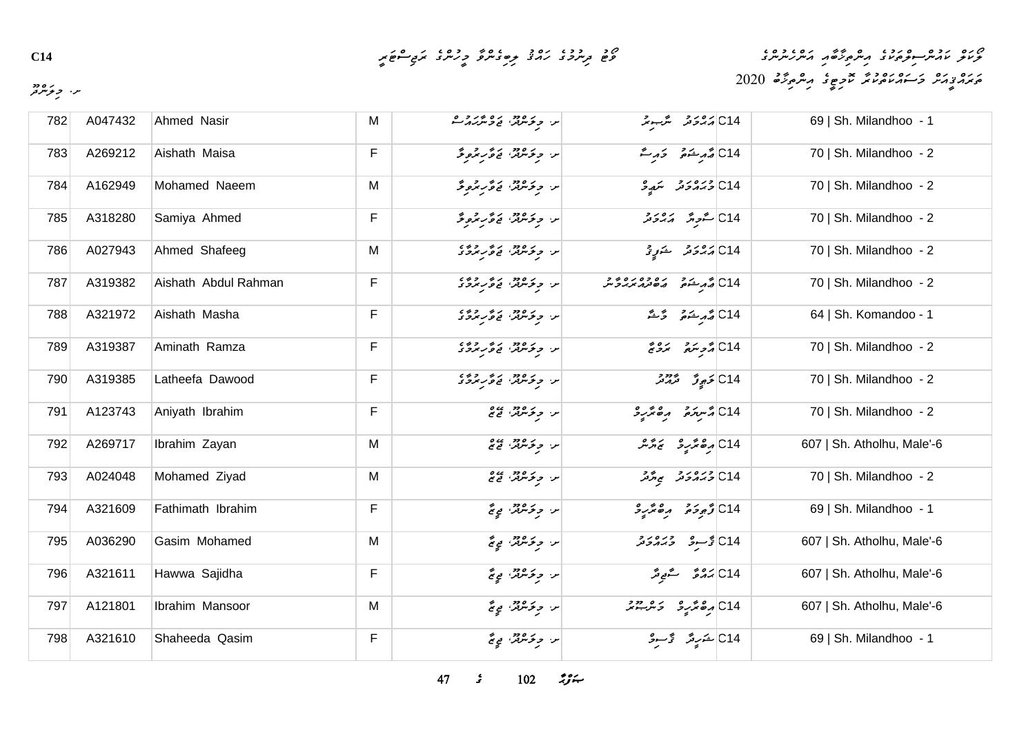| 782 | A047432 | Ahmed Nasir | M | ސ. މިލަންދޫ، ޒަވާނާއަމާން | C14 އަޙްމަދު ނާސިރު | 69 \| Sh. Milandhoo - 1 |
|---|---|---|---|---|---|---|
| 783 | A269212 | Aishath Maisa | F | ސ. މިލަންދޫ، ޒަވާރިދުވިލާ | C14 އާއިޝަތު މައިސާ | 70 \| Sh. Milandhoo - 2 |
| 784 | A162949 | Mohamed Naeem | M | ސ. މިލަންދޫ، ޒަވާރިދުވިލާ | C14 މުޙައްމަދު ނަޢީމް | 70 \| Sh. Milandhoo - 2 |
| 785 | A318280 | Samiya Ahmed | F | ސ. މިލަންދޫ، ޒަވާރިދުވިލާ | C14 ސާމިޔާ އަޙްމަދު | 70 \| Sh. Milandhoo - 2 |
| 786 | A027943 | Ahmed Shafeeg | M | ސ. މިލަންދޫ، ޒަވާރިދުގެ | C14 އަޙްމަދު ޝަފީގު | 70 \| Sh. Milandhoo - 2 |
| 787 | A319382 | Aishath Abdul Rahman | F | ސ. މިލަންދޫ، ޒަވާރިދުގެ | C14 އާއިޝަތު އަބްދުއްރަޙްމާން | 70 \| Sh. Milandhoo - 2 |
| 788 | A321972 | Aishath Masha | F | ސ. މިލަންދޫ، ޒަވާރިދުގެ | C14 އާއިޝަތު މާޝާ | 64 \| Sh. Komandoo - 1 |
| 789 | A319387 | Aminath Ramza | F | ސ. މިލަންދޫ، ޒަވާރިދުގެ | C14 އާމިނަތު ރަމްޒާ | 70 \| Sh. Milandhoo - 2 |
| 790 | A319385 | Latheefa Dawood | F | ސ. މިލަންދޫ، ޒަވާރިދުގެ | C14 ލަތީފާ ދާއޫދު | 70 \| Sh. Milandhoo - 2 |
| 791 | A123743 | Aniyath Ibrahim | F | ސ. މިލަންދޫ، ޒޫޒޫ | C14 އަނިޔަތު އިބްރާހިމް | 70 \| Sh. Milandhoo - 2 |
| 792 | A269717 | Ibrahim Zayan | M | ސ. މިލަންދޫ، ޒޫޒޫ | C14 އިބްރާހިމް ޒަޔާން | 607 \| Sh. Atholhu, Male'-6 |
| 793 | A024048 | Mohamed Ziyad | M | ސ. މިލަންދޫ، ޒޫޒޫ | C14 މުޙައްމަދު ޒިޔާދު | 70 \| Sh. Milandhoo - 2 |
| 794 | A321609 | Fathimath Ibrahim | F | ސ. މިލަންދޫ، ޒިޒާ | C14 ފާތިމަތު އިބްރާހިމް | 69 \| Sh. Milandhoo - 1 |
| 795 | A036290 | Gasim Mohamed | M | ސ. މިލަންދޫ، ޒިޒާ | C14 ޤާސިމް މުޙައްމަދު | 607 \| Sh. Atholhu, Male'-6 |
| 796 | A321611 | Hawwa Sajidha | F | ސ. މިލަންދޫ، ޒިޒާ | C14 ހައްވާ ސާޖިދާ | 607 \| Sh. Atholhu, Male'-6 |
| 797 | A121801 | Ibrahim Mansoor | M | ސ. މިލަންދޫ، ޒިޒާ | C14 އިބްރާހިމް މަންސޫރު | 607 \| Sh. Atholhu, Male'-6 |
| 798 | A321610 | Shaheeda Qasim | F | ސ. މިލަންދޫ، ޒިޒާ | C14 ޝަހީދާ ޤާސިމް | 69 \| Sh. Milandhoo - 1 |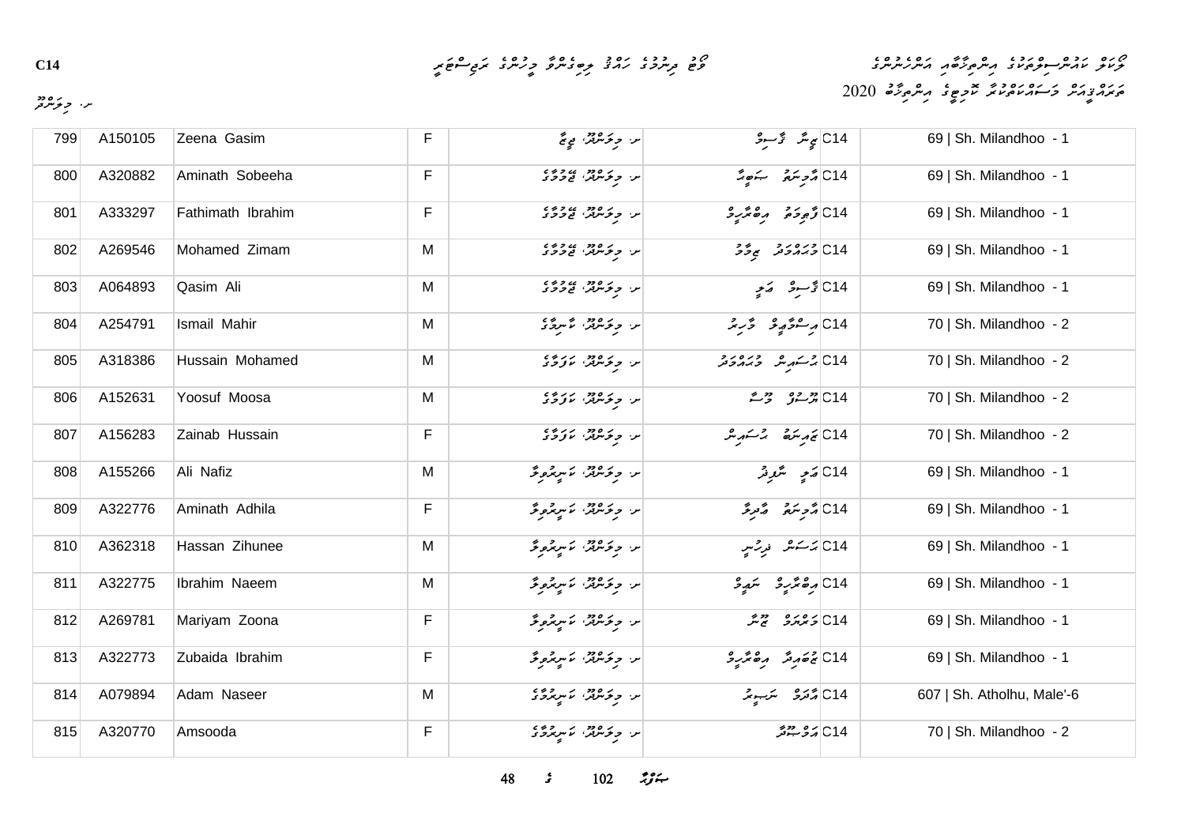| 799 | A150105 | Zeena Gasim | F | ش. މިލަންދޫ، ޒީޒާ | C14 ޒީނާ ޤާސިމް | 69 \| Sh. Milandhoo - 1 |
|---|---|---|---|---|---|---|
| 800 | A320882 | Aminath Sobeeha | F | ش. މިލަންދޫ، ޒަވާމާ | C14 އާމިނަތު ސަބީހާ | 69 \| Sh. Milandhoo - 1 |
| 801 | A333297 | Fathimath Ibrahim | F | ش. މިލަންދޫ، ޒަވާމާ | C14 ފާތިމަތު އިބްރާހީމް | 69 \| Sh. Milandhoo - 1 |
| 802 | A269546 | Mohamed Zimam | M | ش. މިލަންދޫ، ޒަވާމާ | C14 މުހައްމަދު ޒިމާމް | 69 \| Sh. Milandhoo - 1 |
| 803 | A064893 | Qasim Ali | M | ش. މިލަންދޫ، ޒަވާމާ | C14 ޤާސިމް އަލި | 69 \| Sh. Milandhoo - 1 |
| 804 | A254791 | Ismail Mahir | M | ش. މިލަންދޫ، ކާނިވާލް | C14 އިސްމާއީލް މާހިރު | 70 \| Sh. Milandhoo - 2 |
| 805 | A318386 | Hussain Mohamed | M | ش. މިލަންދޫ، ކަވާލް | C14 ހުސައިން މުހައްމަދު | 70 \| Sh. Milandhoo - 2 |
| 806 | A152631 | Yoosuf Moosa | M | ش. މިލަންދޫ، ކަވާލް | C14 ޔޫސުފް މޫސާ | 70 \| Sh. Milandhoo - 2 |
| 807 | A156283 | Zainab Hussain | F | ش. މިލަންދޫ، ކަވާލް | C14 ޒައިނަބު ހުސައިން | 70 \| Sh. Milandhoo - 2 |
| 808 | A155266 | Ali Nafiz | M | ش. މިލަންދޫ، ކަނިރުވިލާ | C14 އަލި ނާފިޒު | 69 \| Sh. Milandhoo - 1 |
| 809 | A322776 | Aminath Adhila | F | ش. މިލަންދޫ، ކަނިރުވިލާ | C14 އާމިނަތު އާދިލާ | 69 \| Sh. Milandhoo - 1 |
| 810 | A362318 | Hassan Zihunee | M | ش. މިލަންދޫ، ކަނިރުވިލާ | C14 ހަސަން ޒިހުނީ | 69 \| Sh. Milandhoo - 1 |
| 811 | A322775 | Ibrahim Naeem | M | ش. މިލަންދޫ، ކަނިރުވިލާ | C14 އިބްރާހީމް ނަޢީމް | 69 \| Sh. Milandhoo - 1 |
| 812 | A269781 | Mariyam Zoona | F | ش. މިލަންދޫ، ކަނިރުވިލާ | C14 މަރިޔަމް ޒޫނާ | 69 \| Sh. Milandhoo - 1 |
| 813 | A322773 | Zubaida Ibrahim | F | ش. މިލަންދޫ، ކަނިރުވިލާ | C14 ޒުބައިދާ އިބްރާހީމް | 69 \| Sh. Milandhoo - 1 |
| 814 | A079894 | Adam Naseer | M | ش. މިލަންދޫ، ކަނިރުމާގެ | C14 އާދަމް ނަސީރު | 607 \| Sh. Atholhu, Male'-6 |
| 815 | A320770 | Amsooda | F | ش. މިލަންދޫ، ކަނިރުމާގެ | C14 އަމްސޫދާ | 70 \| Sh. Milandhoo - 2 |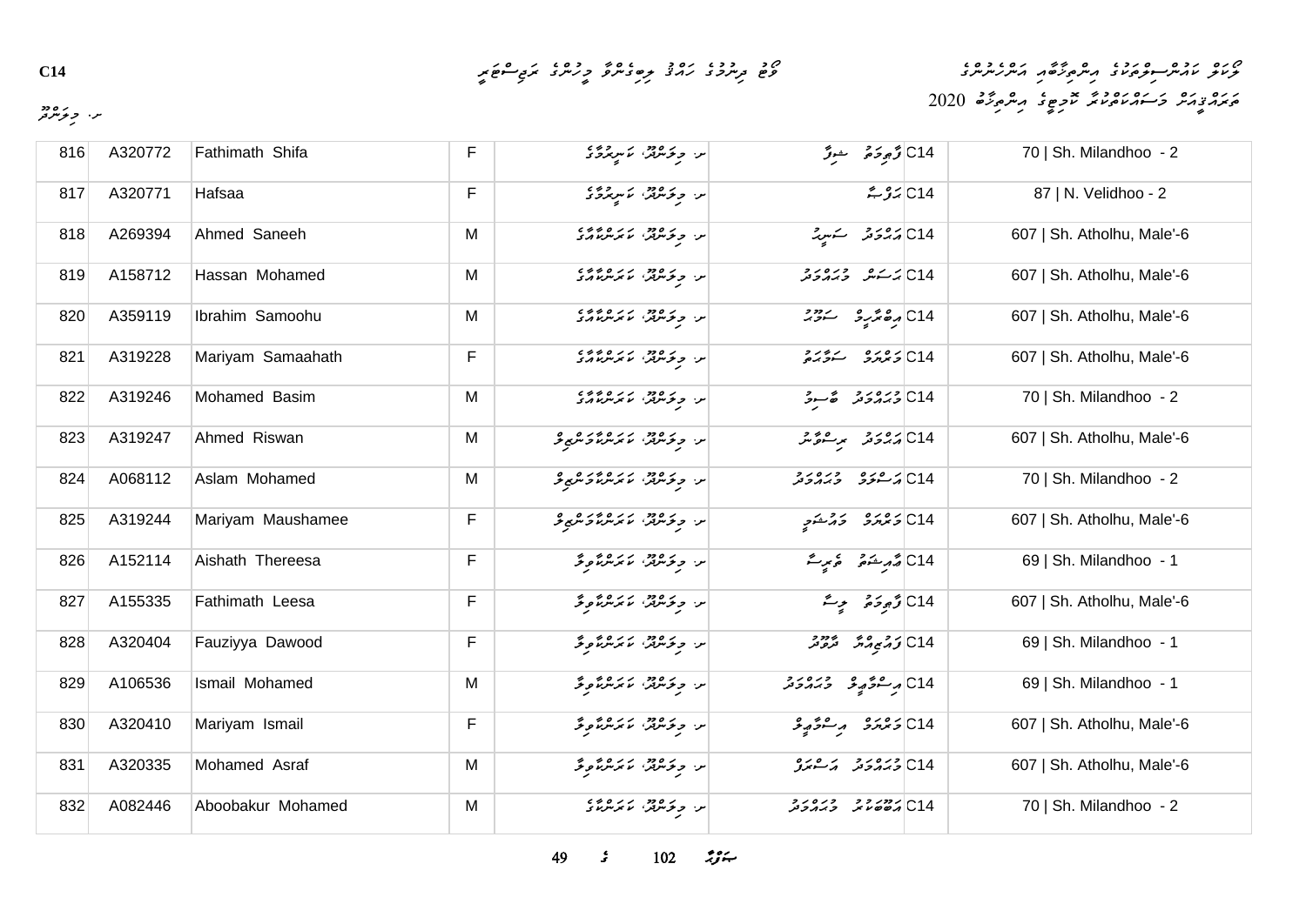| 816 | A320772 | Fathimath Shifa | F | ށ. މިލަންދޫ، ކަނިރުމާގެ | C14 ފާތިމަތު ޝިފާ | 70 \| Sh. Milandhoo - 2 |
|---|---|---|---|---|---|---|
| 817 | A320771 | Hafsaa | F | ށ. މިލަންދޫ، ކަނިރުމާގެ | C14 ހަފްސާ | 87 \| N. Velidhoo - 2 |
| 818 | A269394 | Ahmed Saneeh | M | ށ. މިލަންދޫ، ކަރަންކާމާގެ | C14 އަހުމަދު ސަނީހު | 607 \| Sh. Atholhu, Male'-6 |
| 819 | A158712 | Hassan Mohamed | M | ށ. މިލަންދޫ، ކަރަންކާމާގެ | C14 ހަސަން މުހައްމަދު | 607 \| Sh. Atholhu, Male'-6 |
| 820 | A359119 | Ibrahim Samoohu | M | ށ. މިލަންދޫ، ކަރަންކާމާގެ | C14 އިބްރާހީމް ސަމޫހު | 607 \| Sh. Atholhu, Male'-6 |
| 821 | A319228 | Mariyam Samaahath | F | ށ. މިލަންދޫ، ކަރަންކާމާގެ | C14 މަރިޔަމް ސަމާހަތު | 607 \| Sh. Atholhu, Male'-6 |
| 822 | A319246 | Mohamed Basim | M | ށ. މިލަންދޫ، ކަރަންކާމާގެ | C14 މުހައްމަދު ބާސިމް | 70 \| Sh. Milandhoo - 2 |
| 823 | A319247 | Ahmed Riswan | M | ށ. މިލަންދޫ، ކަރަންކާމަންޒިލް | C14 އަހުމަދު ރިސްވާން | 607 \| Sh. Atholhu, Male'-6 |
| 824 | A068112 | Aslam Mohamed | M | ށ. މިލަންދޫ، ކަރަންކާމަންޒިލް | C14 އަސްލަމް މުހައްމަދު | 70 \| Sh. Milandhoo - 2 |
| 825 | A319244 | Mariyam Maushamee | F | ށ. މިލަންދޫ، ކަރަންކާމަންޒިލް | C14 މަރިޔަމް މައުޝަމީ | 607 \| Sh. Atholhu, Male'-6 |
| 826 | A152114 | Aishath Thereesa | F | ށ. މިލަންދޫ، ކަރަންކާވިލާ | C14 އާއިޝަތު ތެރީސާ | 69 \| Sh. Milandhoo - 1 |
| 827 | A155335 | Fathimath Leesa | F | ށ. މިލަންދޫ، ކަރަންކާވިލާ | C14 ފާތިމަތު ލީސާ | 607 \| Sh. Atholhu, Male'-6 |
| 828 | A320404 | Fauziyya Dawood | F | ށ. މިލަންދޫ، ކަރަންކާވިލާ | C14 ފައުޒިއްޔާ ދާވޫދު | 69 \| Sh. Milandhoo - 1 |
| 829 | A106536 | Ismail Mohamed | M | ށ. މިލަންދޫ، ކަރަންކާވިލާ | C14 އިސްމާއީލް މުހައްމަދު | 69 \| Sh. Milandhoo - 1 |
| 830 | A320410 | Mariyam Ismail | F | ށ. މިލަންދޫ، ކަރަންކާވިލާ | C14 މަރިޔަމް އިސްމާއީލް | 607 \| Sh. Atholhu, Male'-6 |
| 831 | A320335 | Mohamed Asraf | M | ށ. މިލަންދޫ، ކަރަންކާވިލާ | C14 މުހައްމަދު އަސްރަފް | 607 \| Sh. Atholhu, Male'-6 |
| 832 | A082446 | Aboobakur Mohamed | M | ށ. މިލަންދޫ، ކަރަންކާގެ | C14 އަބޫބަކުރު މުހައްމަދު | 70 \| Sh. Milandhoo - 2 |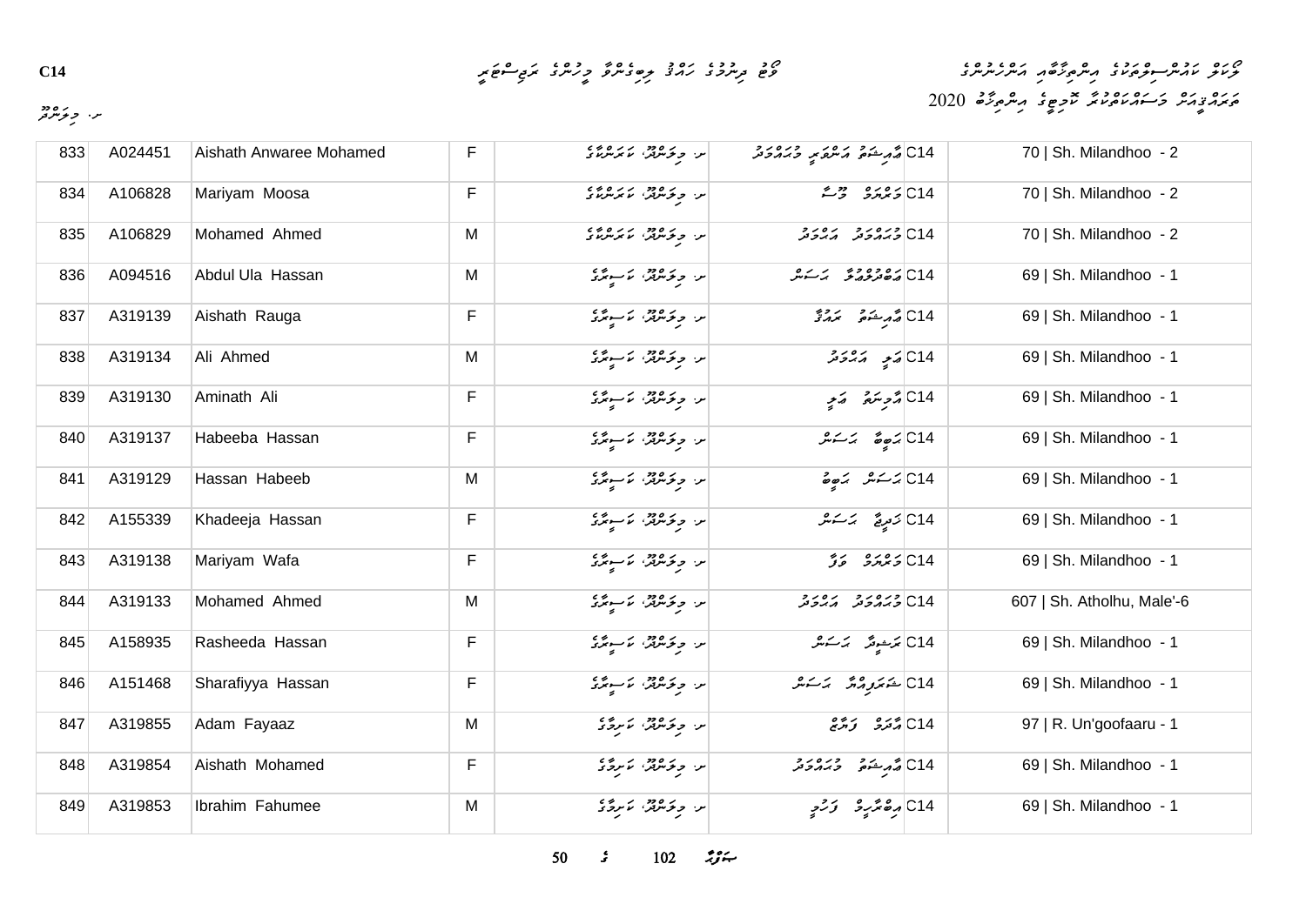| 833 | A024451 | Aishath Anwaree Mohamed | F | ش. މިލަންދޫ، ކައަރަންގެ | C14 ޢާއިޝަތު އަންވަރީ މުޙައްމަދު | 70 \| Sh. Milandhoo - 2 |
|---|---|---|---|---|---|---|
| 834 | A106828 | Mariyam Moosa | F | ش. މިލަންދޫ، ކައަރަންގެ | C14 މަރިޔަމް މޫސާ | 70 \| Sh. Milandhoo - 2 |
| 835 | A106829 | Mohamed Ahmed | M | ش. މިލަންދޫ، ކައަރަންގެ | C14 މުޙައްމަދު އަޙްމަދު | 70 \| Sh. Milandhoo - 2 |
| 836 | A094516 | Abdul Ula Hassan | M | ش. މިލަންދޫ، ކަސިތާގެ | C14 އަބްދުލްއުލާ ޙަސަން | 69 \| Sh. Milandhoo - 1 |
| 837 | A319139 | Aishath Rauga | F | ش. މިލަންދޫ، ކަސިތާގެ | C14 ޢާއިޝަތު ރައުގާ | 69 \| Sh. Milandhoo - 1 |
| 838 | A319134 | Ali Ahmed | M | ش. މިލަންދޫ، ކަސިތާގެ | C14 ޢަލީ އަޙްމަދު | 69 \| Sh. Milandhoo - 1 |
| 839 | A319130 | Aminath Ali | F | ش. މިލަންދޫ، ކަސިތާގެ | C14 އާމިނަތު ޢަލީ | 69 \| Sh. Milandhoo - 1 |
| 840 | A319137 | Habeeba Hassan | F | ش. މިލަންދޫ، ކަސިތާގެ | C14 ޙަބީބާ ޙަސަން | 69 \| Sh. Milandhoo - 1 |
| 841 | A319129 | Hassan Habeeb | M | ش. މިލަންދޫ، ކަސިތާގެ | C14 ޙަސަން ޙަބީބު | 69 \| Sh. Milandhoo - 1 |
| 842 | A155339 | Khadeeja Hassan | F | ش. މިލަންދޫ، ކަސިތާގެ | C14 ޚަދީޖާ ޙަސަން | 69 \| Sh. Milandhoo - 1 |
| 843 | A319138 | Mariyam Wafa | F | ش. މިލަންދޫ، ކަސިތާގެ | C14 މަރިޔަމް ވަފާ | 69 \| Sh. Milandhoo - 1 |
| 844 | A319133 | Mohamed Ahmed | M | ش. މިލަންދޫ، ކަސިތާގެ | C14 މުޙައްމަދު އަޙްމަދު | 607 \| Sh. Atholhu, Male'-6 |
| 845 | A158935 | Rasheeda Hassan | F | ش. މިލަންދޫ، ކަސިތާގެ | C14 ރަޝީދާ ޙަސަން | 69 \| Sh. Milandhoo - 1 |
| 846 | A151468 | Sharafiyya Hassan | F | ش. މިލަންދޫ، ކަސިތާގެ | C14 ޝަރަފިއްޔާ ޙަސަން | 69 \| Sh. Milandhoo - 1 |
| 847 | A319855 | Adam Fayaaz | M | ش. މިލަންދޫ، ކަރިފާގެ | C14 އާދަމް ފައްޔާޒު | 97 \| R. Un'goofaaru - 1 |
| 848 | A319854 | Aishath Mohamed | F | ش. މިލަންދޫ، ކަރިފާގެ | C14 ޢާއިޝަތު މުޙައްމަދު | 69 \| Sh. Milandhoo - 1 |
| 849 | A319853 | Ibrahim Fahumee | M | ش. މިލަންދޫ، ކަރިފާގެ | C14 އިބްރާހީމް ފަހުމީ | 69 \| Sh. Milandhoo - 1 |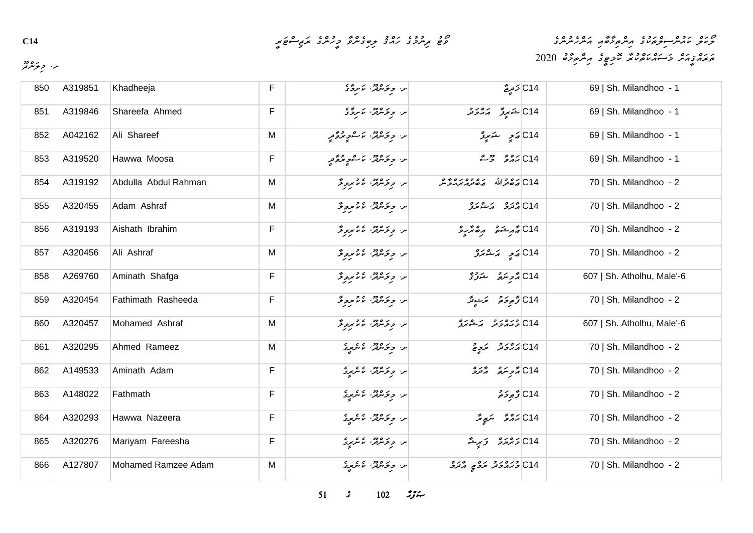| 850 | A319851 | Khadheeja | F | ش. މިލަންދޫ، ކެރިމާގެ | C14 ޚަދީޖާ | 69 \| Sh. Milandhoo - 1 |
|---|---|---|---|---|---|---|
| 851 | A319846 | Shareefa Ahmed | F | ش. މިލަންދޫ، ކެރިމާގެ | C14 ޝަރީފާ އަޙްމަދު | 69 \| Sh. Milandhoo - 1 |
| 852 | A042162 | Ali Shareef | M | ش. މިލަންދޫ، ކަސްތޫރިމާލި | C14 އަލި ޝަރީފު | 69 \| Sh. Milandhoo - 1 |
| 853 | A319520 | Hawwa Moosa | F | ش. މިލަންދޫ، ކަސްތޫރިމާލި | C14 ހައްވާ މޫސާ | 69 \| Sh. Milandhoo - 1 |
| 854 | A319192 | Abdulla Abdul Rahman | M | ش. މިލަންދޫ، ކެކުރިވިލާ | C14 އަބްދުﷲ އަބްދުއްރަޙްމާން | 70 \| Sh. Milandhoo - 2 |
| 855 | A320455 | Adam Ashraf | M | ش. މިލަންދޫ، ކެކުރިވިލާ | C14 އާދަމް އަޝްރަފް | 70 \| Sh. Milandhoo - 2 |
| 856 | A319193 | Aishath Ibrahim | F | ش. މިލަންދޫ، ކެކުރިވިލާ | C14 އާއިޝަތު އިބްރާހީމް | 70 \| Sh. Milandhoo - 2 |
| 857 | A320456 | Ali Ashraf | M | ش. މިލަންދޫ، ކެކުރިވިލާ | C14 އަލި އަޝްރަފް | 70 \| Sh. Milandhoo - 2 |
| 858 | A269760 | Aminath Shafga | F | ش. މިލަންދޫ، ކެކުރިވިލާ | C14 އާމިނަތު ޝަފްގާ | 607 \| Sh. Atholhu, Male'-6 |
| 859 | A320454 | Fathimath Rasheeda | F | ش. މިލަންދޫ، ކެކުރިވިލާ | C14 ފާތިމަތު ރަޝީދާ | 70 \| Sh. Milandhoo - 2 |
| 860 | A320457 | Mohamed Ashraf | M | ش. މިލަންދޫ، ކެކުރިވިލާ | C14 މުޙައްމަދު އަޝްރަފް | 607 \| Sh. Atholhu, Male'-6 |
| 861 | A320295 | Ahmed Rameez | M | ش. މިލަންދޫ، ކެނެރީގެ | C14 އަޙްމަދު ރަމީޒު | 70 \| Sh. Milandhoo - 2 |
| 862 | A149533 | Aminath Adam | F | ش. މިލަންދޫ، ކެނެރީގެ | C14 އާމިނަތު އާދަމް | 70 \| Sh. Milandhoo - 2 |
| 863 | A148022 | Fathmath | F | ش. މިލަންދޫ، ކެނެރީގެ | C14 ފާތިމަތު | 70 \| Sh. Milandhoo - 2 |
| 864 | A320293 | Hawwa Nazeera | F | ش. މިލަންދޫ، ކެނެރީގެ | C14 ހައްވާ ނަޒީރާ | 70 \| Sh. Milandhoo - 2 |
| 865 | A320276 | Mariyam Fareesha | F | ش. މިލަންދޫ، ކެނެރީގެ | C14 މަރިޔަމް ފަރީޝާ | 70 \| Sh. Milandhoo - 2 |
| 866 | A127807 | Mohamed Ramzee Adam | M | ش. މިލަންދޫ، ކެނެރީގެ | C14 މުޙައްމަދު ރަމްޒީ އާދަމް | 70 \| Sh. Milandhoo - 2 |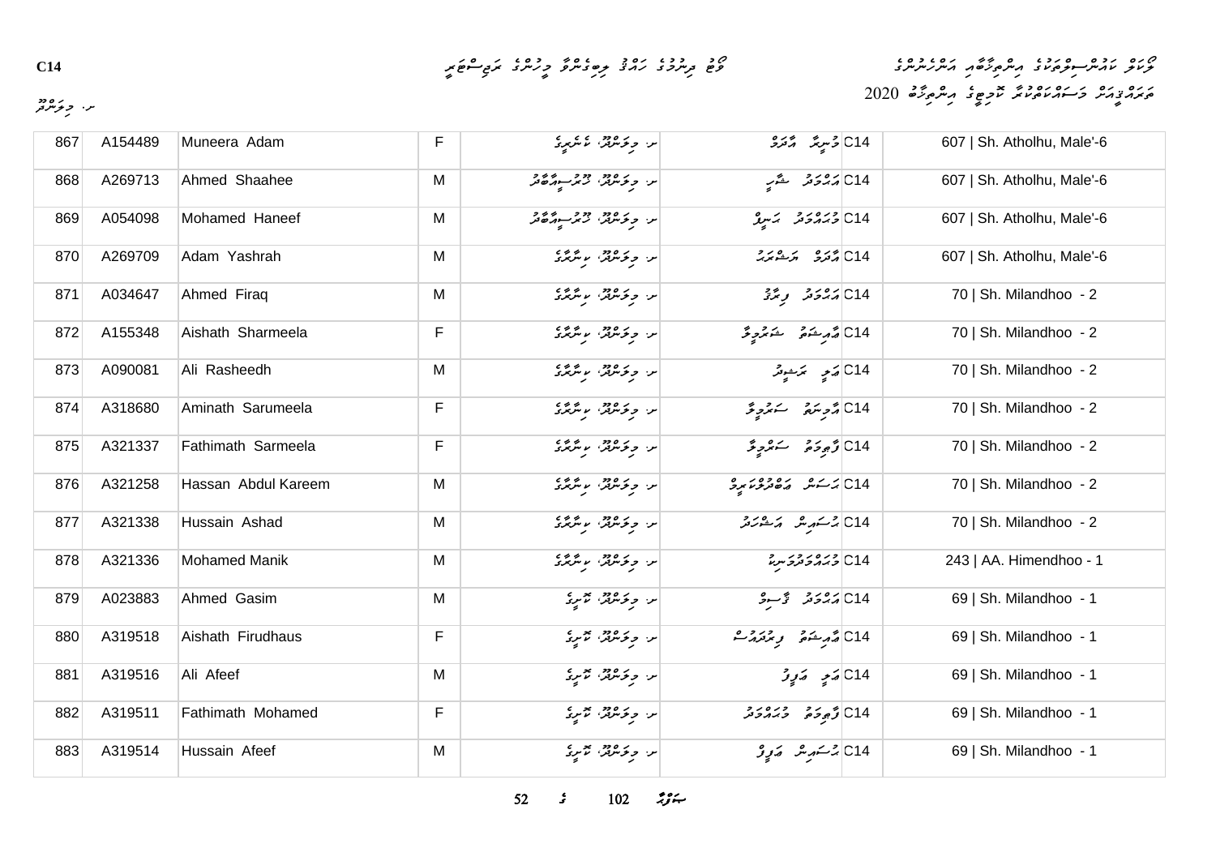| 867 | A154489 | Muneera Adam | F | س. وِتَرَسْرَّرُ، ءُ سْرِيْ | C14 مُحسِبَّہ مُحَمَّدَۃ | 607 \| Sh. Atholhu, Male'-6 |
|---|---|---|---|---|---|---|
| 868 | A269713 | Ahmed Shaahee | M | س. وِتَرَسْرَّرُ، رُسْرَسِيرُوْ | C14 مَرْدَدَ شَهِ | 607 \| Sh. Atholhu, Male'-6 |
| 869 | A054098 | Mohamed Haneef | M | س. وِتَرَسْرَّرُ، رُسْرَسِيرُوْ | C14 دَرَمْدَدْ بَسِرُ | 607 \| Sh. Atholhu, Male'-6 |
| 870 | A269709 | Adam Yashrah | M | س. وِتَرَسْرَّرُ، بِسْرُمْرَ | C14 مُحَمَّدَۃ مُرْشَمَرُ | 607 \| Sh. Atholhu, Male'-6 |
| 871 | A034647 | Ahmed Firaq | M | س. وِتَرَسْرَّرُ، بِسْرُمْرَ | C14 مَرْدَدَ وِمُرَّ | 70 \| Sh. Milandhoo - 2 |
| 872 | A155348 | Aishath Sharmeela | F | س. وِتَرَسْرَّرُ، بِسْرُمْرَ | C14 مَجْرِشَمَ شَمُرْجِدُ | 70 \| Sh. Milandhoo - 2 |
| 873 | A090081 | Ali Rasheedh | M | س. وِتَرَسْرَّرُ، بِسْرُمْرَ | C14 مَجِ مَرْشِيْمُ | 70 \| Sh. Milandhoo - 2 |
| 874 | A318680 | Aminath Sarumeela | F | س. وِتَرَسْرَّرُ، بِسْرُمْرَ | C14 مَجْرِسَمَ سَمُرْجِدُ | 70 \| Sh. Milandhoo - 2 |
| 875 | A321337 | Fathimath Sarmeela | F | س. وِتَرَسْرَّرُ، بِسْرُمْرَ | C14 وَّجِودَمَ سَمُرْجِدُ | 70 \| Sh. Milandhoo - 2 |
| 876 | A321258 | Hassan Abdul Kareem | M | س. وِتَرَسْرَّرُ، بِسْرُمْرَ | C14 بَرَسَسْ مَقْصُرْوَمَرِدُ | 70 \| Sh. Milandhoo - 2 |
| 877 | A321338 | Hussain Ashad | M | س. وِتَرَسْرَّرُ، بِسْرُمْرَ | C14 بُرْسَمِيسُ مَرْشَرَمُ | 70 \| Sh. Milandhoo - 2 |
| 878 | A321336 | Mohamed Manik | M | س. وِتَرَسْرَّرُ، بِسْرُمْرَ | C14 دَرَمْدَدْمُرَدَسِرْمُ | 243 \| AA. Himendhoo - 1 |
| 879 | A023883 | Ahmed Gasim | M | س. وِتَرَسْرَّرُ، تَمِيرُ | C14 مَرْدَدَ تَحْسِوُ | 69 \| Sh. Milandhoo - 1 |
| 880 | A319518 | Aishath Firudhaus | F | س. وِتَرَسْرَّرُ، تَمِيرُ | C14 مَجْرِشَمَ وِمُرْمُرُسُ | 69 \| Sh. Milandhoo - 1 |
| 881 | A319516 | Ali Afeef | M | س. وِتَرَسْرَّرُ، تَمِيرُ | C14 مَجِ مَرِوُ | 69 \| Sh. Milandhoo - 1 |
| 882 | A319511 | Fathimath Mohamed | F | س. وِتَرَسْرَّرُ، تَمِيرُ | C14 وَّجِودَمَ دَرَمْدَدْ | 69 \| Sh. Milandhoo - 1 |
| 883 | A319514 | Hussain Afeef | M | س. وِتَرَسْرَّرُ، تَمِيرُ | C14 بُرْسَمِيسُ مَرِوُ | 69 \| Sh. Milandhoo - 1 |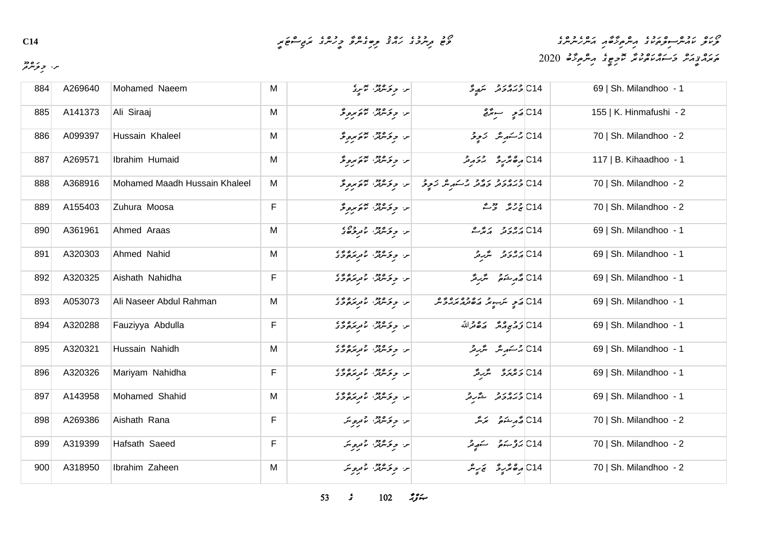| 884 | A269640 | Mohamed Naeem | M | ش. މިލަންދޫ، ކޮޅިގެ | C14 މުޙައްމަދު ނަޢީމް | 69 \| Sh. Milandhoo - 1 |
|---|---|---|---|---|---|---|
| 885 | A141373 | Ali Siraaj | M | ش. މިލަންދޫ، ކޮޅުނިވާގެ | C14 އަލީ ސިރާޖް | 155 \| K. Hinmafushi - 2 |
| 886 | A099397 | Hussain Khaleel | M | ش. މިލަންދޫ، ކޮޅުނިވާގެ | C14 ޙުސައިން ޚަލީލް | 70 \| Sh. Milandhoo - 2 |
| 887 | A269571 | Ibrahim Humaid | M | ش. މިލަންދޫ، ކޮޅުނިވާގެ | C14 އިބްރާހީމް ހުމައިދު | 117 \| B. Kihaadhoo - 1 |
| 888 | A368916 | Mohamed Maadh Hussain Khaleel | M | ش. މިލަންދޫ، ކޮޅުނިވާގެ | C14 މުޙައްމަދު މާޢާދު ޙުސައިން ޚަލީލް | 70 \| Sh. Milandhoo - 2 |
| 889 | A155403 | Zuhura Moosa | F | ش. މިލަންދޫ، ކޮޅުނިވާގެ | C14 ޒުހުރާ މޫސާ | 70 \| Sh. Milandhoo - 2 |
| 890 | A361961 | Ahmed Araas | M | ش. މިލަންދޫ، ކުރިމަތީގެ | C14 އަޙްމަދު އަރާސް | 69 \| Sh. Milandhoo - 1 |
| 891 | A320303 | Ahmed Nahid | M | ش. މިލަންދޫ، ކުރިނބޮޑުގެ | C14 އަޙްމަދު ނާހިދު | 69 \| Sh. Milandhoo - 1 |
| 892 | A320325 | Aishath Nahidha | F | ش. މިލަންދޫ، ކުރިނބޮޑުގެ | C14 އާއިޝަތު ނާހިދާ | 69 \| Sh. Milandhoo - 1 |
| 893 | A053073 | Ali Naseer Abdul Rahman | M | ش. މިލަންދޫ، ކުރިނބޮޑުގެ | C14 އަލީ ނަސީރު އަބްދުއްރަޙްމާން | 69 \| Sh. Milandhoo - 1 |
| 894 | A320288 | Fauziyya Abdulla | F | ش. މިލަންދޫ، ކުރިނބޮޑުގެ | C14 ފައުޒިއްޔާ އަބްދުﷲ | 69 \| Sh. Milandhoo - 1 |
| 895 | A320321 | Hussain Nahidh | M | ش. މިލަންދޫ، ކުރިނބޮޑުގެ | C14 ޙުސައިން ނާހިދު | 69 \| Sh. Milandhoo - 1 |
| 896 | A320326 | Mariyam Nahidha | F | ش. މިލަންދޫ، ކުރިނބޮޑުގެ | C14 މަރިޔަމް ނާހިދާ | 69 \| Sh. Milandhoo - 1 |
| 897 | A143958 | Mohamed Shahid | M | ش. މިލަންދޫ، ކުރިނބޮޑުގެ | C14 މުޙައްމަދު ޝާހިދު | 69 \| Sh. Milandhoo - 1 |
| 898 | A269386 | Aishath Rana | F | ش. މިލަންދޫ، ކުރިވަނަ | C14 އާއިޝަތު ރަނާ | 70 \| Sh. Milandhoo - 2 |
| 899 | A319399 | Hafsath Saeed | F | ش. މިލަންދޫ، ކުރިވަނަ | C14 ހަފްސަތު ސަޢީދު | 70 \| Sh. Milandhoo - 2 |
| 900 | A318950 | Ibrahim Zaheen | M | ش. މިލަންދޫ، ކުރިވަނަ | C14 އިބްރާހީމް ޒަހީން | 70 \| Sh. Milandhoo - 2 |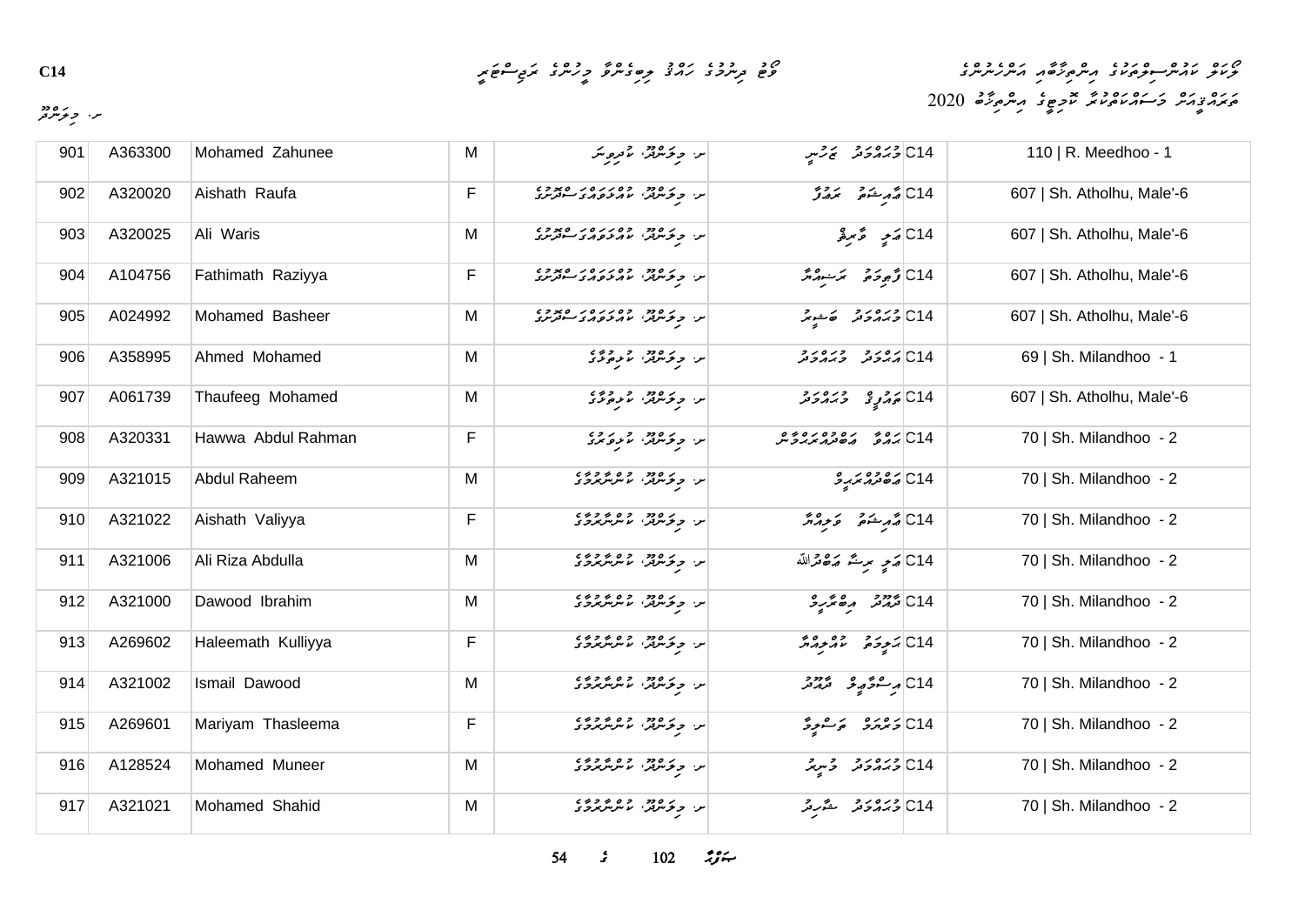| 901 | A363300 | Mohamed Zahunee | M | ر. މީދޫ، ކުރިއާ | C14 މުހައްމަދު ޒަހުނީ | 110 \| R. Meedhoo - 1 |
|---|---|---|---|---|---|---|
| 902 | A320020 | Aishath Raufa | F | ر. ޝ. އަތޮޅު | C14 އައިޝަތު ރައުފާ | 607 \| Sh. Atholhu, Male'-6 |
| 903 | A320025 | Ali Waris | M | ر. ޝ. އަތޮޅު | C14 އަލީ ވާރިސް | 607 \| Sh. Atholhu, Male'-6 |
| 904 | A104756 | Fathimath Raziyya | F | ر. ޝ. އަތޮޅު | C14 ފާތިމަތު ރާޒިޔާ | 607 \| Sh. Atholhu, Male'-6 |
| 905 | A024992 | Mohamed Basheer | M | ر. ޝ. އަތޮޅު | C14 މުހައްމަދު ބަޝީރު | 607 \| Sh. Atholhu, Male'-6 |
| 906 | A358995 | Ahmed Mohamed | M | ر. މީދޫ | C14 އަހުމަދު މުހައްމަދު | 69 \| Sh. Milandhoo - 1 |
| 907 | A061739 | Thaufeeg Mohamed | M | ر. މީދޫ | C14 ތައުފީގު މުހައްމަދު | 607 \| Sh. Atholhu, Male'-6 |
| 908 | A320331 | Hawwa Abdul Rahman | F | ر. މީދޫ | C14 ހައްވާ އަބްދުއްރަޙްމާން | 70 \| Sh. Milandhoo - 2 |
| 909 | A321015 | Abdul Raheem | M | ر. މީދޫ | C14 އަބްދުއްރަޙީމް | 70 \| Sh. Milandhoo - 2 |
| 910 | A321022 | Aishath Valiyya | F | ر. މީދޫ | C14 އައިޝަތު ވަލިއްޔާ | 70 \| Sh. Milandhoo - 2 |
| 911 | A321006 | Ali Riza Abdulla | M | ر. މީދޫ | C14 އަލީ ރިޟާ އަބްދުﷲ | 70 \| Sh. Milandhoo - 2 |
| 912 | A321000 | Dawood Ibrahim | M | ر. މީދޫ | C14 ދާއޫދު އިބްރާހީމް | 70 \| Sh. Milandhoo - 2 |
| 913 | A269602 | Haleemath Kulliyya | F | ر. މީދޫ | C14 ހަލީމަތު ކުއްލިއްޔާ | 70 \| Sh. Milandhoo - 2 |
| 914 | A321002 | Ismail Dawood | M | ر. މީދޫ | C14 އިސްމާއީލް ދާއޫދު | 70 \| Sh. Milandhoo - 2 |
| 915 | A269601 | Mariyam Thasleema | F | ر. މީދޫ | C14 މަރިޔަމް ތަސްލީމާ | 70 \| Sh. Milandhoo - 2 |
| 916 | A128524 | Mohamed Muneer | M | ر. މީދޫ | C14 މުހައްމަދު މުނީރު | 70 \| Sh. Milandhoo - 2 |
| 917 | A321021 | Mohamed Shahid | M | ر. މީދޫ | C14 މުހައްމަދު ޝާހިދު | 70 \| Sh. Milandhoo - 2 |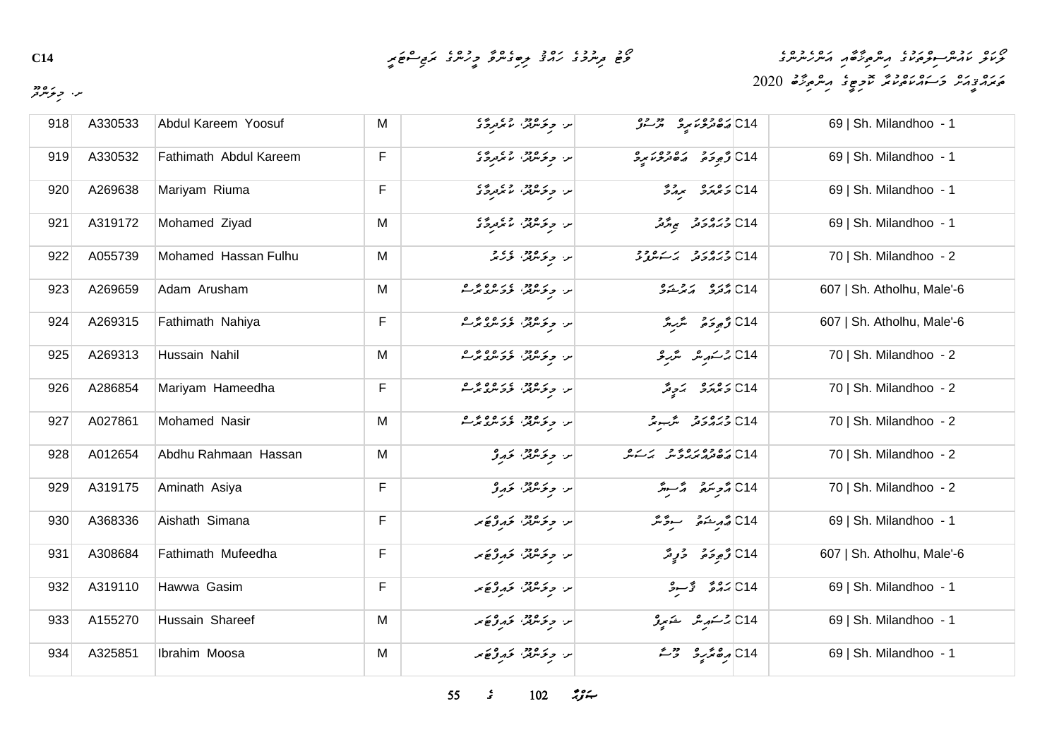| 918 | A330533 | Abdul Kareem Yoosuf | M | ش. مِلَنْدُوْ، ކުރިމަތިގެ | C14 ޢަބްދުލްކަރީމް ޔޫސުފް | 69 \| Sh. Milandhoo - 1 |
|---|---|---|---|---|---|---|
| 919 | A330532 | Fathimath Abdul Kareem | F | ش. مِلَنْدُوْ، ކުރިމަތިގެ | C14 ފާތިމަތު ޢަބްދުލްކަރީމް | 69 \| Sh. Milandhoo - 1 |
| 920 | A269638 | Mariyam Riuma | F | ش. مِلَنْدُوْ، ކުރިމަތިގެ | C14 މަރިޔަމް ރިއުމާ | 69 \| Sh. Milandhoo - 1 |
| 921 | A319172 | Mohamed Ziyad | M | ش. مِلَنْدُوْ، ކުރިމަތިގެ | C14 މުޙައްމަދު ޒިޔާދު | 69 \| Sh. Milandhoo - 1 |
| 922 | A055739 | Mohamed Hassan Fulhu | M | ش. مِلَنْدُوْ، ގުލްޝަން | C14 މުޙައްމަދު ހަސަންފުޅު | 70 \| Sh. Milandhoo - 2 |
| 923 | A269659 | Adam Arusham | M | ش. مِلَنْدُوْ، ގުލްޝަންގެ | C14 އާދަމް އަރުޝަމް | 607 \| Sh. Atholhu, Male'-6 |
| 924 | A269315 | Fathimath Nahiya | F | ش. مِلَنْدُوْ، ގުލްޝަންގެ | C14 ފާތިމަތު ނާހިޔާ | 607 \| Sh. Atholhu, Male'-6 |
| 925 | A269313 | Hussain Nahil | M | ش. مِلَنْدُوْ، ގުލްޝަންގެ | C14 ހުސައިން ނާހިލް | 70 \| Sh. Milandhoo - 2 |
| 926 | A286854 | Mariyam Hameedha | F | ش. مِلَنْدُوْ، ގުލްޝަންގެ | C14 މަރިޔަމް ހަމީދާ | 70 \| Sh. Milandhoo - 2 |
| 927 | A027861 | Mohamed Nasir | M | ش. مِلَنْدُوْ، ގުލްޝަންގެ | C14 މުޙައްމަދު ނާސިރު | 70 \| Sh. Milandhoo - 2 |
| 928 | A012654 | Abdhu Rahmaan Hassan | M | ش. مِلَنْدُوْ، ގުލިލް | C14 ޢަބްދުއްރަޙްމާން ހަސަން | 70 \| Sh. Milandhoo - 2 |
| 929 | A319175 | Aminath Asiya | F | ش. مِلَنْدُوْ، ގުލިލް | C14 އާމިނަތު އާސިޔާ | 70 \| Sh. Milandhoo - 2 |
| 930 | A368336 | Aishath Simana | F | ش. مِلَنْدُوْ، ގުލިލްބަހާރ | C14 އާއިޝަތު ސިމާނާ | 69 \| Sh. Milandhoo - 1 |
| 931 | A308684 | Fathimath Mufeedha | F | ش. مِلَنْدُوْ، ގުލިލްބަހާރ | C14 ފާތިމަތު މުފީދާ | 607 \| Sh. Atholhu, Male'-6 |
| 932 | A319110 | Hawwa Gasim | F | ش. مِلَنْدُوْ، ގުލިލްބަހާރ | C14 ހައްވާ ގާސިމް | 69 \| Sh. Milandhoo - 1 |
| 933 | A155270 | Hussain Shareef | M | ش. مِلَنْدُوْ، ގުލިލްބަހާރ | C14 ހުސައިން ޝަރީފު | 69 \| Sh. Milandhoo - 1 |
| 934 | A325851 | Ibrahim Moosa | M | ش. مِلَنْدُوْ، ގުލިލްބަހާރ | C14 އިބްރާހީމް މޫސާ | 69 \| Sh. Milandhoo - 1 |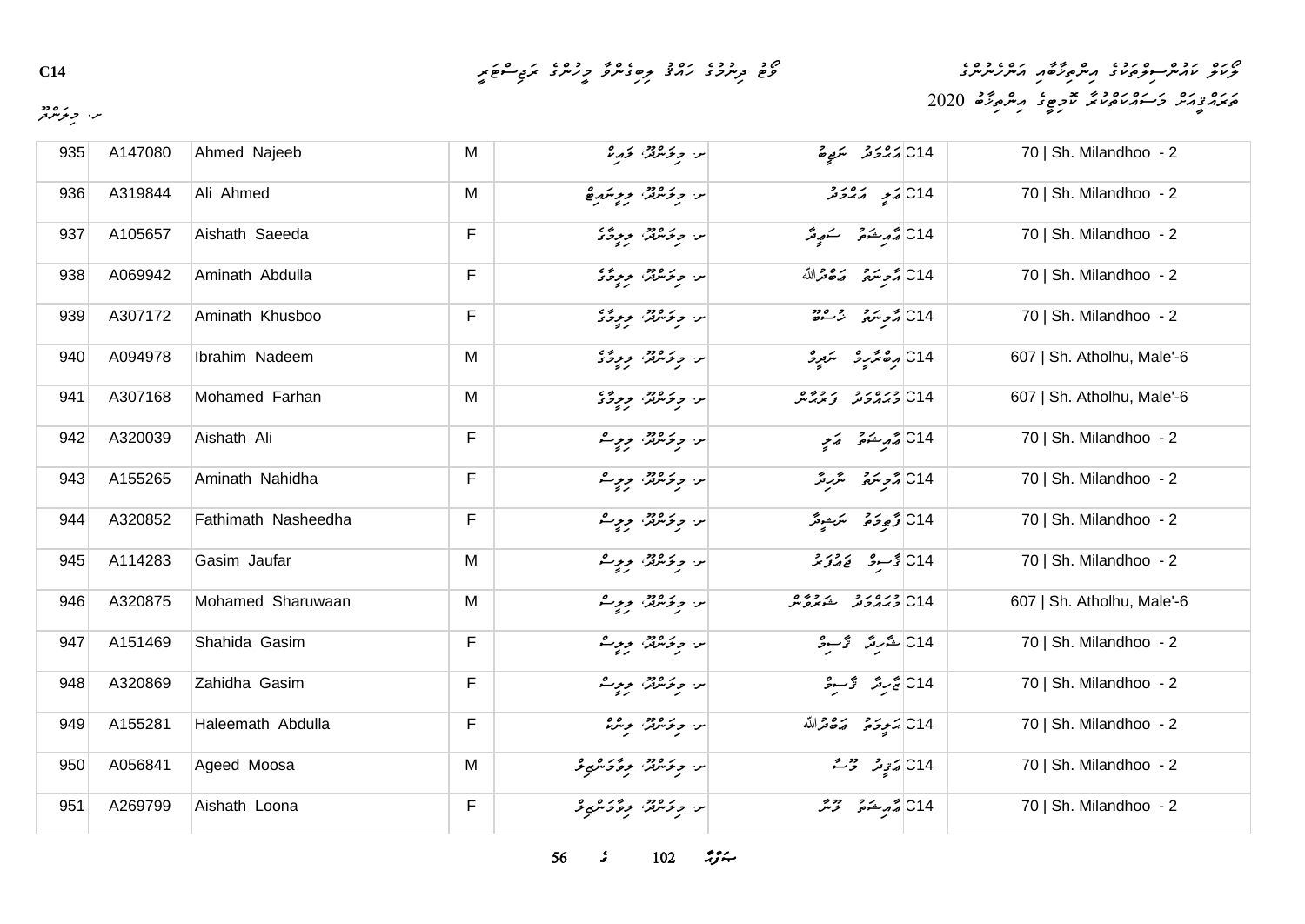| 935 | A147080 | Ahmed Najeeb | M | ش. مِلَنْدُوْ، ئەدیا | C14 أَحْمَد نَجِيب | 70 \| Sh. Milandhoo - 2 |
|---|---|---|---|---|---|---|
| 936 | A319844 | Ali Ahmed | M | ش. مِلَنْدُوْ، مِمِيَمْرِيْ | C14 أَلِي أَحْمَد | 70 \| Sh. Milandhoo - 2 |
| 937 | A105657 | Aishath Saeeda | F | ش. مِلَنْدُوْ، مِمِيوَّ | C14 أَيشَة سَعِيدَ | 70 \| Sh. Milandhoo - 2 |
| 938 | A069942 | Aminath Abdulla | F | ش. مِلَنْدُوْ، مِمِيوَّ | C14 أَمِينَة عَبْدُالله | 70 \| Sh. Milandhoo - 2 |
| 939 | A307172 | Aminath Khusboo | F | ش. مِلَنْدُوْ، مِمِيوَّ | C14 أَمِينَة خُسْبُو | 70 \| Sh. Milandhoo - 2 |
| 940 | A094978 | Ibrahim Nadeem | M | ش. مِلَنْدُوْ، مِمِيوَّ | C14 إِبْرَاهِيم نَدِيم | 607 \| Sh. Atholhu, Male'-6 |
| 941 | A307168 | Mohamed Farhan | M | ش. مِلَنْدُوْ، مِمِيوَّ | C14 مُحَمَّد فَرْحَان | 607 \| Sh. Atholhu, Male'-6 |
| 942 | A320039 | Aishath Ali | F | ش. مِلَنْدُوْ، مِمِيسْ | C14 أَيشَة أَلِي | 70 \| Sh. Milandhoo - 2 |
| 943 | A155265 | Aminath Nahidha | F | ش. مِلَنْدُوْ، مِمِيسْ | C14 أَمِينَة نَاهِدَ | 70 \| Sh. Milandhoo - 2 |
| 944 | A320852 | Fathimath Nasheedha | F | ش. مِلَنْدُوْ، مِمِيسْ | C14 فَاطِمَة نَشِيدَ | 70 \| Sh. Milandhoo - 2 |
| 945 | A114283 | Gasim Jaufar | M | ش. مِلَنْدُوْ، مِمِيسْ | C14 قَاسِم جَعْفَر | 70 \| Sh. Milandhoo - 2 |
| 946 | A320875 | Mohamed Sharuwaan | M | ش. مِلَنْدُوْ، مِمِيسْ | C14 مُحَمَّد شَرُوَان | 607 \| Sh. Atholhu, Male'-6 |
| 947 | A151469 | Shahida Gasim | F | ش. مِلَنْدُوْ، مِمِيسْ | C14 شَاهِدَ قَاسِم | 70 \| Sh. Milandhoo - 2 |
| 948 | A320869 | Zahidha Gasim | F | ش. مِلَنْدُوْ، مِمِيسْ | C14 زَاهِدَ قَاسِم | 70 \| Sh. Milandhoo - 2 |
| 949 | A155281 | Haleemath Abdulla | F | ش. مِلَنْدُوْ، مِسْرَة | C14 حَلِيمَة عَبْدُالله | 70 \| Sh. Milandhoo - 2 |
| 950 | A056841 | Ageed Moosa | M | ش. مِلَنْدُوْ، مِوَّوَسْرِيُوْ | C14 أَقِيد مُوسَى | 70 \| Sh. Milandhoo - 2 |
| 951 | A269799 | Aishath Loona | F | ش. مِلَنْدُوْ، مِوَّوَسْرِيُوْ | C14 أَيشَة لُونَا | 70 \| Sh. Milandhoo - 2 |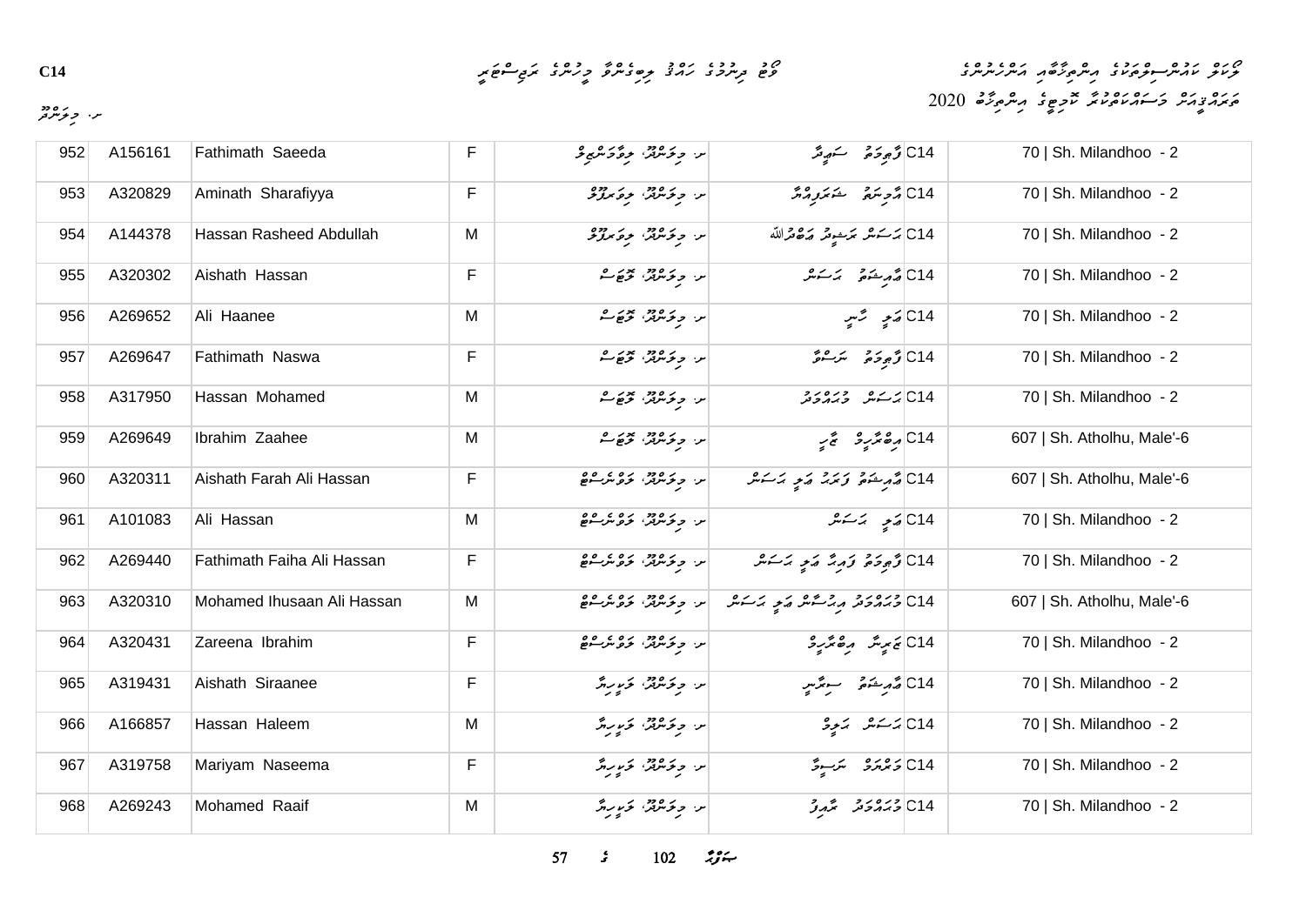| 952 | A156161 | Fathimath Saeeda | F | ش. މިލަންދޫ، ވިލުމަސްހިލް | C14 ފާތިމަތު ސަޢީދާ | 70 \| Sh. Milandhoo - 2 |
|---|---|---|---|---|---|---|
| 953 | A320829 | Aminath Sharafiyya | F | ش. މިލަންދޫ، ވިލަރޫފް | C14 އާމިނަތު ޝަރަފިއްޔާ | 70 \| Sh. Milandhoo - 2 |
| 954 | A144378 | Hassan Rasheed Abdullah | M | ش. މިލަންދޫ، ވިލަރޫފް | C14 ހަސަން ރަޝީދު އަބްދުﷲ | 70 \| Sh. Milandhoo - 2 |
| 955 | A320302 | Aishath Hassan | F | ش. މިލަންދޫ، ވޮޖެސް | C14 އާއިޝަތު ހަސަން | 70 \| Sh. Milandhoo - 2 |
| 956 | A269652 | Ali Haanee | M | ش. މިލަންދޫ، ވޮޖެސް | C14 އަލި ހާނީ | 70 \| Sh. Milandhoo - 2 |
| 957 | A269647 | Fathimath Naswa | F | ش. މިލަންދޫ، ވޮޖެސް | C14 ފާތިމަތު ނަސްވާ | 70 \| Sh. Milandhoo - 2 |
| 958 | A317950 | Hassan Mohamed | M | ش. މިލަންދޫ، ވޮޖެސް | C14 ހަސަން މުހައްމަދު | 70 \| Sh. Milandhoo - 2 |
| 959 | A269649 | Ibrahim Zaahee | M | ش. މިލަންދޫ، ވޮޖެސް | C14 އިބްރާހިމް ޒާހީ | 607 \| Sh. Atholhu, Male'-6 |
| 960 | A320311 | Aishath Farah Ali Hassan | F | ش. މިލަންދޫ، ވަވުންސްޓް | C14 އާއިޝަތު ފަރަހް އަލި ހަސަން | 607 \| Sh. Atholhu, Male'-6 |
| 961 | A101083 | Ali Hassan | M | ش. މިލަންދޫ، ވަވުންސްޓް | C14 އަލި ހަސަން | 70 \| Sh. Milandhoo - 2 |
| 962 | A269440 | Fathimath Faiha Ali Hassan | F | ش. މިލަންދޫ، ވަވުންސްޓް | C14 ފާތިމަތު ފައިހާ އަލި ހަސަން | 70 \| Sh. Milandhoo - 2 |
| 963 | A320310 | Mohamed Ihusaan Ali Hassan | M | ش. މިލަންދޫ، ވަވުންސްޓް | C14 މުހައްމަދު އިހުސާން އަލި ހަސަން | 607 \| Sh. Atholhu, Male'-6 |
| 964 | A320431 | Zareena Ibrahim | F | ش. މިލަންދޫ، ވަވުންސްޓް | C14 ޒަރީނާ އިބްރާހިމް | 70 \| Sh. Milandhoo - 2 |
| 965 | A319431 | Aishath Siraanee | F | ش. މިލަންދޫ، ވަޔިރިއާ | C14 އާއިޝަތު ސިރާނީ | 70 \| Sh. Milandhoo - 2 |
| 966 | A166857 | Hassan Haleem | M | ش. މިލަންދޫ، ވަޔިރިއާ | C14 ހަސަން ހަލީމް | 70 \| Sh. Milandhoo - 2 |
| 967 | A319758 | Mariyam Naseema | F | ش. މިލަންދޫ، ވަޔިރިއާ | C14 މަރިޔަމް ނަސީމާ | 70 \| Sh. Milandhoo - 2 |
| 968 | A269243 | Mohamed Raaif | M | ش. މިލަންދޫ، ވަޔިރިއާ | C14 މުހައްމަދު ރާއިފު | 70 \| Sh. Milandhoo - 2 |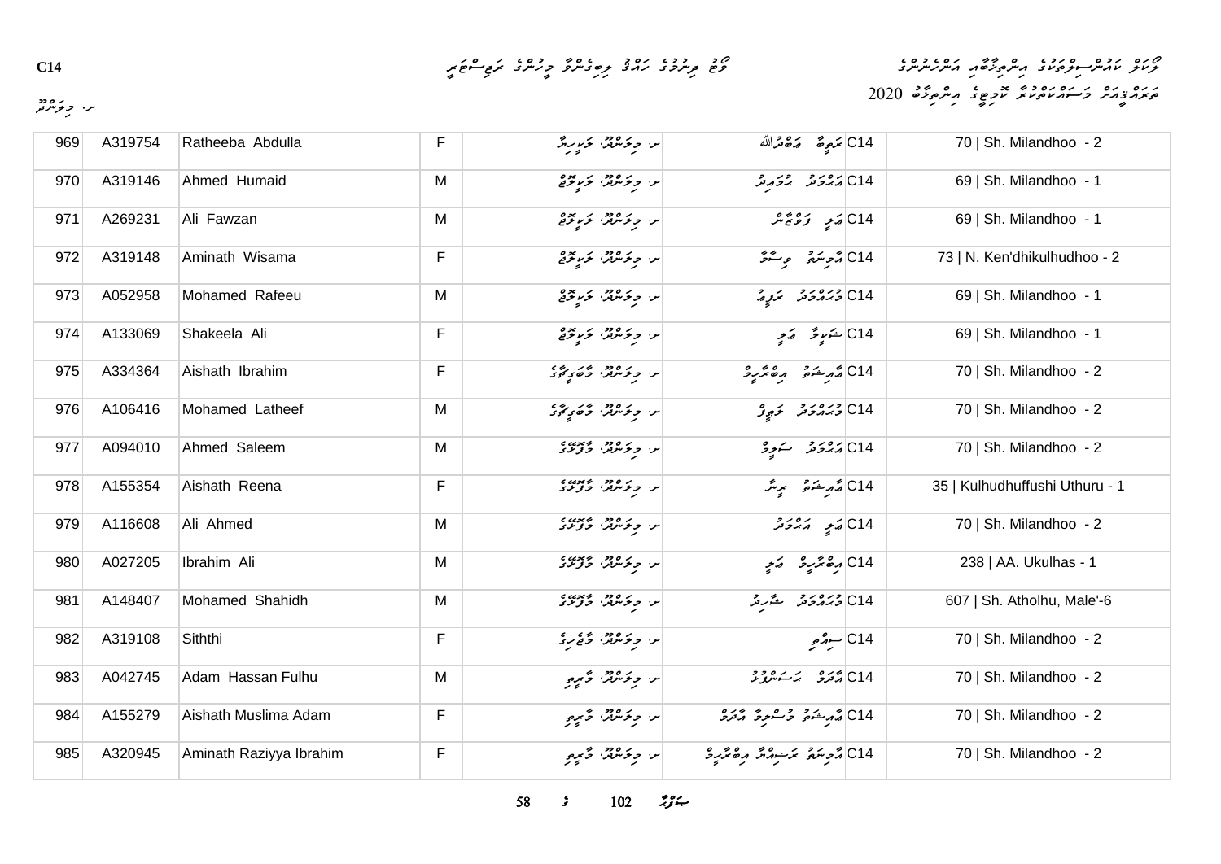| 969 | A319754 | Ratheeba Abdulla | F | ނ. މިލަންދޫ، ވަކިފިނި | C14 ރަތީބާ ޢަބްދުﷲ | 70 \| Sh. Milandhoo - 2 |
|---|---|---|---|---|---|---|
| 970 | A319146 | Ahmed Humaid | M | ނ. މިލަންދޫ، ވަކިވާދީ | C14 އަހްމަދު ހުމައިދު | 69 \| Sh. Milandhoo - 1 |
| 971 | A269231 | Ali Fawzan | M | ނ. މިލަންދޫ، ވަކިވާދީ | C14 އަލި ފަވްޒާން | 69 \| Sh. Milandhoo - 1 |
| 972 | A319148 | Aminath Wisama | F | ނ. މިލަންދޫ، ވަކިވާދީ | C14 އާމިނަތު ވިސާމާ | 73 \| N. Ken'dhikulhudhoo - 2 |
| 973 | A052958 | Mohamed Rafeeu | M | ނ. މިލަންދޫ، ވަކިވާދީ | C14 މުހައްމަދު ރަފީޢު | 69 \| Sh. Milandhoo - 1 |
| 974 | A133069 | Shakeela Ali | F | ނ. މިލަންދޫ، ވަކިވާދީ | C14 ޝަކީލާ އަލި | 69 \| Sh. Milandhoo - 1 |
| 975 | A334364 | Aishath Ibrahim | F | ނ. މިލަންދޫ، މާބަގީޗާ | C14 އައިޝަތު އިބްރާހީމް | 70 \| Sh. Milandhoo - 2 |
| 976 | A106416 | Mohamed Latheef | M | ނ. މިލަންދޫ، މާބަގީޗާ | C14 މުހައްމަދު ލަތީފް | 70 \| Sh. Milandhoo - 2 |
| 977 | A094010 | Ahmed Saleem | M | ނ. މިލަންދޫ، މާފޮޅާގެ | C14 އަހްމަދު ސަލީމް | 70 \| Sh. Milandhoo - 2 |
| 978 | A155354 | Aishath Reena | F | ނ. މިލަންދޫ، މާފޮޅާގެ | C14 އައިޝަތު ރީނާ | 35 \| Kulhudhuffushi Uthuru - 1 |
| 979 | A116608 | Ali Ahmed | M | ނ. މިލަންދޫ، މާފޮޅާގެ | C14 އަލި އަހްމަދު | 70 \| Sh. Milandhoo - 2 |
| 980 | A027205 | Ibrahim Ali | M | ނ. މިލަންދޫ، މާފޮޅާގެ | C14 އިބްރާހީމް އަލި | 238 \| AA. Ukulhas - 1 |
| 981 | A148407 | Mohamed Shahidh | M | ނ. މިލަންދޫ، މާފޮޅާގެ | C14 މުހައްމަދު ޝާހިދު | 607 \| Sh. Atholhu, Male'-6 |
| 982 | A319108 | Siththi | F | ނ. މިލަންދޫ، މާޖެހީގެ | C14 ސިއްތި | 70 \| Sh. Milandhoo - 2 |
| 983 | A042745 | Adam Hassan Fulhu | M | ނ. މިލަންދޫ، މާރިތި | C14 އާދަމް ހަސަންފުޅު | 70 \| Sh. Milandhoo - 2 |
| 984 | A155279 | Aishath Muslima Adam | F | ނ. މިލަންދޫ، މާރިތި | C14 އައިޝަތު މުސްލިމާ އާދަމް | 70 \| Sh. Milandhoo - 2 |
| 985 | A320945 | Aminath Raziyya Ibrahim | F | ނ. މިލަންދޫ، މާރިތި | C14 އާމިނަތު ރަޒިއްޔާ އިބްރާހީމް | 70 \| Sh. Milandhoo - 2 |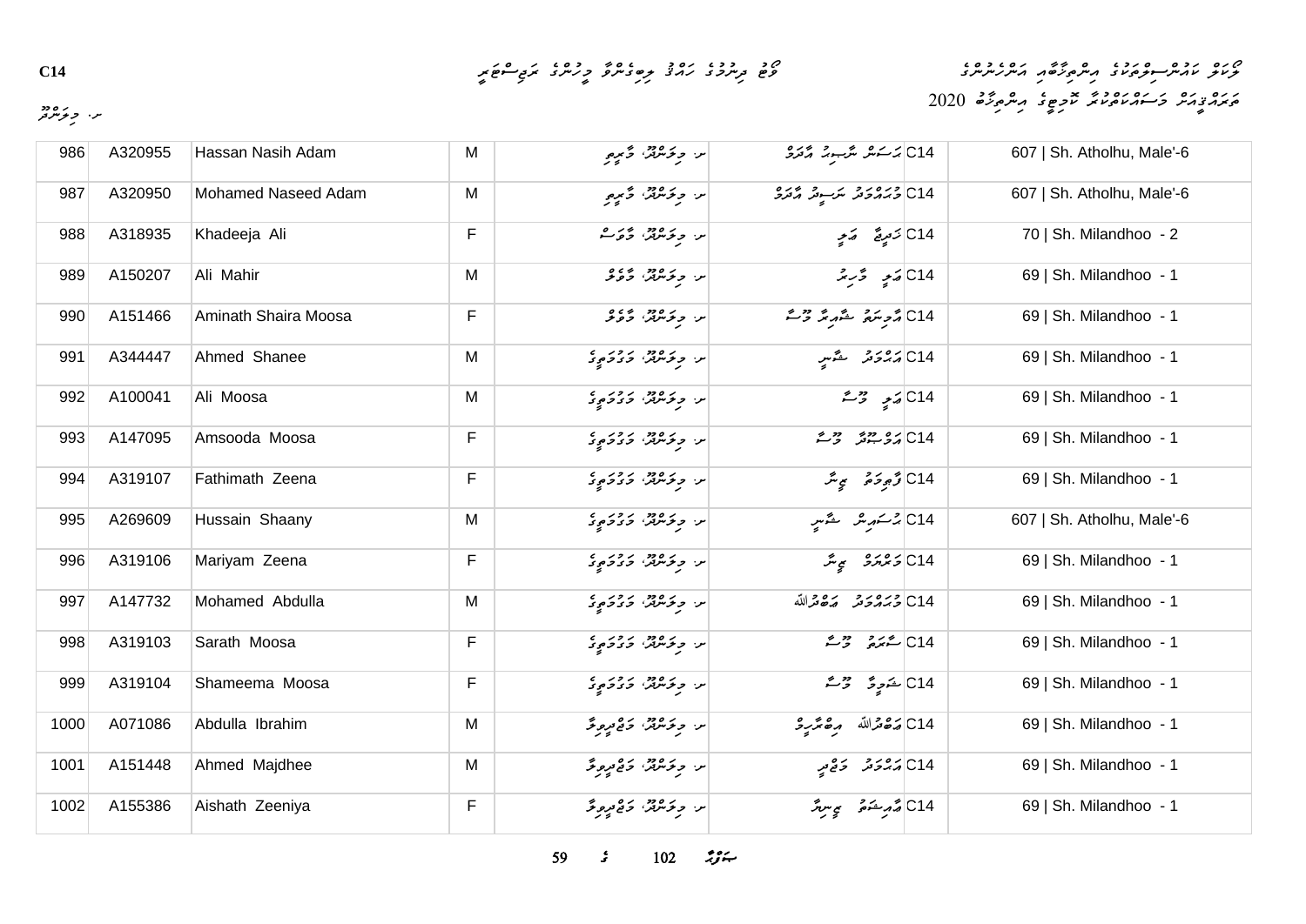| 986 | A320955 | Hassan Nasih Adam | M | ށ. މިލަންދޫ، ވާރިތު | C14 ހަސަން ނާސިހު އާދަމް | 607 \| Sh. Atholhu, Male'-6 |
|---|---|---|---|---|---|---|
| 987 | A320950 | Mohamed Naseed Adam | M | ށ. މިލަންދޫ، ވާރިތު | C14 މުހައްމަދު ނަސީދު އާދަމް | 607 \| Sh. Atholhu, Male'-6 |
| 988 | A318935 | Khadeeja Ali | F | ށ. މިލަންދޫ، މާވަސް | C14 ޚަދީޖާ އަލި | 70 \| Sh. Milandhoo - 2 |
| 989 | A150207 | Ali Mahir | M | ށ. މިލަންދޫ، މާވެލި | C14 އަލި މާހިރު | 69 \| Sh. Milandhoo - 1 |
| 990 | A151466 | Aminath Shaira Moosa | F | ށ. މިލަންދޫ، މާވެލި | C14 އާމިނަތު ޝާއިރާ މޫސާ | 69 \| Sh. Milandhoo - 1 |
| 991 | A344447 | Ahmed Shanee | M | ށ. މިލަންދޫ، މަލުމަތީގެ | C14 އަހްމަދު ޝާނީ | 69 \| Sh. Milandhoo - 1 |
| 992 | A100041 | Ali Moosa | M | ށ. މިލަންދޫ، މަލުމަތީގެ | C14 އަލި މޫސާ | 69 \| Sh. Milandhoo - 1 |
| 993 | A147095 | Amsooda Moosa | F | ށ. މިލަންދޫ، މަލުމަތީގެ | C14 އަމްސޫދާ މޫސާ | 69 \| Sh. Milandhoo - 1 |
| 994 | A319107 | Fathimath Zeena | F | ށ. މިލަންދޫ، މަލުމަތީގެ | C14 ފާތިމަތު ޒީނާ | 69 \| Sh. Milandhoo - 1 |
| 995 | A269609 | Hussain Shaany | M | ށ. މިލަންދޫ، މަލުމަތީގެ | C14 ހުސައިން ޝާނީ | 607 \| Sh. Atholhu, Male'-6 |
| 996 | A319106 | Mariyam Zeena | F | ށ. މިލަންދޫ، މަލުމަތީގެ | C14 މަރިޔަމް ޒީނާ | 69 \| Sh. Milandhoo - 1 |
| 997 | A147732 | Mohamed Abdulla | M | ށ. މިލަންދޫ، މަލުމަތީގެ | C14 މުހައްމަދު އަބްދުﷲ | 69 \| Sh. Milandhoo - 1 |
| 998 | A319103 | Sarath Moosa | F | ށ. މިލަންދޫ، މަލުމަތީގެ | C14 ސާރަތު މޫސާ | 69 \| Sh. Milandhoo - 1 |
| 999 | A319104 | Shameema Moosa | F | ށ. މިލަންދޫ، މަލުމަތީގެ | C14 ޝަމީމާ މޫސާ | 69 \| Sh. Milandhoo - 1 |
| 1000 | A071086 | Abdulla Ibrahim | M | ށ. މިލަންދޫ، މަޖީދިއްޔާ | C14 އަބްދުﷲ އިބްރާހީމް | 69 \| Sh. Milandhoo - 1 |
| 1001 | A151448 | Ahmed Majdhee | M | ށ. މިލަންދޫ، މަޖީދިއްޔާ | C14 އަހްމަދު މަޖްދީ | 69 \| Sh. Milandhoo - 1 |
| 1002 | A155386 | Aishath Zeeniya | F | ށ. މިލަންދޫ، މަޖީދިއްޔާ | C14 އާއިޝަތު ޒީނިޔާ | 69 \| Sh. Milandhoo - 1 |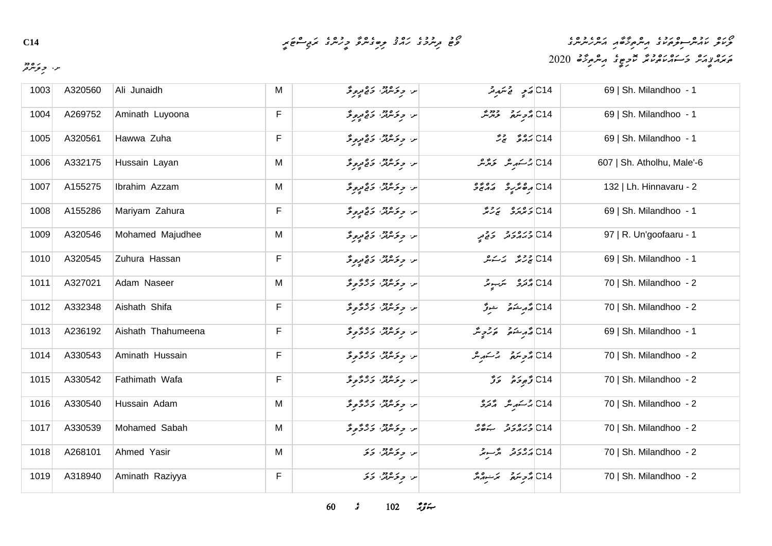| 1003 | A320560 | Ali Junaidh | M | ރ. މިލަންދޫ، މަޖީދީމަގު | C14 | އަލީ ޖުނައިދު | 69 \| Sh. Milandhoo - 1 |
|---|---|---|---|---|---|---|---|
| 1004 | A269752 | Aminath Luyoona | F | ރ. މިލަންދޫ، މަޖީދީމަގު | C14 | އާމިނަތު ލުޔޫނާ | 69 \| Sh. Milandhoo - 1 |
| 1005 | A320561 | Hawwa Zuha | F | ރ. މިލަންދޫ، މަޖީދީމަގު | C14 | ހައްވާ ޒުހާ | 69 \| Sh. Milandhoo - 1 |
| 1006 | A332175 | Hussain Layan | M | ރ. މިލަންދޫ، މަޖީދީމަގު | C14 | ހުސައިން ލަޔާން | 607 \| Sh. Atholhu, Male'-6 |
| 1007 | A155275 | Ibrahim Azzam | M | ރ. މިލަންދޫ، މަޖީދީމަގު | C14 | އިބްރާހީމް އައްޒާމް | 132 \| Lh. Hinnavaru - 2 |
| 1008 | A155286 | Mariyam Zahura | F | ރ. މިލަންދޫ، މަޖީދީމަގު | C14 | މަރިޔަމް ޒަހުރާ | 69 \| Sh. Milandhoo - 1 |
| 1009 | A320546 | Mohamed Majudhee | M | ރ. މިލަންދޫ، މަޖީދީމަގު | C14 | މުހައްމަދު މަޖުދީ | 97 \| R. Un'goofaaru - 1 |
| 1010 | A320545 | Zuhura Hassan | F | ރ. މިލަންދޫ، މަޖީދީމަގު | C14 | ޒުހުރާ ހަސަން | 69 \| Sh. Milandhoo - 1 |
| 1011 | A327021 | Adam Naseer | M | ރ. މިލަންދޫ، މަލްހަމުގެ | C14 | އާދަމް ނަސީރު | 70 \| Sh. Milandhoo - 2 |
| 1012 | A332348 | Aishath Shifa | F | ރ. މިލަންދޫ، މަލްހަމުގެ | C14 | އާއިޝަތު ޝިފާ | 70 \| Sh. Milandhoo - 2 |
| 1013 | A236192 | Aishath Thahumeena | F | ރ. މިލަންދޫ، މަލްހަމުގެ | C14 | އާއިޝަތު ތަހުމީނާ | 69 \| Sh. Milandhoo - 1 |
| 1014 | A330543 | Aminath Hussain | F | ރ. މިލަންދޫ، މަލްހަމުގެ | C14 | އާމިނަތު ހުސައިން | 70 \| Sh. Milandhoo - 2 |
| 1015 | A330542 | Fathimath Wafa | F | ރ. މިލަންދޫ، މަލްހަމުގެ | C14 | ފާތިމަތު ވަފާ | 70 \| Sh. Milandhoo - 2 |
| 1016 | A330540 | Hussain Adam | M | ރ. މިލަންދޫ، މަލްހަމުގެ | C14 | ހުސައިން އާދަމް | 70 \| Sh. Milandhoo - 2 |
| 1017 | A330539 | Mohamed Sabah | M | ރ. މިލަންދޫ، މަލްހަމުގެ | C14 | މުހައްމަދު ސަބާހު | 70 \| Sh. Milandhoo - 2 |
| 1018 | A268101 | Ahmed Yasir | M | ރ. މިލަންދޫ، މަލަ | C14 | އަހުމަދު ޔާސިރު | 70 \| Sh. Milandhoo - 2 |
| 1019 | A318940 | Aminath Raziyya | F | ރ. މިލަންދޫ، މަލަ | C14 | އާމިނަތު ރާޒިޔްޔާ | 70 \| Sh. Milandhoo - 2 |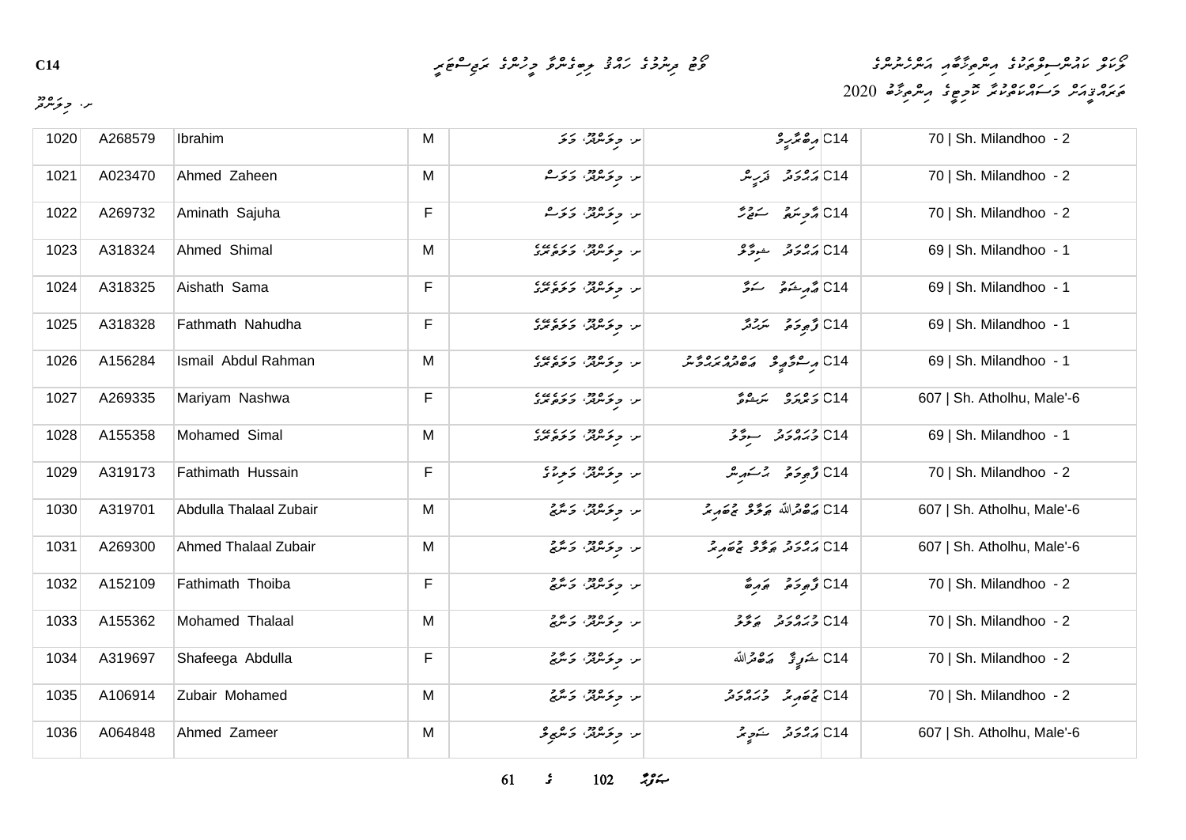| 1020 | A268579 | Ibrahim | M | ش. މިލަންދޫ، މަލަ | C14 ރިބުރާހިމް | 70 \| Sh. Milandhoo - 2 |
|---|---|---|---|---|---|---|
| 1021 | A023470 | Ahmed Zaheen | M | ش. މިލަންދޫ، މަލަސް | C14 އަހުމަދު ޒަހީން | 70 \| Sh. Milandhoo - 2 |
| 1022 | A269732 | Aminath Sajuha | F | ش. މިލަންދޫ، މަލަސް | C14 އާމިނަތު ސަޖުހާ | 70 \| Sh. Milandhoo - 2 |
| 1023 | A318324 | Ahmed Shimal | M | ش. މިލަންދޫ، މަލަފެހިގެ | C14 އަހުމަދު ޝިމާލް | 69 \| Sh. Milandhoo - 1 |
| 1024 | A318325 | Aishath Sama | F | ش. މިލަންދޫ، މަލަފެހިގެ | C14 އާއިޝަތު ސަމާ | 69 \| Sh. Milandhoo - 1 |
| 1025 | A318328 | Fathmath Nahudha | F | ش. މިލަންދޫ، މަލަފެހިގެ | C14 ފާތިމަތު ނަހުދާ | 69 \| Sh. Milandhoo - 1 |
| 1026 | A156284 | Ismail Abdul Rahman | M | ش. މިލަންދޫ، މަލަފެހިގެ | C14 އިސްމާއީލް އަބްދުއްރަޙްމާން | 69 \| Sh. Milandhoo - 1 |
| 1027 | A269335 | Mariyam Nashwa | F | ش. މިލަންދޫ، މަލަފެހިގެ | C14 މަރިޔަމް ނަޝްވާ | 607 \| Sh. Atholhu, Male'-6 |
| 1028 | A155358 | Mohamed Simal | M | ش. މިލަންދޫ، މަލަފެހިގެ | C14 މުޙައްމަދު ސިމާލް | 69 \| Sh. Milandhoo - 1 |
| 1029 | A319173 | Fathimath Hussain | F | ش. މިލަންދޫ، މަލިކާގެ | C14 ފާތިމަތު ހުސައިން | 70 \| Sh. Milandhoo - 2 |
| 1030 | A319701 | Abdulla Thalaal Zubair | M | ش. މިލަންދޫ، މަންޒު | C14 އަބްދުﷲ ތަލާލް ޒުބައިރު | 607 \| Sh. Atholhu, Male'-6 |
| 1031 | A269300 | Ahmed Thalaal Zubair | M | ش. މިލަންދޫ، މަންޒު | C14 އަހުމަދު ތަލާލް ޒުބައިރު | 607 \| Sh. Atholhu, Male'-6 |
| 1032 | A152109 | Fathimath Thoiba | F | ش. މިލަންދޫ، މަންޒު | C14 ފާތިމަތު ޠައިބާ | 70 \| Sh. Milandhoo - 2 |
| 1033 | A155362 | Mohamed Thalaal | M | ش. މިލަންދޫ، މަންޒު | C14 މުޙައްމަދު ތަލާލް | 70 \| Sh. Milandhoo - 2 |
| 1034 | A319697 | Shafeega Abdulla | F | ش. މިލަންދޫ، މަންޒު | C14 ޝަފީގާ އަބްދުﷲ | 70 \| Sh. Milandhoo - 2 |
| 1035 | A106914 | Zubair Mohamed | M | ش. މިލަންދޫ، މަންޒު | C14 ޒުބައިރު މުޙައްމަދު | 70 \| Sh. Milandhoo - 2 |
| 1036 | A064848 | Ahmed Zameer | M | ش. މިލަންދޫ، މަންޒިލް | C14 އަހުމަދު ޒަމީރު | 607 \| Sh. Atholhu, Male'-6 |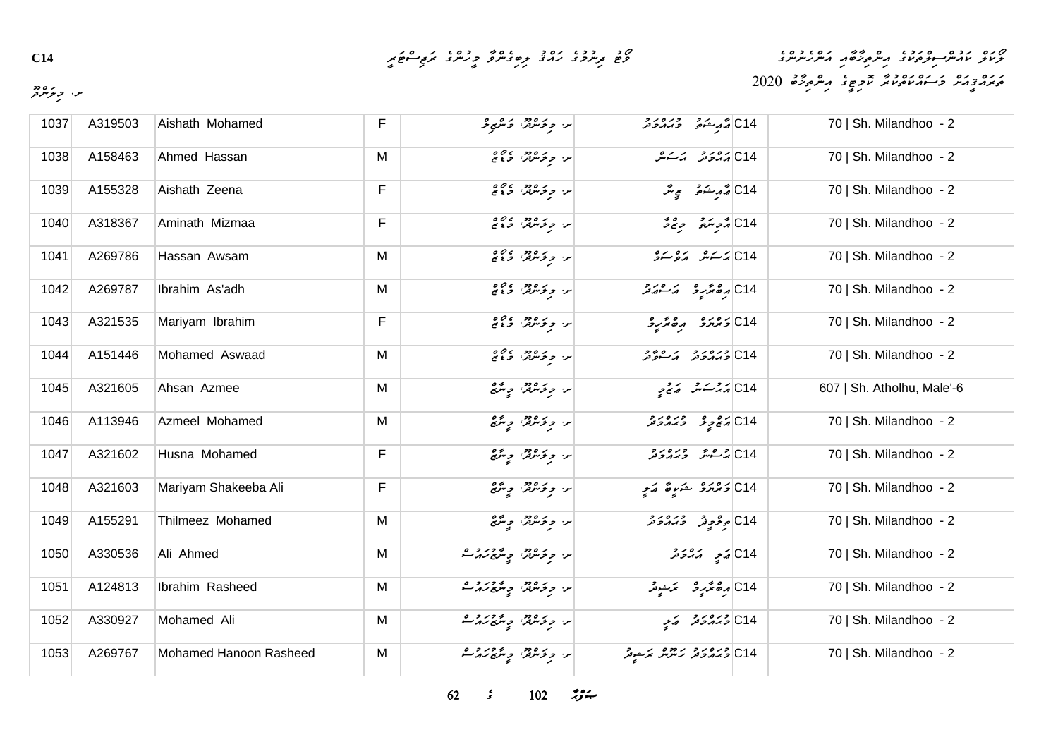| 1037 | A319503 | Aishath Mohamed | F | ش. މިލަންދޫ، ގަސްރޯޒް | C14 ޢާއިޝަތު މުހައްމަދު | 70 \| Sh. Milandhoo - 2 |
|---|---|---|---|---|---|---|
| 1038 | A158463 | Ahmed Hassan | M | ش. މިލަންދޫ، މާޅާ | C14 އަހުމަދު ހަސަން | 70 \| Sh. Milandhoo - 2 |
| 1039 | A155328 | Aishath Zeena | F | ش. މިލަންދޫ، މާޅާ | C14 ޢާއިޝަތު ޒީނާ | 70 \| Sh. Milandhoo - 2 |
| 1040 | A318367 | Aminath Mizmaa | F | ش. މިލަންދޫ، މާޅާ | C14 އާމިނަތު މިޒްމާ | 70 \| Sh. Milandhoo - 2 |
| 1041 | A269786 | Hassan Awsam | M | ش. މިލަންދޫ، މާޅާ | C14 ހަސަން އަވްސަމް | 70 \| Sh. Milandhoo - 2 |
| 1042 | A269787 | Ibrahim As'adh | M | ش. މިލަންދޫ، މާޅާ | C14 އިބްރާހީމް އަސްޢަދު | 70 \| Sh. Milandhoo - 2 |
| 1043 | A321535 | Mariyam Ibrahim | F | ش. މިލަންދޫ، މާޅާ | C14 މަރިޔަމް އިބްރާހީމް | 70 \| Sh. Milandhoo - 2 |
| 1044 | A151446 | Mohamed Aswaad | M | ش. މިލަންދޫ، މާޅާ | C14 މުހައްމަދު އަސްވާދު | 70 \| Sh. Milandhoo - 2 |
| 1045 | A321605 | Ahsan Azmee | M | ش. މިލަންދޫ، މިނާޒް | C14 އަޙްސަން އަޒްމީ | 607 \| Sh. Atholhu, Male'-6 |
| 1046 | A113946 | Azmeel Mohamed | M | ش. މިލަންދޫ، މިނާޒް | C14 އަޒްމީލް މުހައްމަދު | 70 \| Sh. Milandhoo - 2 |
| 1047 | A321602 | Husna Mohamed | F | ش. މިލަންދޫ، މިނާޒް | C14 ހުސްނާ މުހައްމަދު | 70 \| Sh. Milandhoo - 2 |
| 1048 | A321603 | Mariyam Shakeeba Ali | F | ش. މިލަންދޫ، މިނާޒް | C14 މަރިޔަމް ޝަކީބާ އަލި | 70 \| Sh. Milandhoo - 2 |
| 1049 | A155291 | Thilmeez Mohamed | M | ش. މިލަންދޫ، މިނާޒް | C14 ތިލްމީޒު މުހައްމަދު | 70 \| Sh. Milandhoo - 2 |
| 1050 | A330536 | Ali Ahmed | M | ش. މިލަންދޫ، މިނާޒްހައުސް | C14 އަލި އަހުމަދު | 70 \| Sh. Milandhoo - 2 |
| 1051 | A124813 | Ibrahim Rasheed | M | ش. މިލަންދޫ، މިނާޒްހައުސް | C14 އިބްރާހީމް ރަޝީދު | 70 \| Sh. Milandhoo - 2 |
| 1052 | A330927 | Mohamed Ali | M | ش. މިލަންދޫ، މިނާޒްހައުސް | C14 މުހައްމަދު އަލި | 70 \| Sh. Milandhoo - 2 |
| 1053 | A269767 | Mohamed Hanoon Rasheed | M | ش. މިލަންދޫ، މިނާޒްހައުސް | C14 މުހައްމަދު ހަނޫން ރަޝީދު | 70 \| Sh. Milandhoo - 2 |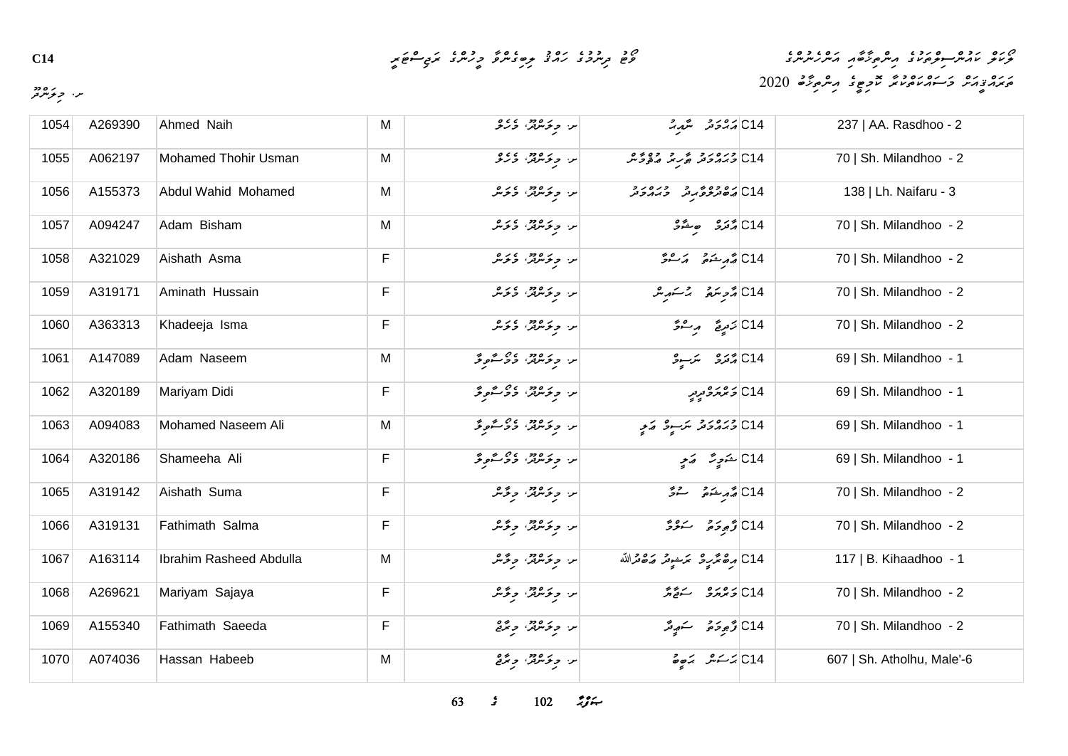| 1054 | A269390 | Ahmed Naih | M | ش. مِلَنْدُوْ، ވެހެ | C14 އަޙްމަދު ނާއިޙް | 237 \| AA. Rasdhoo - 2 |
|---|---|---|---|---|---|---|
| 1055 | A062197 | Mohamed Thohir Usman | M | ش. مِلَنْدُوْ، ވެހެ | C14 މުޙައްމަދު ޠާހިރު ޢުޘްމާން | 70 \| Sh. Milandhoo - 2 |
| 1056 | A155373 | Abdul Wahid Mohamed | M | ش. مِلَنْدُوْ، ވެލަން | C14 ޢަބްދުލްވާހިދު މުޙައްމަދު | 138 \| Lh. Naifaru - 3 |
| 1057 | A094247 | Adam Bisham | M | ش. مِلَنْدُوْ، ވެލަން | C14 އާދަމް ބިޝާމް | 70 \| Sh. Milandhoo - 2 |
| 1058 | A321029 | Aishath Asma | F | ش. مِلَنْدُوْ، ވެލަން | C14 އާއިޝަތު އަސްމާ | 70 \| Sh. Milandhoo - 2 |
| 1059 | A319171 | Aminath Hussain | F | ش. مِلَنْدُوْ، ވެލަން | C14 އާމިނަތު ހުސައިން | 70 \| Sh. Milandhoo - 2 |
| 1060 | A363313 | Khadeeja Isma | F | ش. مِلَنْدُوْ، ވެލަން | C14 ޚަދީޖާ އިސްމާ | 70 \| Sh. Milandhoo - 2 |
| 1061 | A147089 | Adam Naseem | M | ش. مِلَنْدُوْ، ވެށްސާވާ | C14 އާދަމް ނަސީމް | 69 \| Sh. Milandhoo - 1 |
| 1062 | A320189 | Mariyam Didi | F | ش. مِلَنْدُوْ، ވެށްސާވާ | C14 މަރިޔަމްދީދީ | 69 \| Sh. Milandhoo - 1 |
| 1063 | A094083 | Mohamed Naseem Ali | M | ش. مِلَنْدُوْ، ވެށްސާވާ | C14 މުޙައްމަދު ނަސީމް ޢަލީ | 69 \| Sh. Milandhoo - 1 |
| 1064 | A320186 | Shameeha Ali | F | ش. مِلَنْدُوْ، ވެށްސާވާ | C14 ޝަމީހާ ޢަލީ | 69 \| Sh. Milandhoo - 1 |
| 1065 | A319142 | Aishath Suma | F | ش. مِلَنْدُوْ، ވިލާން | C14 އާއިޝަތު ސުމާ | 70 \| Sh. Milandhoo - 2 |
| 1066 | A319131 | Fathimath Salma | F | ش. مِلَنْدُوْ، ވިލާން | C14 ފާތިމަތު ސަލްމާ | 70 \| Sh. Milandhoo - 2 |
| 1067 | A163114 | Ibrahim Rasheed Abdulla | M | ش. مِلَنْدُوْ، ވިލާން | C14 އިބްރާހީމް ރަޝީދު ޢަބްދުﷲ | 117 \| B. Kihaadhoo - 1 |
| 1068 | A269621 | Mariyam Sajaya | F | ش. مِلَنْدُوْ، ވިލާން | C14 މަރިޔަމް ސަޖާޔާ | 70 \| Sh. Milandhoo - 2 |
| 1069 | A155340 | Fathimath Saeeda | F | ش. مِلَنْدُوْ، ވިންޗު | C14 ފާތިމަތު ސަޢީދާ | 70 \| Sh. Milandhoo - 2 |
| 1070 | A074036 | Hassan Habeeb | M | ش. مِلَنْدُوْ، ވިންޗު | C14 ޙަސަން ޙަބީބު | 607 \| Sh. Atholhu, Male'-6 |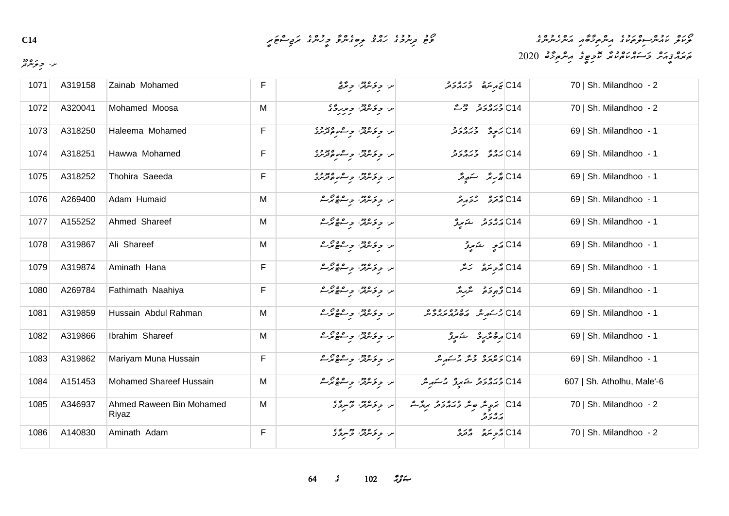| 1071 | A319158 | Zainab Mohamed | F | س. مِرْكَسْرَتْرُ، مِرْكَرَّمْ | C14 ئَمِرْسَعْ وَبَرْدُوَتْر | 70 \| Sh. Milandhoo - 2 |
|---|---|---|---|---|---|---|
| 1072 | A320041 | Mohamed Moosa | M | س. مِرْكَسْرَتْرُ، مِرْمِرْبِرُوْ | C14 وَبَرْدُوَتْر وَتْسَة | 70 \| Sh. Milandhoo - 2 |
| 1073 | A318250 | Haleema Mohamed | F | س. مِرْكَسْرَتْرُ، مِرْسُورِهُتَرْمُرُوْ | C14 بَرْمِرِدَّ وَبَرْدُوَتْر | 69 \| Sh. Milandhoo - 1 |
| 1074 | A318251 | Hawwa Mohamed | F | س. مِرْكَسْرَتْرُ، مِرْسُورِهُتَرْمُرُوْ | C14 بَرْدُوَّ وَبَرْدُوَتْر | 69 \| Sh. Milandhoo - 1 |
| 1075 | A318252 | Thohira Saeeda | F | س. مِرْكَسْرَتْرُ، مِرْسُورِهُتَرْمُرُوْ | C14 وَبَرِيَّتْر سَمَوِيِّتْر | 69 \| Sh. Milandhoo - 1 |
| 1076 | A269400 | Adam Humaid | M | س. مِرْكَسْرَتْرُ، مِرْسُوهُتَرْسْ | C14 مُتَرْدُ رُوَمِرْتَر | 69 \| Sh. Milandhoo - 1 |
| 1077 | A155252 | Ahmed Shareef | M | س. مِرْكَسْرَتْرُ، مِرْسُوهُتَرْسْ | C14 مَبْرُوَتْر شَمَوِرْتُرْ | 69 \| Sh. Milandhoo - 1 |
| 1078 | A319867 | Ali Shareef | M | س. مِرْكَسْرَتْرُ، مِرْسُوهُتَرْسْ | C14 مَرِّ شَمَوِرْتُرْ | 69 \| Sh. Milandhoo - 1 |
| 1079 | A319874 | Aminath Hana | F | س. مِرْكَسْرَتْرُ، مِرْسُوهُتَرْسْ | C14 مُتَرْسَعْ رَسُّ | 69 \| Sh. Milandhoo - 1 |
| 1080 | A269784 | Fathimath Naahiya | F | س. مِرْكَسْرَتْرُ، مِرْسُوهُتَرْسْ | C14 وُمُوِدَعْ سُرْبِرِّ | 69 \| Sh. Milandhoo - 1 |
| 1081 | A319859 | Hussain Abdul Rahman | M | س. مِرْكَسْرَتْرُ، مِرْسُوهُتَرْسْ | C14 بُرْسَهِرْسُ مَرْهُوْمُرَبَرْدُوَسُ | 69 \| Sh. Milandhoo - 1 |
| 1082 | A319866 | Ibrahim Shareef | M | س. مِرْكَسْرَتْرُ، مِرْسُوهُتَرْسْ | C14 مِرْهُمَرْرِدُ شَمَوِرْتُرْ | 69 \| Sh. Milandhoo - 1 |
| 1083 | A319862 | Mariyam Muna Hussain | F | س. مِرْكَسْرَتْرُ، مِرْسُوهُتَرْسْ | C14 وَمُرْبَرُوْ وُسُّ بُرْسَهِرْسُ | 69 \| Sh. Milandhoo - 1 |
| 1084 | A151453 | Mohamed Shareef Hussain | M | س. مِرْكَسْرَتْرُ، مِرْسُوهُتَرْسْ | C14 وَبَرْدُوَتْر شَمَوِرْتُرْ بُرْسَهِرْسُ | 607 \| Sh. Atholhu, Male'-6 |
| 1085 | A346937 | Ahmed Raween Bin Mohamed Riyaz | M | س. مِرْكَسْرَتْرُ، وُسْرِدَّدُ | C14 بَرُوِسُ هِسُ وَبَرْدُوَتْر مِرِدَّسْ مَبْرُوَتْر | 70 \| Sh. Milandhoo - 2 |
| 1086 | A140830 | Aminath Adam | F | س. مِرْكَسْرَتْرُ، وُسْرِدَّدُ | C14 مُتَرْسَعْ مُتَرْدُ | 70 \| Sh. Milandhoo - 2 |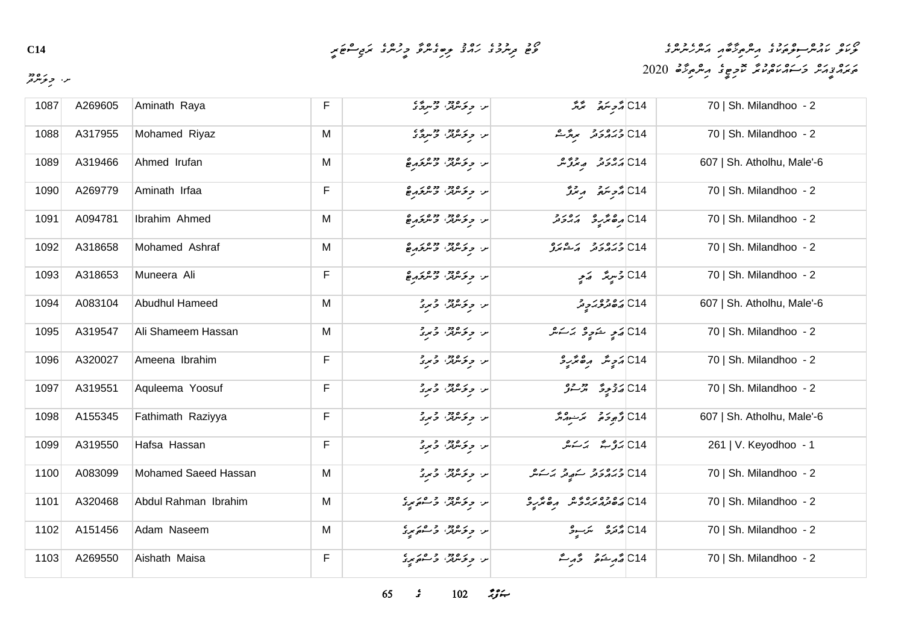| 1087 | A269605 | Aminath Raya | F | ށ. މިލަންދޫ، ޤުރުބާގެ | C14 އާމިނަތު ރާޔާ | 70 \| Sh. Milandhoo - 2 |
|---|---|---|---|---|---|---|
| 1088 | A317955 | Mohamed Riyaz | M | ށ. މިލަންދޫ، ޤުރުބާގެ | C14 މުޙައްމަދު ރިޔާޒު | 70 \| Sh. Milandhoo - 2 |
| 1089 | A319466 | Ahmed Irufan | M | ށ. މިލަންދޫ، ޤުރުބާނީވިލާ | C14 އަޙްމަދު އިރުފާން | 607 \| Sh. Atholhu, Male'-6 |
| 1090 | A269779 | Aminath Irfaa | F | ށ. މިލަންދޫ، ޤުރުބާނީވިލާ | C14 އާމިނަތު އިރުފާ | 70 \| Sh. Milandhoo - 2 |
| 1091 | A094781 | Ibrahim Ahmed | M | ށ. މިލަންދޫ، ޤުރުބާނީވިލާ | C14 އިބްރާހިމް އަޙްމަދު | 70 \| Sh. Milandhoo - 2 |
| 1092 | A318658 | Mohamed Ashraf | M | ށ. މިލަންދޫ، ޤުރުބާނީވިލާ | C14 މުޙައްމަދު އަޝްރަފް | 70 \| Sh. Milandhoo - 2 |
| 1093 | A318653 | Muneera Ali | F | ށ. މިލަންދޫ، ޤުރުބާނީވިލާ | C14 މުނީރާ ޢަލީ | 70 \| Sh. Milandhoo - 2 |
| 1094 | A083104 | Abudhul Hameed | M | ށ. މިލަންދޫ، ޤަރީބު | C14 ޢަބްދުލްޙަމީދު | 607 \| Sh. Atholhu, Male'-6 |
| 1095 | A319547 | Ali Shameem Hassan | M | ށ. މިލަންދޫ، ޤަރީބު | C14 ޢަލީ ޝަމީމް ޙަސަން | 70 \| Sh. Milandhoo - 2 |
| 1096 | A320027 | Ameena Ibrahim | F | ށ. މިލަންދޫ، ޤަރީބު | C14 އަމީނާ އިބްރާހިމް | 70 \| Sh. Milandhoo - 2 |
| 1097 | A319551 | Aquleema Yoosuf | F | ށ. މިލަންދޫ، ޤަރީބު | C14 އަޤުލީމާ ޔޫސުފް | 70 \| Sh. Milandhoo - 2 |
| 1098 | A155345 | Fathimath Raziyya | F | ށ. މިލަންދޫ، ޤަރީބު | C14 ފާތިމަތު ރަޟިއްޔާ | 607 \| Sh. Atholhu, Male'-6 |
| 1099 | A319550 | Hafsa Hassan | F | ށ. މިލަންދޫ، ޤަރީބު | C14 ޙަފްސާ ޙަސަން | 261 \| V. Keyodhoo - 1 |
| 1100 | A083099 | Mohamed Saeed Hassan | M | ށ. މިލަންދޫ، ޤަރީބު | C14 މުޙައްމަދު ސަޢީދު ޙަސަން | 70 \| Sh. Milandhoo - 2 |
| 1101 | A320468 | Abdul Rahman Ibrahim | M | ށ. މިލަންދޫ، ޤަސްރުލްމާގެ | C14 ޢަބްދުއްރަޙްމާން އިބްރާހިމް | 70 \| Sh. Milandhoo - 2 |
| 1102 | A151456 | Adam Naseem | M | ށ. މިލަންދޫ، ޤަސްރުލްމާގެ | C14 އާދަމް ނަސީމް | 70 \| Sh. Milandhoo - 2 |
| 1103 | A269550 | Aishath Maisa | F | ށ. މިލަންދޫ، ޤަސްރުލްމާގެ | C14 އާއިޝަތު މާއިސާ | 70 \| Sh. Milandhoo - 2 |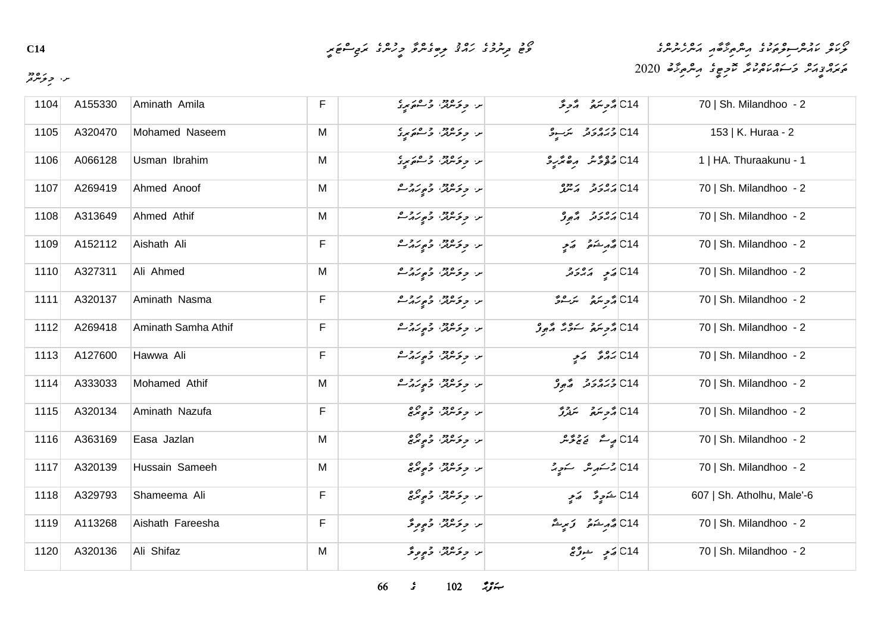| 1104 | A155330 | Aminath Amila | F | ش. މިލަންދޫ، މާސްތޮރިގެ | C14 އާމިނަތު އާމިލާ | 70 \| Sh. Milandhoo - 2 |
|---|---|---|---|---|---|---|
| 1105 | A320470 | Mohamed Naseem | M | ش. މިލަންދޫ، މާސްތޮރިގެ | C14 މުހައްމަދު ނަސީމް | 153 \| K. Huraa - 2 |
| 1106 | A066128 | Usman Ibrahim | M | ش. މިލަންދޫ، މާސްތޮރިގެ | C14 އުސްމާން އިބްރާހީމް | 1 \| HA. Thuraakunu - 1 |
| 1107 | A269419 | Ahmed Anoof | M | ش. މިލަންދޫ، މާލިހަމްސް | C14 އަހުމަދު އަނޫފް | 70 \| Sh. Milandhoo - 2 |
| 1108 | A313649 | Ahmed Athif | M | ش. މިލަންދޫ، މާލިހަމްސް | C14 އަހުމަދު އާތިފް | 70 \| Sh. Milandhoo - 2 |
| 1109 | A152112 | Aishath Ali | F | ش. މިލަންދޫ، މާލިހަމްސް | C14 އާއިޝަތު އަލި | 70 \| Sh. Milandhoo - 2 |
| 1110 | A327311 | Ali Ahmed | M | ش. މިލަންދޫ، މާލިހަމްސް | C14 އަލި އަހުމަދު | 70 \| Sh. Milandhoo - 2 |
| 1111 | A320137 | Aminath Nasma | F | ش. މިލަންދޫ، މާލިހަމްސް | C14 އާމިނަތު ނަސްމާ | 70 \| Sh. Milandhoo - 2 |
| 1112 | A269418 | Aminath Samha Athif | F | ش. މިލަންދޫ، މާލިހަމްސް | C14 އާމިނަތު ސަމްހާ އާތިފް | 70 \| Sh. Milandhoo - 2 |
| 1113 | A127600 | Hawwa Ali | F | ش. މިލަންދޫ، މާލިހަމްސް | C14 ހައްވާ އަލި | 70 \| Sh. Milandhoo - 2 |
| 1114 | A333033 | Mohamed Athif | M | ش. މިލަންދޫ، މާލިހަމްސް | C14 މުހައްމަދު އާތިފް | 70 \| Sh. Milandhoo - 2 |
| 1115 | A320134 | Aminath Nazufa | F | ش. މިލަންދޫ، މާލިދޮށް | C14 އާމިނަތު ނަޒުފާ | 70 \| Sh. Milandhoo - 2 |
| 1116 | A363169 | Easa Jazlan | M | ش. މިލަންދޫ، މާލިދޮށް | C14 އީސާ ޖަޒްލާން | 70 \| Sh. Milandhoo - 2 |
| 1117 | A320139 | Hussain Sameeh | M | ش. މިލަންދޫ، މާލިދޮށް | C14 ހުސައިން ސަމީހު | 70 \| Sh. Milandhoo - 2 |
| 1118 | A329793 | Shameema Ali | F | ش. މިލަންދޫ، މާލިދޮށް | C14 ޝަމީމާ އަލި | 607 \| Sh. Atholhu, Male'-6 |
| 1119 | A113268 | Aishath Fareesha | F | ش. މިލަންދޫ، މާލިވިލާ | C14 އާއިޝަތު ފަރީޝާ | 70 \| Sh. Milandhoo - 2 |
| 1120 | A320136 | Ali Shifaz | M | ش. މިލަންދޫ، މާލިވިލާ | C14 އަލި ޝިފާޒް | 70 \| Sh. Milandhoo - 2 |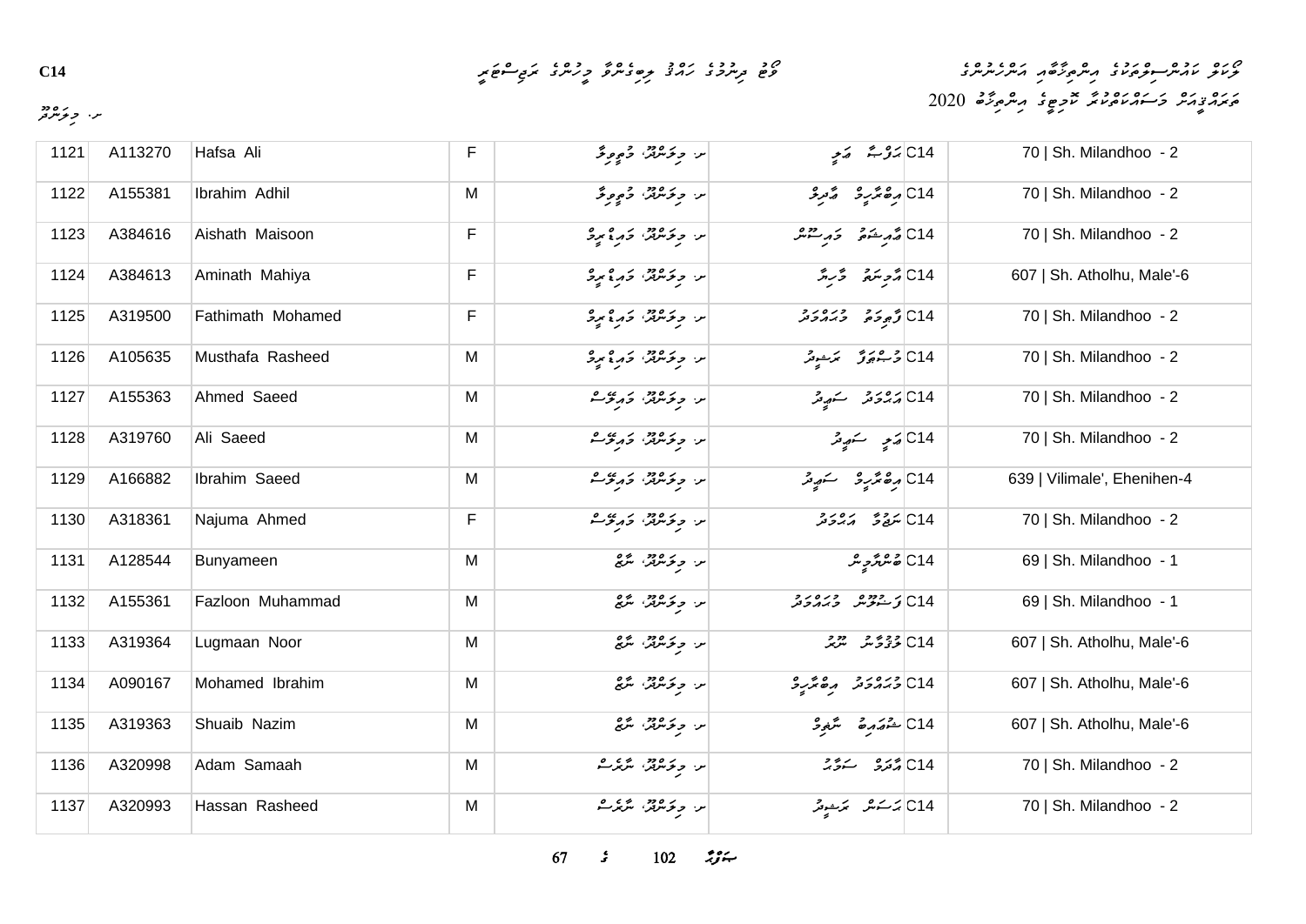ށ. މިލަންދޫ

| 1121 | A113270 | Hafsa Ali | F | ށ. މިލަންދޫ، މާތިވިލާ | ހަފްސާ އަލި C14 | 70 \| Sh. Milandhoo - 2 |
|---|---|---|---|---|---|---|
| 1122 | A155381 | Ibrahim Adhil | M | ށ. މިލަންދޫ، މާތިވިލާ | އިބްރާހީމް އާދިލް C14 | 70 \| Sh. Milandhoo - 2 |
| 1123 | A384616 | Aishath Maisoon | F | ށ. މިލަންދޫ، މައިޒްރިވާ | އާއިޝަތު މައިސޫން C14 | 70 \| Sh. Milandhoo - 2 |
| 1124 | A384613 | Aminath Mahiya | F | ށ. މިލަންދޫ، މައިޒްރިވާ | އާމިނަތު މާހިޔާ C14 | 607 \| Sh. Atholhu, Male'-6 |
| 1125 | A319500 | Fathimath Mohamed | F | ށ. މިލަންދޫ، މައިޒްރިވާ | ފާތިމަތު މުހައްމަދު C14 | 70 \| Sh. Milandhoo - 2 |
| 1126 | A105635 | Musthafa Rasheed | M | ށ. މިލަންދޫ، މައިޒްރިވާ | މުސްތަފާ ރަޝީދު C14 | 70 \| Sh. Milandhoo - 2 |
| 1127 | A155363 | Ahmed Saeed | M | ށ. މިލަންދޫ، މައިލަސް | އަހްމަދު ސައީދު C14 | 70 \| Sh. Milandhoo - 2 |
| 1128 | A319760 | Ali Saeed | M | ށ. މިލަންދޫ، މައިލަސް | އަލި ސައީދު C14 | 70 \| Sh. Milandhoo - 2 |
| 1129 | A166882 | Ibrahim Saeed | M | ށ. މިލަންދޫ، މައިލަސް | އިބްރާހީމް ސައީދު C14 | 639 \| Vilimale', Ehenihen-4 |
| 1130 | A318361 | Najuma Ahmed | F | ށ. މިލަންދޫ، މައިލަސް | ނަޖުމާ އަހްމަދު C14 | 70 \| Sh. Milandhoo - 2 |
| 1131 | A128544 | Bunyameen | M | ށ. މިލަންދޫ، ނާޒް | ބުންޔާމީން C14 | 69 \| Sh. Milandhoo - 1 |
| 1132 | A155361 | Fazloon Muhammad | M | ށ. މިލަންދޫ، ނާޒް | ފަޟްލޫން މުހައްމަދު C14 | 69 \| Sh. Milandhoo - 1 |
| 1133 | A319364 | Lugmaan Noor | M | ށ. މިލަންދޫ، ނާޒް | ލުގްމާން ނޫރު C14 | 607 \| Sh. Atholhu, Male'-6 |
| 1134 | A090167 | Mohamed Ibrahim | M | ށ. މިލަންދޫ، ނާޒް | މުހައްމަދު އިބްރާހީމް C14 | 607 \| Sh. Atholhu, Male'-6 |
| 1135 | A319363 | Shuaib Nazim | M | ށ. މިލަންދޫ، ނާޒް | ޝުއައިބު ނާޒިމް C14 | 607 \| Sh. Atholhu, Male'-6 |
| 1136 | A320998 | Adam Samaah | M | ށ. މިލަންދޫ، ނާރަސް | އާދަމް ސަމާހު C14 | 70 \| Sh. Milandhoo - 2 |
| 1137 | A320993 | Hassan Rasheed | M | ށ. މިލަންދޫ، ނާރަސް | ހަސަން ރަޝީދު C14 | 70 \| Sh. Milandhoo - 2 |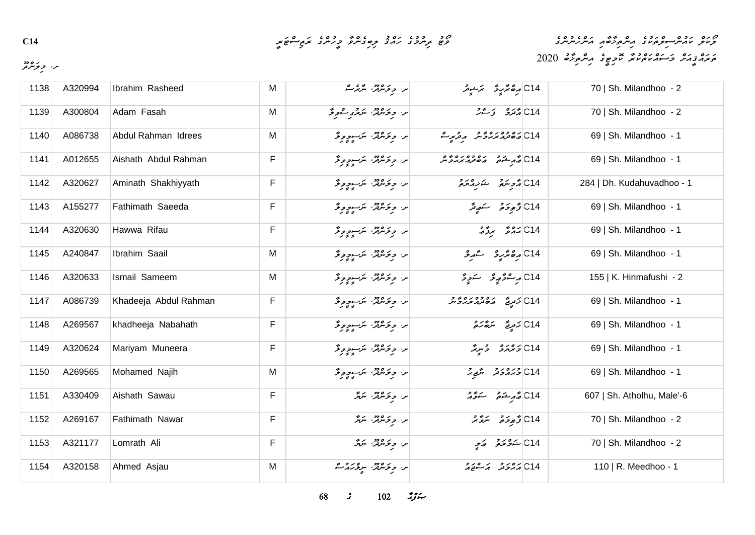| 1138 | A320994 | Ibrahim Rasheed | M | ش. މިލަންދޫ، ނާރެސް | C14 ރިހިބަރ ރައީދު | 70 \| Sh. Milandhoo - 2 |
|---|---|---|---|---|---|---|
| 1139 | A300804 | Adam Fasah | M | ش. މިލަންދޫ، ނަރުދިސްލިވާ | C14 އާދަމް ފަސާހު | 70 \| Sh. Milandhoo - 2 |
| 1140 | A086738 | Abdul Rahman Idrees | M | ش. މިލަންދޫ، ނަސީމީވިލާ | C14 އަބްދުއްރަހްމާން އިދުރީސް | 69 \| Sh. Milandhoo - 1 |
| 1141 | A012655 | Aishath Abdul Rahman | F | ش. މިލަންދޫ، ނަސީމީވިލާ | C14 އާއިޝަތު އަބްދުއްރަހްމާން | 69 \| Sh. Milandhoo - 1 |
| 1142 | A320627 | Aminath Shakhiyyath | F | ش. މިލަންދޫ، ނަސީމީވިލާ | C14 އާމިނަތު ޝަކިއްޔާތު | 284 \| Dh. Kudahuvadhoo - 1 |
| 1143 | A155277 | Fathimath Saeeda | F | ش. މިލަންދޫ، ނަސީމީވިލާ | C14 ފާތިމަތު ސައީދާ | 69 \| Sh. Milandhoo - 1 |
| 1144 | A320630 | Hawwa Rifau | F | ش. މިލަންދޫ، ނަސީމީވިލާ | C14 ހައްވާ ރިފާއު | 69 \| Sh. Milandhoo - 1 |
| 1145 | A240847 | Ibrahim Saail | M | ش. މިލަންދޫ، ނަސީމީވިލާ | C14 އިބްރާހިމް ސާއިލް | 69 \| Sh. Milandhoo - 1 |
| 1146 | A320633 | Ismail Sameem | M | ش. މިލަންދޫ، ނަސީމީވިލާ | C14 އިސްމާއީލް ސަމީމް | 155 \| K. Hinmafushi - 2 |
| 1147 | A086739 | Khadeeja Abdul Rahman | F | ش. މިލަންދޫ، ނަސީމީވިލާ | C14 ޚަދީޖާ އަބްދުއްރަހްމާން | 69 \| Sh. Milandhoo - 1 |
| 1148 | A269567 | khadheeja Nabahath | F | ش. މިލަންދޫ، ނަސީމީވިލާ | C14 ޚަދީޖާ ނަބާހަތު | 69 \| Sh. Milandhoo - 1 |
| 1149 | A320624 | Mariyam Muneera | F | ش. މިލަންދޫ، ނަސީމީވިލާ | C14 މަރިޔަމް މުނީރާ | 69 \| Sh. Milandhoo - 1 |
| 1150 | A269565 | Mohamed Najih | M | ش. މިލަންދޫ، ނަސީމީވިލާ | C14 މުހައްމަދު ނާޖިހު | 69 \| Sh. Milandhoo - 1 |
| 1151 | A330409 | Aishath Sawau | F | ش. މިލަންދޫ، ނަރާ | C14 އާއިޝަތު ސަވާއު | 607 \| Sh. Atholhu, Male'-6 |
| 1152 | A269167 | Fathimath Nawar | F | ش. މިލަންދޫ، ނަރާ | C14 ފާތިމަތު ނަވާރު | 70 \| Sh. Milandhoo - 2 |
| 1153 | A321177 | Lomrath Ali | F | ش. މިލަންދޫ، ނަރާ | C14 ލޮމްރަތު އަލި | 70 \| Sh. Milandhoo - 2 |
| 1154 | A320158 | Ahmed Asjau | M | ش. މިލަންދޫ، ނިލޫފަރުގެ | C14 އަހްމަދު އަސްޖައު | 110 \| R. Meedhoo - 1 |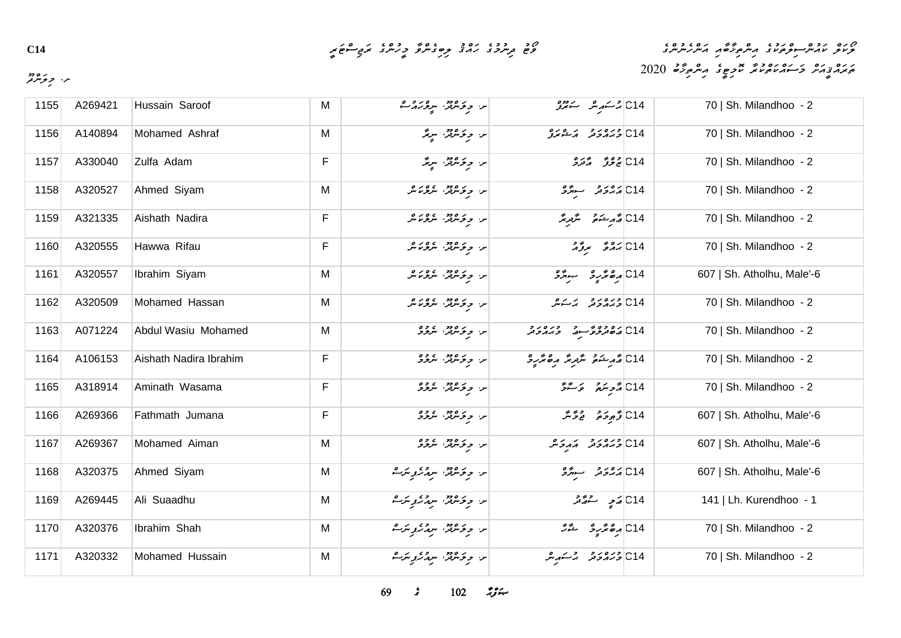| 1155 | A269421 | Hussain Saroof | M | ސ. މިލަންދޫ، ސިލްވަރމޫން | C14 ޙުސައިން ސަރޫފް | 70 \| Sh. Milandhoo - 2 |
|---|---|---|---|---|---|---|
| 1156 | A140894 | Mohamed Ashraf | M | ސ. މިލަންދޫ، ސިހާ | C14 މުހައްމަދު އަޝްރަފް | 70 \| Sh. Milandhoo - 2 |
| 1157 | A330040 | Zulfa Adam | F | ސ. މިލަންދޫ، ސިހާ | C14 ޒުލްފާ އާދަމް | 70 \| Sh. Milandhoo - 2 |
| 1158 | A320527 | Ahmed Siyam | M | ސ. މިލަންދޫ، ނޫރާނީން | C14 އަހުމަދު ސިޔާމް | 70 \| Sh. Milandhoo - 2 |
| 1159 | A321335 | Aishath Nadira | F | ސ. މިލަންދޫ، ނޫރާނީން | C14 އާއިޝަތު ނާދިރާ | 70 \| Sh. Milandhoo - 2 |
| 1160 | A320555 | Hawwa Rifau | F | ސ. މިލަންދޫ، ނޫރާނީން | C14 ހައްވާ ރިފާއު | 70 \| Sh. Milandhoo - 2 |
| 1161 | A320557 | Ibrahim Siyam | M | ސ. މިލަންދޫ، ނޫރާނީން | C14 އިބްރާހީމް ސިޔާމް | 607 \| Sh. Atholhu, Male'-6 |
| 1162 | A320509 | Mohamed Hassan | M | ސ. މިލަންދޫ، ނޫރާނީން | C14 މުހައްމަދު ހަސަން | 70 \| Sh. Milandhoo - 2 |
| 1163 | A071224 | Abdul Wasiu Mohamed | M | ސ. މިލަންދޫ، ނޫރުވޭ | C14 އަބްދުލްވާސިއު މުހައްމަދު | 70 \| Sh. Milandhoo - 2 |
| 1164 | A106153 | Aishath Nadira Ibrahim | F | ސ. މިލަންދޫ، ނޫރުވޭ | C14 އާއިޝަތު ނާދިރާ އިބްރާހީމް | 70 \| Sh. Milandhoo - 2 |
| 1165 | A318914 | Aminath Wasama | F | ސ. މިލަންދޫ، ނޫރުވޭ | C14 އާމިނަތު ވަސާމާ | 70 \| Sh. Milandhoo - 2 |
| 1166 | A269366 | Fathmath Jumana | F | ސ. މިލަންދޫ، ނޫރުވޭ | C14 ފާތިމަތު ޖުމާނާ | 607 \| Sh. Atholhu, Male'-6 |
| 1167 | A269367 | Mohamed Aiman | M | ސ. މިލަންދޫ، ނޫރުވޭ | C14 މުހައްމަދު އައިމަން | 607 \| Sh. Atholhu, Male'-6 |
| 1168 | A320375 | Ahmed Siyam | M | ސ. މިލަންދޫ، ސިލްވަރފަން | C14 އަހުމަދު ސިޔާމް | 607 \| Sh. Atholhu, Male'-6 |
| 1169 | A269445 | Ali Suaadhu | M | ސ. މިލަންދޫ، ސިލްވަރފަން | C14 އަލީ ސުޢާދު | 141 \| Lh. Kurendhoo - 1 |
| 1170 | A320376 | Ibrahim Shah | M | ސ. މިލަންދޫ، ސިލްވަރފަން | C14 އިބްރާހީމް ޝާހް | 70 \| Sh. Milandhoo - 2 |
| 1171 | A320332 | Mohamed Hussain | M | ސ. މިލަންދޫ، ސިލްވަރފަން | C14 މުހައްމަދު ހުސައިން | 70 \| Sh. Milandhoo - 2 |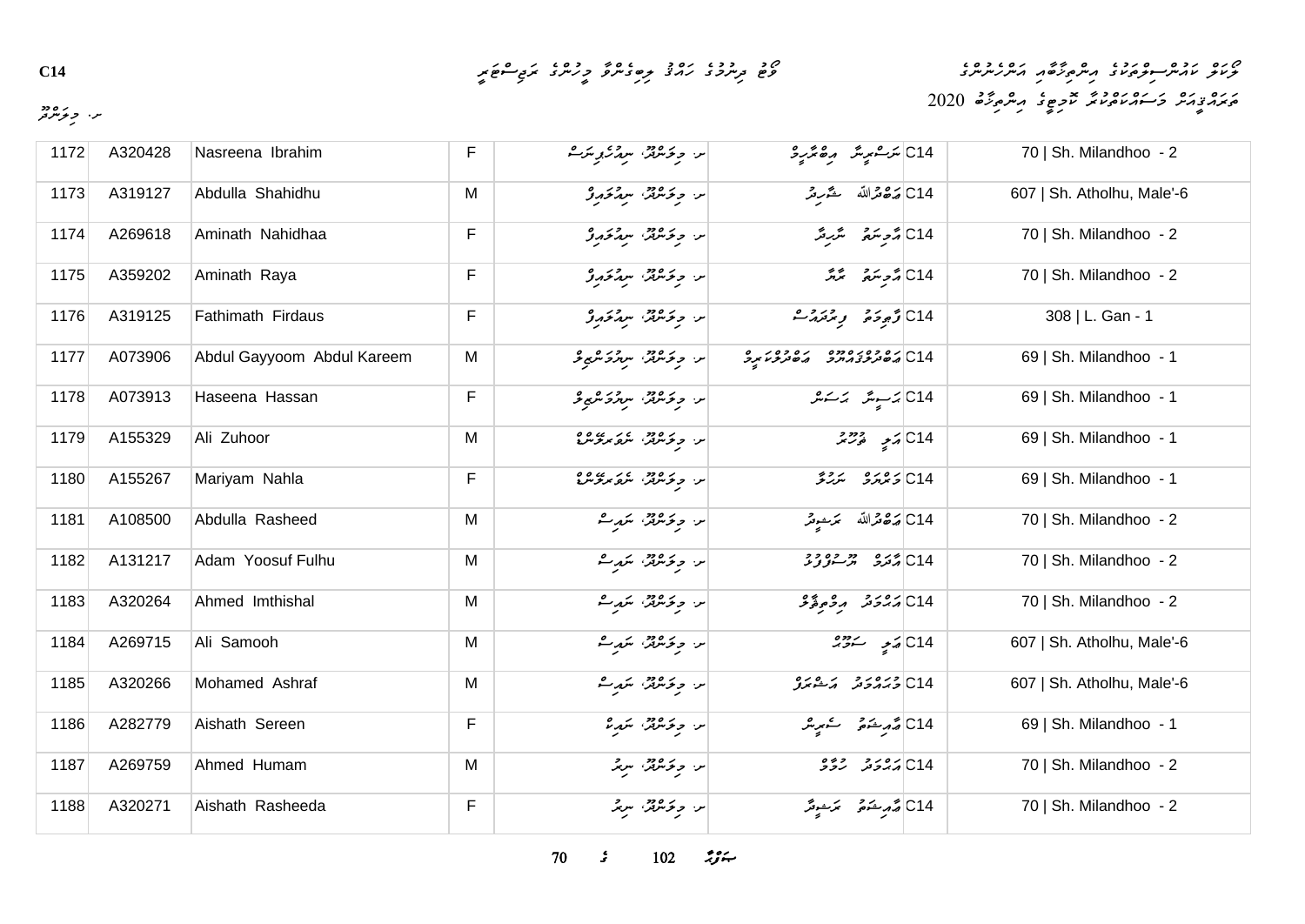| 1172 | A320428 | Nasreena Ibrahim | F | ش. މިލަންދޫ، ނިއުގޮއިޝަން | C14 ނަސްރީނާ އިބްރާހީމް | 70 \| Sh. Milandhoo - 2 |
|---|---|---|---|---|---|---|
| 1173 | A319127 | Abdulla Shahidhu | M | ش. މިލަންދޫ، ނިއުގުލުޝަން | C14 އަބްދުﷲ ޝާހިދު | 607 \| Sh. Atholhu, Male'-6 |
| 1174 | A269618 | Aminath Nahidhaa | F | ش. މިލަންދޫ، ނިއުގުލުޝަން | C14 އާމިނަތު ނާހިދާ | 70 \| Sh. Milandhoo - 2 |
| 1175 | A359202 | Aminath Raya | F | ش. މިލަންދޫ، ނިއުގުލުޝަން | C14 އާމިނަތު ރާޔާ | 70 \| Sh. Milandhoo - 2 |
| 1176 | A319125 | Fathimath Firdaus | F | ش. މިލަންދޫ، ނިއުގުލުޝަން | C14 ފާތިމަތު ފިރުދައުސް | 308 \| L. Gan - 1 |
| 1177 | A073906 | Abdul Gayyoom Abdul Kareem | M | ش. މިލަންދޫ، ނިއުމަންޒިލް | C14 އަބްދުލްގައްޔޫމް އަބްދުލްކަރީމް | 69 \| Sh. Milandhoo - 1 |
| 1178 | A073913 | Haseena Hassan | F | ش. މިލަންދޫ، ނިއުމަންޒިލް | C14 ހަސީނާ ހަސަން | 69 \| Sh. Milandhoo - 1 |
| 1179 | A155329 | Ali Zuhoor | M | ش. މިލަންދޫ، ނޫރާނީވިލާ | C14 އަލި ޒުހޫރު | 69 \| Sh. Milandhoo - 1 |
| 1180 | A155267 | Mariyam Nahla | F | ش. މިލަންދޫ، ނޫރާނީވިލާ | C14 މަރިޔަމް ނަހްލާ | 69 \| Sh. Milandhoo - 1 |
| 1181 | A108500 | Abdulla Rasheed | M | ش. މިލަންދޫ، ނަރުސް | C14 އަބްދުﷲ ރަޝީދު | 70 \| Sh. Milandhoo - 2 |
| 1182 | A131217 | Adam Yoosuf Fulhu | M | ش. މިލަންދޫ، ނަރުސް | C14 އާދަމް ޔޫސުފުފުޅު | 70 \| Sh. Milandhoo - 2 |
| 1183 | A320264 | Ahmed Imthishal | M | ش. މިލަންދޫ، ނަރުސް | C14 އަޙްމަދު އިމްތިޝާލް | 70 \| Sh. Milandhoo - 2 |
| 1184 | A269715 | Ali Samooh | M | ش. މިލަންދޫ، ނަރުސް | C14 އަލި ސަމޫޙު | 607 \| Sh. Atholhu, Male'-6 |
| 1185 | A320266 | Mohamed Ashraf | M | ش. މިލަންދޫ، ނަރުސް | C14 މުޙައްމަދު އަޝްރަފް | 607 \| Sh. Atholhu, Male'-6 |
| 1186 | A282779 | Aishath Sereen | F | ش. މިލަންދޫ، ނަރުހ | C14 އާއިޝަތު ސެރީން | 69 \| Sh. Milandhoo - 1 |
| 1187 | A269759 | Ahmed Humam | M | ش. މިލަންދޫ، ނިރު | C14 އަޙްމަދު ހުމާމް | 70 \| Sh. Milandhoo - 2 |
| 1188 | A320271 | Aishath Rasheeda | F | ش. މިލަންދޫ، ނިރު | C14 އާއިޝަތު ރަޝީދާ | 70 \| Sh. Milandhoo - 2 |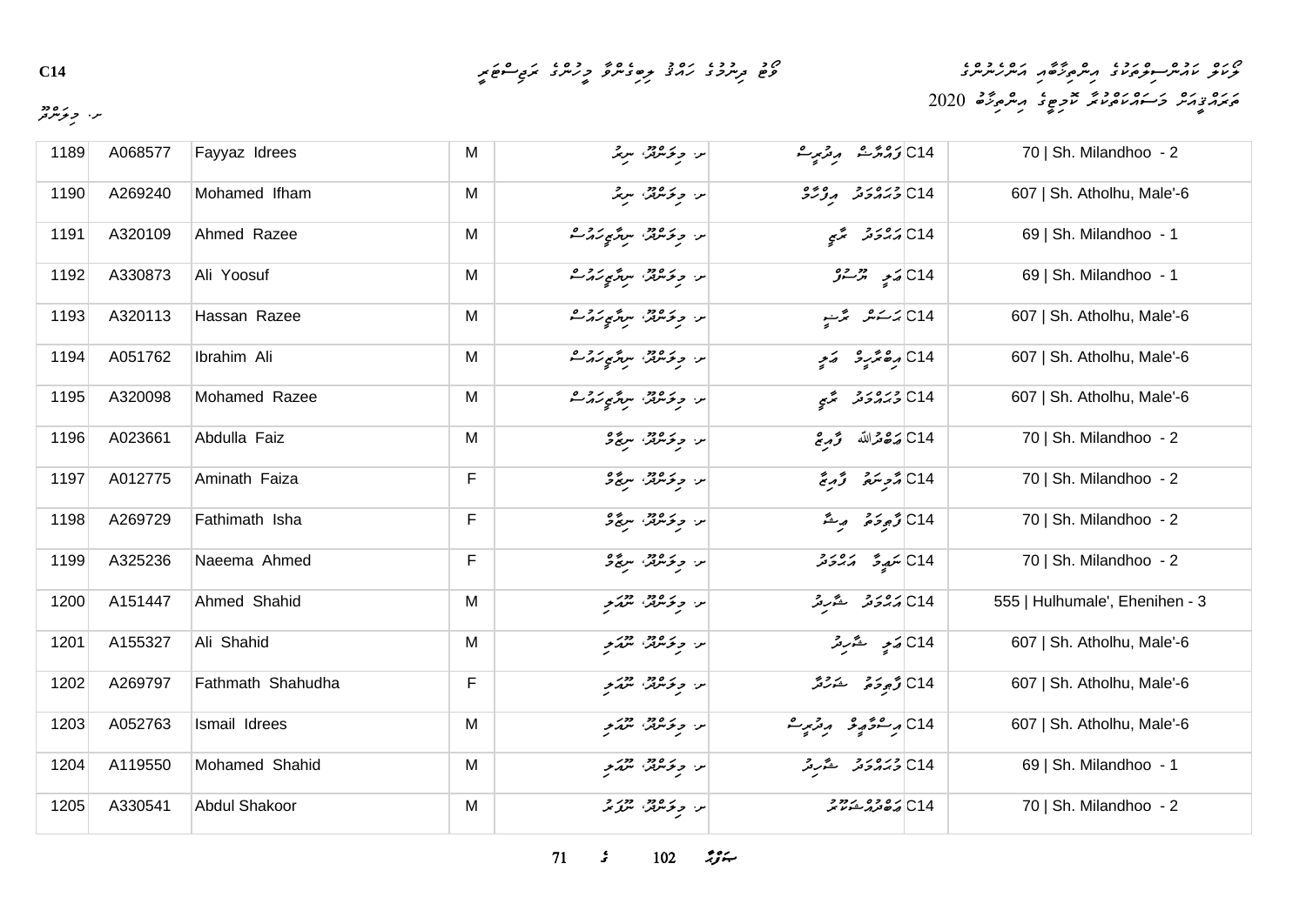| 1189 | A068577 | Fayyaz Idrees | M | ش. މިލަންދޫ، ސިރީ | C14 ފައްޔާޒް އިދްރީސް | 70 \| Sh. Milandhoo - 2 |
|---|---|---|---|---|---|---|
| 1190 | A269240 | Mohamed Ifham | M | ش. މިލަންދޫ، ސިރީ | C14 މުހައްމަދު އިފްހާމް | 607 \| Sh. Atholhu, Male'-6 |
| 1191 | A320109 | Ahmed Razee | M | ش. މިލަންދޫ، ސިލްވަރހައުސް | C14 އަހްމަދު ރާޒީ | 69 \| Sh. Milandhoo - 1 |
| 1192 | A330873 | Ali Yoosuf | M | ش. މިލަންދޫ، ސިލްވަރހައުސް | C14 އަލި ޔޫސުފް | 69 \| Sh. Milandhoo - 1 |
| 1193 | A320113 | Hassan Razee | M | ش. މިލަންދޫ، ސިލްވަރހައުސް | C14 ހަސަން ރާޒީ | 607 \| Sh. Atholhu, Male'-6 |
| 1194 | A051762 | Ibrahim Ali | M | ش. މިލަންދޫ، ސިލްވަރހައުސް | C14 އިބްރާހީމް އަލި | 607 \| Sh. Atholhu, Male'-6 |
| 1195 | A320098 | Mohamed Razee | M | ش. މިލަންދޫ، ސިލްވަރހައުސް | C14 މުހައްމަދު ރާޒީ | 607 \| Sh. Atholhu, Male'-6 |
| 1196 | A023661 | Abdulla Faiz | M | ش. މިލަންދޫ، ސިހާރާ | C14 އަބްދުﷲ ފާއިޒް | 70 \| Sh. Milandhoo - 2 |
| 1197 | A012775 | Aminath Faiza | F | ش. މިލަންދޫ، ސިހާރާ | C14 އާމިނަތު ފާއިޒާ | 70 \| Sh. Milandhoo - 2 |
| 1198 | A269729 | Fathimath Isha | F | ش. މިލަންދޫ، ސިހާރާ | C14 ފާތިމަތު އީޝާ | 70 \| Sh. Milandhoo - 2 |
| 1199 | A325236 | Naeema Ahmed | F | ش. މިލަންދޫ، ސިހާރާ | C14 ނައީމާ އަހްމަދު | 70 \| Sh. Milandhoo - 2 |
| 1200 | A151447 | Ahmed Shahid | M | ش. މިލަންދޫ، ސޫރަޖު | C14 އަހްމަދު ޝާހިދު | 555 \| Hulhumale', Ehenihen - 3 |
| 1201 | A155327 | Ali Shahid | M | ش. މިލަންދޫ، ސޫރަޖު | C14 އަލި ޝާހިދު | 607 \| Sh. Atholhu, Male'-6 |
| 1202 | A269797 | Fathmath Shahudha | F | ش. މިލަންދޫ، ސޫރަޖު | C14 ފާތިމަތު ޝަހުދާ | 607 \| Sh. Atholhu, Male'-6 |
| 1203 | A052763 | Ismail Idrees | M | ش. މިލަންދޫ، ސޫރަޖު | C14 އިސްމާއީލް އިދްރީސް | 607 \| Sh. Atholhu, Male'-6 |
| 1204 | A119550 | Mohamed Shahid | M | ش. މިލަންދޫ، ސޫރަޖު | C14 މުހައްމަދު ޝާހިދު | 69 \| Sh. Milandhoo - 1 |
| 1205 | A330541 | Abdul Shakoor | M | ش. މިލަންދޫ، ސޫވަރު | C14 އަބްދުލްޝަކޫރު | 70 \| Sh. Milandhoo - 2 |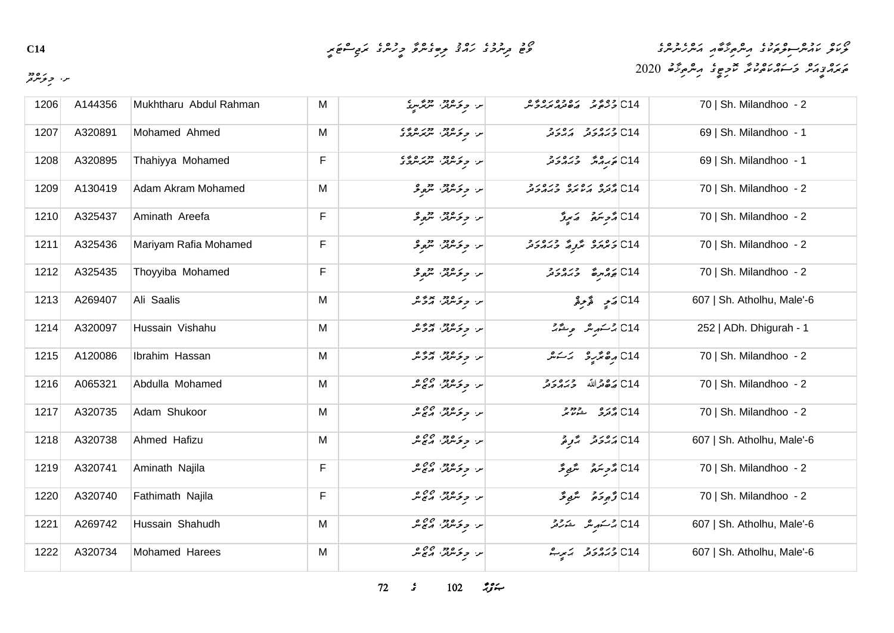ރ. މިލަންދޫ

| 1206 | A144356 | Mukhtharu Abdul Rahman | M | ށ. މިލަންދޫ، ނޫރާނީގެ | C14 މުޚްތާރު ޢަބްދުއްރަޙްމާން | 70 \| Sh. Milandhoo - 2 |
|---|---|---|---|---|---|---|
| 1207 | A320891 | Mohamed Ahmed | M | ށ. މިލަންދޫ، ނޫރަންދާގެ | C14 މުޙައްމަދު އަޙްމަދު | 69 \| Sh. Milandhoo - 1 |
| 1208 | A320895 | Thahiyya Mohamed | F | ށ. މިލަންދޫ، ނޫރަންދާގެ | C14 ތަހިއްޔާ މުޙައްމަދު | 69 \| Sh. Milandhoo - 1 |
| 1209 | A130419 | Adam Akram Mohamed | M | ށ. މިލަންދޫ، ނޫވިލާ | C14 އާދަމް އަކްރަމް މުޙައްމަދު | 70 \| Sh. Milandhoo - 2 |
| 1210 | A325437 | Aminath Areefa | F | ށ. މިލަންދޫ، ނޫވިލާ | C14 އާމިނަތު އަރީފާ | 70 \| Sh. Milandhoo - 2 |
| 1211 | A325436 | Mariyam Rafia Mohamed | F | ށ. މިލަންދޫ، ނޫވިލާ | C14 މަރިޔަމް ރާފިއާ މުޙައްމަދު | 70 \| Sh. Milandhoo - 2 |
| 1212 | A325435 | Thoyyiba Mohamed | F | ށ. މިލަންދޫ، ނޫވިލާ | C14 ތޮއްޔިބާ މުޙައްމަދު | 70 \| Sh. Milandhoo - 2 |
| 1213 | A269407 | Ali Saalis | M | ށ. މިލަންދޫ، އަޒުން | C14 އަލި ޘާލިޘް | 607 \| Sh. Atholhu, Male'-6 |
| 1214 | A320097 | Hussain Vishahu | M | ށ. މިލަންދޫ، އަޒުން | C14 ހުސައިން ވިޝާހު | 252 \| ADh. Dhigurah - 1 |
| 1215 | A120086 | Ibrahim Hassan | M | ށ. މިލަންދޫ، އަޒުން | C14 އިބްރާހީމް ހަސަން | 70 \| Sh. Milandhoo - 2 |
| 1216 | A065321 | Abdulla Mohamed | M | ށ. މިލަންދޫ، އޮރެންޖް | C14 އަބްދުﷲ މުޙައްމަދު | 70 \| Sh. Milandhoo - 2 |
| 1217 | A320735 | Adam Shukoor | M | ށ. މިލަންދޫ، އޮރެންޖް | C14 އާދަމް ޝުކޫރު | 70 \| Sh. Milandhoo - 2 |
| 1218 | A320738 | Ahmed Hafizu | M | ށ. މިލަންދޫ، އޮރެންޖް | C14 އަޙްމަދު ހާފިޒު | 607 \| Sh. Atholhu, Male'-6 |
| 1219 | A320741 | Aminath Najila | F | ށ. މިލަންދޫ، އޮރެންޖް | C14 އާމިނަތު ނާޖިލާ | 70 \| Sh. Milandhoo - 2 |
| 1220 | A320740 | Fathimath Najila | F | ށ. މިލަންދޫ، އޮރެންޖް | C14 ފާތިމަތު ނާޖިލާ | 70 \| Sh. Milandhoo - 2 |
| 1221 | A269742 | Hussain Shahudh | M | ށ. މިލަންދޫ، އޮރެންޖް | C14 ހުސައިން ޝަހުދު | 607 \| Sh. Atholhu, Male'-6 |
| 1222 | A320734 | Mohamed Harees | M | ށ. މިލަންދޫ، އޮރެންޖް | C14 މުޙައްމަދު ހަރީސް | 607 \| Sh. Atholhu, Male'-6 |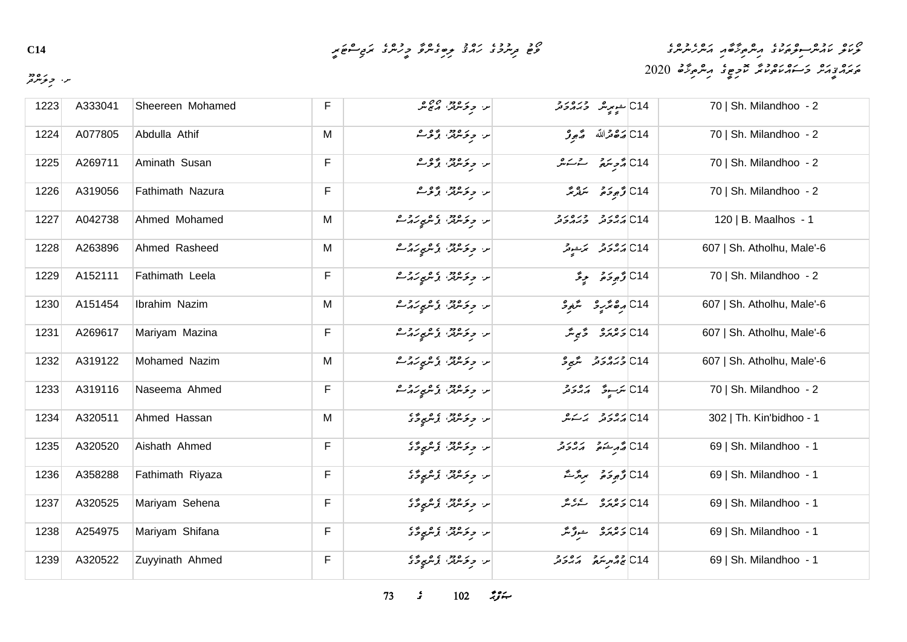| 1223 | A333041 | Sheereen Mohamed | F | ش. މިލަންދޫ، ޢުޖޫން | C14 ޝީރީން މުޙައްމަދު | 70 \| Sh. Milandhoo - 2 |
|---|---|---|---|---|---|---|
| 1224 | A077805 | Abdulla Athif | M | ށ. މިލަންދޫ، ޑޭޒީ | C14 އަބްދުﷲ އާތިފު | 70 \| Sh. Milandhoo - 2 |
| 1225 | A269711 | Aminath Susan | F | ށ. މިލަންދޫ، ޑޭޒީ | C14 އާމިނަތު ސުސަން | 70 \| Sh. Milandhoo - 2 |
| 1226 | A319056 | Fathimath Nazura | F | ށ. މިލަންދޫ، ޑޭޒީ | C14 ފާތިމަތު ނަޒުރާ | 70 \| Sh. Milandhoo - 2 |
| 1227 | A042738 | Ahmed Mohamed | M | ށ. މިލަންދޫ، ޑޯންޖިހައުސް | C14 އަހްމަދު މުޙައްމަދު | 120 \| B. Maalhos - 1 |
| 1228 | A263896 | Ahmed Rasheed | M | ށ. މިލަންދޫ، ޑޯންޖިހައުސް | C14 އަހްމަދު ރަޝީދު | 607 \| Sh. Atholhu, Male'-6 |
| 1229 | A152111 | Fathimath Leela | F | ށ. މިލަންދޫ، ޑޯންޖިހައުސް | C14 ފާތިމަތު ލީލާ | 70 \| Sh. Milandhoo - 2 |
| 1230 | A151454 | Ibrahim Nazim | M | ށ. މިލަންދޫ، ޑޯންޖިހައުސް | C14 އިބްރާހީމް ނާޒިމް | 607 \| Sh. Atholhu, Male'-6 |
| 1231 | A269617 | Mariyam Mazina | F | ށ. މިލަންދޫ، ޑޯންޖިހައުސް | C14 މަރިޔަމް މާޒިނާ | 607 \| Sh. Atholhu, Male'-6 |
| 1232 | A319122 | Mohamed Nazim | M | ށ. މިލަންދޫ، ޑޯންޖިހައުސް | C14 މުޙައްމަދު ނާޒިމް | 607 \| Sh. Atholhu, Male'-6 |
| 1233 | A319116 | Naseema Ahmed | F | ށ. މިލަންދޫ، ޑޯންޖިހައުސް | C14 ނަސީމާ އަހްމަދު | 70 \| Sh. Milandhoo - 2 |
| 1234 | A320511 | Ahmed Hassan | M | ށ. މިލަންދޫ، ޑޯންޖިވާދީ | C14 އަހްމަދު ހަސަން | 302 \| Th. Kin'bidhoo - 1 |
| 1235 | A320520 | Aishath Ahmed | F | ށ. މިލަންދޫ، ޑޯންޖިވާދީ | C14 އާއިޝަތު އަހްމަދު | 69 \| Sh. Milandhoo - 1 |
| 1236 | A358288 | Fathimath Riyaza | F | ށ. މިލަންދޫ، ޑޯންޖިވާދީ | C14 ފާތިމަތު ރިޔާޟާ | 69 \| Sh. Milandhoo - 1 |
| 1237 | A320525 | Mariyam Sehena | F | ށ. މިލަންދޫ، ޑޯންޖިވާދީ | C14 މަރިޔަމް ސެހެނާ | 69 \| Sh. Milandhoo - 1 |
| 1238 | A254975 | Mariyam Shifana | F | ށ. މިލަންދޫ، ޑޯންޖިވާދީ | C14 މަރިޔަމް ޝިފާނާ | 69 \| Sh. Milandhoo - 1 |
| 1239 | A320522 | Zuyyinath Ahmed | F | ށ. މިލަންދޫ، ޑޯންޖިވާދީ | C14 ޒުއްޔިނަތު އަހްމަދު | 69 \| Sh. Milandhoo - 1 |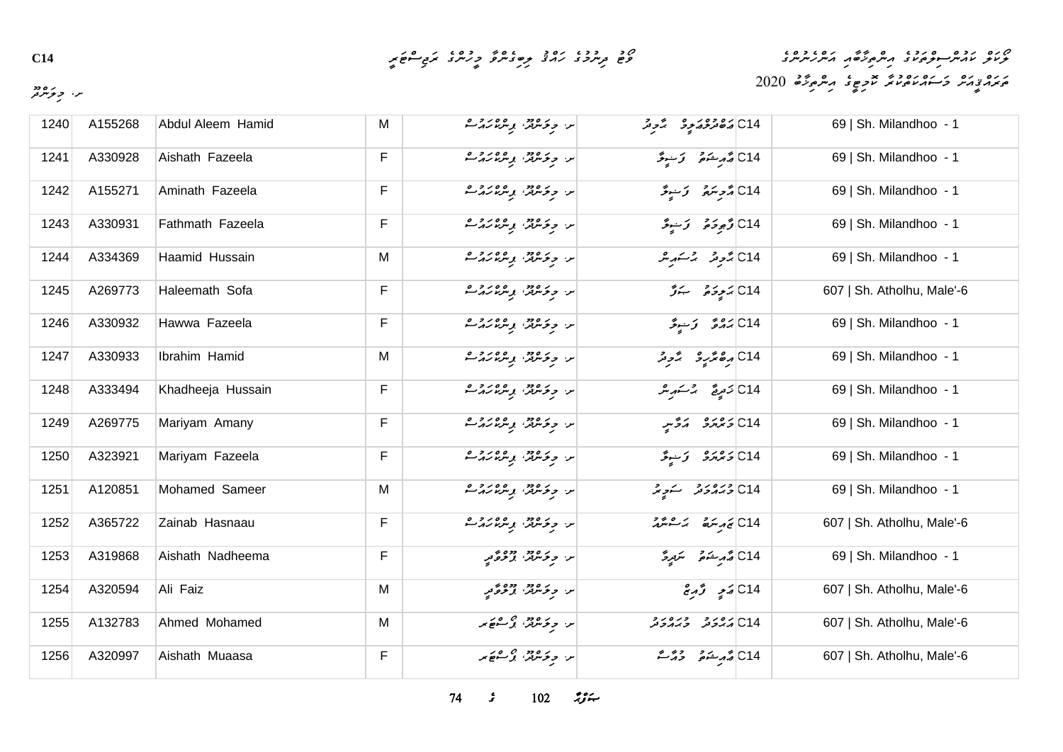| 1240 | A155268 | Abdul Aleem Hamid | M | ش. މިލަންދޫ، ފިނިހިރިގެ | C14 އަބްދުލްއަލީމް ހާމިދު | 69 \| Sh. Milandhoo - 1 |
|---|---|---|---|---|---|---|
| 1241 | A330928 | Aishath Fazeela | F | ش. މިލަންދޫ، ފިނިހިރިގެ | C14 އައިޝަތު ފަޒީލާ | 69 \| Sh. Milandhoo - 1 |
| 1242 | A155271 | Aminath Fazeela | F | ش. މިލަންދޫ، ފިނިހިރިގެ | C14 އާމިނަތު ފަޒީލާ | 69 \| Sh. Milandhoo - 1 |
| 1243 | A330931 | Fathmath Fazeela | F | ش. މިލަންދޫ، ފިނިހިރިގެ | C14 ފާތިމަތު ފަޒީލާ | 69 \| Sh. Milandhoo - 1 |
| 1244 | A334369 | Haamid Hussain | M | ش. މިލަންދޫ، ފިނިހިރިގެ | C14 ހާމިދު ހުސައިން | 69 \| Sh. Milandhoo - 1 |
| 1245 | A269773 | Haleemath Sofa | F | ش. މިލަންދޫ، ފިނިހިރިގެ | C14 ހަލީމަތު ސޯފާ | 607 \| Sh. Atholhu, Male'-6 |
| 1246 | A330932 | Hawwa Fazeela | F | ش. މިލަންދޫ، ފިނިހިރިގެ | C14 ހައްވާ ފަޒީލާ | 69 \| Sh. Milandhoo - 1 |
| 1247 | A330933 | Ibrahim Hamid | M | ش. މިލަންދޫ، ފިނިހިރިގެ | C14 އިބްރާހީމް ހާމިދު | 69 \| Sh. Milandhoo - 1 |
| 1248 | A333494 | Khadheeja Hussain | F | ش. މިލަންދޫ، ފިނިހިރިގެ | C14 ޚަދީޖާ ހުސައިން | 69 \| Sh. Milandhoo - 1 |
| 1249 | A269775 | Mariyam Amany | F | ش. މިލަންދޫ، ފިނިހިރިގެ | C14 މަރިޔަމް އަމާނީ | 69 \| Sh. Milandhoo - 1 |
| 1250 | A323921 | Mariyam Fazeela | F | ش. މިލަންދޫ، ފިނިހިރިގެ | C14 މަރިޔަމް ފަޒީލާ | 69 \| Sh. Milandhoo - 1 |
| 1251 | A120851 | Mohamed Sameer | M | ش. މިލަންދޫ، ފިނިހިރިގެ | C14 މުޙައްމަދު ސަމީރު | 69 \| Sh. Milandhoo - 1 |
| 1252 | A365722 | Zainab Hasnaau | F | ش. މިލަންދޫ، ފިނިހިރިގެ | C14 ޒައިނަބު ހަސްނާއު | 607 \| Sh. Atholhu, Male'-6 |
| 1253 | A319868 | Aishath Nadheema | F | ش. މިލަންދޫ، ފްލޯރާވިލާ | C14 އައިޝަތު ނަދީމާ | 69 \| Sh. Milandhoo - 1 |
| 1254 | A320594 | Ali Faiz | M | ش. މިލަންދޫ، ފްލޯރާވިލާ | C14 އަލީ ފާއިޒު | 607 \| Sh. Atholhu, Male'-6 |
| 1255 | A132783 | Ahmed Mohamed | M | ش. މިލަންދޫ، ފްރެޝްބަރީ | C14 އަޙްމަދު މުޙައްމަދު | 607 \| Sh. Atholhu, Male'-6 |
| 1256 | A320997 | Aishath Muaasa | F | ش. މިލަންދޫ، ފްރެޝްބަރީ | C14 އައިޝަތު މުއާސާ | 607 \| Sh. Atholhu, Male'-6 |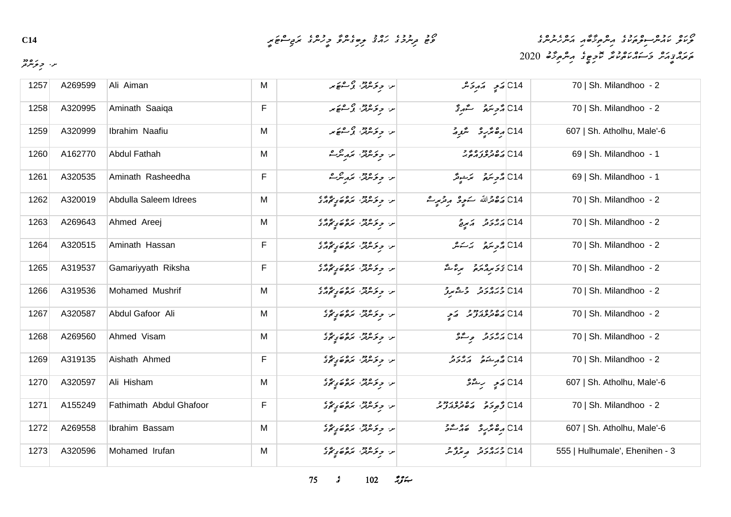| 1257 | A269599 | Ali Aiman | M | ނ. މިލަންދޫ، ޕޯސްޓަރ | C14 އަލި އައިމަން | 70 \| Sh. Milandhoo - 2 |
|---|---|---|---|---|---|---|
| 1258 | A320995 | Aminath Saaiqa | F | ނ. މިލަންދޫ، ޕޯސްޓަރ | C14 އާމިނަތު ސާއިގާ | 70 \| Sh. Milandhoo - 2 |
| 1259 | A320999 | Ibrahim Naafiu | M | ނ. މިލަންދޫ، ޕޯސްޓަރ | C14 އިބްރާހީމް ނާފިއު | 607 \| Sh. Atholhu, Male'-6 |
| 1260 | A162770 | Abdul Fathah | M | ނ. މިލަންދޫ، ރައިންސް | C14 އަބްދުލްފައްތާހު | 69 \| Sh. Milandhoo - 1 |
| 1261 | A320535 | Aminath Rasheedha | F | ނ. މިލަންދޫ، ރައިންސް | C14 އާމިނަތު ރަޝީދާ | 69 \| Sh. Milandhoo - 1 |
| 1262 | A320019 | Abdulla Saleem Idrees | M | ނ. މިލަންދޫ، ރަބަބުގަސްދޮށު | C14 އަބްދުﷲ ސަލީމް އިދުރީސް | 70 \| Sh. Milandhoo - 2 |
| 1263 | A269643 | Ahmed Areej | M | ނ. މިލަންދޫ، ރަބަބުގަސްދޮށު | C14 އަހުމަދު އަރީޖު | 70 \| Sh. Milandhoo - 2 |
| 1264 | A320515 | Aminath Hassan | F | ނ. މިލަންދޫ، ރަބަބުގަސްދޮށު | C14 އާމިނަތު ހަސަން | 70 \| Sh. Milandhoo - 2 |
| 1265 | A319537 | Gamariyyath Riksha | F | ނ. މިލަންދޫ، ރަބަބުގަސްދޮށު | C14 ގަމަރިއްޔާ ރިކްޝާ | 70 \| Sh. Milandhoo - 2 |
| 1266 | A319536 | Mohamed Mushrif | M | ނ. މިލަންދޫ، ރަބަބުގަސްދޮށު | C14 މުހައްމަދު މުޝްރިފު | 70 \| Sh. Milandhoo - 2 |
| 1267 | A320587 | Abdul Gafoor Ali | M | ނ. މިލަންދޫ، ރަބަބުގަސްދޮށު | C14 އަބްދުލްޣަފޫރު އަލި | 70 \| Sh. Milandhoo - 2 |
| 1268 | A269560 | Ahmed Visam | M | ނ. މިލަންދޫ، ރަބަބުގަސްދޮށު | C14 އަހުމަދު ވިސާމް | 70 \| Sh. Milandhoo - 2 |
| 1269 | A319135 | Aishath Ahmed | F | ނ. މިލަންދޫ، ރަބަބުގަސްދޮށު | C14 އާއިޝަތު އަހުމަދު | 70 \| Sh. Milandhoo - 2 |
| 1270 | A320597 | Ali Hisham | M | ނ. މިލަންދޫ، ރަބަބުގަސްދޮށު | C14 އަލި ހިޝާމް | 607 \| Sh. Atholhu, Male'-6 |
| 1271 | A155249 | Fathimath Abdul Ghafoor | F | ނ. މިލަންދޫ، ރަބަބުގަސްދޮށު | C14 ފާތިމަތު އަބްދުލްޣަފޫރު | 70 \| Sh. Milandhoo - 2 |
| 1272 | A269558 | Ibrahim Bassam | M | ނ. މިލަންދޫ، ރަބަބުގަސްދޮށު | C14 އިބްރާހީމް ބައްސާމް | 607 \| Sh. Atholhu, Male'-6 |
| 1273 | A320596 | Mohamed Irufan | M | ނ. މިލަންދޫ، ރަބަބުގަސްދޮށު | C14 މުހައްމަދު އިރުފާން | 555 \| Hulhumale', Ehenihen - 3 |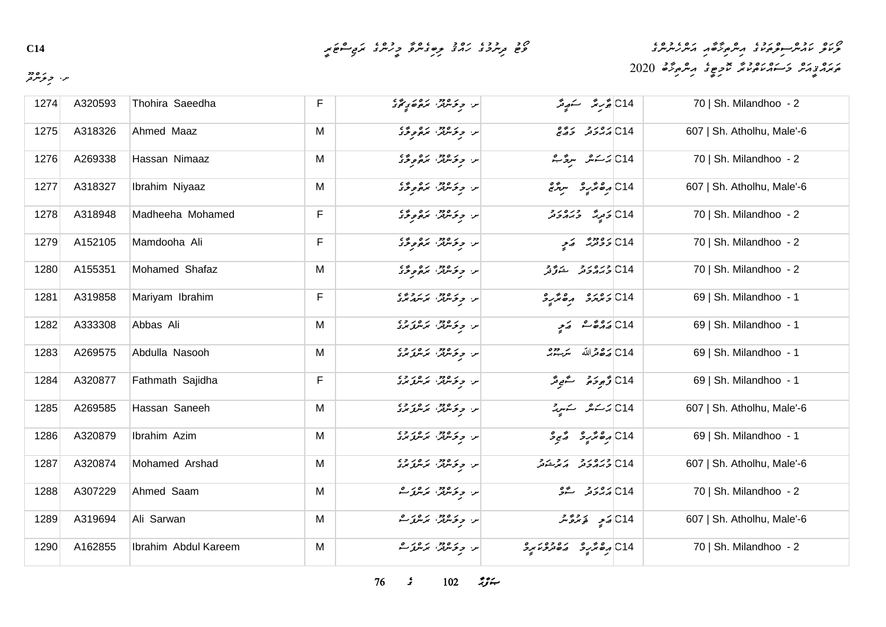ސ. މިލަންދޫ

| 1274 | A320593 | Thohira Saeedha | F | ސ. މިލަންދޫ، ރައްބާނީގޯޏ | ޠާހިރާ ސަޢީދާ C14 | 70 \| Sh. Milandhoo - 2 |
|---|---|---|---|---|---|---|
| 1275 | A318326 | Ahmed Maaz | M | ސ. މިލަންދޫ، ރަތްމީވާގެ | އަޙްމަދު މަޢާޒު C14 | 607 \| Sh. Atholhu, Male'-6 |
| 1276 | A269338 | Hassan Nimaaz | M | ސ. މިލަންދޫ، ރަތްމީވާގެ | ޙަސަން ނިމާޒް C14 | 70 \| Sh. Milandhoo - 2 |
| 1277 | A318327 | Ibrahim Niyaaz | M | ސ. މިލަންދޫ، ރަތްމީވާގެ | އިބްރާހީމް ނިޔާޒް C14 | 607 \| Sh. Atholhu, Male'-6 |
| 1278 | A318948 | Madheeha Mohamed | F | ސ. މިލަންދޫ، ރަތްމީވާގެ | މަދީޙާ މުޙައްމަދު C14 | 70 \| Sh. Milandhoo - 2 |
| 1279 | A152105 | Mamdooha Ali | F | ސ. މިލަންދޫ، ރަތްމީވާގެ | މަމްދޫޙާ އަލި C14 | 70 \| Sh. Milandhoo - 2 |
| 1280 | A155351 | Mohamed Shafaz | M | ސ. މިލަންދޫ، ރަތްމީވާގެ | މުޙައްމަދު ޝަފާޒު C14 | 70 \| Sh. Milandhoo - 2 |
| 1281 | A319858 | Mariyam Ibrahim | F | ސ. މިލަންދޫ، ރަނަމަރީގެ | މަރިޔަމް އިބްރާހީމް C14 | 69 \| Sh. Milandhoo - 1 |
| 1282 | A333308 | Abbas Ali | M | ސ. މިލަންދޫ، ރަންވަރީގެ | އައްބާސް އަލި C14 | 69 \| Sh. Milandhoo - 1 |
| 1283 | A269575 | Abdulla Nasooh | M | ސ. މިލަންދޫ، ރަންވަރީގެ | އަބްދުﷲ ނަޞޫޙް C14 | 69 \| Sh. Milandhoo - 1 |
| 1284 | A320877 | Fathmath Sajidha | F | ސ. މިލަންދޫ، ރަންވަރީގެ | ފާތިމަތު ސާޖިދާ C14 | 69 \| Sh. Milandhoo - 1 |
| 1285 | A269585 | Hassan Saneeh | M | ސ. މިލަންދޫ، ރަންވަރީގެ | ޙަސަން ސަނީޙް C14 | 607 \| Sh. Atholhu, Male'-6 |
| 1286 | A320879 | Ibrahim Azim | M | ސ. މިލަންދޫ، ރަންވަރީގެ | އިބްރާހީމް އާޒިމް C14 | 69 \| Sh. Milandhoo - 1 |
| 1287 | A320874 | Mohamed Arshad | M | ސ. މިލަންދޫ، ރަންވަރީގެ | މުޙައްމަދު އަރްޝަދު C14 | 607 \| Sh. Atholhu, Male'-6 |
| 1288 | A307229 | Ahmed Saam | M | ސ. މިލަންދޫ، ރަންވަސް | އަޙްމަދު ސާމް C14 | 70 \| Sh. Milandhoo - 2 |
| 1289 | A319694 | Ali Sarwan | M | ސ. މިލަންދޫ، ރަންވަސް | އަލި ޞަރްވާން C14 | 607 \| Sh. Atholhu, Male'-6 |
| 1290 | A162855 | Ibrahim Abdul Kareem | M | ސ. މިލަންދޫ، ރަންވަސް | އިބްރާހީމް އަބްދުލްކަރީމް C14 | 70 \| Sh. Milandhoo - 2 |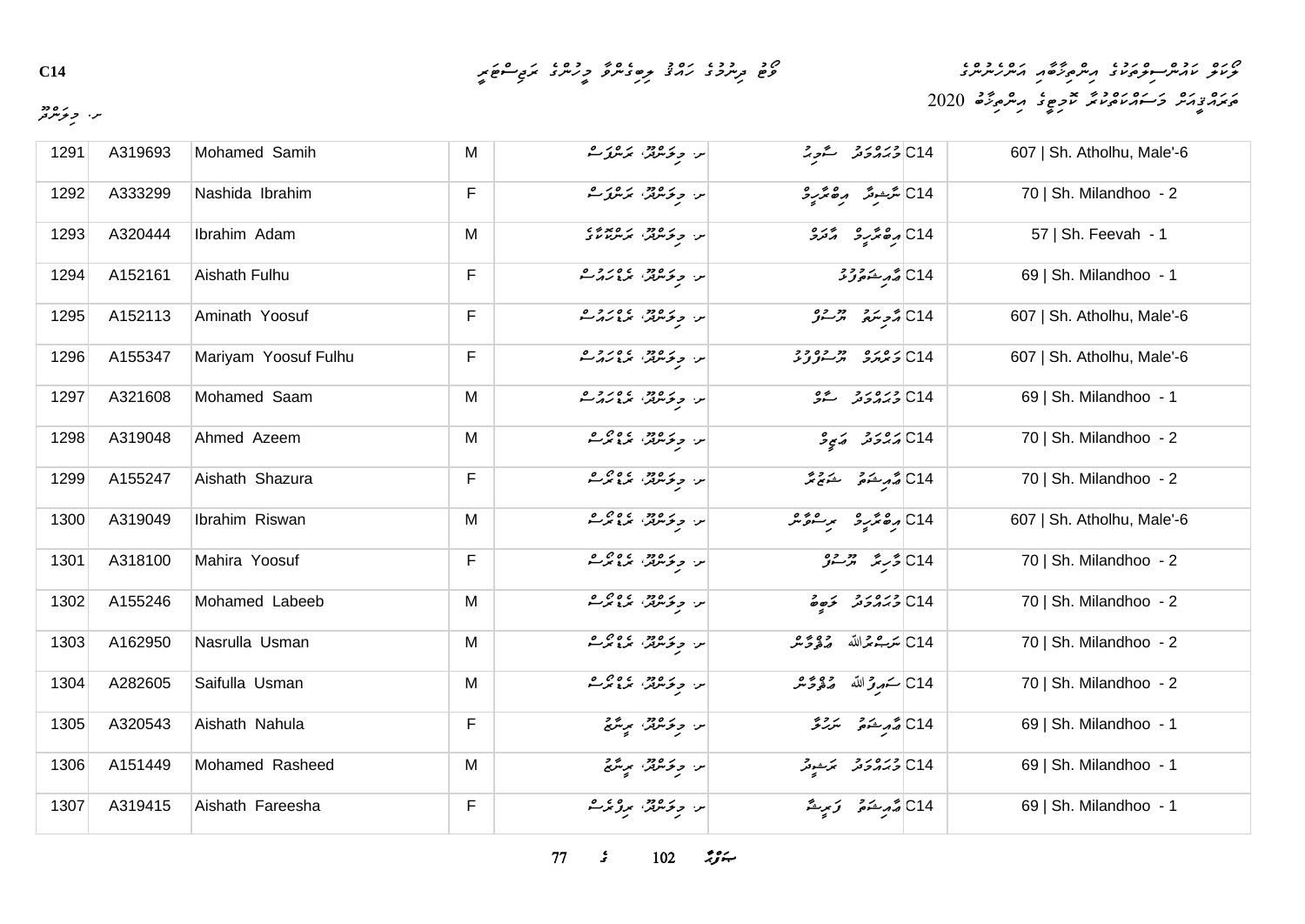| 1291 | A319693 | Mohamed Samih | M | س. މިލަންދޫ، ރަންދޫ | C14 ޝަމީމް ... | 607 \| Sh. Atholhu, Male'-6 |
|---|---|---|---|---|---|---|
| 1292 | A333299 | Nashida Ibrahim | F | س. ... | C14 | 70 \| Sh. Milandhoo - 2 |
| 1293 | A320444 | Ibrahim Adam | M | س. ... | C14 | 57 \| Sh. Feevah - 1 |
| 1294 | A152161 | Aishath Fulhu | F | س. ... | C14 | 69 \| Sh. Milandhoo - 1 |
| 1295 | A152113 | Aminath Yoosuf | F | س. ... | C14 | 607 \| Sh. Atholhu, Male'-6 |
| 1296 | A155347 | Mariyam Yoosuf Fulhu | F | س. ... | C14 | 607 \| Sh. Atholhu, Male'-6 |
| 1297 | A321608 | Mohamed Saam | M | س. ... | C14 | 69 \| Sh. Milandhoo - 1 |
| 1298 | A319048 | Ahmed Azeem | M | س. ... | C14 | 70 \| Sh. Milandhoo - 2 |
| 1299 | A155247 | Aishath Shazura | F | س. ... | C14 | 70 \| Sh. Milandhoo - 2 |
| 1300 | A319049 | Ibrahim Riswan | M | س. ... | C14 | 607 \| Sh. Atholhu, Male'-6 |
| 1301 | A318100 | Mahira Yoosuf | F | س. ... | C14 | 70 \| Sh. Milandhoo - 2 |
| 1302 | A155246 | Mohamed Labeeb | M | س. ... | C14 | 70 \| Sh. Milandhoo - 2 |
| 1303 | A162950 | Nasrulla Usman | M | س. ... | C14 | 70 \| Sh. Milandhoo - 2 |
| 1304 | A282605 | Saifulla Usman | M | س. ... | C14 | 70 \| Sh. Milandhoo - 2 |
| 1305 | A320543 | Aishath Nahula | F | س. ... | C14 | 69 \| Sh. Milandhoo - 1 |
| 1306 | A151449 | Mohamed Rasheed | M | س. ... | C14 | 69 \| Sh. Milandhoo - 1 |
| 1307 | A319415 | Aishath Fareesha | F | س. ... | C14 | 69 \| Sh. Milandhoo - 1 |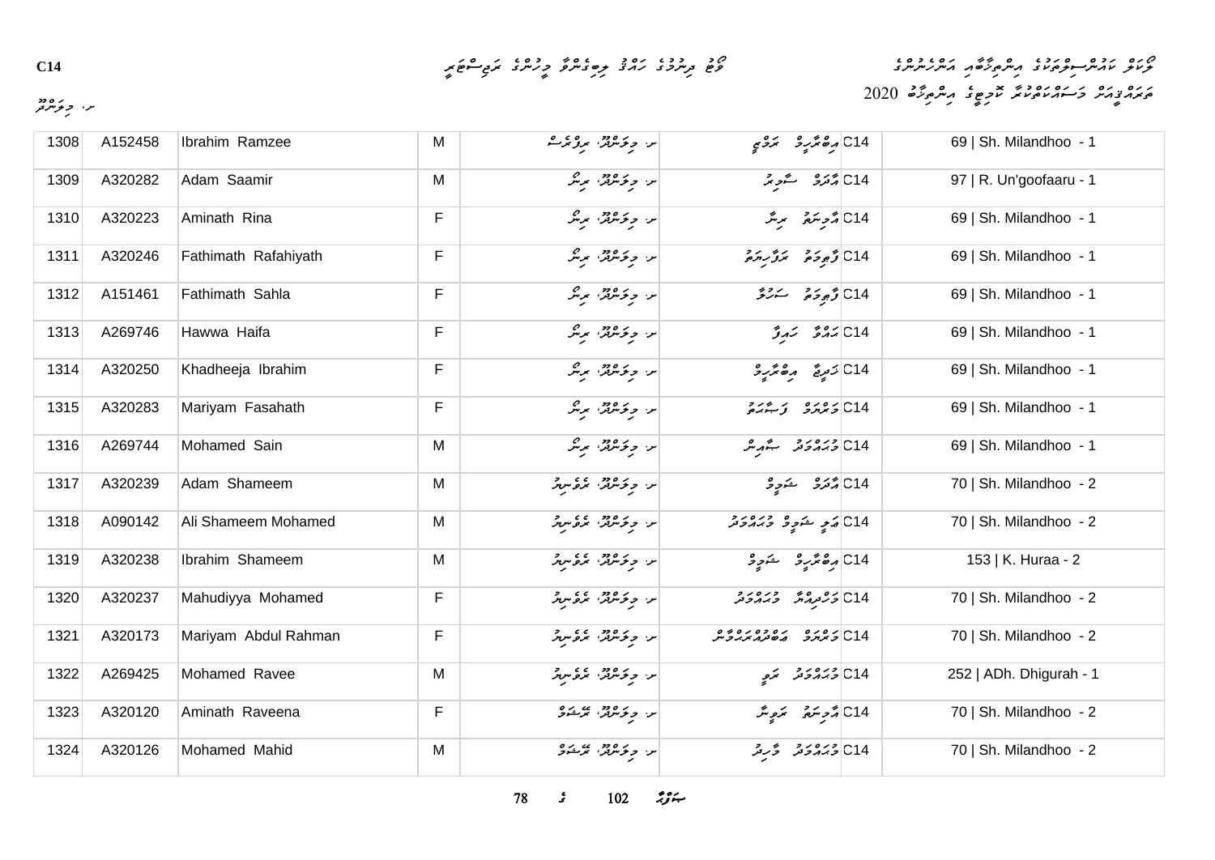| 1308 | A152458 | Ibrahim Ramzee | M | ش. مِلَنْدُ، ރިވެރޫމް | C14 ރާމްޒީ އިބްރާހީމް | 69 \| Sh. Milandhoo - 1 |
|---|---|---|---|---|---|---|
| 1309 | A320282 | Adam Saamir | M | ش. مِلَنْدُ، ރިނާ | C14 އާދަމް ސާމިރު | 97 \| R. Un'goofaaru - 1 |
| 1310 | A320223 | Aminath Rina | F | ش. مِلَنْدُ، ރިނާ | C14 އާމިނަތު ރިނާ | 69 \| Sh. Milandhoo - 1 |
| 1311 | A320246 | Fathimath Rafahiyath | F | ش. مِلَنْدُ، ރިނާ | C14 ފާތިމަތު ރަފާހިޔަތު | 69 \| Sh. Milandhoo - 1 |
| 1312 | A151461 | Fathimath Sahla | F | ش. مِلَنْدُ، ރިނާ | C14 ފާތިމަތު ސަހުލާ | 69 \| Sh. Milandhoo - 1 |
| 1313 | A269746 | Hawwa Haifa | F | ش. مِلَنْدُ، ރިނާ | C14 ހައްވާ ހައިފާ | 69 \| Sh. Milandhoo - 1 |
| 1314 | A320250 | Khadheeja Ibrahim | F | ش. مِلَنْدُ، ރިނާ | C14 ޚަދީޖާ އިބްރާހީމް | 69 \| Sh. Milandhoo - 1 |
| 1315 | A320283 | Mariyam Fasahath | F | ش. مِلَنْدُ، ރިނާ | C14 މަރިޔަމް ފަސާހަތު | 69 \| Sh. Milandhoo - 1 |
| 1316 | A269744 | Mohamed Sain | M | ش. مِلَنْدُ، ރިނާ | C14 މުހައްމަދު ސާއިން | 69 \| Sh. Milandhoo - 1 |
| 1317 | A320239 | Adam Shameem | M | ش. مِلَنْدُ، ރޯޒްވިލާ | C14 އާދަމް ޝަމީމް | 70 \| Sh. Milandhoo - 2 |
| 1318 | A090142 | Ali Shameem Mohamed | M | ش. مِلَنْدُ، ރޯޒްވިލާ | C14 އަލީ ޝަމީމް މުހައްމަދު | 70 \| Sh. Milandhoo - 2 |
| 1319 | A320238 | Ibrahim Shameem | M | ش. مِلَنْدُ، ރޯޒްވިލާ | C14 އިބްރާހީމް ޝަމީމް | 153 \| K. Huraa - 2 |
| 1320 | A320237 | Mahudiyya Mohamed | F | ش. مِلَنْدُ، ރޯޒްވިލާ | C14 މަހުދިއްޔާ މުހައްމަދު | 70 \| Sh. Milandhoo - 2 |
| 1321 | A320173 | Mariyam Abdul Rahman | F | ش. مِلَنْدُ، ރޯޒްވިލާ | C14 މަރިޔަމް އަބްދުއްރަޙްމާން | 70 \| Sh. Milandhoo - 2 |
| 1322 | A269425 | Mohamed Ravee | M | ش. مِلَنْدُ، ރޯޒްވިލާ | C14 މުހައްމަދު ރަވީ | 252 \| ADh. Dhigurah - 1 |
| 1323 | A320120 | Aminath Raveena | F | ش. مِلَنْدُ، ރޯޝަން | C14 އާމިނަތު ރަވީނާ | 70 \| Sh. Milandhoo - 2 |
| 1324 | A320126 | Mohamed Mahid | M | ش. مِلَنْدُ، ރޯޝަން | C14 މުހައްމަދު މާހިދު | 70 \| Sh. Milandhoo - 2 |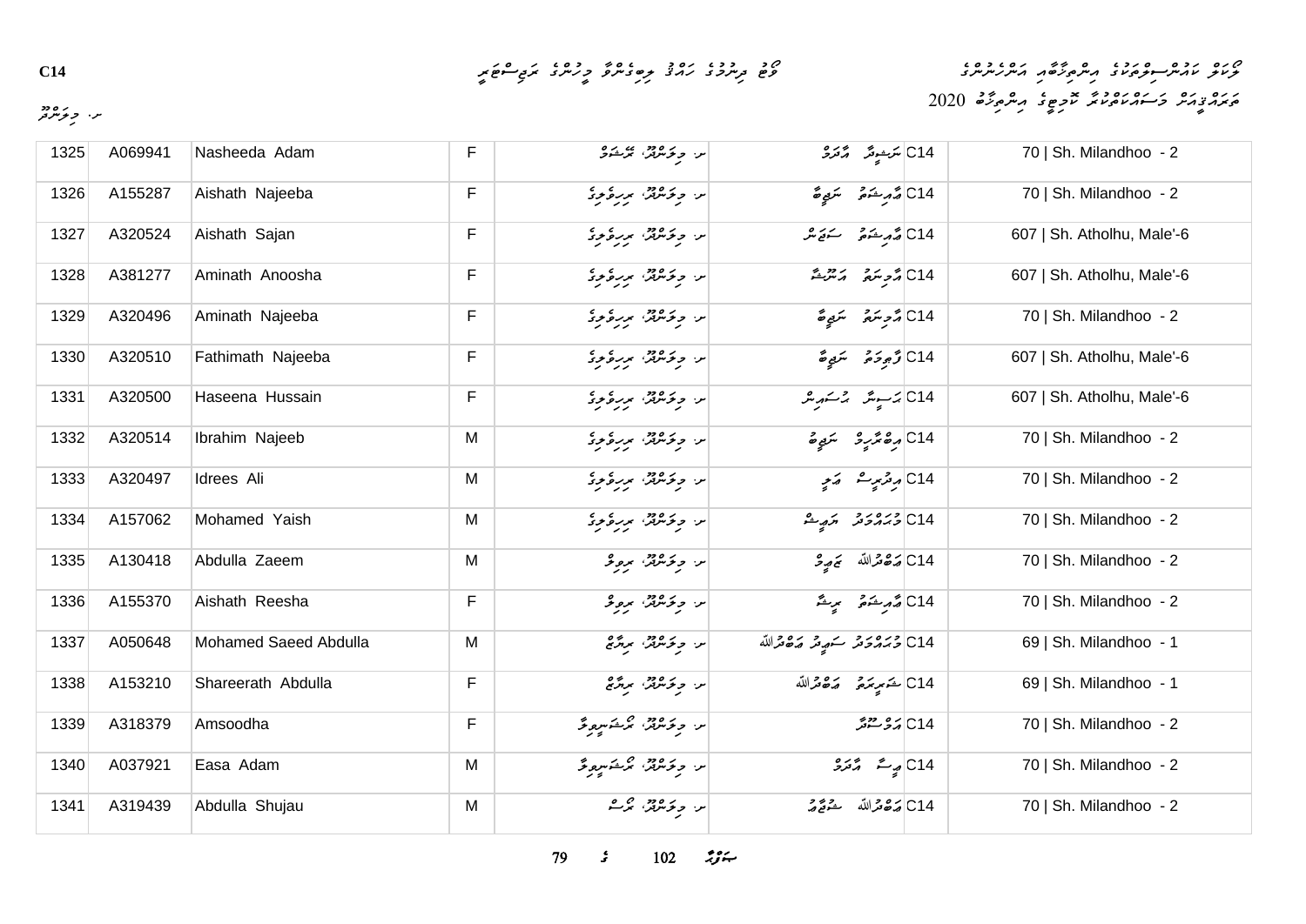| 1325 | A069941 | Nasheeda Adam | F | ش. މިލަންދޫ، ރޯޝަން | C14 ނަޝީދާ އާދަމް | 70 \| Sh. Milandhoo - 2 |
|---|---|---|---|---|---|---|
| 1326 | A155287 | Aishath Najeeba | F | ش. މިލަންދޫ، ރިވަރިވާ | C14 އައިޝަތު ނަޖީބާ | 70 \| Sh. Milandhoo - 2 |
| 1327 | A320524 | Aishath Sajan | F | ش. މިލަންދޫ، ރިވަރިވާ | C14 އައިޝަތު ސަޖަން | 607 \| Sh. Atholhu, Male'-6 |
| 1328 | A381277 | Aminath Anoosha | F | ش. މިލަންދޫ، ރިވަރިވާ | C14 އާމިނަތު އަނޫޝާ | 607 \| Sh. Atholhu, Male'-6 |
| 1329 | A320496 | Aminath Najeeba | F | ش. މިލަންދޫ، ރިވަރިވާ | C14 އާމިނަތު ނަޖީބާ | 70 \| Sh. Milandhoo - 2 |
| 1330 | A320510 | Fathimath Najeeba | F | ش. މިލަންދޫ، ރިވަރިވާ | C14 ފާތިމަތު ނަޖީބާ | 607 \| Sh. Atholhu, Male'-6 |
| 1331 | A320500 | Haseena Hussain | F | ش. މިލަންދޫ، ރިވަރިވާ | C14 ހަސީނާ ހުސައިން | 607 \| Sh. Atholhu, Male'-6 |
| 1332 | A320514 | Ibrahim Najeeb | M | ش. މިލަންދޫ، ރިވަރިވާ | C14 އިބްރާހީމް ނަޖީބް | 70 \| Sh. Milandhoo - 2 |
| 1333 | A320497 | Idrees Ali | M | ش. މިލަންދޫ، ރިވަރިވާ | C14 އިދްރީސް އަލި | 70 \| Sh. Milandhoo - 2 |
| 1334 | A157062 | Mohamed Yaish | M | ش. މިލަންދޫ، ރިވަރިވާ | C14 މުޙައްމަދު ޔައިޝް | 70 \| Sh. Milandhoo - 2 |
| 1335 | A130418 | Abdulla Zaeem | M | ش. މިލަންދޫ، ރިވާ | C14 އަބްދުﷲ ޒަޢީމް | 70 \| Sh. Milandhoo - 2 |
| 1336 | A155370 | Aishath Reesha | F | ش. މިލަންދޫ، ރިވާ | C14 އައިޝަތު ރީޝާ | 70 \| Sh. Milandhoo - 2 |
| 1337 | A050648 | Mohamed Saeed Abdulla | M | ش. މިލަންދޫ، ރިޔާޒް | C14 މުޙައްމަދު ސަޢީދު އަބްދުﷲ | 69 \| Sh. Milandhoo - 1 |
| 1338 | A153210 | Shareerath Abdulla | F | ش. މިލަންދޫ، ރިޔާޒް | C14 ޝަރީރަތު އަބްދުﷲ | 69 \| Sh. Milandhoo - 1 |
| 1339 | A318379 | Amsoodha | F | ش. މިލަންދޫ، ރޯޝަނީވިލާ | C14 އަމްސޫދާ | 70 \| Sh. Milandhoo - 2 |
| 1340 | A037921 | Easa Adam | M | ش. މިލަންދޫ، ރޯޝަނީވިލާ | C14 ޢީސާ އާދަމް | 70 \| Sh. Milandhoo - 2 |
| 1341 | A319439 | Abdulla Shujau | M | ش. މިލަންދޫ، ރޯސް | C14 އަބްދުﷲ ޝުޖާޢު | 70 \| Sh. Milandhoo - 2 |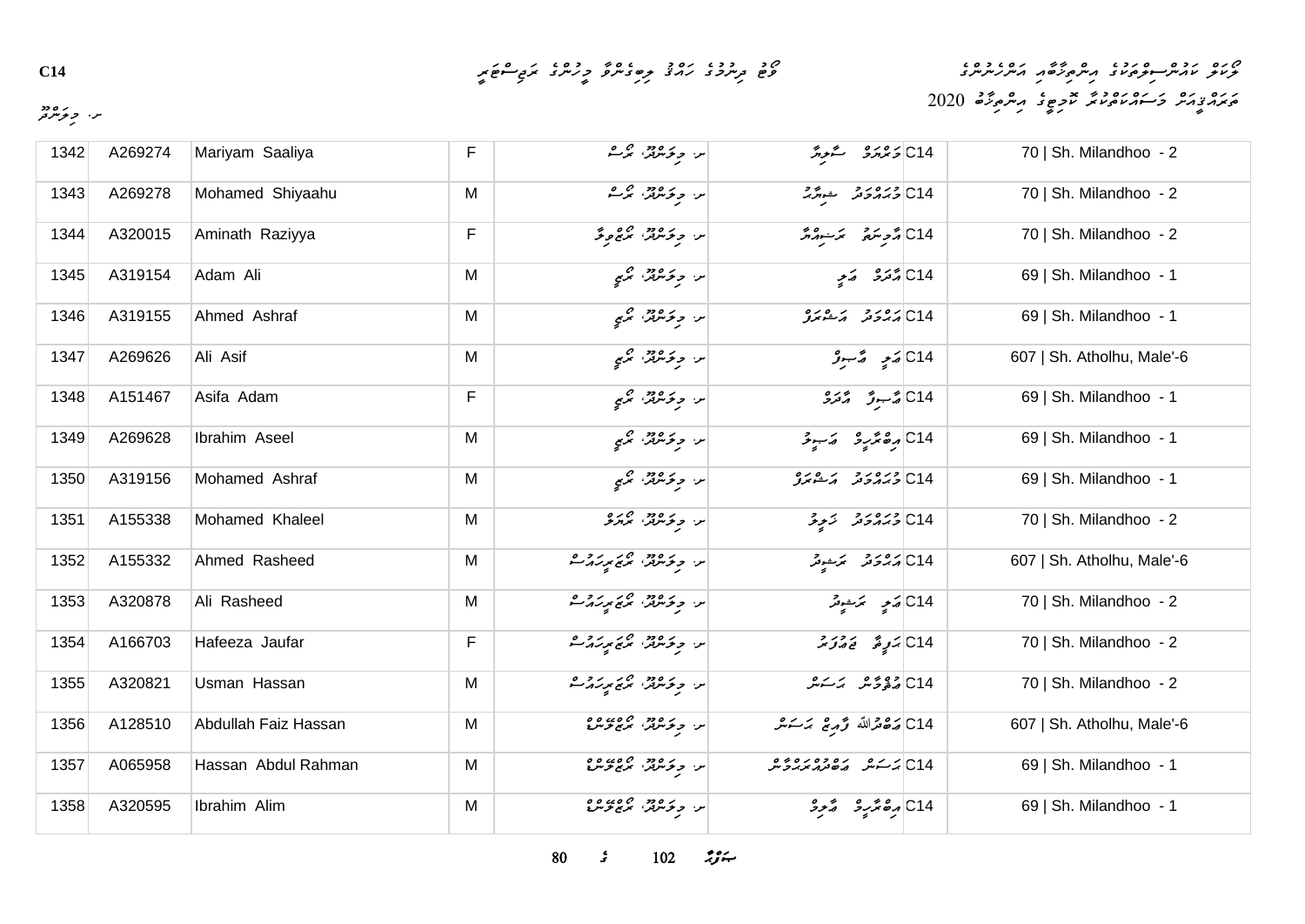| 1342 | A269274 | Mariyam Saaliya | F | ސ. މިލަންދޫ، ރޯސް | C14 ވަރިޔަމް ސާލިޔާ | 70 \| Sh. Milandhoo - 2 |
|---|---|---|---|---|---|---|
| 1343 | A269278 | Mohamed Shiyaahu | M | ސ. މިލަންދޫ، ރޯސް | C14 މުހައްމަދު ޝިޔާހު | 70 \| Sh. Milandhoo - 2 |
| 1344 | A320015 | Aminath Raziyya | F | ސ. މިލަންދޫ، ރޯޒްވިލާ | C14 އާމިނަތު ރަޒިއްޔާ | 70 \| Sh. Milandhoo - 2 |
| 1345 | A319154 | Adam Ali | M | ސ. މިލަންދޫ، ރޯޒީ | C14 އާދަމް އަލި | 69 \| Sh. Milandhoo - 1 |
| 1346 | A319155 | Ahmed Ashraf | M | ސ. މިލަންދޫ، ރޯޒީ | C14 އަހްމަދު އަޝްރަފް | 69 \| Sh. Milandhoo - 1 |
| 1347 | A269626 | Ali Asif | M | ސ. މިލަންދޫ، ރޯޒީ | C14 އަލި އާސިފް | 607 \| Sh. Atholhu, Male'-6 |
| 1348 | A151467 | Asifa Adam | F | ސ. މިލަންދޫ، ރޯޒީ | C14 އާސިފާ އާދަމް | 69 \| Sh. Milandhoo - 1 |
| 1349 | A269628 | Ibrahim Aseel | M | ސ. މިލަންދޫ، ރޯޒީ | C14 އިބްރާހީމް އަސީލް | 69 \| Sh. Milandhoo - 1 |
| 1350 | A319156 | Mohamed Ashraf | M | ސ. މިލަންދޫ، ރޯޒީ | C14 މުހައްމަދު އަޝްރަފް | 69 \| Sh. Milandhoo - 1 |
| 1351 | A155338 | Mohamed Khaleel | M | ސ. މިލަންދޫ، ރޮއްވް | C14 މުހައްމަދު ޚަލީލް | 70 \| Sh. Milandhoo - 2 |
| 1352 | A155332 | Ahmed Rasheed | M | ސ. މިލަންދޫ، ރޯޒްމިރަކަލް | C14 އަހްމަދު ރަޝީދު | 607 \| Sh. Atholhu, Male'-6 |
| 1353 | A320878 | Ali Rasheed | M | ސ. މިލަންދޫ، ރޯޒްމިރަކަލް | C14 އަލި ރަޝީދު | 70 \| Sh. Milandhoo - 2 |
| 1354 | A166703 | Hafeeza Jaufar | F | ސ. މިލަންދޫ، ރޯޒްމިރަކަލް | C14 ހަފީޒާ ޖައުފަރު | 70 \| Sh. Milandhoo - 2 |
| 1355 | A320821 | Usman Hassan | M | ސ. މިލަންދޫ، ރޯޒްމިރަކަލް | C14 އުސްމާން ހަސަން | 70 \| Sh. Milandhoo - 2 |
| 1356 | A128510 | Abdullah Faiz Hassan | M | ސ. މިލަންދޫ، ރޯޒްވުޑް | C14 އަބްދުﷲ ފާއިޒް ހަސަން | 607 \| Sh. Atholhu, Male'-6 |
| 1357 | A065958 | Hassan Abdul Rahman | M | ސ. މިލަންދޫ، ރޯޒްވުޑް | C14 ހަސަން އަބްދުއްރަޙްމާން | 69 \| Sh. Milandhoo - 1 |
| 1358 | A320595 | Ibrahim Alim | M | ސ. މިލަންދޫ، ރޯޒްވުޑް | C14 އިބްރާހީމް އާލިމް | 69 \| Sh. Milandhoo - 1 |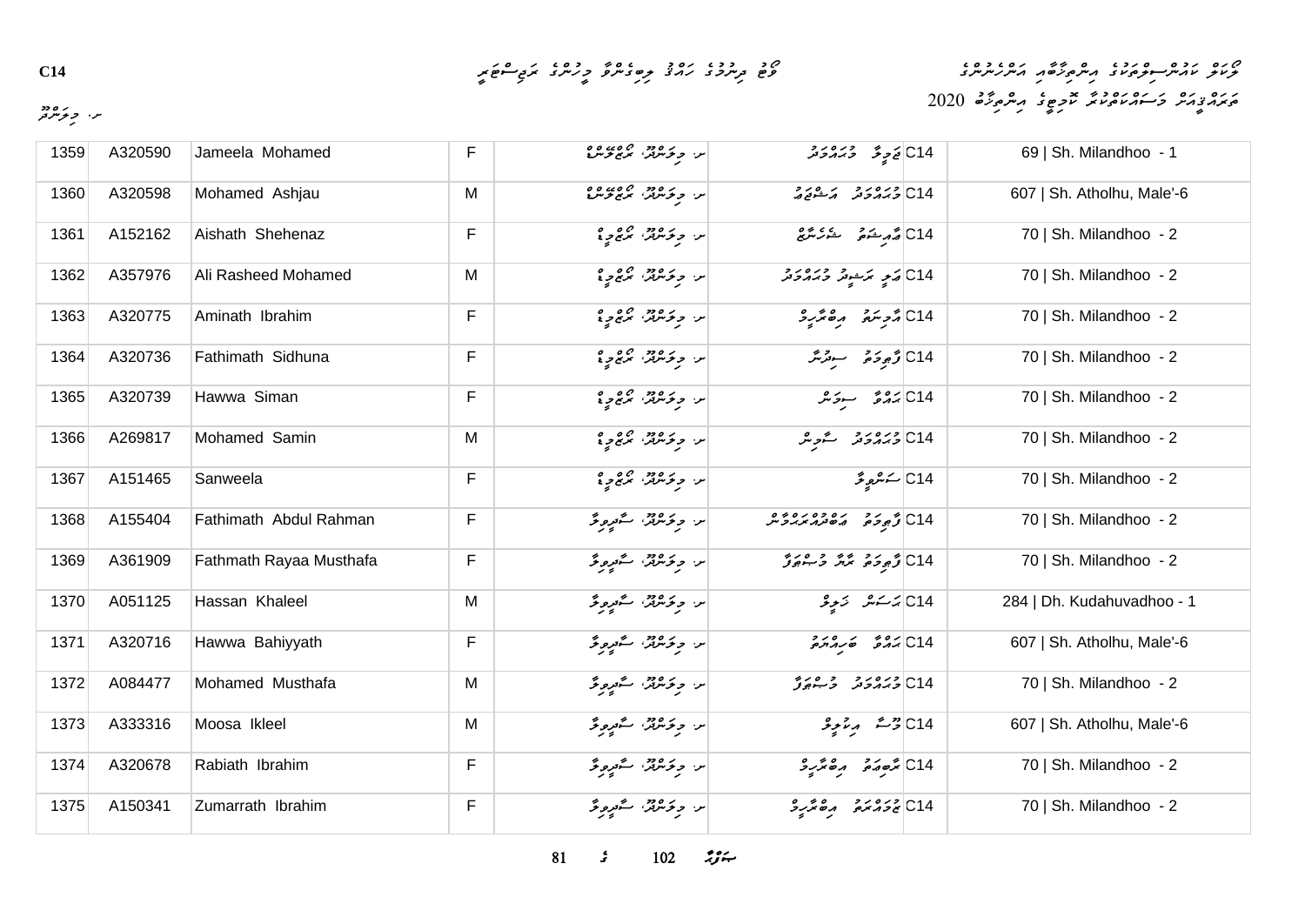ރ. މިލަންދޫ

| 1359 | A320590 | Jameela Mohamed | F | ށ. މިލަންދޫ، ޅަޖެހޭގެ | C14 ޖަމީލާ މުޙައްމަދު | 69 \| Sh. Milandhoo - 1 |
|---|---|---|---|---|---|---|
| 1360 | A320598 | Mohamed Ashjau | M | ށ. މިލަންދޫ، ޅަޖެހޭގެ | C14 މުޙައްމަދު އަޝްޖައު | 607 \| Sh. Atholhu, Male'-6 |
| 1361 | A152162 | Aishath Shehenaz | F | ށ. މިލަންދޫ، ޅަޖެވިލާ | C14 އާއިޝަތު ޝެހެނާޒް | 70 \| Sh. Milandhoo - 2 |
| 1362 | A357976 | Ali Rasheed Mohamed | M | ށ. މިލަންދޫ، ޅަޖެވިލާ | C14 އަލީ ރަޝީދު މުޙައްމަދު | 70 \| Sh. Milandhoo - 2 |
| 1363 | A320775 | Aminath Ibrahim | F | ށ. މިލަންދޫ، ޅަޖެވިލާ | C14 އާމިނަތު އިބްރާހިމް | 70 \| Sh. Milandhoo - 2 |
| 1364 | A320736 | Fathimath Sidhuna | F | ށ. މިލަންދޫ، ޅަޖެވިލާ | C14 ފާތިމަތު ސިދުނާ | 70 \| Sh. Milandhoo - 2 |
| 1365 | A320739 | Hawwa Siman | F | ށ. މިލަންދޫ، ޅަޖެވިލާ | C14 ހައްވާ ސިމަން | 70 \| Sh. Milandhoo - 2 |
| 1366 | A269817 | Mohamed Samin | M | ށ. މިލަންދޫ، ޅަޖެވިލާ | C14 މުޙައްމަދު ސާމިން | 70 \| Sh. Milandhoo - 2 |
| 1367 | A151465 | Sanweela | F | ށ. މިލަންދޫ، ޅަޖެވިލާ | C14 ސަންވީލާ | 70 \| Sh. Milandhoo - 2 |
| 1368 | A155404 | Fathimath Abdul Rahman | F | ށ. މިލަންދޫ، ސާރިވިލާ | C14 ފާތިމަތު އަބްދުއްރަޙްމާން | 70 \| Sh. Milandhoo - 2 |
| 1369 | A361909 | Fathmath Rayaa Musthafa | F | ށ. މިލަންދޫ، ސާރިވިލާ | C14 ފާތިމަތު ރަޔާ މުސްތަފާ | 70 \| Sh. Milandhoo - 2 |
| 1370 | A051125 | Hassan Khaleel | M | ށ. މިލަންދޫ، ސާރިވިލާ | C14 ހަސަން ޚަލީލް | 284 \| Dh. Kudahuvadhoo - 1 |
| 1371 | A320716 | Hawwa Bahiyyath | F | ށ. މިލަންދޫ، ސާރިވިލާ | C14 ހައްވާ ބަހިއްޔަތު | 607 \| Sh. Atholhu, Male'-6 |
| 1372 | A084477 | Mohamed Musthafa | M | ށ. މިލަންދޫ، ސާރިވިލާ | C14 މުޙައްމަދު މުސްތަފާ | 70 \| Sh. Milandhoo - 2 |
| 1373 | A333316 | Moosa Ikleel | M | ށ. މިލަންދޫ، ސާރިވިލާ | C14 މޫސާ އިކްލީލް | 607 \| Sh. Atholhu, Male'-6 |
| 1374 | A320678 | Rabiath Ibrahim | F | ށ. މިލަންދޫ، ސާރިވިލާ | C14 ރާބިޢަތު އިބްރާހިމް | 70 \| Sh. Milandhoo - 2 |
| 1375 | A150341 | Zumarrath Ibrahim | F | ށ. މިލަންދޫ، ސާރިވިލާ | C14 ޒުމައްރަތު އިބްރާހިމް | 70 \| Sh. Milandhoo - 2 |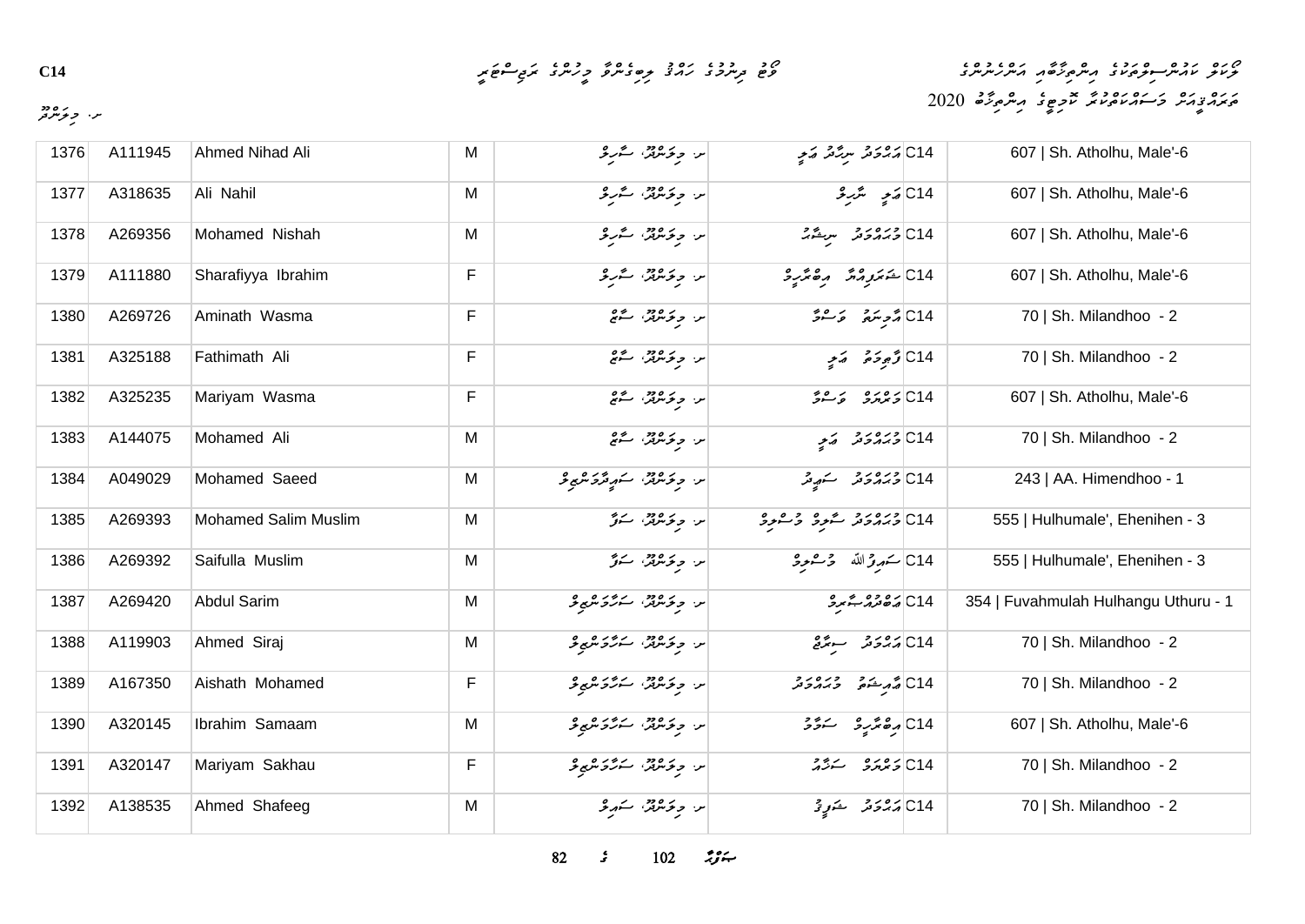| 1376 | A111945 | Ahmed Nihad Ali | M | ش. މިލަންދޫ، ސާރިލް | C14 އަހްމަދު ނިހާދު އަލި | 607 \| Sh. Atholhu, Male'-6 |
|---|---|---|---|---|---|---|
| 1377 | A318635 | Ali Nahil | M | ش. މިލަންދޫ، ސާރިލް | C14 އަލި ނާހިލް | 607 \| Sh. Atholhu, Male'-6 |
| 1378 | A269356 | Mohamed Nishah | M | ش. މިލަންދޫ، ސާރިލް | C14 މުޙައްމަދު ނިޝާހު | 607 \| Sh. Atholhu, Male'-6 |
| 1379 | A111880 | Sharafiyya Ibrahim | F | ش. މިލަންދޫ، ސާރިލް | C14 ޝަރަފިއްޔާ އިބްރާހީމް | 607 \| Sh. Atholhu, Male'-6 |
| 1380 | A269726 | Aminath Wasma | F | ش. މިލަންދޫ، ސާޖް | C14 އާމިނަތު ވަސްމާ | 70 \| Sh. Milandhoo - 2 |
| 1381 | A325188 | Fathimath Ali | F | ش. މިލަންދޫ، ސާޖް | C14 ފާތިމަތު އަލި | 70 \| Sh. Milandhoo - 2 |
| 1382 | A325235 | Mariyam Wasma | F | ش. މިލަންދޫ، ސާޖް | C14 މަރިޔަމް ވަސްމާ | 607 \| Sh. Atholhu, Male'-6 |
| 1383 | A144075 | Mohamed Ali | M | ش. މިލަންދޫ، ސާޖް | C14 މުޙައްމަދު އަލި | 70 \| Sh. Milandhoo - 2 |
| 1384 | A049029 | Mohamed Saeed | M | ش. މިލަންދޫ، ސަމިއްޔާމަންޒިލް | C14 މުޙައްމަދު ސަޢީދު | 243 \| AA. Himendhoo - 1 |
| 1385 | A269393 | Mohamed Salim Muslim | M | ش. މިލަންދޫ، ސަވާ | C14 މުޙައްމަދު ސާލިމް މުސްލިމް | 555 \| Hulhumale', Ehenihen - 3 |
| 1386 | A269392 | Saifulla Muslim | M | ش. މިލަންދޫ، ސަވާ | C14 ސައިފުﷲ މުސްލިމް | 555 \| Hulhumale', Ehenihen - 3 |
| 1387 | A269420 | Abdul Sarim | M | ش. މިލަންދޫ، ސަހަރާމަންޒިލް | C14 އަބްދުލްސާރިމް | 354 \| Fuvahmulah Hulhangu Uthuru - 1 |
| 1388 | A119903 | Ahmed Siraj | M | ش. މިލަންދޫ، ސަހަރާމަންޒިލް | C14 އަހްމަދު ސިރާޖް | 70 \| Sh. Milandhoo - 2 |
| 1389 | A167350 | Aishath Mohamed | F | ش. މިލަންދޫ، ސަހަރާމަންޒިލް | C14 އާއިޝަތު މުޙައްމަދު | 70 \| Sh. Milandhoo - 2 |
| 1390 | A320145 | Ibrahim Samaam | M | ش. މިލަންދޫ، ސަހަރާމަންޒިލް | C14 އިބްރާހީމް ސަމާމް | 607 \| Sh. Atholhu, Male'-6 |
| 1391 | A320147 | Mariyam Sakhau | F | ش. މިލަންދޫ، ސަހަރާމަންޒިލް | C14 މަރިޔަމް ސަޚާއު | 70 \| Sh. Milandhoo - 2 |
| 1392 | A138535 | Ahmed Shafeeg | M | ش. މިލަންދޫ، ސަމިލް | C14 އަހްމަދު ޝަފީޤު | 70 \| Sh. Milandhoo - 2 |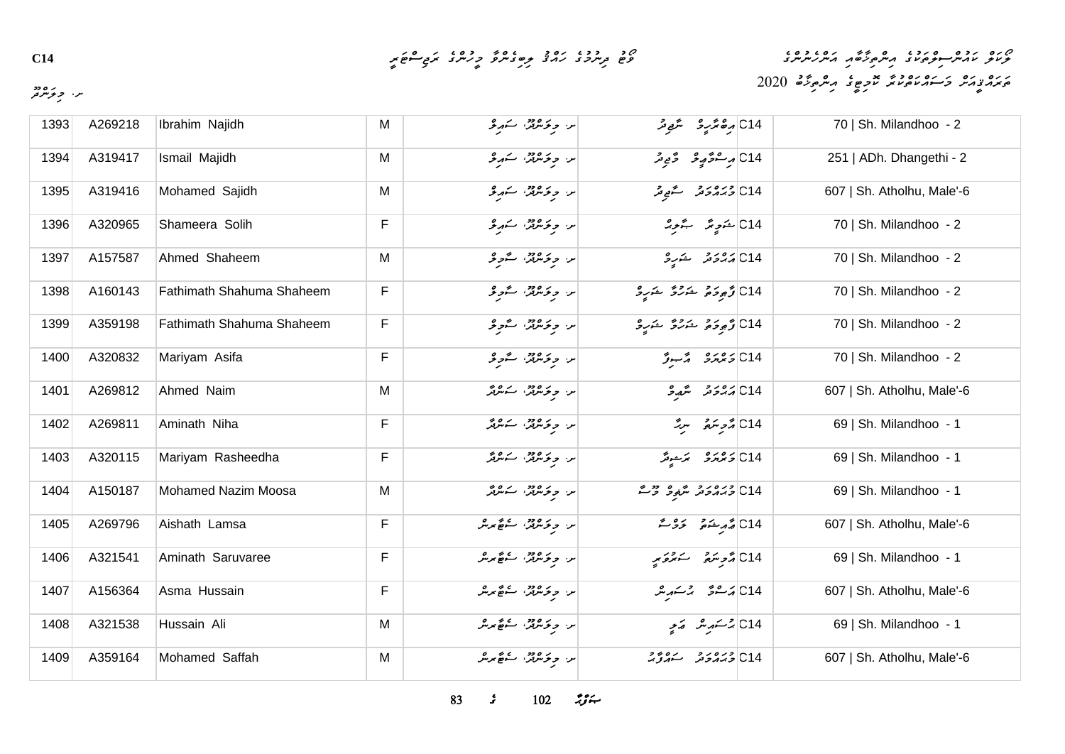| 1393 | A269218 | Ibrahim Najidh | M | ށ. މިލަންދޫ، ސަރިވާ | C14 | އިބްރާހީމް ނާޖިދު | 70 \| Sh. Milandhoo - 2 |
|---|---|---|---|---|---|---|---|
| 1394 | A319417 | Ismail Majidh | M | ށ. މިލަންދޫ، ސަރިވާ | C14 | އިސްމާއީލް މާޖިދު | 251 \| ADh. Dhangethi - 2 |
| 1395 | A319416 | Mohamed Sajidh | M | ށ. މިލަންދޫ، ސަރިވާ | C14 | މުހައްމަދު ސާޖިދު | 607 \| Sh. Atholhu, Male'-6 |
| 1396 | A320965 | Shameera Solih | F | ށ. މިލަންދޫ، ސަރިވާ | C14 | ޝަމީރާ ސާލިހް | 70 \| Sh. Milandhoo - 2 |
| 1397 | A157587 | Ahmed Shaheem | M | ށ. މިލަންދޫ، ސާލިވާ | C14 | އަހްމަދު ޝަހީމް | 70 \| Sh. Milandhoo - 2 |
| 1398 | A160143 | Fathimath Shahuma Shaheem | F | ށ. މިލަންދޫ، ސާލިވާ | C14 | ފާތިމަތު ޝަހުމާ ޝަހީމް | 70 \| Sh. Milandhoo - 2 |
| 1399 | A359198 | Fathimath Shahuma Shaheem | F | ށ. މިލަންދޫ، ސާލިވާ | C14 | ފާތިމަތު ޝަހުމާ ޝަހީމް | 70 \| Sh. Milandhoo - 2 |
| 1400 | A320832 | Mariyam Asifa | F | ށ. މިލަންދޫ، ސާލިވާ | C14 | މަރިޔަމް އާސިފާ | 70 \| Sh. Milandhoo - 2 |
| 1401 | A269812 | Ahmed Naim | M | ށ. މިލަންދޫ، ސަނަދާ | C14 | އަހްމަދު ނައީމް | 607 \| Sh. Atholhu, Male'-6 |
| 1402 | A269811 | Aminath Niha | F | ށ. މިލަންދޫ، ސަނަދާ | C14 | އާމިނަތު ނިހާ | 69 \| Sh. Milandhoo - 1 |
| 1403 | A320115 | Mariyam Rasheedha | F | ށ. މިލަންދޫ، ސަނަދާ | C14 | މަރިޔަމް ރަޝީދާ | 69 \| Sh. Milandhoo - 1 |
| 1404 | A150187 | Mohamed Nazim Moosa | M | ށ. މިލަންދޫ، ސަނަދާ | C14 | މުހައްމަދު ނާޒިމް މޫސާ | 69 \| Sh. Milandhoo - 1 |
| 1405 | A269796 | Aishath Lamsa | F | ށ. މިލަންދޫ، ސަބާރިން | C14 | އާއިޝަތު ލަމްސާ | 607 \| Sh. Atholhu, Male'-6 |
| 1406 | A321541 | Aminath Saruvaree | F | ށ. މިލަންދޫ، ސަބާރިން | C14 | އާމިނަތު ސަރުވަރީ | 69 \| Sh. Milandhoo - 1 |
| 1407 | A156364 | Asma Hussain | F | ށ. މިލަންދޫ، ސަބާރިން | C14 | އަސްމާ ހުސައިން | 607 \| Sh. Atholhu, Male'-6 |
| 1408 | A321538 | Hussain Ali | M | ށ. މިލަންދޫ، ސަބާރިން | C14 | ހުސައިން އަލި | 69 \| Sh. Milandhoo - 1 |
| 1409 | A359164 | Mohamed Saffah | M | ށ. މިލަންދޫ، ސަބާރިން | C14 | މުހައްމަދު ސައްފާހް | 607 \| Sh. Atholhu, Male'-6 |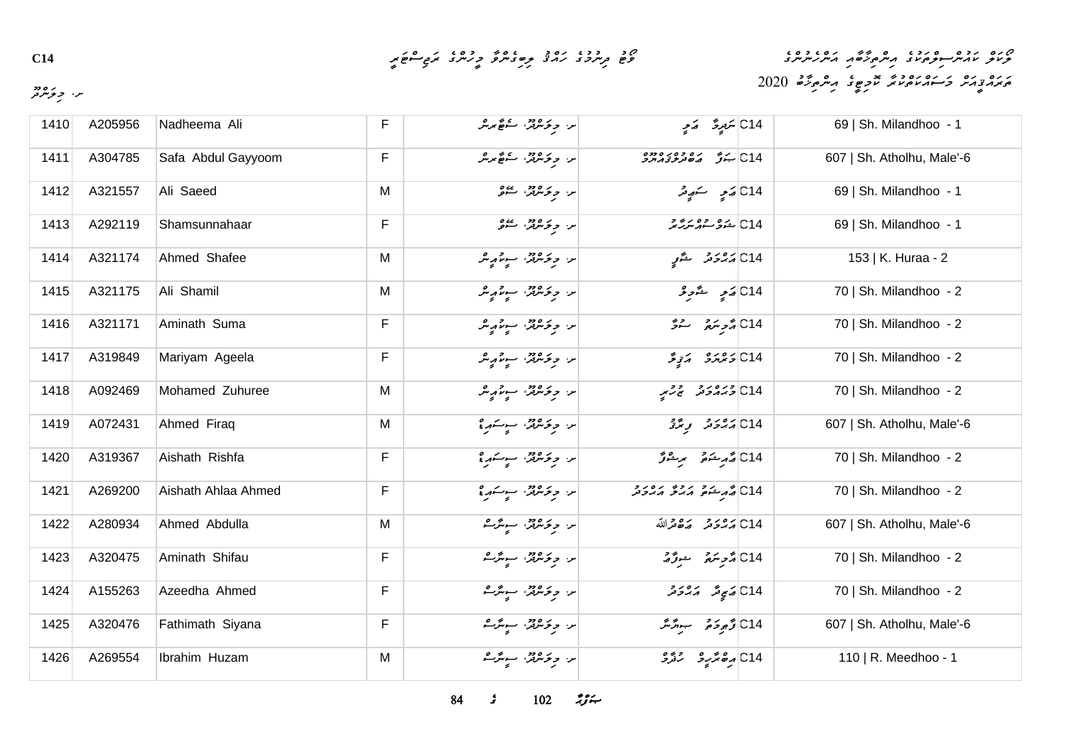| 1410 | A205956 | Nadheema Ali | F | ش. މިލަންދޫ، ސުޓްރީން | C14 ނަދީމާ ޢަލީ | 69 \| Sh. Milandhoo - 1 |
|---|---|---|---|---|---|---|
| 1411 | A304785 | Safa Abdul Gayyoom | F | ش. މިލަންދޫ، ސުޓްރީން | C14 ޞަފާ ޢަބްދުލްޤައްޔޫމް | 607 \| Sh. Atholhu, Male'-6 |
| 1412 | A321557 | Ali Saeed | M | ش. މިލަންދޫ، ސޯޑާ | C14 ޢަލީ ސަޢީދު | 69 \| Sh. Milandhoo - 1 |
| 1413 | A292119 | Shamsunnahaar | F | ش. މިލަންދޫ، ސޯޑާ | C14 ޝަމްސުންނަހާރު | 69 \| Sh. Milandhoo - 1 |
| 1414 | A321174 | Ahmed Shafee | M | ش. މިލަންދޫ، ސިލްވަރިން | C14 އަޙްމަދު ޝާފީ | 153 \| K. Huraa - 2 |
| 1415 | A321175 | Ali Shamil | M | ش. މިލަންދޫ، ސިލްވަރިން | C14 ޢަލީ ޝާމިލް | 70 \| Sh. Milandhoo - 2 |
| 1416 | A321171 | Aminath Suma | F | ش. މިލަންދޫ، ސިލްވަރިން | C14 އާމިނަތު ސުމާ | 70 \| Sh. Milandhoo - 2 |
| 1417 | A319849 | Mariyam Ageela | F | ش. މިލަންދޫ، ސިލްވަރިން | C14 މަރިޔަމް ޢަޤީލާ | 70 \| Sh. Milandhoo - 2 |
| 1418 | A092469 | Mohamed Zuhuree | M | ش. މިލަންދޫ، ސިލްވަރިން | C14 މުޙައްމަދު ޒުހުރީ | 70 \| Sh. Milandhoo - 2 |
| 1419 | A072431 | Ahmed Firaq | M | ش. މިލަންދޫ، ސިސަމިޓް | C14 އަޙްމަދު ފިރާޤު | 607 \| Sh. Atholhu, Male'-6 |
| 1420 | A319367 | Aishath Rishfa | F | ش. މިލަންދޫ، ސިސަމިޓް | C14 އާއިޝަތު ރިޝްފާ | 70 \| Sh. Milandhoo - 2 |
| 1421 | A269200 | Aishath Ahlaa Ahmed | F | ش. މިލަންދޫ، ސިސަމިޓް | C14 އާއިޝަތު އަހުލާ އަޙްމަދު | 70 \| Sh. Milandhoo - 2 |
| 1422 | A280934 | Ahmed Abdulla | M | ش. މިލަންދޫ، ސިނާރު | C14 އަޙްމަދު ޢަބްދުﷲ | 607 \| Sh. Atholhu, Male'-6 |
| 1423 | A320475 | Aminath Shifau | F | ش. މިލަންދޫ، ސިނާރު | C14 އާމިނަތު ޝިފާއު | 70 \| Sh. Milandhoo - 2 |
| 1424 | A155263 | Azeedha Ahmed | F | ش. މިލަންދޫ، ސިނާރު | C14 އަޒީދާ އަޙްމަދު | 70 \| Sh. Milandhoo - 2 |
| 1425 | A320476 | Fathimath Siyana | F | ش. މިލަންދޫ، ސިނާރު | C14 ފާތިމަތު ސިޔާނާ | 607 \| Sh. Atholhu, Male'-6 |
| 1426 | A269554 | Ibrahim Huzam | M | ش. މިލަންދޫ، ސިނާރު | C14 އިބްރާހީމް ހުޒާމް | 110 \| R. Meedhoo - 1 |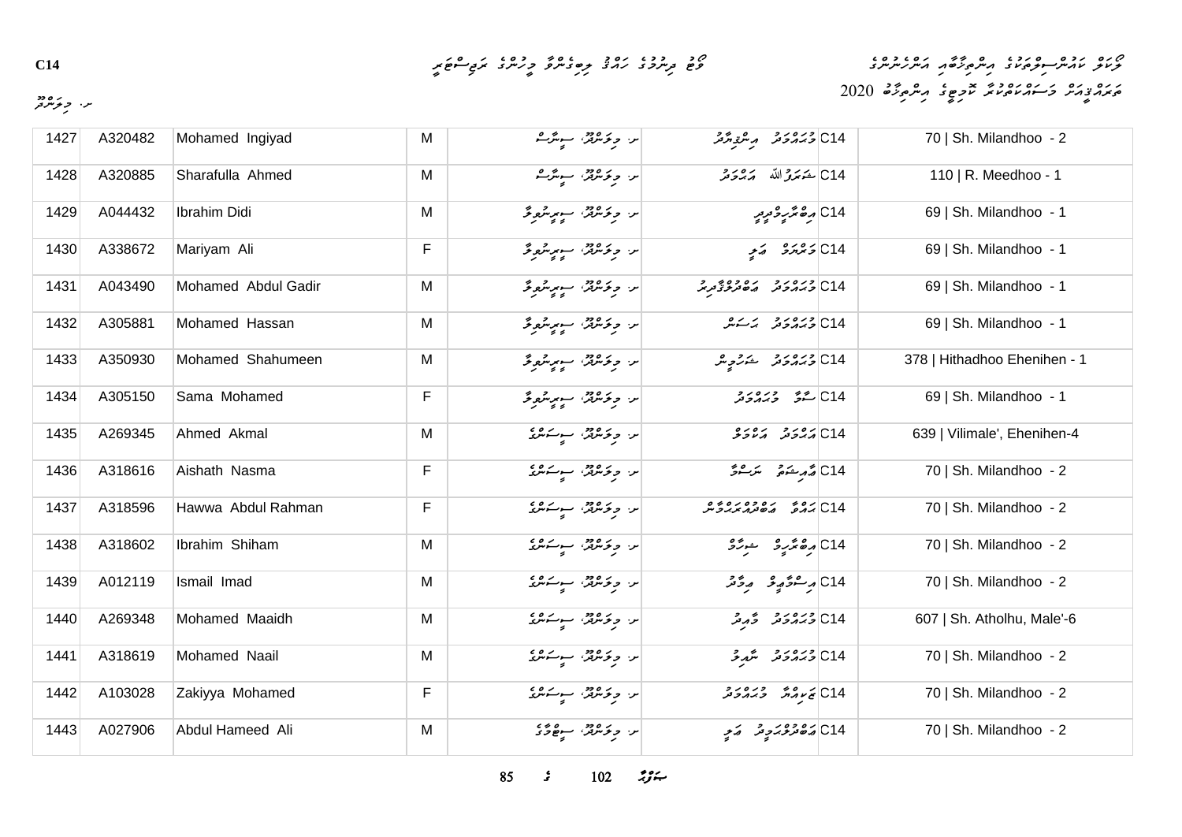| 1427 | A320482 | Mohamed Ingiyad | M | ش. މިލަންދޫ، ސިލްސް | C14 މުހައްމަދު އިންގިޔާދު | 70 \| Sh. Milandhoo - 2 |
|---|---|---|---|---|---|---|
| 1428 | A320885 | Sharafulla Ahmed | M | ش. މިލަންދޫ، ސިލްސް | C14 ޝަރަފުﷲ އަހުމަދު | 110 \| R. Meedhoo - 1 |
| 1429 | A044432 | Ibrahim Didi | M | ش. މިލަންދޫ، ސިލްވަރިންގް | C14 އިބްރާހިމްދީދީ | 69 \| Sh. Milandhoo - 1 |
| 1430 | A338672 | Mariyam Ali | F | ش. މިލަންދޫ، ސިލްވަރިންގް | C14 މަރިޔަމް އަލި | 69 \| Sh. Milandhoo - 1 |
| 1431 | A043490 | Mohamed Abdul Gadir | M | ش. މިލަންދޫ، ސިލްވަރިންގް | C14 މުހައްމަދު އަބްދުލްގާދިރު | 69 \| Sh. Milandhoo - 1 |
| 1432 | A305881 | Mohamed Hassan | M | ش. މިލަންދޫ، ސިލްވަރިންގް | C14 މުހައްމަދު ހަސަން | 69 \| Sh. Milandhoo - 1 |
| 1433 | A350930 | Mohamed Shahumeen | M | ش. މިލަންދޫ، ސިލްވަރިންގް | C14 މުހައްމަދު ޝަހުމީން | 378 \| Hithadhoo Ehenihen - 1 |
| 1434 | A305150 | Sama Mohamed | F | ش. މިލަންދޫ، ސިލްވަރިންގް | C14 ސަމާ މުހައްމަދު | 69 \| Sh. Milandhoo - 1 |
| 1435 | A269345 | Ahmed Akmal | M | ش. މިލަންދޫ، ސިޔަނަރީ | C14 އަހުމަދު އަކްމަލް | 639 \| Vilimale', Ehenihen-4 |
| 1436 | A318616 | Aishath Nasma | F | ش. މިލަންދޫ، ސިޔަނަރީ | C14 އައިޝަތު ނަސްމާ | 70 \| Sh. Milandhoo - 2 |
| 1437 | A318596 | Hawwa Abdul Rahman | F | ش. މިލަންދޫ، ސިޔަނަރީ | C14 ހައްވާ އަބްދުއްރަހްމާން | 70 \| Sh. Milandhoo - 2 |
| 1438 | A318602 | Ibrahim Shiham | M | ش. މިލަންދޫ، ސިޔަނަރީ | C14 އިބްރާހީމް ޝިހާމް | 70 \| Sh. Milandhoo - 2 |
| 1439 | A012119 | Ismail Imad | M | ش. މިލަންދޫ، ސިޔަނަރީ | C14 އިސްމާއީލް އިމާދު | 70 \| Sh. Milandhoo - 2 |
| 1440 | A269348 | Mohamed Maaidh | M | ش. މިލަންދޫ، ސިޔަނަރީ | C14 މުހައްމަދު މާއިދު | 607 \| Sh. Atholhu, Male'-6 |
| 1441 | A318619 | Mohamed Naail | M | ش. މިލަންދޫ، ސިޔަނަރީ | C14 މުހައްމަދު ނާއިލް | 70 \| Sh. Milandhoo - 2 |
| 1442 | A103028 | Zakiyya Mohamed | F | ش. މިލަންދޫ، ސިޔަނަރީ | C14 ޒަކިއްޔާ މުހައްމަދު | 70 \| Sh. Milandhoo - 2 |
| 1443 | A027906 | Abdul Hameed Ali | M | ش. މިލަންދޫ، ސިބްގާގެ | C14 އަބްދުލްހަމީދު އަލި | 70 \| Sh. Milandhoo - 2 |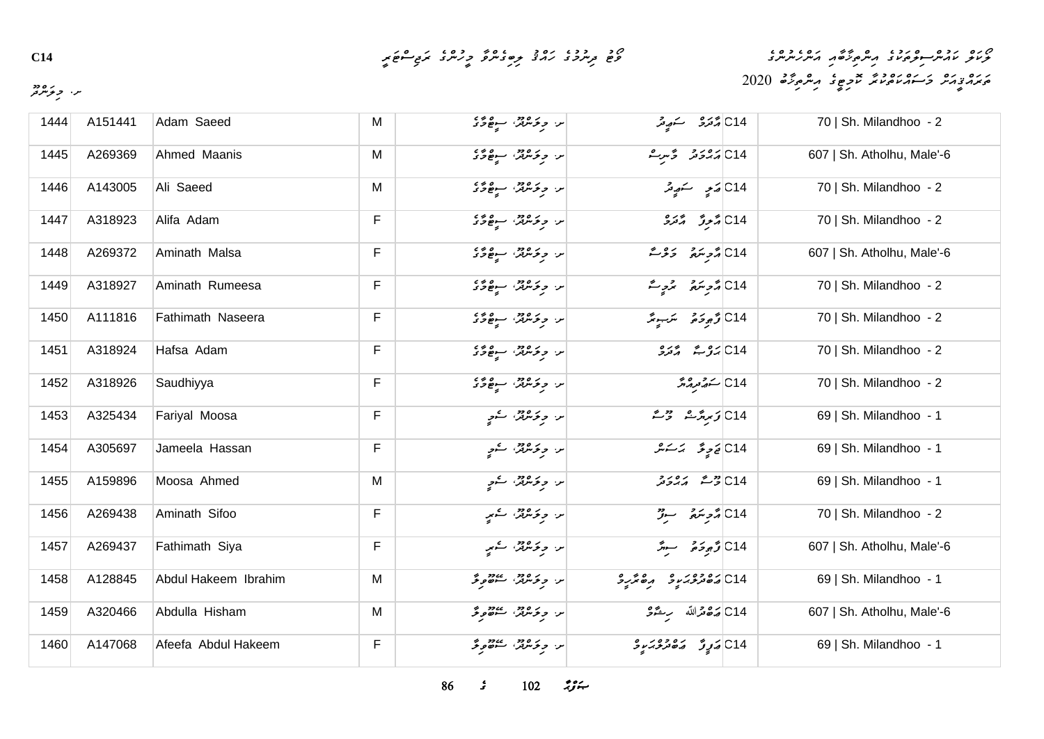| 1444 | A151441 | Adam Saeed | M | س. مِرَوَسْرَتْرُ، سِرِھْوَّدَ | C14 مُرْتَرِدْ سَہِرِتْرُ | 70 \| Sh. Milandhoo - 2 |
|---|---|---|---|---|---|---|
| 1445 | A269369 | Ahmed Maanis | M | س. مِرَوَسْرَتْرُ، سِرِھْوَّدَ | C14 مَرْدَدْتَرُ دُسِرِہ | 607 \| Sh. Atholhu, Male'-6 |
| 1446 | A143005 | Ali Saeed | M | س. مِرَوَسْرَتْرُ، سِرِھْوَّدَ | C14 مَرِ سَہِرِتْرُ | 70 \| Sh. Milandhoo - 2 |
| 1447 | A318923 | Alifa Adam | F | س. مِرَوَسْرَتْرُ، سِرِھْوَّدَ | C14 مُرِوُ مُرْتَرِدْ | 70 \| Sh. Milandhoo - 2 |
| 1448 | A269372 | Aminath Malsa | F | س. مِرَوَسْرَتْرُ، سِرِھْوَّدَ | C14 مُرِسَرِهْ دَدْرُ | 607 \| Sh. Atholhu, Male'-6 |
| 1449 | A318927 | Aminath Rumeesa | F | س. مِرَوَسْرَتْرُ، سِرِھْوَّدَ | C14 مُرِسَرِهْ بُرِرُ | 70 \| Sh. Milandhoo - 2 |
| 1450 | A111816 | Fathimath Naseera | F | س. مِرَوَسْرَتْرُ، سِرِھْوَّدَ | C14 وُمِرِدِهْ سَرِبِرُ | 70 \| Sh. Milandhoo - 2 |
| 1451 | A318924 | Hafsa Adam | F | س. مِرَوَسْرَتْرُ، سِرِھْوَّدَ | C14 بَرْوُرُ مُرْتَرِدْ | 70 \| Sh. Milandhoo - 2 |
| 1452 | A318926 | Saudhiyya | F | س. مِرَوَسْرَتْرُ، سِرِھْوَّدَ | C14 سَهْرِتْرِمْرُ | 70 \| Sh. Milandhoo - 2 |
| 1453 | A325434 | Fariyal Moosa | F | س. مِرَوَسْرَتْرُ، سَعِ | C14 وَمِرِرُدْ دُرُ | 69 \| Sh. Milandhoo - 1 |
| 1454 | A305697 | Jameela Hassan | F | س. مِرَوَسْرَتْرُ، سَعِ | C14 فَحِرُ بَرْسَرْ | 69 \| Sh. Milandhoo - 1 |
| 1455 | A159896 | Moosa Ahmed | M | س. مِرَوَسْرَتْرُ، سَعِ | C14 دُرُ مَرْدَدْتَرُ | 69 \| Sh. Milandhoo - 1 |
| 1456 | A269438 | Aminath Sifoo | F | س. مِرَوَسْرَتْرُ، سَمِرِ | C14 مُرِسَرِهْ سِوْ | 70 \| Sh. Milandhoo - 2 |
| 1457 | A269437 | Fathimath Siya | F | س. مِرَوَسْرَتْرُ، سَمِرِ | C14 وُمِرِدِهْ سِرُ | 607 \| Sh. Atholhu, Male'-6 |
| 1458 | A128845 | Abdul Hakeem Ibrahim | M | س. مِرَوَسْرَتْرُ، سَعْدُوِدُ | C14 مَھْتَرْدْبَرِدْ مِھْتَرِدْ | 69 \| Sh. Milandhoo - 1 |
| 1459 | A320466 | Abdulla Hisham | M | س. مِرَوَسْرَتْرُ، سَعْدُوِدُ | C14 مَھْتَرُاللہ بِشَدْ | 607 \| Sh. Atholhu, Male'-6 |
| 1460 | A147068 | Afeefa Abdul Hakeem | F | س. مِرَوَسْرَتْرُ، سَعْدُوِدُ | C14 مَرِوُ مَھْتَرْدْبَرِدْ | 69 \| Sh. Milandhoo - 1 |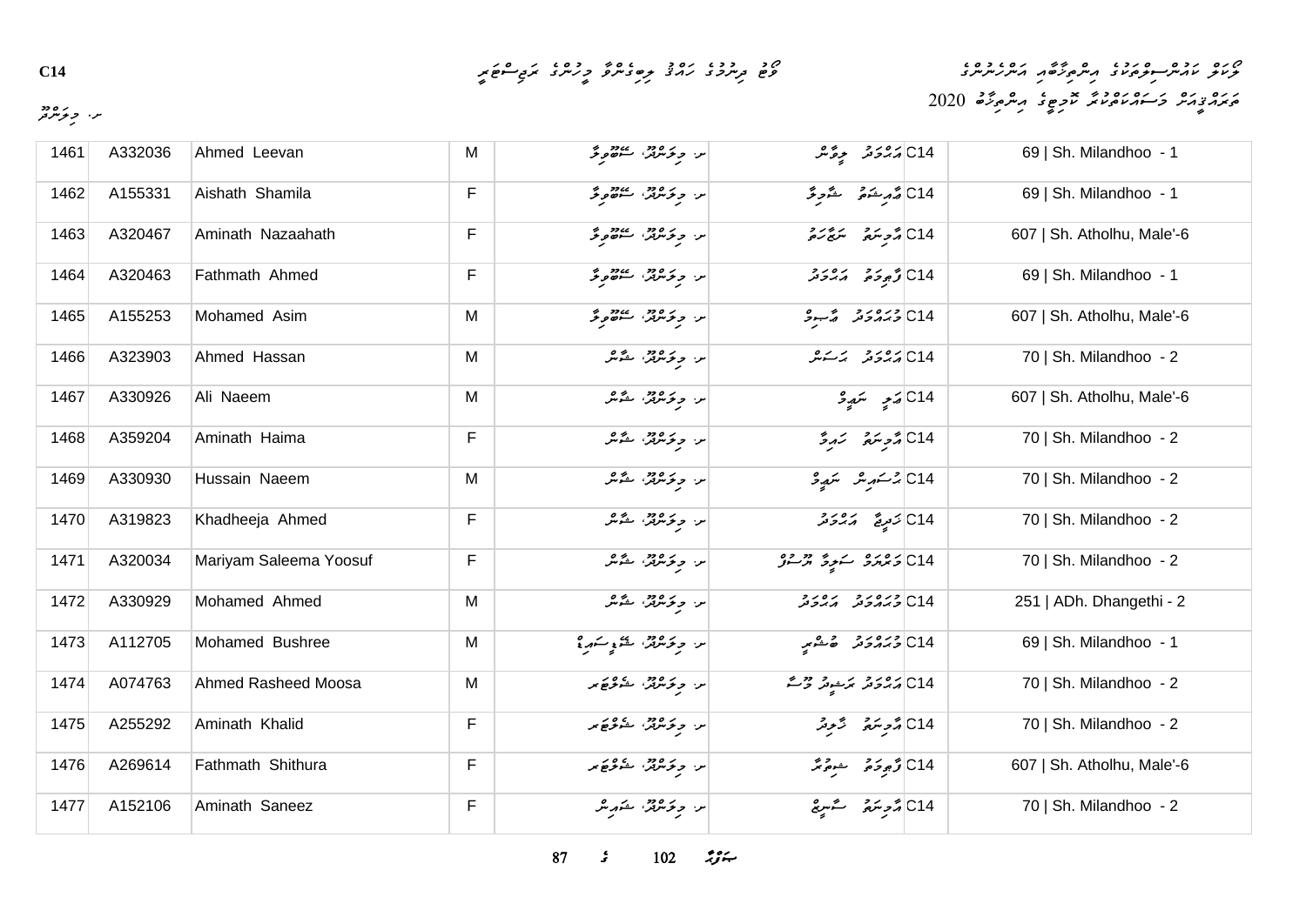| 1461 | A332036 | Ahmed Leevan | M | ش. މިލަންދޫ، ސަބްނަމް | C14 އަޙްމަދު ލީވާން | 69 \| Sh. Milandhoo - 1 |
|---|---|---|---|---|---|---|
| 1462 | A155331 | Aishath Shamila | F | ش. މިލަންދޫ، ސަބްނަމް | C14 އައިޝަތު ޝާމިލާ | 69 \| Sh. Milandhoo - 1 |
| 1463 | A320467 | Aminath Nazaahath | F | ش. މިލަންދޫ، ސަބްނަމް | C14 އާމިނަތު ނަޒާހަތު | 607 \| Sh. Atholhu, Male'-6 |
| 1464 | A320463 | Fathmath Ahmed | F | ش. މިލަންދޫ، ސަބްނަމް | C14 ފާތިމަތު އަޙްމަދު | 69 \| Sh. Milandhoo - 1 |
| 1465 | A155253 | Mohamed Asim | M | ش. މިލަންދޫ، ސަބްނަމް | C14 މުޙައްމަދު އާސިމް | 607 \| Sh. Atholhu, Male'-6 |
| 1466 | A323903 | Ahmed Hassan | M | ش. މިލަންދޫ، ޝާން | C14 އަޙްމަދު ހަސަން | 70 \| Sh. Milandhoo - 2 |
| 1467 | A330926 | Ali Naeem | M | ش. މިލަންދޫ، ޝާން | C14 އަލި ނައީމް | 607 \| Sh. Atholhu, Male'-6 |
| 1468 | A359204 | Aminath Haima | F | ش. މިލަންދޫ، ޝާން | C14 އާމިނަތު ހައިމާ | 70 \| Sh. Milandhoo - 2 |
| 1469 | A330930 | Hussain Naeem | M | ش. މިލަންދޫ، ޝާން | C14 ހުސައިން ނައީމް | 70 \| Sh. Milandhoo - 2 |
| 1470 | A319823 | Khadheeja Ahmed | F | ش. މިލަންދޫ، ޝާން | C14 ޚަދީޖާ އަޙްމަދު | 70 \| Sh. Milandhoo - 2 |
| 1471 | A320034 | Mariyam Saleema Yoosuf | F | ش. މިލަންދޫ، ޝާން | C14 މަރިޔަމް ސަލީމާ ޔޫސުފު | 70 \| Sh. Milandhoo - 2 |
| 1472 | A330929 | Mohamed Ahmed | M | ش. މިލަންދޫ، ޝާން | C14 މުޙައްމަދު އަޙްމަދު | 251 \| ADh. Dhangethi - 2 |
| 1473 | A112705 | Mohamed Bushree | M | ش. މިލަންދޫ، ޝާޕިސަރޭ | C14 މުޙައްމަދު ބުޝްރީ | 69 \| Sh. Milandhoo - 1 |
| 1474 | A074763 | Ahmed Rasheed Moosa | M | ش. މިލަންދޫ، ޝަލްވާރ | C14 އަޙްމަދު ރަޝީދު މޫސާ | 70 \| Sh. Milandhoo - 2 |
| 1475 | A255292 | Aminath Khalid | F | ش. މިލަންދޫ، ޝަލްވާރ | C14 އާމިނަތު ޚާލިދު | 70 \| Sh. Milandhoo - 2 |
| 1476 | A269614 | Fathmath Shithura | F | ش. މިލަންދޫ، ޝަލްވާރ | C14 ފާތިމަތު ޝިތުރާ | 607 \| Sh. Atholhu, Male'-6 |
| 1477 | A152106 | Aminath Saneez | F | ش. މިލަންދޫ، ޝަހިން | C14 އާމިނަތު ސާނީޒް | 70 \| Sh. Milandhoo - 2 |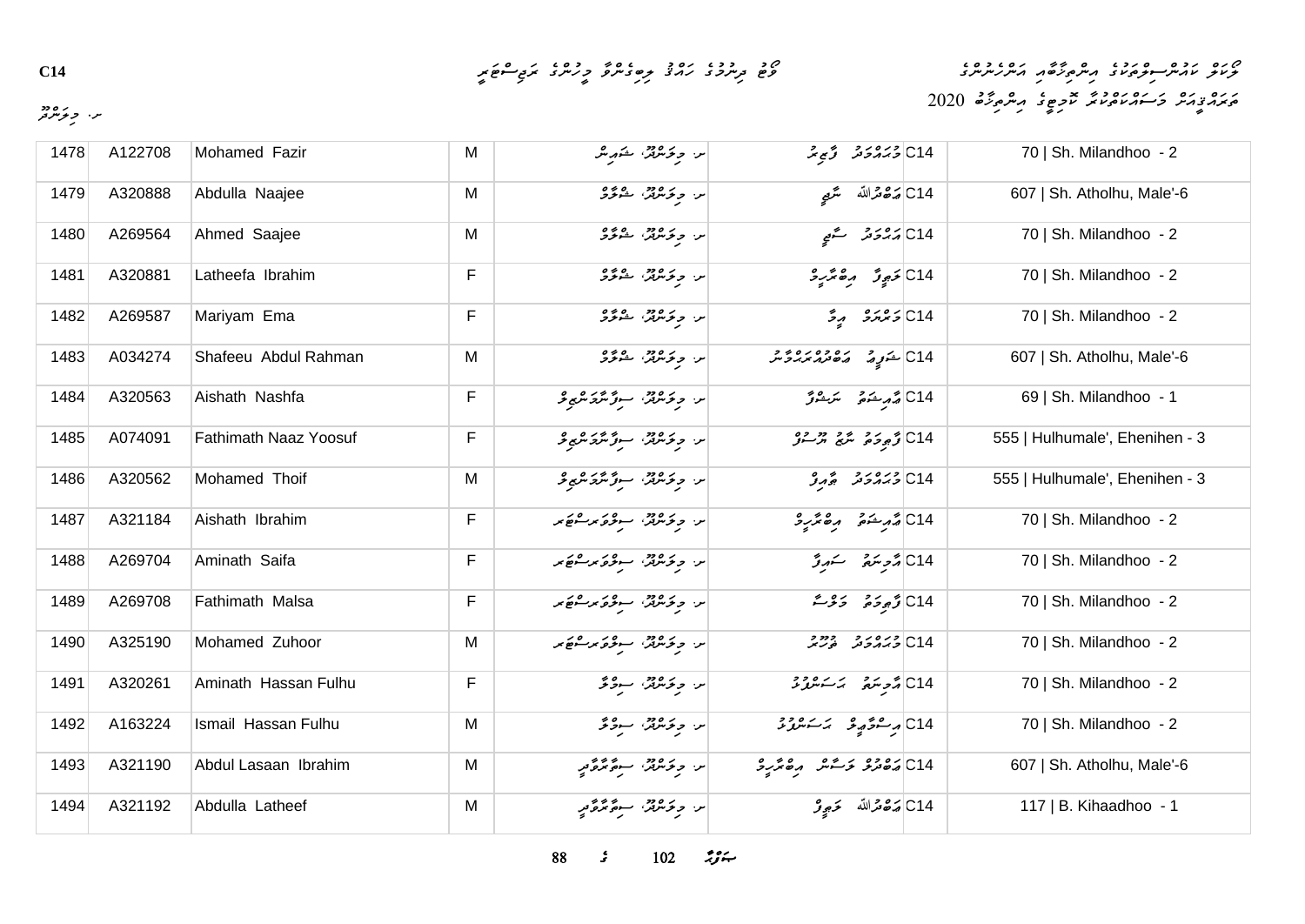| 1478 | A122708 | Mohamed Fazir | M | ش. މިލަންދޫ، ޝައިން | C14  މުޙައްމަދު ފާޒިރު | 70 \| Sh. Milandhoo - 2 |
|---|---|---|---|---|---|---|
| 1479 | A320888 | Abdulla Naajee | M | ش. މިލަންދޫ، ޝާމާވާ | C14 އަބްދުﷲ ނާޖީ | 607 \| Sh. Atholhu, Male'-6 |
| 1480 | A269564 | Ahmed Saajee | M | ش. މިލަންދޫ، ޝާމާވާ | C14 އަޙްމަދު ސާޖީ | 70 \| Sh. Milandhoo - 2 |
| 1481 | A320881 | Latheefa Ibrahim | F | ش. މިލަންދޫ، ޝާމާވާ | C14 ލަޠީފާ އިބްރާހީމް | 70 \| Sh. Milandhoo - 2 |
| 1482 | A269587 | Mariyam Ema | F | ش. މިލަންދޫ، ޝާމާވާ | C14 މަރިޔަމް އީމާ | 70 \| Sh. Milandhoo - 2 |
| 1483 | A034274 | Shafeeu Abdul Rahman | M | ش. މިލަންދޫ، ޝާމާވާ | C14 ޝަފީޢު އަބްދުއްރަޙްމާން | 607 \| Sh. Atholhu, Male'-6 |
| 1484 | A320563 | Aishath Nashfa | F | ش. މިލަންދޫ، ސިލްވަރސެންޑް | C14 އާއިޝަތު ނަޝްފާ | 69 \| Sh. Milandhoo - 1 |
| 1485 | A074091 | Fathimath Naaz Yoosuf | F | ش. މިލަންދޫ، ސިލްވަރސެންޑް | C14 ފާތިމަތު ނާޒް ޔޫސުފް | 555 \| Hulhumale', Ehenihen - 3 |
| 1486 | A320562 | Mohamed Thoif | M | ش. މިލަންދޫ، ސިލްވަރސެންޑް | C14 މުޙައްމަދު ޠާއިފް | 555 \| Hulhumale', Ehenihen - 3 |
| 1487 | A321184 | Aishath Ibrahim | F | ش. މިލަންދޫ، ސިލްވަރސްޓަރ | C14 އާއިޝަތު އިބްރާހީމް | 70 \| Sh. Milandhoo - 2 |
| 1488 | A269704 | Aminath Saifa | F | ش. މިލަންދޫ، ސިލްވަރސްޓަރ | C14 އާމިނަތު ސައިފާ | 70 \| Sh. Milandhoo - 2 |
| 1489 | A269708 | Fathimath Malsa | F | ش. މިލަންދޫ، ސިލްވަރސްޓަރ | C14 ފާތިމަތު މަލްސާ | 70 \| Sh. Milandhoo - 2 |
| 1490 | A325190 | Mohamed Zuhoor | M | ش. މިލަންދޫ، ސިލްވަރސްޓަރ | C14 މުޙައްމަދު ޒުހޫރު | 70 \| Sh. Milandhoo - 2 |
| 1491 | A320261 | Aminath Hassan Fulhu | F | ش. މިލަންދޫ، ސިލްވާ | C14 އާމިނަތު ހަސަންފުޅު | 70 \| Sh. Milandhoo - 2 |
| 1492 | A163224 | Ismail Hassan Fulhu | M | ش. މިލަންދޫ، ސިލްވާ | C14 އިސްމާއިލް ހަސަންފުޅު | 70 \| Sh. Milandhoo - 2 |
| 1493 | A321190 | Abdul Lasaan Ibrahim | M | ش. މިލަންދޫ، ސިލްވަރވާދީ | C14 އަބްދުލް ލަސާން އިބްރާހީމް | 607 \| Sh. Atholhu, Male'-6 |
| 1494 | A321192 | Abdulla Latheef | M | ش. މިލަންދޫ، ސިލްވަރވާދީ | C14 އަބްދުﷲ ލަޠީފް | 117 \| B. Kihaadhoo - 1 |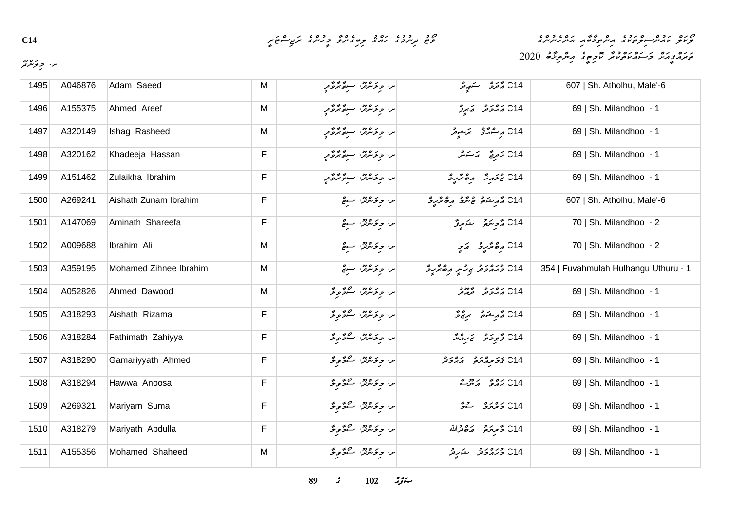ރ. މިލަންދޫ

| 1495 | A046876 | Adam Saeed | M | ށ. މިލަންދޫ، ސިލްވަރކޯނަރ | އާދަމް ސަޢީދު C14 | 607 \| Sh. Atholhu, Male'-6 |
|---|---|---|---|---|---|---|
| 1496 | A155375 | Ahmed Areef | M | ށ. މިލަންދޫ، ސިލްވަރކޯނަރ | އަހުމަދު އަރީފު C14 | 69 \| Sh. Milandhoo - 1 |
| 1497 | A320149 | Ishag Rasheed | M | ށ. މިލަންދޫ، ސިލްވަރކޯނަރ | އިސްހާގު ރަޝީދު C14 | 69 \| Sh. Milandhoo - 1 |
| 1498 | A320162 | Khadeeja Hassan | F | ށ. މިލަންދޫ، ސިލްވަރކޯނަރ | ޚަދީޖާ ހަސަން C14 | 69 \| Sh. Milandhoo - 1 |
| 1499 | A151462 | Zulaikha Ibrahim | F | ށ. މިލަންދޫ، ސިލްވަރކޯނަރ | ޒުލައިޚާ އިބްރާހީމް C14 | 69 \| Sh. Milandhoo - 1 |
| 1500 | A269241 | Aishath Zunam Ibrahim | F | ށ. މިލަންދޫ، ސިޓީ | އާއިޝަތު ޒުނާމް އިބްރާހީމް C14 | 607 \| Sh. Atholhu, Male'-6 |
| 1501 | A147069 | Aminath Shareefa | F | ށ. މިލަންދޫ، ސިޓީ | އާމިނަތު ޝަރީފާ C14 | 70 \| Sh. Milandhoo - 2 |
| 1502 | A009688 | Ibrahim Ali | M | ށ. މިލަންދޫ، ސިޓީ | އިބްރާހީމް ޢަލީ C14 | 70 \| Sh. Milandhoo - 2 |
| 1503 | A359195 | Mohamed Zihnee Ibrahim | M | ށ. މިލަންދޫ، ސިޓީ | މުޙައްމަދު ޒިހުނީ އިބްރާހީމް C14 | 354 \| Fuvahmulah Hulhangu Uthuru - 1 |
| 1504 | A052826 | Ahmed Dawood | M | ށ. މިލަންދޫ، ސޯމާވިލާ | އަހުމަދު ދާއޫދު C14 | 69 \| Sh. Milandhoo - 1 |
| 1505 | A318293 | Aishath Rizama | F | ށ. މިލަންދޫ، ސޯމާވިލާ | އާއިޝަތު ރިޒާމާ C14 | 69 \| Sh. Milandhoo - 1 |
| 1506 | A318284 | Fathimath Zahiyya | F | ށ. މިލަންދޫ، ސޯމާވިލާ | ފާތިމަތު ޒަހިއްޔާ C14 | 69 \| Sh. Milandhoo - 1 |
| 1507 | A318290 | Gamariyyath Ahmed | F | ށ. މިލަންދޫ، ސޯމާވިލާ | ގަމަރިއްޔާތު އަހުމަދު C14 | 69 \| Sh. Milandhoo - 1 |
| 1508 | A318294 | Hawwa Anoosa | F | ށ. މިލަންދޫ، ސޯމާވިލާ | ހައްވާ އަނޫސާ C14 | 69 \| Sh. Milandhoo - 1 |
| 1509 | A269321 | Mariyam Suma | F | ށ. މިލަންދޫ، ސޯމާވިލާ | މަރިޔަމް ސުމާ C14 | 69 \| Sh. Milandhoo - 1 |
| 1510 | A318279 | Mariyath Abdulla | F | ށ. މިލަންދޫ، ސޯމާވިލާ | މާރިޔަތު ޢަބްދުﷲ C14 | 69 \| Sh. Milandhoo - 1 |
| 1511 | A155356 | Mohamed Shaheed | M | ށ. މިލަންދޫ، ސޯމާވިލާ | މުޙައްމަދު ޝަހީދު C14 | 69 \| Sh. Milandhoo - 1 |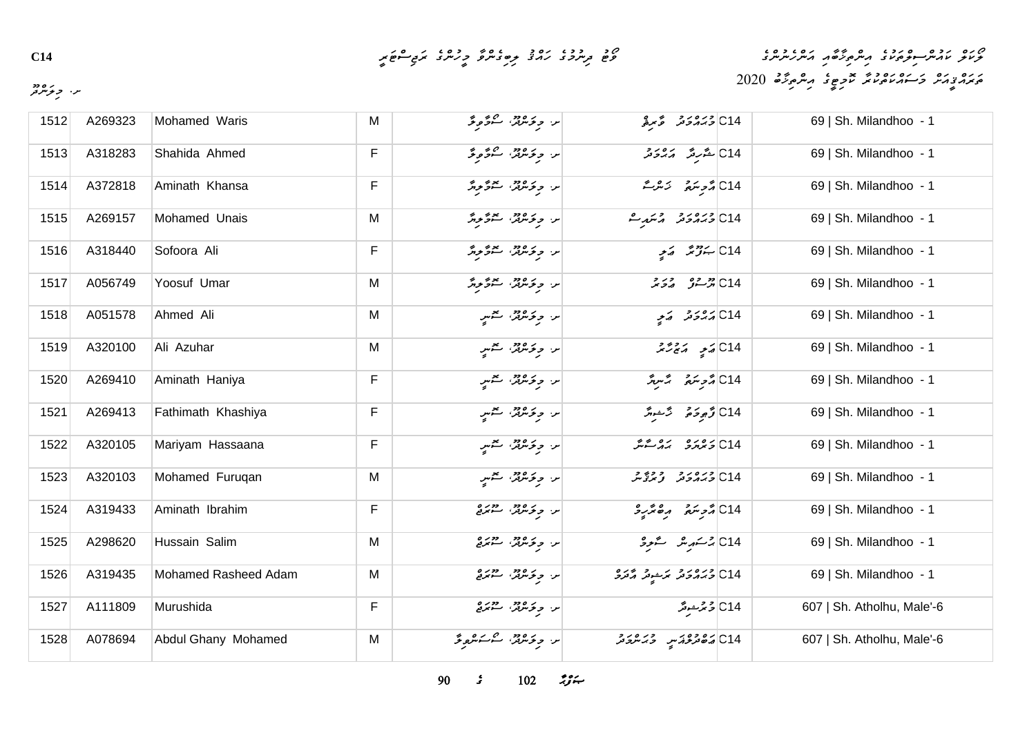| 1512 | A269323 | Mohamed Waris | M | ށ. މިލަންދޫ، ސޯފާވިލާ | C14 މުހައްމަދު ވާރިޝް | 69 \| Sh. Milandhoo - 1 |
|---|---|---|---|---|---|---|
| 1513 | A318283 | Shahida Ahmed | F | ށ. މިލަންދޫ، ސޯފާވިލާ | C14 ޝާހިދާ އަހުމަދު | 69 \| Sh. Milandhoo - 1 |
| 1514 | A372818 | Aminath Khansa | F | ށ. މިލަންދޫ، ސޯފާވިއު | C14 އާމިނަތު ޚަންސާ | 69 \| Sh. Milandhoo - 1 |
| 1515 | A269157 | Mohamed Unais | M | ށ. މިލަންދޫ، ސޯފާވިއު | C14 މުހައްމަދު އުނައިސް | 69 \| Sh. Milandhoo - 1 |
| 1516 | A318440 | Sofoora Ali | F | ށ. މިލަންދޫ، ސޯފާވިއު | C14 ސަފޫރާ އަލި | 69 \| Sh. Milandhoo - 1 |
| 1517 | A056749 | Yoosuf Umar | M | ށ. މިލަންދޫ، ސޯފާވިއު | C14 ޔޫސުފް އުމަރު | 69 \| Sh. Milandhoo - 1 |
| 1518 | A051578 | Ahmed Ali | M | ށ. މިލަންދޫ، ސޯނި | C14 އަހުމަދު އަލި | 69 \| Sh. Milandhoo - 1 |
| 1519 | A320100 | Ali Azuhar | M | ށ. މިލަންދޫ، ސޯނި | C14 އަލި އަޒުހަރު | 69 \| Sh. Milandhoo - 1 |
| 1520 | A269410 | Aminath Haniya | F | ށ. މިލަންދޫ، ސޯނި | C14 އާމިނަތު ހާނިޔާ | 69 \| Sh. Milandhoo - 1 |
| 1521 | A269413 | Fathimath Khashiya | F | ށ. މިލަންދޫ، ސޯނި | C14 ފާތިމަތު ޚާޝިޔާ | 69 \| Sh. Milandhoo - 1 |
| 1522 | A320105 | Mariyam Hassaana | F | ށ. މިލަންދޫ، ސޯނި | C14 މަރިޔަމް ހައްސާނާ | 69 \| Sh. Milandhoo - 1 |
| 1523 | A320103 | Mohamed Furuqan | M | ށ. މިލަންދޫ، ސޯނި | C14 މުހައްމަދު ފުރުޤާން | 69 \| Sh. Milandhoo - 1 |
| 1524 | A319433 | Aminath Ibrahim | F | ށ. މިލަންދޫ، ސޫރަޖް | C14 އާމިނަތު އިބްރާހިމް | 69 \| Sh. Milandhoo - 1 |
| 1525 | A298620 | Hussain Salim | M | ށ. މިލަންދޫ، ސޫރަޖް | C14 ހުސައިން ސާލިމް | 69 \| Sh. Milandhoo - 1 |
| 1526 | A319435 | Mohamed Rasheed Adam | M | ށ. މިލަންދޫ، ސޫރަޖް | C14 މުހައްމަދު ރަޝީދު އާދަމް | 69 \| Sh. Milandhoo - 1 |
| 1527 | A111809 | Murushida | F | ށ. މިލަންދޫ، ސޫރަޖް | C14 މުރުޝިދާ | 607 \| Sh. Atholhu, Male'-6 |
| 1528 | A078694 | Abdul Ghany Mohamed | M | ށ. މިލަންދޫ، ސާސަންވިލާ | C14 އަބްދުލްޣަނީ މުހައްމަދު | 607 \| Sh. Atholhu, Male'-6 |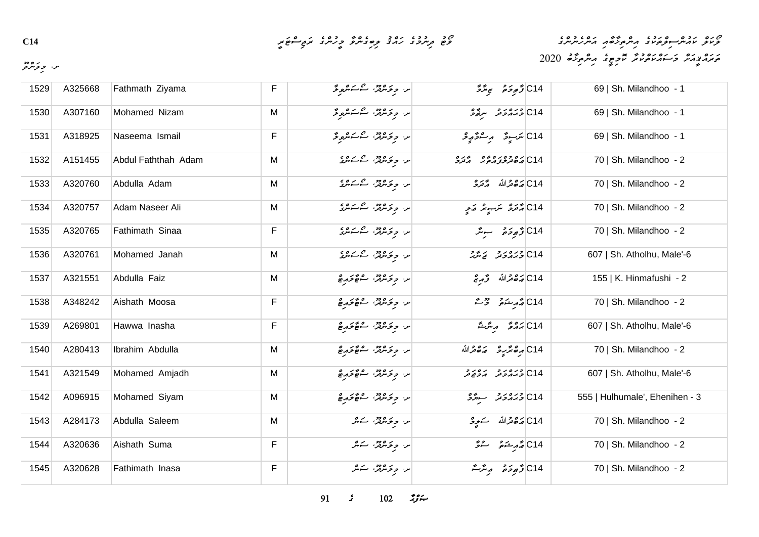| 1529 | A325668 | Fathmath Ziyama | F | ش. މިލަންދޫ، ސޮސަންވިލާ | C14 ފާތިމަތު ޒިޔާމާ | 69 \| Sh. Milandhoo - 1 |
|---|---|---|---|---|---|---|
| 1530 | A307160 | Mohamed Nizam | M | ش. މިލަންދޫ، ސޮސަންވިލާ | C14 މުޙައްމަދު ނިޒާމް | 69 \| Sh. Milandhoo - 1 |
| 1531 | A318925 | Naseema Ismail | F | ش. މިލަންދޫ، ސޮސަންވިލާ | C14 ނަސީމާ އިސްމާޢީލް | 69 \| Sh. Milandhoo - 1 |
| 1532 | A151455 | Abdul Faththah Adam | M | ش. މިލަންދޫ، ސޮސަންގެ | C14 އަބްދުލްފައްތާޙް އާދަމް | 70 \| Sh. Milandhoo - 2 |
| 1533 | A320760 | Abdulla Adam | M | ش. މިލަންދޫ، ސޮސަންގެ | C14 އަބްދުﷲ އާދަމް | 70 \| Sh. Milandhoo - 2 |
| 1534 | A320757 | Adam Naseer Ali | M | ش. މިލަންދޫ، ސޮސަންގެ | C14 އާދަމް ނަސީރު އަލި | 70 \| Sh. Milandhoo - 2 |
| 1535 | A320765 | Fathimath Sinaa | F | ش. މިލަންދޫ، ސޮސަންގެ | C14 ފާތިމަތު ސިނާ | 70 \| Sh. Milandhoo - 2 |
| 1536 | A320761 | Mohamed Janah | M | ش. މިލަންދޫ، ސޮސަންގެ | C14 މުޙައްމަދު ޖަނާޙް | 607 \| Sh. Atholhu, Male'-6 |
| 1537 | A321551 | Abdulla Faiz | M | ش. މިލަންދޫ، ސުވާމަޖާ | C14 އަބްދުﷲ ފާއިޒް | 155 \| K. Hinmafushi - 2 |
| 1538 | A348242 | Aishath Moosa | F | ش. މިލަންދޫ، ސުވާމަޖާ | C14 އައިޝަތު މޫސާ | 70 \| Sh. Milandhoo - 2 |
| 1539 | A269801 | Hawwa Inasha | F | ش. މިލަންދޫ، ސުވާމަޖާ | C14 ހައްވާ އިނާޝާ | 607 \| Sh. Atholhu, Male'-6 |
| 1540 | A280413 | Ibrahim Abdulla | M | ش. މިލަންދޫ، ސުވާމަޖާ | C14 އިބްރާހީމް އަބްދުﷲ | 70 \| Sh. Milandhoo - 2 |
| 1541 | A321549 | Mohamed Amjadh | M | ش. މިލަންދޫ، ސުވާމަޖާ | C14 މުޙައްމަދު އަމްޖަދު | 607 \| Sh. Atholhu, Male'-6 |
| 1542 | A096915 | Mohamed Siyam | M | ش. މިލަންދޫ، ސުވާމަޖާ | C14 މުޙައްމަދު ސިޔާމް | 555 \| Hulhumale', Ehenihen - 3 |
| 1543 | A284173 | Abdulla Saleem | M | ش. މިލަންދޫ، ސަން | C14 އަބްދުﷲ ސަލީމް | 70 \| Sh. Milandhoo - 2 |
| 1544 | A320636 | Aishath Suma | F | ش. މިލަންދޫ، ސަން | C14 އައިޝަތު ސުމާ | 70 \| Sh. Milandhoo - 2 |
| 1545 | A320628 | Fathimath Inasa | F | ش. މިލަންދޫ، ސަން | C14 ފާތިމަތު އިނާސާ | 70 \| Sh. Milandhoo - 2 |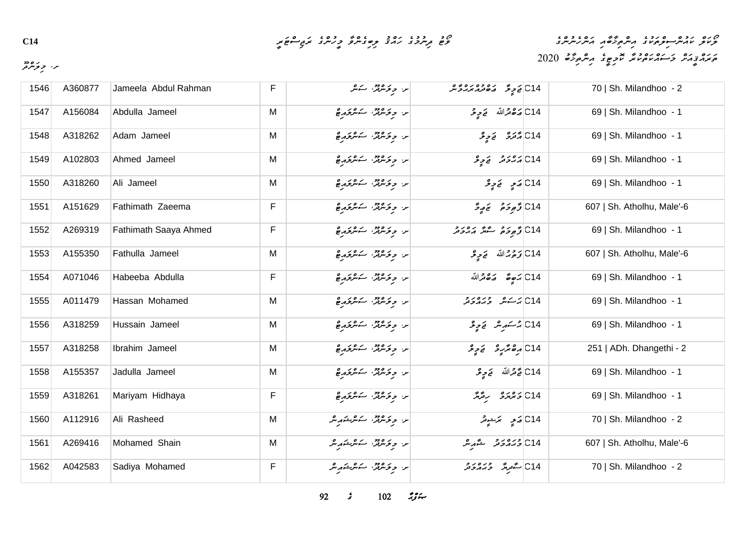| 1546 | A360877 | Jameela Abdul Rahman | F | ش. މިލަންދޫ، ސަން | C14 ޖަމީލާ އަބްދުއްރަހްމާން | 70 \| Sh. Milandhoo - 2 |
|---|---|---|---|---|---|---|
| 1547 | A156084 | Abdulla Jameel | M | ش. މިލަންދޫ، ސަންރޯޒްވިއު | C14 އަބްދުﷲ ޖަމީލް | 69 \| Sh. Milandhoo - 1 |
| 1548 | A318262 | Adam Jameel | M | ش. މިލަންދޫ، ސަންރޯޒްވިއު | C14 އާދަމް ޖަމީލް | 69 \| Sh. Milandhoo - 1 |
| 1549 | A102803 | Ahmed Jameel | M | ش. މިލަންދޫ، ސަންރޯޒްވިއު | C14 އަހްމަދު ޖަމީލް | 69 \| Sh. Milandhoo - 1 |
| 1550 | A318260 | Ali Jameel | M | ش. މިލަންދޫ، ސަންރޯޒްވިއު | C14 އަލި ޖަމީލް | 69 \| Sh. Milandhoo - 1 |
| 1551 | A151629 | Fathimath Zaeema | F | ش. މިލަންދޫ، ސަންރޯޒްވިއު | C14 ފާތިމަތު ޒަޢީމާ | 607 \| Sh. Atholhu, Male'-6 |
| 1552 | A269319 | Fathimath Saaya Ahmed | F | ش. މިލަންދޫ، ސަންރޯޒްވިއު | C14 ފާތިމަތު ސާޔާ އަހްމަދު | 69 \| Sh. Milandhoo - 1 |
| 1553 | A155350 | Fathulla Jameel | M | ش. މިލަންދޫ، ސަންރޯޒްވިއު | C14 ފަތުﷲ ޖަމީލް | 607 \| Sh. Atholhu, Male'-6 |
| 1554 | A071046 | Habeeba Abdulla | F | ش. މިލަންދޫ، ސަންރޯޒްވިއު | C14 ހަބީބާ އަބްދުﷲ | 69 \| Sh. Milandhoo - 1 |
| 1555 | A011479 | Hassan Mohamed | M | ش. މިލަންދޫ، ސަންރޯޒްވިއު | C14 ހަސަން މުހައްމަދު | 69 \| Sh. Milandhoo - 1 |
| 1556 | A318259 | Hussain Jameel | M | ش. މިލަންދޫ، ސަންރޯޒްވިއު | C14 ހުސައިން ޖަމީލް | 69 \| Sh. Milandhoo - 1 |
| 1557 | A318258 | Ibrahim Jameel | M | ش. މިލަންދޫ، ސަންރޯޒްވިއު | C14 އިބްރާހީމް ޖަމީލް | 251 \| ADh. Dhangethi - 2 |
| 1558 | A155357 | Jadulla Jameel | M | ش. މިލަންދޫ، ސަންރޯޒްވިއު | C14 ޖާދުﷲ ޖަމީލް | 69 \| Sh. Milandhoo - 1 |
| 1559 | A318261 | Mariyam Hidhaya | F | ش. މިލަންދޫ، ސަންރޯޒްވިއު | C14 މަރިޔަމް ހިދާޔާ | 69 \| Sh. Milandhoo - 1 |
| 1560 | A112916 | Ali Rasheed | M | ش. މިލަންދޫ، ސަންޝައިން | C14 އަލި ރަޝީދު | 70 \| Sh. Milandhoo - 2 |
| 1561 | A269416 | Mohamed Shain | M | ش. މިލަންދޫ، ސަންޝައިން | C14 މުހައްމަދު ޝާއިން | 607 \| Sh. Atholhu, Male'-6 |
| 1562 | A042583 | Sadiya Mohamed | F | ش. މިލަންދޫ، ސަންޝައިން | C14 ސާދިޔާ މުހައްމަދު | 70 \| Sh. Milandhoo - 2 |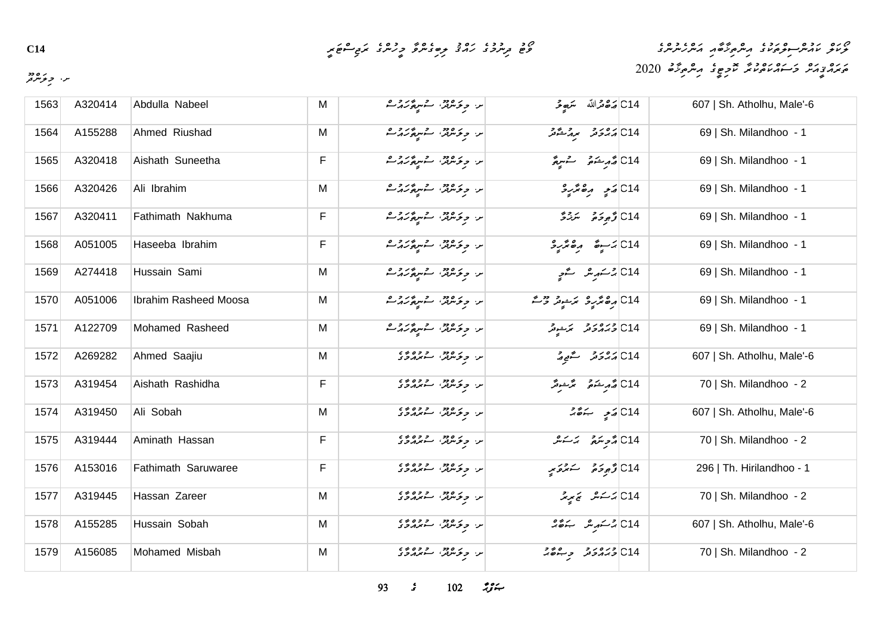| 1563 | A320414 | Abdulla Nabeel | M | ށ. މިލަންދޫ، ސުނިތާހަމްސާ | C14 ޢަބްދުﷲ ނަބީލު | 607 \| Sh. Atholhu, Male'-6 |
|---|---|---|---|---|---|---|
| 1564 | A155288 | Ahmed Riushad | M | ށ. މިލަންދޫ، ސުނިތާހަމްސާ | C14 އަހްމަދު ރިޢުޝާދު | 69 \| Sh. Milandhoo - 1 |
| 1565 | A320418 | Aishath Suneetha | F | ށ. މިލަންދޫ، ސުނިތާހަމްސާ | C14 އާއިޝަތު ސުނީތާ | 69 \| Sh. Milandhoo - 1 |
| 1566 | A320426 | Ali Ibrahim | M | ށ. މިލަންދޫ، ސުނިތާހަމްސާ | C14 ޢަލީ އިބްރާހީމް | 69 \| Sh. Milandhoo - 1 |
| 1567 | A320411 | Fathimath Nakhuma | F | ށ. މިލަންދޫ، ސުނިތާހަމްސާ | C14 ފާތިމަތު ނަޚުމާ | 69 \| Sh. Milandhoo - 1 |
| 1568 | A051005 | Haseeba Ibrahim | F | ށ. މިލަންދޫ، ސުނިތާހަމްސާ | C14 ހަސީބާ އިބްރާހީމް | 69 \| Sh. Milandhoo - 1 |
| 1569 | A274418 | Hussain Sami | M | ށ. މިލަންދޫ، ސުނިތާހަމްސާ | C14 ހުސައިން ސާމީ | 69 \| Sh. Milandhoo - 1 |
| 1570 | A051006 | Ibrahim Rasheed Moosa | M | ށ. މިލަންދޫ، ސުނިތާހަމްސާ | C14 އިބްރާހީމް ރަޝީދު މޫސާ | 69 \| Sh. Milandhoo - 1 |
| 1571 | A122709 | Mohamed Rasheed | M | ށ. މިލަންދޫ، ސުނިތާހަމްސާ | C14 މުހައްމަދު ރަޝީދު | 69 \| Sh. Milandhoo - 1 |
| 1572 | A269282 | Ahmed Saajiu | M | ށ. މިލަންދޫ، ސުރުޚުވާގެ | C14 އަހްމަދު ސާޖިއު | 607 \| Sh. Atholhu, Male'-6 |
| 1573 | A319454 | Aishath Rashidha | F | ށ. މިލަންދޫ، ސުރުޚުވާގެ | C14 އާއިޝަތު ރާޝިދާ | 70 \| Sh. Milandhoo - 2 |
| 1574 | A319450 | Ali Sobah | M | ށ. މިލަންދޫ، ސުރުޚުވާގެ | C14 ޢަލީ ޞަބާޙު | 607 \| Sh. Atholhu, Male'-6 |
| 1575 | A319444 | Aminath Hassan | F | ށ. މިލަންދޫ، ސުރުޚުވާގެ | C14 އާމިނަތު ޙަސަން | 70 \| Sh. Milandhoo - 2 |
| 1576 | A153016 | Fathimath Saruwaree | F | ށ. މިލަންދޫ، ސުރުޚުވާގެ | C14 ފާތިމަތު ސަރުވަރީ | 296 \| Th. Hirilandhoo - 1 |
| 1577 | A319445 | Hassan Zareer | M | ށ. މިލަންދޫ، ސުރުޚުވާގެ | C14 ޙަސަން ޒަރީރު | 70 \| Sh. Milandhoo - 2 |
| 1578 | A155285 | Hussain Sobah | M | ށ. މިލަންދޫ، ސުރުޚުވާގެ | C14 ހުސައިން ޞަބާޙު | 607 \| Sh. Atholhu, Male'-6 |
| 1579 | A156085 | Mohamed Misbah | M | ށ. މިލަންދޫ، ސުރުޚުވާގެ | C14 މުހައްމަދު މިޞްބާޙު | 70 \| Sh. Milandhoo - 2 |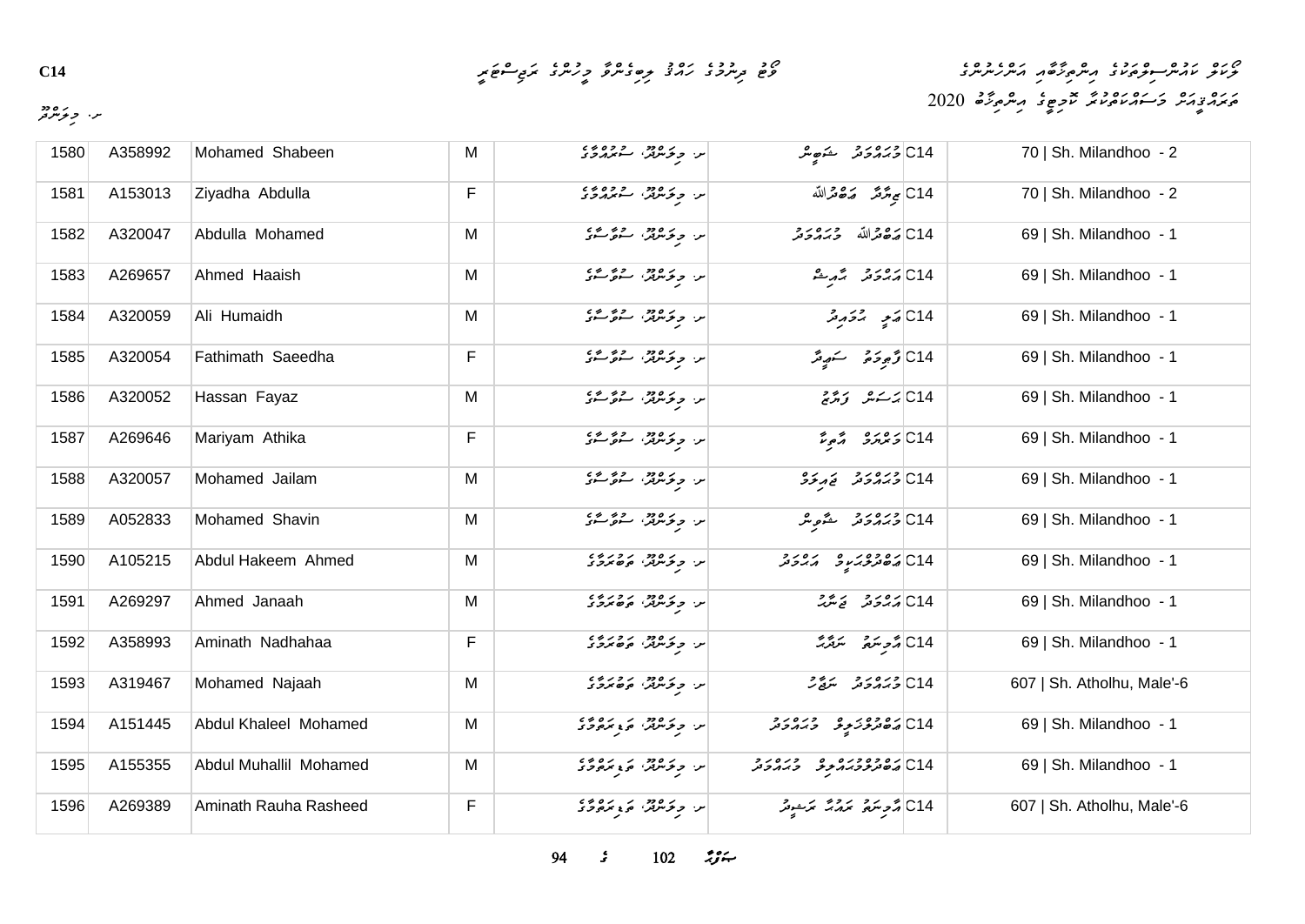| 1580 | A358992 | Mohamed Shabeen | M | ش. މިލަންދޫ، ސަބްނަމްގެ | C14 ޝަބީން މުޙައްމަދު | 70 \| Sh. Milandhoo - 2 |
|---|---|---|---|---|---|---|
| 1581 | A153013 | Ziyadha Abdulla | F | ش. މިލަންދޫ، ސަބްނަމްގެ | C14 ޒިޔާދާ ޢަބްދުﷲ | 70 \| Sh. Milandhoo - 2 |
| 1582 | A320047 | Abdulla Mohamed | M | ش. މިލަންދޫ، ސަވޮސްގެ | C14 ޢަބްދުﷲ މުޙައްމަދު | 69 \| Sh. Milandhoo - 1 |
| 1583 | A269657 | Ahmed Haaish | M | ش. މިލަންދޫ، ސަވޮސްގެ | C14 އަޙްމަދު ހާއިޝް | 69 \| Sh. Milandhoo - 1 |
| 1584 | A320059 | Ali Humaidh | M | ش. މިލަންދޫ، ސަވޮސްގެ | C14 ޢަލީ ހުމައިދު | 69 \| Sh. Milandhoo - 1 |
| 1585 | A320054 | Fathimath Saeedha | F | ش. މިލަންދޫ، ސަވޮސްގެ | C14 ފާތިމަތު ސަޢީދާ | 69 \| Sh. Milandhoo - 1 |
| 1586 | A320052 | Hassan Fayaz | M | ش. މިލަންދޫ، ސަވޮސްގެ | C14 ޙަސަން ފައްޔާޒު | 69 \| Sh. Milandhoo - 1 |
| 1587 | A269646 | Mariyam Athika | F | ش. މިލަންދޫ، ސަވޮސްގެ | C14 މަރިޔަމް އާތިކާ | 69 \| Sh. Milandhoo - 1 |
| 1588 | A320057 | Mohamed Jailam | M | ش. މިލަންދޫ، ސަވޮސްގެ | C14 މުޙައްމަދު ޖައިލަމް | 69 \| Sh. Milandhoo - 1 |
| 1589 | A052833 | Mohamed Shavin | M | ش. މިލަންދޫ، ސަވޮސްގެ | C14 މުޙައްމަދު ޝާވިން | 69 \| Sh. Milandhoo - 1 |
| 1590 | A105215 | Abdul Hakeem Ahmed | M | ش. މިލަންދޫ، ބަހާރުގެ | C14 ޢަބްދުލްޙަކީމް އަޙްމަދު | 69 \| Sh. Milandhoo - 1 |
| 1591 | A269297 | Ahmed Janaah | M | ش. މިލަންދޫ، ބަހާރުގެ | C14 އަޙްމަދު ޖަނާޙް | 69 \| Sh. Milandhoo - 1 |
| 1592 | A358993 | Aminath Nadhahaa | F | ش. މިލަންދޫ، ބަހާރުގެ | C14 އާމިނަތު ނަދަހާ | 69 \| Sh. Milandhoo - 1 |
| 1593 | A319467 | Mohamed Najaah | M | ش. މިލަންދޫ، ބަހާރުގެ | C14 މުޙައްމަދު ނަޖާޙް | 607 \| Sh. Atholhu, Male'-6 |
| 1594 | A151445 | Abdul Khaleel Mohamed | M | ش. މިލަންދޫ، ބަހަރުވާގެ | C14 ޢަބްދުލްޚަލީލް މުޙައްމަދު | 69 \| Sh. Milandhoo - 1 |
| 1595 | A155355 | Abdul Muhallil Mohamed | M | ش. މިލަންދޫ، ބަހަރުވާގެ | C14 ޢަބްދުލްމުޙައްލިލް މުޙައްމަދު | 69 \| Sh. Milandhoo - 1 |
| 1596 | A269389 | Aminath Rauha Rasheed | F | ش. މިލަންދޫ، ބަހަރުވާގެ | C14 އާމިނަތު ރައުހާ ރަޝީދު | 607 \| Sh. Atholhu, Male'-6 |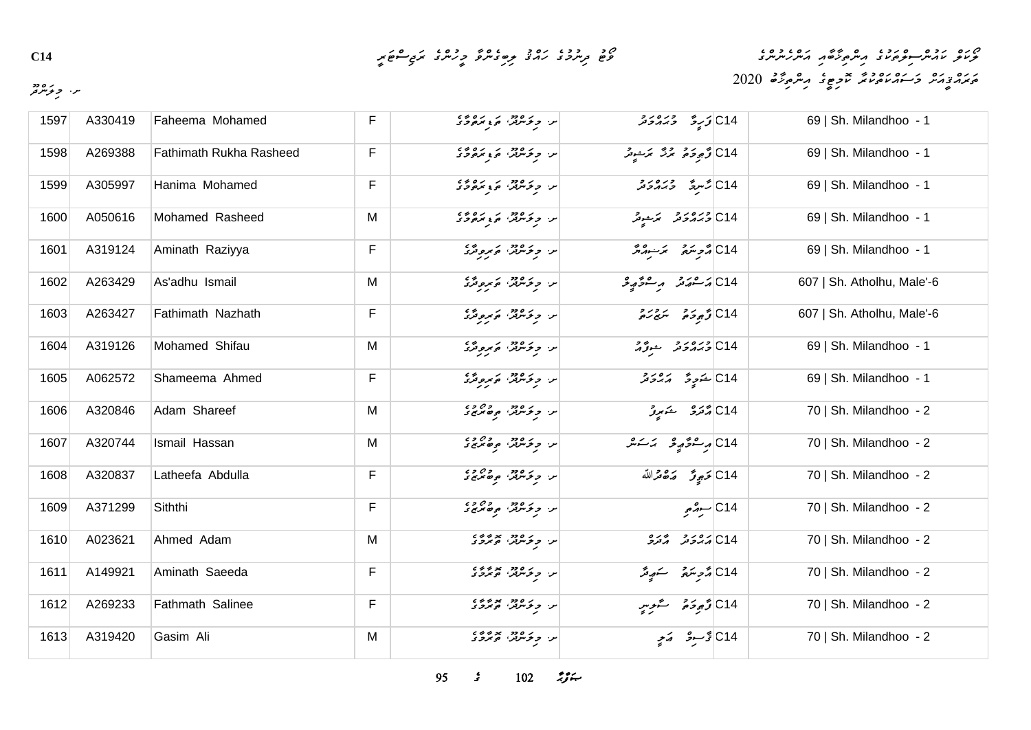| 1597 | A330419 | Faheema Mohamed | F | ش. މިލަންދޫ، ޏަޔާ ރަބުވާގެ | C14 ފަހީމާ މުހައްމަދު | 69 \| Sh. Milandhoo - 1 |
|---|---|---|---|---|---|---|
| 1598 | A269388 | Fathimath Rukha Rasheed | F | ش. މިލަންދޫ، ޏަޔާ ރަބުވާގެ | C14 ފާތިމަތު ރުހާ ރަޝީދު | 69 \| Sh. Milandhoo - 1 |
| 1599 | A305997 | Hanima Mohamed | F | ش. މިލަންދޫ، ޏަޔާ ރަބުވާގެ | C14 ހާނިމާ މުހައްމަދު | 69 \| Sh. Milandhoo - 1 |
| 1600 | A050616 | Mohamed Rasheed | M | ش. މިލަންދޫ، ޏަޔާ ރަބުވާގެ | C14 މުހައްމަދު ރަޝީދު | 69 \| Sh. Milandhoo - 1 |
| 1601 | A319124 | Aminath Raziyya | F | ش. މިލަންދޫ، ޏަރިވާރީ | C14 އާމިނަތު ރަޒިއްޔާ | 69 \| Sh. Milandhoo - 1 |
| 1602 | A263429 | As'adhu Ismail | M | ش. މިލަންދޫ، ޏަރިވާރީ | C14 އަސްއަދު އިސްމާޢީލު | 607 \| Sh. Atholhu, Male'-6 |
| 1603 | A263427 | Fathimath Nazhath | F | ش. މިލަންދޫ، ޏަރިވާރީ | C14 ފާތިމަތު ނަޒްހަތު | 607 \| Sh. Atholhu, Male'-6 |
| 1604 | A319126 | Mohamed Shifau | M | ش. މިލަންދޫ، ޏަރިވާރީ | C14 މުހައްމަދު ޝިފާއު | 69 \| Sh. Milandhoo - 1 |
| 1605 | A062572 | Shameema Ahmed | F | ش. މިލަންދޫ، ޏަރިވާރީ | C14 ޝަމީމާ އަހުމަދު | 69 \| Sh. Milandhoo - 1 |
| 1606 | A320846 | Adam Shareef | M | ش. މިލަންދޫ، ތިބުނާގެ | C14 އާދަމް ޝަރީފު | 70 \| Sh. Milandhoo - 2 |
| 1607 | A320744 | Ismail Hassan | M | ش. މިލަންދޫ، ތިބުނާގެ | C14 އިސްމާޢީލު ހަސަން | 70 \| Sh. Milandhoo - 2 |
| 1608 | A320837 | Latheefa Abdulla | F | ش. މިލަންދޫ، ތިބުނާގެ | C14 ލަތީފާ އަބްދުﷲ | 70 \| Sh. Milandhoo - 2 |
| 1609 | A371299 | Siththi | F | ش. މިލަންދޫ، ތިބުނާގެ | C14 ސިއްތި | 70 \| Sh. Milandhoo - 2 |
| 1610 | A023621 | Ahmed Adam | M | ش. މިލަންދޫ، ތޮރާގެ | C14 އަހުމަދު އާދަމް | 70 \| Sh. Milandhoo - 2 |
| 1611 | A149921 | Aminath Saeeda | F | ش. މިލަންދޫ، ތޮރާގެ | C14 އާމިނަތު ސައީދާ | 70 \| Sh. Milandhoo - 2 |
| 1612 | A269233 | Fathmath Salinee | F | ش. މިލަންދޫ، ތޮރާގެ | C14 ފާތިމަތު ސާލިނީ | 70 \| Sh. Milandhoo - 2 |
| 1613 | A319420 | Gasim Ali | M | ش. މިލަންދޫ، ތޮރާގެ | C14 ޤާސިމް ޢަލީ | 70 \| Sh. Milandhoo - 2 |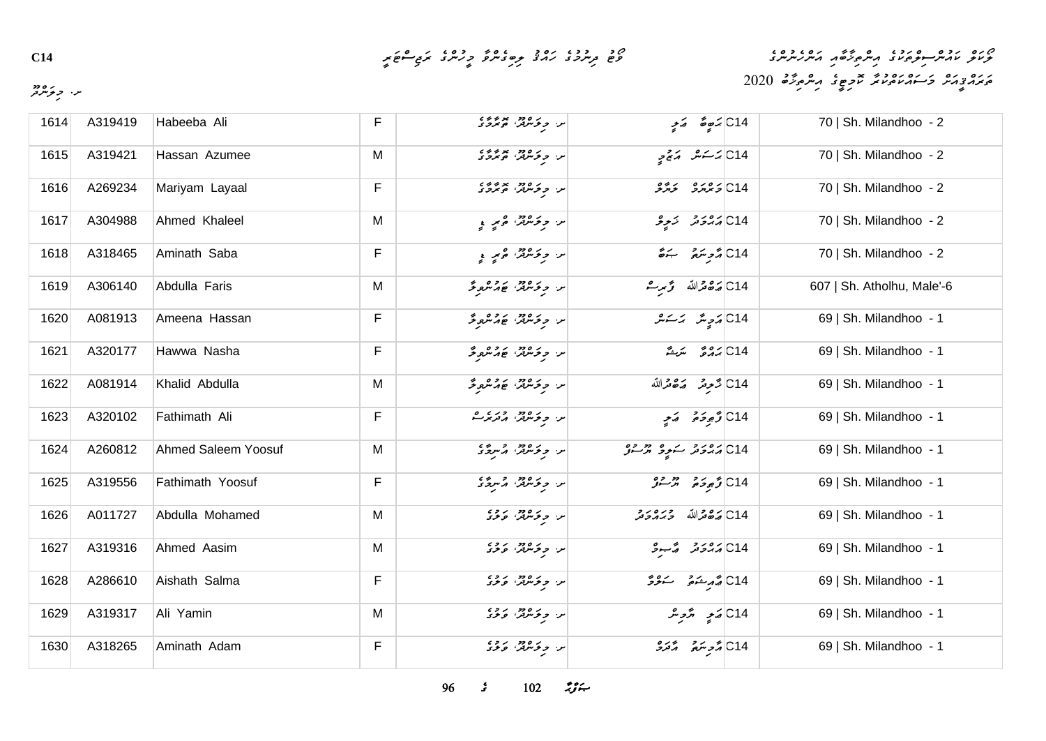| 1614 | A319419 | Habeeba Ali | F | ش. މިލަންދޫ، ތަރުމާގެ | ހަބީބާ ޢަލީ C14 | 70 \| Sh. Milandhoo - 2 |
|---|---|---|---|---|---|---|
| 1615 | A319421 | Hassan Azumee | M | ش. މިލަންދޫ، ތަރުމާގެ | ހަސަން އަޒުމީ C14 | 70 \| Sh. Milandhoo - 2 |
| 1616 | A269234 | Mariyam Layaal | F | ش. މިލަންދޫ، ތަރުމާގެ | މަރިޔަމް ލަޔާލް C14 | 70 \| Sh. Milandhoo - 2 |
| 1617 | A304988 | Ahmed Khaleel | M | ش. މިލަންދޫ، ތޯރީ ޓީ | އަހުމަދު ޚަލީލް C14 | 70 \| Sh. Milandhoo - 2 |
| 1618 | A318465 | Aminath Saba | F | ش. މިލަންދޫ، ތޯރީ ޓީ | އާމިނަތު ސަބާ C14 | 70 \| Sh. Milandhoo - 2 |
| 1619 | A306140 | Abdulla Faris | M | ش. މިލަންދޫ، ދައުލަތާބާދު | އަބްދުﷲ ފާރިސް C14 | 607 \| Sh. Atholhu, Male'-6 |
| 1620 | A081913 | Ameena Hassan | F | ش. މިލަންދޫ، ދައުލަތާބާދު | އަމީނާ ހަސަން C14 | 69 \| Sh. Milandhoo - 1 |
| 1621 | A320177 | Hawwa Nasha | F | ش. މިލަންދޫ، ދައުލަތާބާދު | ހައްވާ ނަޝާ C14 | 69 \| Sh. Milandhoo - 1 |
| 1622 | A081914 | Khalid Abdulla | M | ش. މިލަންދޫ، ދައުލަތާބާދު | ޚާލިދު އަބްދުﷲ C14 | 69 \| Sh. Milandhoo - 1 |
| 1623 | A320102 | Fathimath Ali | F | ش. މިލަންދޫ، އުދަރެސް | ފާތިމަތު ޢަލީ C14 | 69 \| Sh. Milandhoo - 1 |
| 1624 | A260812 | Ahmed Saleem Yoosuf | M | ش. މިލަންދޫ، އުނިމާގެ | އަހުމަދު ސަލީމް ޔޫސުފް C14 | 69 \| Sh. Milandhoo - 1 |
| 1625 | A319556 | Fathimath Yoosuf | F | ش. މިލަންދޫ، އުނިމާގެ | ފާތިމަތު ޔޫސުފް C14 | 69 \| Sh. Milandhoo - 1 |
| 1626 | A011727 | Abdulla Mohamed | M | ش. މިލަންދޫ، ވަލުގެ | އަބްދުﷲ މުޙައްމަދު C14 | 69 \| Sh. Milandhoo - 1 |
| 1627 | A319316 | Ahmed Aasim | M | ش. މިލަންދޫ، ވަލުގެ | އަހުމަދު އާސިމް C14 | 69 \| Sh. Milandhoo - 1 |
| 1628 | A286610 | Aishath Salma | F | ش. މިލަންދޫ، ވަލުގެ | އައިޝަތު ސަލްމާ C14 | 69 \| Sh. Milandhoo - 1 |
| 1629 | A319317 | Ali Yamin | M | ش. މިލަންދޫ، ވަލުގެ | ޢަލީ ޔާމިން C14 | 69 \| Sh. Milandhoo - 1 |
| 1630 | A318265 | Aminath Adam | F | ش. މިލަންދޫ، ވަލުގެ | އާމިނަތު އާދަމް C14 | 69 \| Sh. Milandhoo - 1 |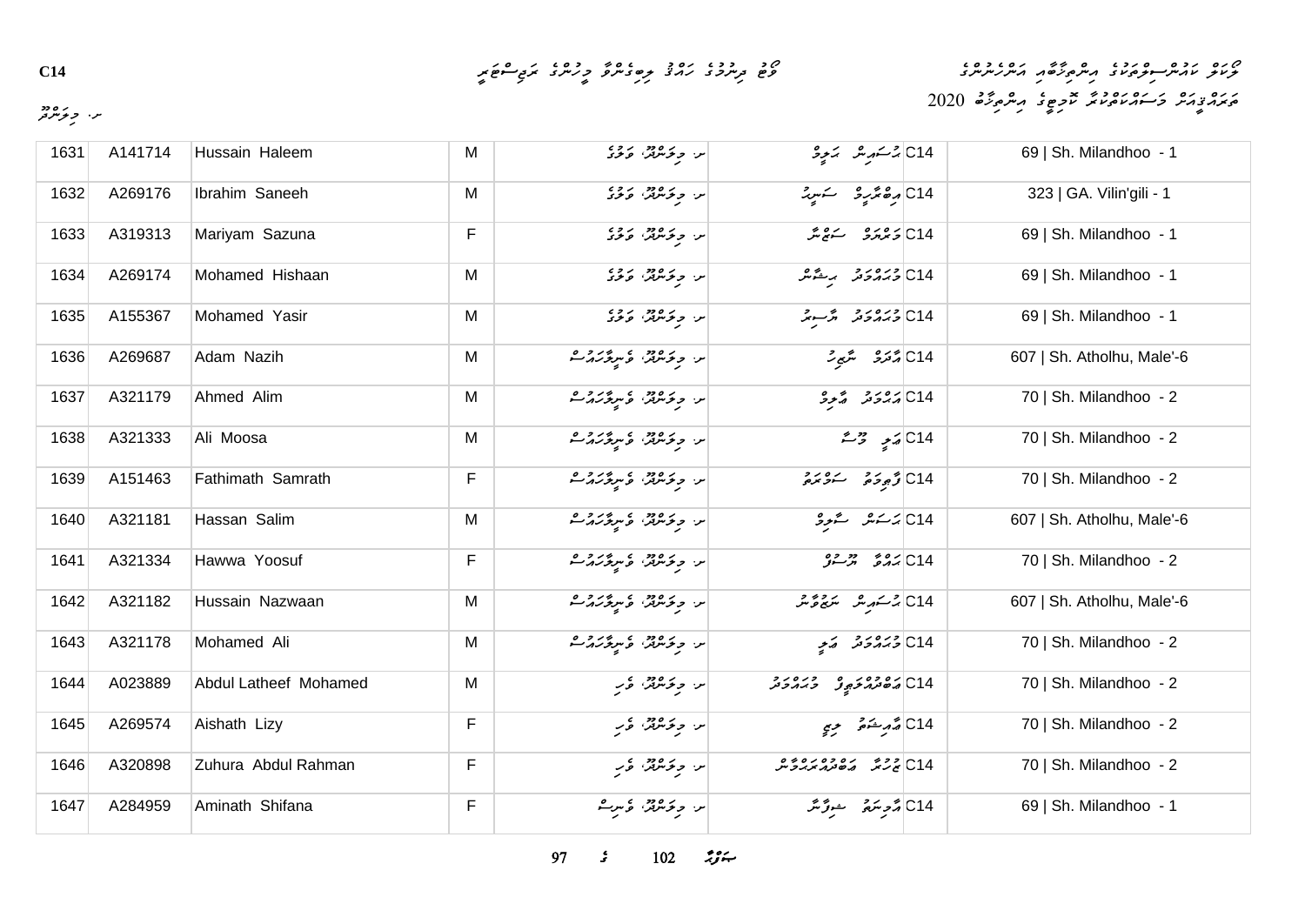| 1631 | A141714 | Hussain Haleem | M | ނ. މިލަންދޫ، ޖަވާހިރު | ޙުސައިން ހަލީމް C14 | 69 \| Sh. Milandhoo - 1 |
|---|---|---|---|---|---|---|
| 1632 | A269176 | Ibrahim Saneeh | M | ނ. މިލަންދޫ، ޖަވާހިރު | އިބްރާހީމް ސަނީހު C14 | 323 \| GA. Vilin'gili - 1 |
| 1633 | A319313 | Mariyam Sazuna | F | ނ. މިލަންދޫ، ޖަވާހިރު | މަރިޔަމް ސަޒުނާ C14 | 69 \| Sh. Milandhoo - 1 |
| 1634 | A269174 | Mohamed Hishaan | M | ނ. މިލަންދޫ، ޖަވާހިރު | މުހައްމަދު ހިޝާން C14 | 69 \| Sh. Milandhoo - 1 |
| 1635 | A155367 | Mohamed Yasir | M | ނ. މިލަންދޫ، ޖަވާހިރު | މުހައްމަދު ޔާސިރު C14 | 69 \| Sh. Milandhoo - 1 |
| 1636 | A269687 | Adam Nazih | M | ނ. މިލަންދޫ، ވިނިލާގެ | އާދަމް ނާޒިހު C14 | 607 \| Sh. Atholhu, Male'-6 |
| 1637 | A321179 | Ahmed Alim | M | ނ. މިލަންދޫ، ވިނިލާގެ | އަހުމަދު އާލިމް C14 | 70 \| Sh. Milandhoo - 2 |
| 1638 | A321333 | Ali Moosa | M | ނ. މިލަންދޫ، ވިނިލާގެ | އަލި މޫސާ C14 | 70 \| Sh. Milandhoo - 2 |
| 1639 | A151463 | Fathimath Samrath | F | ނ. މިލަންދޫ، ވިނިލާގެ | ފާތިމަތު ސަމްރަތު C14 | 70 \| Sh. Milandhoo - 2 |
| 1640 | A321181 | Hassan Salim | M | ނ. މިލަންދޫ، ވިނިލާގެ | ޙަސަން ސާލިމް C14 | 607 \| Sh. Atholhu, Male'-6 |
| 1641 | A321334 | Hawwa Yoosuf | F | ނ. މިލަންދޫ، ވިނިލާގެ | ހައްވާ ޔޫސުފް C14 | 70 \| Sh. Milandhoo - 2 |
| 1642 | A321182 | Hussain Nazwaan | M | ނ. މިލަންދޫ، ވިނިލާގެ | ޙުސައިން ނަޒްވާން C14 | 607 \| Sh. Atholhu, Male'-6 |
| 1643 | A321178 | Mohamed Ali | M | ނ. މިލަންދޫ، ވިނިލާގެ | މުހައްމަދު އަލި C14 | 70 \| Sh. Milandhoo - 2 |
| 1644 | A023889 | Abdul Latheef Mohamed | M | ނ. މިލަންދޫ، ވަލި | އަބްދުއްލަޠީފު މުހައްމަދު C14 | 70 \| Sh. Milandhoo - 2 |
| 1645 | A269574 | Aishath Lizy | F | ނ. މިލަންދޫ، ވަލި | އާއިޝަތު ލިޒީ C14 | 70 \| Sh. Milandhoo - 2 |
| 1646 | A320898 | Zuhura Abdul Rahman | F | ނ. މިލަންދޫ، ވަލި | ޒުހުރާ އަބްދުއްރަހްމާން C14 | 70 \| Sh. Milandhoo - 2 |
| 1647 | A284959 | Aminath Shifana | F | ނ. މިލަންދޫ، ވަނީސް | އާމިނަތު ޝިފާނާ C14 | 69 \| Sh. Milandhoo - 1 |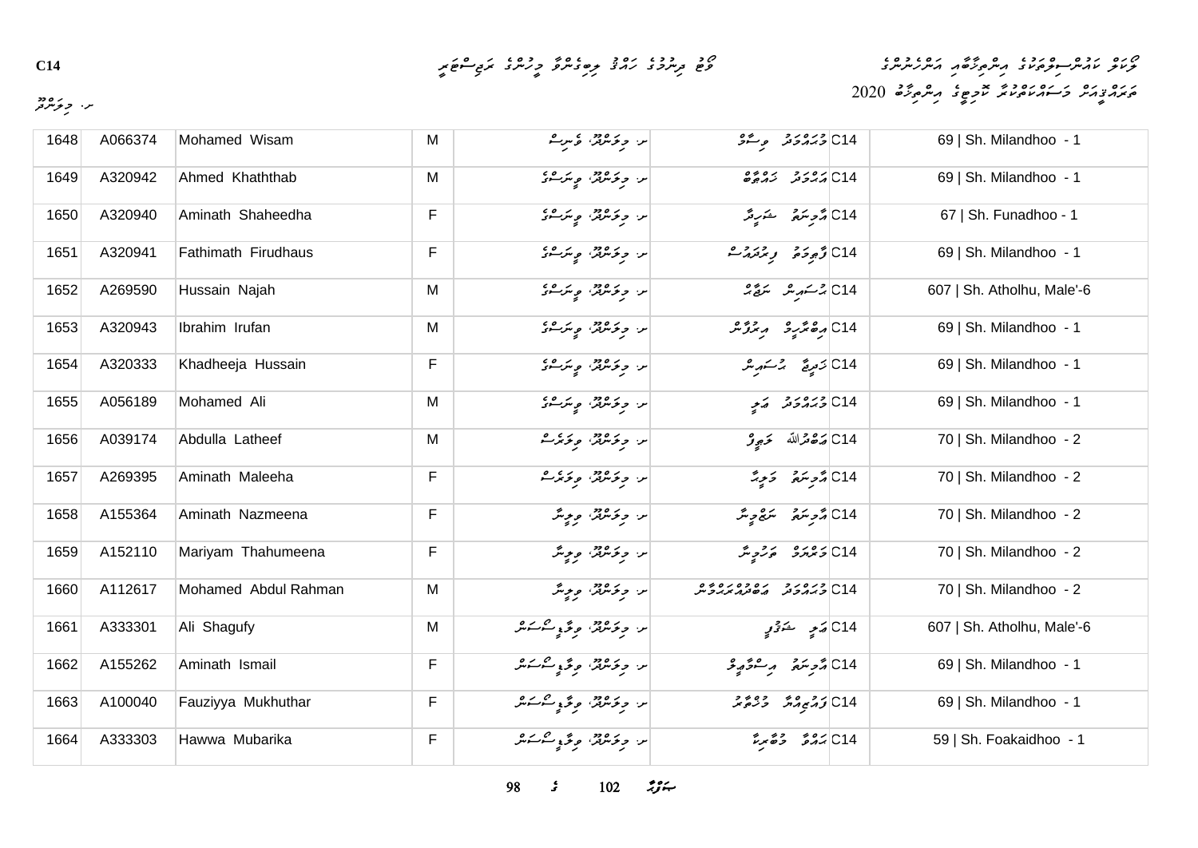| 1648 | A066374 | Mohamed Wisam | M | ش. މިލަންދޫ، ވެނިލާ | މުޙައްމަދު ވިސާމް C14 | 69 \| Sh. Milandhoo - 1 |
|---|---|---|---|---|---|---|
| 1649 | A320942 | Ahmed Khaththab | M | ش. މިލަންދޫ، ވީނަސްވޭ | އަޙްމަދު ޚައްތާބު C14 | 69 \| Sh. Milandhoo - 1 |
| 1650 | A320940 | Aminath Shaheedha | F | ش. މިލަންދޫ، ވީނަސްވޭ | އާމިނަތު ޝަހީދާ C14 | 67 \| Sh. Funadhoo - 1 |
| 1651 | A320941 | Fathimath Firudhaus | F | ش. މިލަންދޫ، ވީނަސްވޭ | ފާތިމަތު ފިރުދައުސް C14 | 69 \| Sh. Milandhoo - 1 |
| 1652 | A269590 | Hussain Najah | M | ش. މިލަންދޫ، ވީނަސްވޭ | ހުސައިން ނަޖާހު C14 | 607 \| Sh. Atholhu, Male'-6 |
| 1653 | A320943 | Ibrahim Irufan | M | ش. މިލަންދޫ، ވީނަސްވޭ | އިބްރާހީމް އިރުފާން C14 | 69 \| Sh. Milandhoo - 1 |
| 1654 | A320333 | Khadheeja Hussain | F | ش. މިލަންދޫ، ވީނަސްވޭ | ޚަދީޖާ ހުސައިން C14 | 69 \| Sh. Milandhoo - 1 |
| 1655 | A056189 | Mohamed Ali | M | ش. މިލަންދޫ، ވީނަސްވޭ | މުޙައްމަދު ޢަލީ C14 | 69 \| Sh. Milandhoo - 1 |
| 1656 | A039174 | Abdulla Latheef | M | ش. މިލަންދޫ، ވިލަރެސް | އަބްދުﷲ ލަތީފު C14 | 70 \| Sh. Milandhoo - 2 |
| 1657 | A269395 | Aminath Maleeha | F | ش. މިލަންދޫ، ވިލަރެސް | އާމިނަތު މަލީހާ C14 | 70 \| Sh. Milandhoo - 2 |
| 1658 | A155364 | Aminath Nazmeena | F | ش. މިލަންދޫ، ވިވިނާ | އާމިނަތު ނަޒްމީނާ C14 | 70 \| Sh. Milandhoo - 2 |
| 1659 | A152110 | Mariyam Thahumeena | F | ش. މިލަންދޫ، ވިވިނާ | މަރިޔަމް ތަހުމީނާ C14 | 70 \| Sh. Milandhoo - 2 |
| 1660 | A112617 | Mohamed Abdul Rahman | M | ش. މިލަންދޫ، ވިވިނާ | މުޙައްމަދު އަބްދުއްރަޙްމާން C14 | 70 \| Sh. Milandhoo - 2 |
| 1661 | A333301 | Ali Shagufy | M | ش. މިލަންދޫ، ވިލާފުސްނަން | ޢަލީ ޝަގުފީ C14 | 607 \| Sh. Atholhu, Male'-6 |
| 1662 | A155262 | Aminath Ismail | F | ش. މިލަންދޫ، ވިލާފުސްނަން | އާމިނަތު އިސްމާޢީލް C14 | 69 \| Sh. Milandhoo - 1 |
| 1663 | A100040 | Fauziyya Mukhuthar | F | ش. މިލަންދޫ، ވިލާފުސްނަން | ފައުޒިއްޔާ މުޚުތާރު C14 | 69 \| Sh. Milandhoo - 1 |
| 1664 | A333303 | Hawwa Mubarika | F | ش. މިލަންދޫ، ވިލާފުސްނަން | ހައްވާ މުބާރިކާ C14 | 59 \| Sh. Foakaidhoo - 1 |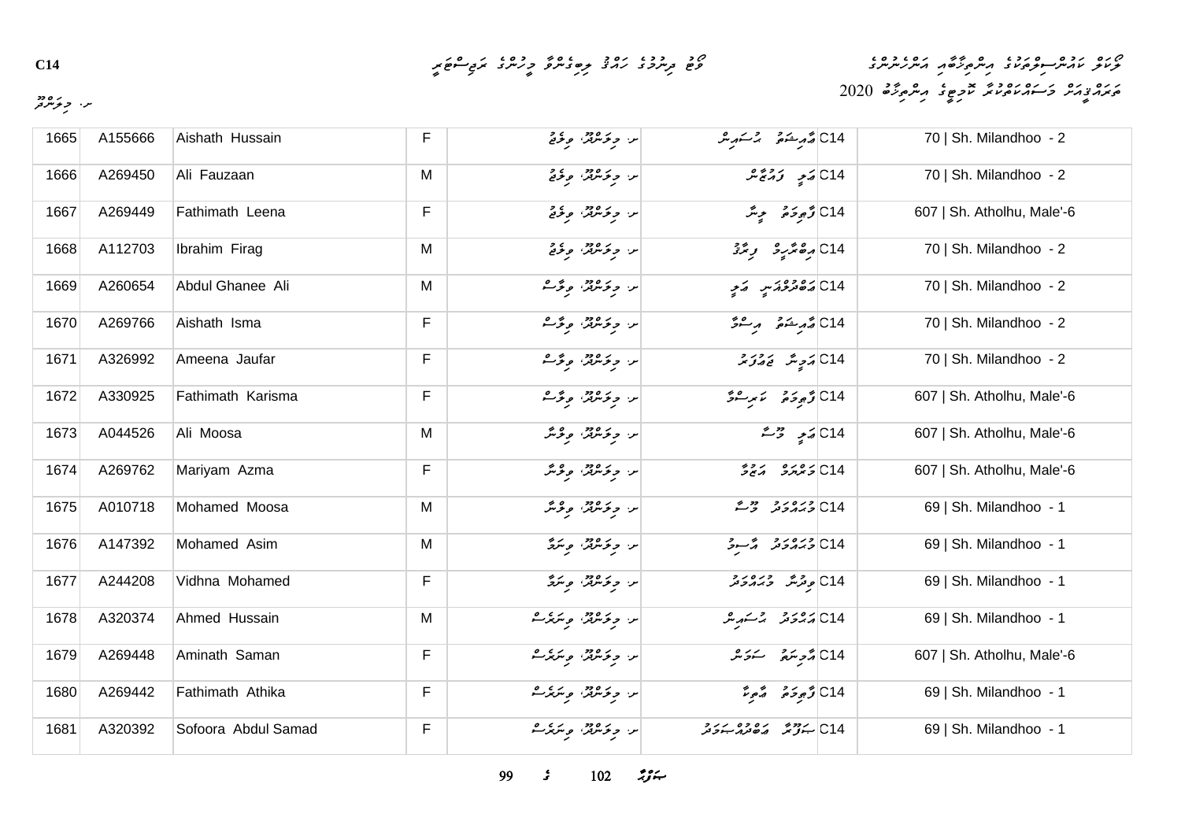| 1665 | A155666 | Aishath Hussain | F | ش. މިލަންދޫ، ވިލާޖު | C14 ޢާއިޝަތު ހުސައިން | 70 \| Sh. Milandhoo - 2 |
|---|---|---|---|---|---|---|
| 1666 | A269450 | Ali Fauzaan | M | ش. މިލަންދޫ، ވިލާޖު | C14 އަލި ފައުޒާން | 70 \| Sh. Milandhoo - 2 |
| 1667 | A269449 | Fathimath Leena | F | ش. މިލަންދޫ، ވިލާޖު | C14 ފާތިމަތު ލީނާ | 607 \| Sh. Atholhu, Male'-6 |
| 1668 | A112703 | Ibrahim Firag | M | ش. މިލަންދޫ، ވިލާޖު | C14 އިބްރާހީމް ފިރާޤު | 70 \| Sh. Milandhoo - 2 |
| 1669 | A260654 | Abdul Ghanee Ali | M | ش. މިލަންދޫ، ވިލާސް | C14 އަބްދުލްޣަނީ އަލި | 70 \| Sh. Milandhoo - 2 |
| 1670 | A269766 | Aishath Isma | F | ش. މިލަންދޫ، ވިލާސް | C14 ޢާއިޝަތު އިސްމާ | 70 \| Sh. Milandhoo - 2 |
| 1671 | A326992 | Ameena Jaufar | F | ش. މިލަންދޫ، ވިލާސް | C14 އަމީނާ ޖައުފަރު | 70 \| Sh. Milandhoo - 2 |
| 1672 | A330925 | Fathimath Karisma | F | ش. މިލަންދޫ، ވިލާސް | C14 ފާތިމަތު ކަރިސްމާ | 607 \| Sh. Atholhu, Male'-6 |
| 1673 | A044526 | Ali Moosa | M | ش. މިލަންދޫ، ވިލާން | C14 އަލި މޫސާ | 607 \| Sh. Atholhu, Male'-6 |
| 1674 | A269762 | Mariyam Azma | F | ش. މިލަންދޫ، ވިލާން | C14 މަރިޔަމް އަޒްމާ | 607 \| Sh. Atholhu, Male'-6 |
| 1675 | A010718 | Mohamed Moosa | M | ش. މިލަންދޫ، ވިލާން | C14 މުޙައްމަދު މޫސާ | 69 \| Sh. Milandhoo - 1 |
| 1676 | A147392 | Mohamed Asim | M | ش. މިލަންދޫ، ވިނަރެ | C14 މުޙައްމަދު އާސިމް | 69 \| Sh. Milandhoo - 1 |
| 1677 | A244208 | Vidhna Mohamed | F | ش. މިލަންދޫ، ވިނަރެ | C14 ވިދްނާ މުޙައްމަދު | 69 \| Sh. Milandhoo - 1 |
| 1678 | A320374 | Ahmed Hussain | M | ش. މިލަންދޫ، ވިނަރެސް | C14 އަޙްމަދު ހުސައިން | 69 \| Sh. Milandhoo - 1 |
| 1679 | A269448 | Aminath Saman | F | ش. މިލަންދޫ، ވިނަރެސް | C14 އާމިނަތު ސަމަން | 607 \| Sh. Atholhu, Male'-6 |
| 1680 | A269442 | Fathimath Athika | F | ش. މިލަންދޫ، ވިނަރެސް | C14 ފާތިމަތު އާތިކާ | 69 \| Sh. Milandhoo - 1 |
| 1681 | A320392 | Sofoora Abdul Samad | F | ش. މިލަންދޫ، ވިނަރެސް | C14 ސޮފޫރާ އަބްދުއްޞަމަދު | 69 \| Sh. Milandhoo - 1 |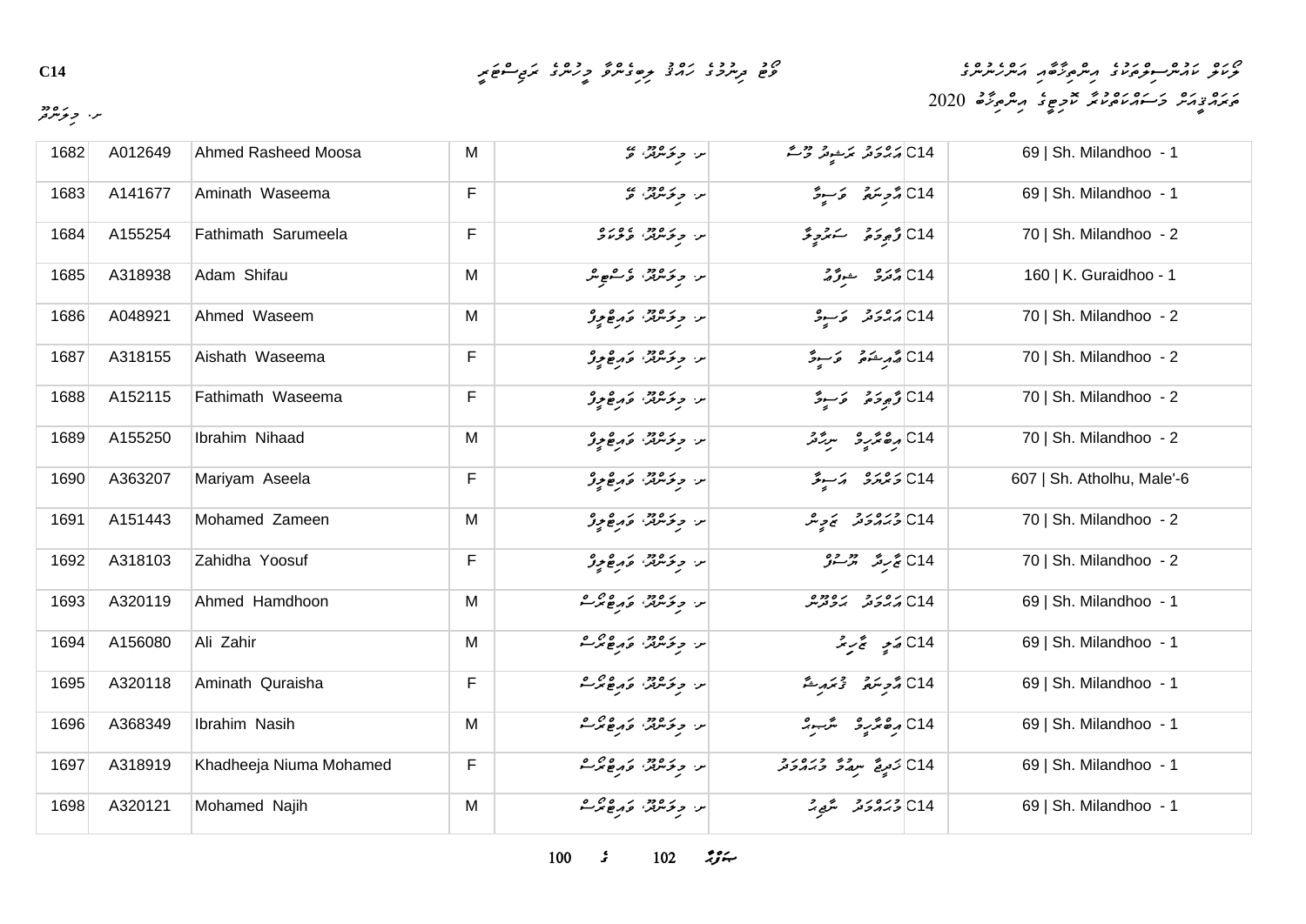| 1682 | A012649 | Ahmed Rasheed Moosa | M | ش. މިލަންދޫ، ވ | C14 އަޙްމަދު ރަޝީދު މޫސާ | 69 \| Sh. Milandhoo - 1 |
|---|---|---|---|---|---|---|
| 1683 | A141677 | Aminath Waseema | F | ش. މިލަންދޫ، ވ | C14 އާމިނަތު ވަސީމާ | 69 \| Sh. Milandhoo - 1 |
| 1684 | A155254 | Fathimath Sarumeela | F | ش. މިލަންދޫ، ވެލާގެ | C14 ފާތިމަތު ސަރުމީލާ | 70 \| Sh. Milandhoo - 2 |
| 1685 | A318938 | Adam Shifau | M | ش. މިލަންދޫ، ވެސްޓްބީން | C14 އާދަމް ޝިފާއު | 160 \| K. Guraidhoo - 1 |
| 1686 | A048921 | Ahmed Waseem | M | ش. މިލަންދޫ، ވައިޓްލީފް | C14 އަޙްމަދު ވަސީމް | 70 \| Sh. Milandhoo - 2 |
| 1687 | A318155 | Aishath Waseema | F | ش. މިލަންދޫ، ވައިޓްލީފް | C14 އާއިޝަތު ވަސީމާ | 70 \| Sh. Milandhoo - 2 |
| 1688 | A152115 | Fathimath Waseema | F | ش. މިލަންދޫ، ވައިޓްލީފް | C14 ފާތިމަތު ވަސީމާ | 70 \| Sh. Milandhoo - 2 |
| 1689 | A155250 | Ibrahim Nihaad | M | ش. މިލަންދޫ، ވައިޓްލީފް | C14 އިބްރާހީމް ނިހާދު | 70 \| Sh. Milandhoo - 2 |
| 1690 | A363207 | Mariyam Aseela | F | ش. މިލަންދޫ، ވައިޓްލީފް | C14 މަރިޔަމް އަސީލާ | 607 \| Sh. Atholhu, Male'-6 |
| 1691 | A151443 | Mohamed Zameen | M | ش. މިލަންދޫ، ވައިޓްލީފް | C14 މުޙައްމަދު ޒަމީން | 70 \| Sh. Milandhoo - 2 |
| 1692 | A318103 | Zahidha Yoosuf | F | ش. މިލަންދޫ، ވައިޓްލީފް | C14 ޒާހިދާ ޔޫސުފް | 70 \| Sh. Milandhoo - 2 |
| 1693 | A320119 | Ahmed Hamdhoon | M | ش. މިލަންދޫ، ވައިޓްރޯސް | C14 އަޙްމަދު ހަމްދޫން | 69 \| Sh. Milandhoo - 1 |
| 1694 | A156080 | Ali Zahir | M | ش. މިލަންދޫ، ވައިޓްރޯސް | C14 އަލީ ޒާހިރު | 69 \| Sh. Milandhoo - 1 |
| 1695 | A320118 | Aminath Quraisha | F | ش. މިލަންދޫ، ވައިޓްރޯސް | C14 އާމިނަތު ޤުރައިޝާ | 69 \| Sh. Milandhoo - 1 |
| 1696 | A368349 | Ibrahim Nasih | M | ش. މިލަންދޫ، ވައިޓްރޯސް | C14 އިބްރާހީމް ނާސިހު | 69 \| Sh. Milandhoo - 1 |
| 1697 | A318919 | Khadheeja Niuma Mohamed | F | ش. މިލަންދޫ، ވައިޓްރޯސް | C14 ޚަދީޖާ ނިއުމާ މުޙައްމަދު | 69 \| Sh. Milandhoo - 1 |
| 1698 | A320121 | Mohamed Najih | M | ش. މިލަންދޫ، ވައިޓްރޯސް | C14 މުޙައްމަދު ނާޖިހު | 69 \| Sh. Milandhoo - 1 |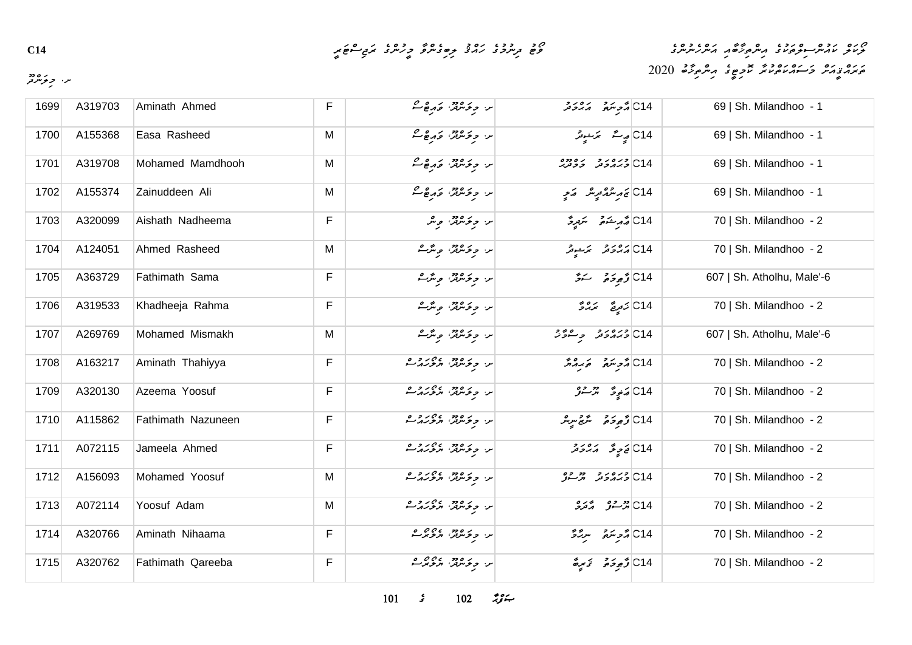| 1699 | A319703 | Aminath Ahmed | F | ش. މިލަންދޫ، ވައިޓްސް | C14 އާމިނަތު އަޙްމަދު | 69 \| Sh. Milandhoo - 1 |
|---|---|---|---|---|---|---|
| 1700 | A155368 | Easa Rasheed | M | ش. މިލަންދޫ، ވައިޓްސް | C14 ޢީސާ ރަޝީދު | 69 \| Sh. Milandhoo - 1 |
| 1701 | A319708 | Mohamed Mamdhooh | M | ش. މިލަންދޫ، ވައިޓްސް | C14 މުޙައްމަދު މަމްދޫޙު | 69 \| Sh. Milandhoo - 1 |
| 1702 | A155374 | Zainuddeen Ali | M | ش. މިލަންދޫ، ވައިޓްސް | C14 ޒައިނުއްދީން ޢަލީ | 69 \| Sh. Milandhoo - 1 |
| 1703 | A320099 | Aishath Nadheema | F | ش. މިލަންދޫ، ވިން | C14 ޢާއިޝަތު ނަދީމާ | 70 \| Sh. Milandhoo - 2 |
| 1704 | A124051 | Ahmed Rasheed | M | ش. މިލަންދޫ، ވިންސް | C14 އަޙްމަދު ރަޝީދު | 70 \| Sh. Milandhoo - 2 |
| 1705 | A363729 | Fathimath Sama | F | ش. މިލަންދޫ، ވިންސް | C14 ފާތިމަތު ސަމާ | 607 \| Sh. Atholhu, Male'-6 |
| 1706 | A319533 | Khadheeja Rahma | F | ش. މިލަންދޫ، ވިންސް | C14 ޚަދީޖާ ރަޙްމާ | 70 \| Sh. Milandhoo - 2 |
| 1707 | A269769 | Mohamed Mismakh | M | ش. މިލަންދޫ، ވިންސް | C14 މުޙައްމަދު މިސްމާޚު | 607 \| Sh. Atholhu, Male'-6 |
| 1708 | A163217 | Aminath Thahiyya | F | ش. މިލަންދޫ، ވޮލަރަސް | C14 އާމިނަތު ތަހިއްޔާ | 70 \| Sh. Milandhoo - 2 |
| 1709 | A320130 | Azeema Yoosuf | F | ش. މިލަންދޫ، ވޮލަރަސް | C14 އަޒީމާ ޔޫސުފް | 70 \| Sh. Milandhoo - 2 |
| 1710 | A115862 | Fathimath Nazuneen | F | ش. މިލަންދޫ، ވޮލަރަސް | C14 ފާތިމަތު ނާޒުނީން | 70 \| Sh. Milandhoo - 2 |
| 1711 | A072115 | Jameela Ahmed | F | ش. މިލަންދޫ، ވޮލަރަސް | C14 ޖަމީލާ އަޙްމަދު | 70 \| Sh. Milandhoo - 2 |
| 1712 | A156093 | Mohamed Yoosuf | M | ش. މިލަންދޫ، ވޮލަރަސް | C14 މުޙައްމަދު ޔޫސުފް | 70 \| Sh. Milandhoo - 2 |
| 1713 | A072114 | Yoosuf Adam | M | ش. މިލަންދޫ، ވޮލަރަސް | C14 ޔޫސުފް އާދަމް | 70 \| Sh. Milandhoo - 2 |
| 1714 | A320766 | Aminath Nihaama | F | ش. މިލަންދޫ، ވޮލްނަސް | C14 އާމިނަތު ނިހާމާ | 70 \| Sh. Milandhoo - 2 |
| 1715 | A320762 | Fathimath Qareeba | F | ش. މިލަންދޫ، ވޮލްނަސް | C14 ފާތިމަތު ޤަރީބާ | 70 \| Sh. Milandhoo - 2 |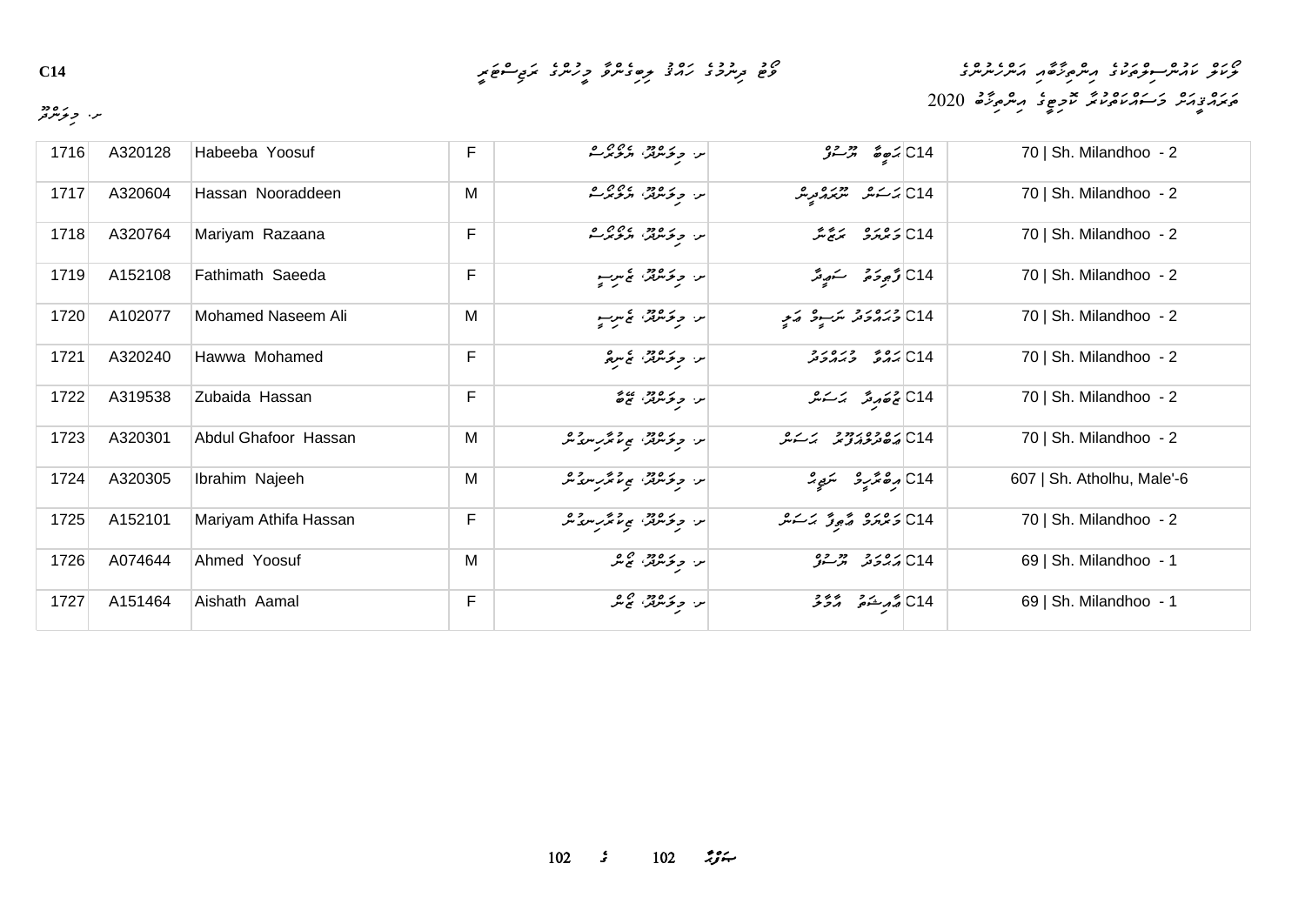ބ. މިލަންދޫ

| | | | | | | |
|---|---|---|---|---|---|---|
| 1716 | A320128 | Habeeba Yoosuf | F | ށ. މިލަންދޫ، ޔޫވިޔުސް | C14 ހަބީބާ ޔޫސުފް | 70 \| Sh. Milandhoo - 2 |
| 1717 | A320604 | Hassan Nooraddeen | M | ށ. މިލަންދޫ، ޔޫވިޔުސް | C14 ހަސަން ނޫރައްދީން | 70 \| Sh. Milandhoo - 2 |
| 1718 | A320764 | Mariyam Razaana | F | ށ. މިލަންދޫ، ޔޫވިޔުސް | C14 މަރިޔަމް ރަޒާނާ | 70 \| Sh. Milandhoo - 2 |
| 1719 | A152108 | Fathimath Saeeda | F | ށ. މިލަންދޫ، ޖެނިސީ | C14 ފާތިމަތު ސައީދާ | 70 \| Sh. Milandhoo - 2 |
| 1720 | A102077 | Mohamed Naseem Ali | M | ށ. މިލަންދޫ، ޖެނިސީ | C14 މުހައްމަދު ނަސީމް އަލި | 70 \| Sh. Milandhoo - 2 |
| 1721 | A320240 | Hawwa Mohamed | F | ށ. މިލަންދޫ، ޖެނިތް | C14 ހައްވާ މުހައްމަދު | 70 \| Sh. Milandhoo - 2 |
| 1722 | A319538 | Zubaida Hassan | F | ށ. މިލަންދޫ، ޖާބާ | C14 ޒުބައިދާ ހަސަން | 70 \| Sh. Milandhoo - 2 |
| 1723 | A320301 | Abdul Ghafoor Hassan | M | ށ. މިލަންދޫ، ޖިހާދުސްވީން | C14 އަބްދުލްޣަފޫރު ހަސަން | 70 \| Sh. Milandhoo - 2 |
| 1724 | A320305 | Ibrahim Najeeh | M | ށ. މިލަންދޫ، ޖިހާދުސްވީން | C14 އިބްރާހިމް ނަޖީހު | 607 \| Sh. Atholhu, Male'-6 |
| 1725 | A152101 | Mariyam Athifa Hassan | F | ށ. މިލަންދޫ، ޖިހާދުސްވީން | C14 މަރިޔަމް އާތިފާ ހަސަން | 70 \| Sh. Milandhoo - 2 |
| 1726 | A074644 | Ahmed Yoosuf | M | ށ. މިލަންދޫ، ޖޯން | C14 އަހްމަދު ޔޫސުފް | 69 \| Sh. Milandhoo - 1 |
| 1727 | A151464 | Aishath Aamal | F | ށ. މިލަންދޫ، ޖޯން | C14 އާއިޝަތު އާމާލް | 69 \| Sh. Milandhoo - 1 |